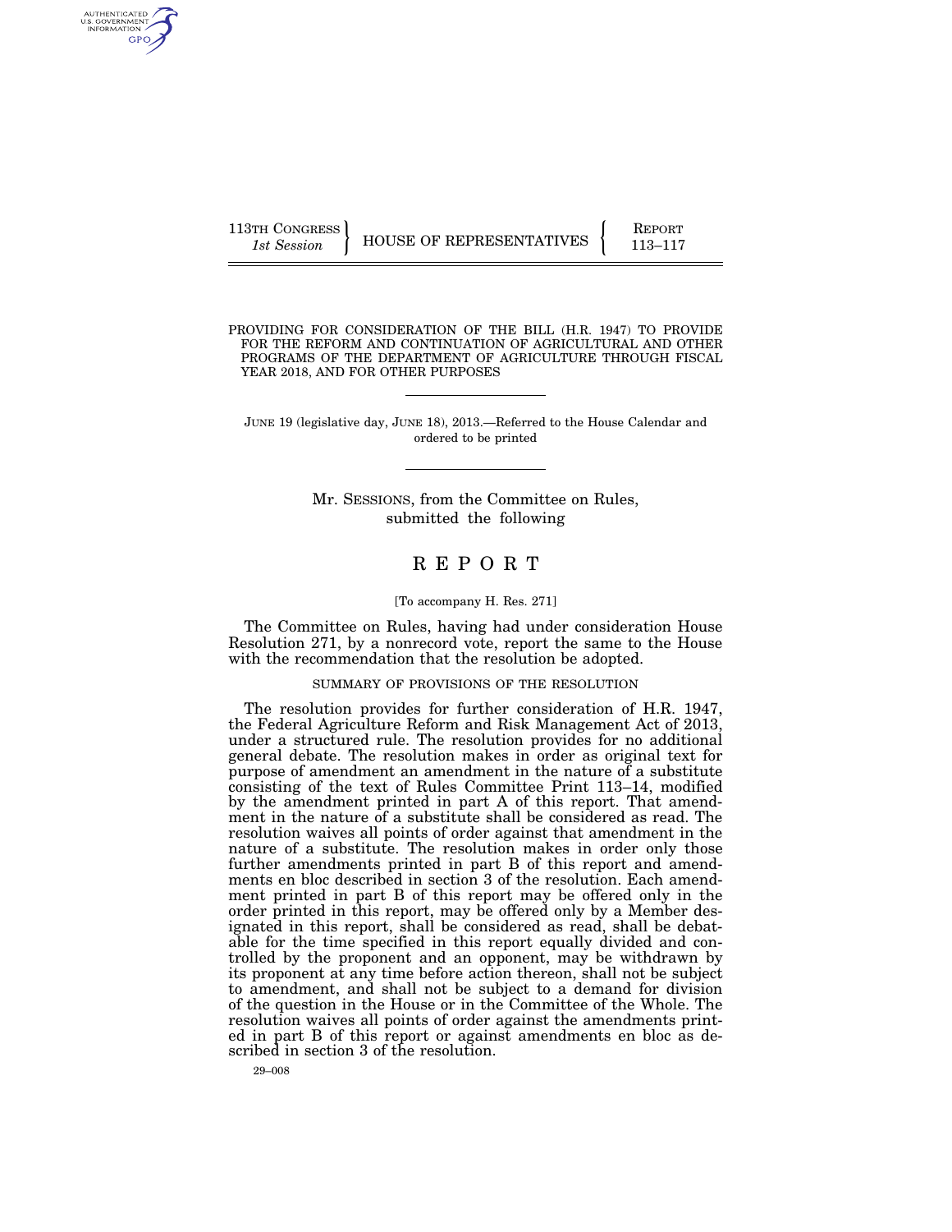113TH CONGRESS
*1st Session*

HOUSE OF REPRESENTATIVES

REPORT
113–117

# PROVIDING FOR CONSIDERATION OF THE BILL (H.R. 1947) TO PROVIDE FOR THE REFORM AND CONTINUATION OF AGRICULTURAL AND OTHER PROGRAMS OF THE DEPARTMENT OF AGRICULTURE THROUGH FISCAL YEAR 2018, AND FOR OTHER PURPOSES

JUNE 19 (legislative day, JUNE 18), 2013.—Referred to the House Calendar and ordered to be printed

Mr. SESSIONS, from the Committee on Rules, submitted the following

# R E P O R T

[To accompany H. Res. 271]

The Committee on Rules, having had under consideration House Resolution 271, by a nonrecord vote, report the same to the House with the recommendation that the resolution be adopted.

## SUMMARY OF PROVISIONS OF THE RESOLUTION

The resolution provides for further consideration of H.R. 1947, the Federal Agriculture Reform and Risk Management Act of 2013, under a structured rule. The resolution provides for no additional general debate. The resolution makes in order as original text for purpose of amendment an amendment in the nature of a substitute consisting of the text of Rules Committee Print 113–14, modified by the amendment printed in part A of this report. That amendment in the nature of a substitute shall be considered as read. The resolution waives all points of order against that amendment in the nature of a substitute. The resolution makes in order only those further amendments printed in part B of this report and amendments en bloc described in section 3 of the resolution. Each amendment printed in part B of this report may be offered only in the order printed in this report, may be offered only by a Member designated in this report, shall be considered as read, shall be debatable for the time specified in this report equally divided and controlled by the proponent and an opponent, may be withdrawn by its proponent at any time before action thereon, shall not be subject to amendment, and shall not be subject to a demand for division of the question in the House or in the Committee of the Whole. The resolution waives all points of order against the amendments printed in part B of this report or against amendments en bloc as described in section 3 of the resolution.

29–008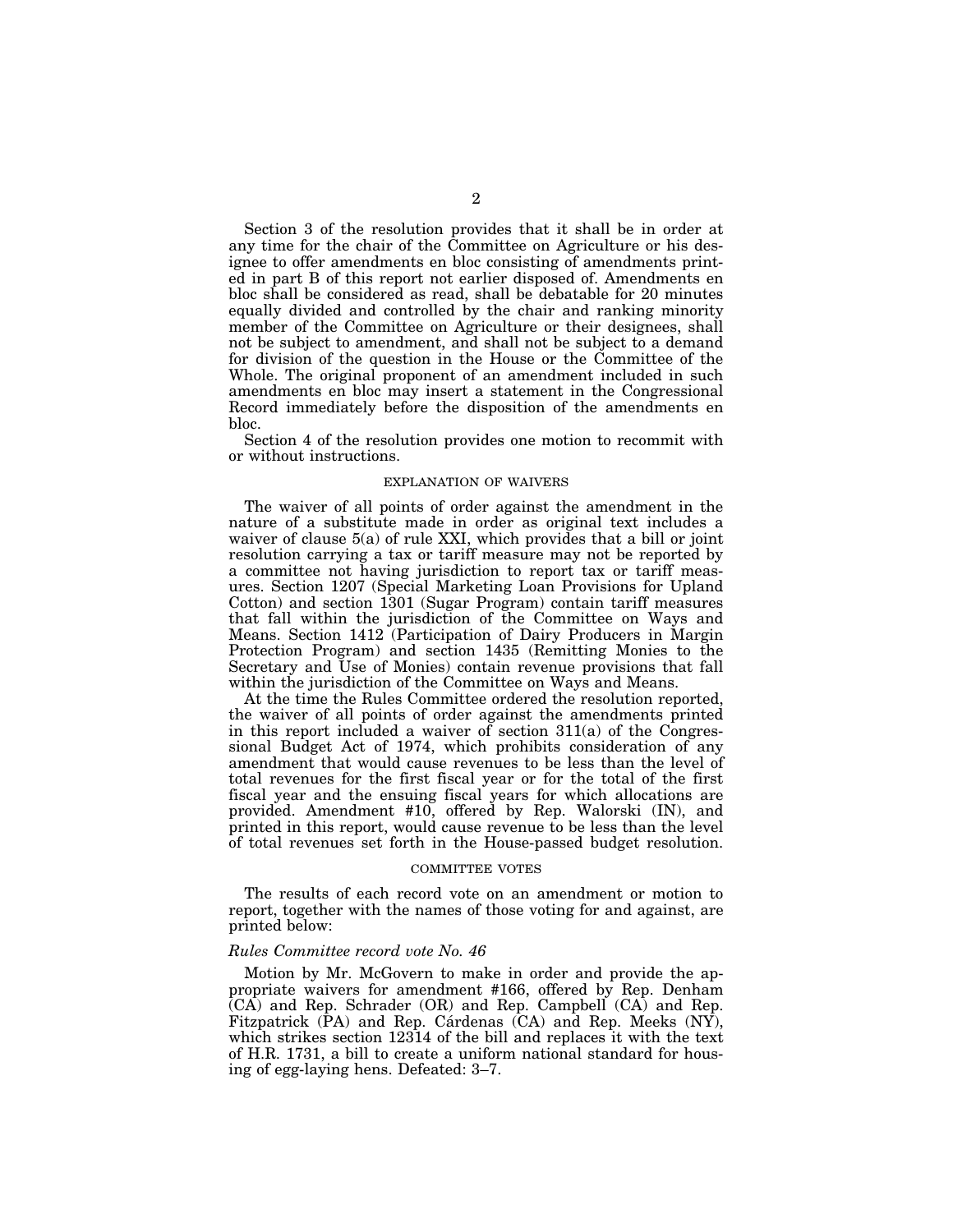Section 3 of the resolution provides that it shall be in order at any time for the chair of the Committee on Agriculture or his designee to offer amendments en bloc consisting of amendments printed in part B of this report not earlier disposed of. Amendments en bloc shall be considered as read, shall be debatable for 20 minutes equally divided and controlled by the chair and ranking minority member of the Committee on Agriculture or their designees, shall not be subject to amendment, and shall not be subject to a demand for division of the question in the House or the Committee of the Whole. The original proponent of an amendment included in such amendments en bloc may insert a statement in the Congressional Record immediately before the disposition of the amendments en bloc.

Section 4 of the resolution provides one motion to recommit with or without instructions.

## EXPLANATION OF WAIVERS

The waiver of all points of order against the amendment in the nature of a substitute made in order as original text includes a waiver of clause 5(a) of rule XXI, which provides that a bill or joint resolution carrying a tax or tariff measure may not be reported by a committee not having jurisdiction to report tax or tariff measures. Section 1207 (Special Marketing Loan Provisions for Upland Cotton) and section 1301 (Sugar Program) contain tariff measures that fall within the jurisdiction of the Committee on Ways and Means. Section 1412 (Participation of Dairy Producers in Margin Protection Program) and section 1435 (Remitting Monies to the Secretary and Use of Monies) contain revenue provisions that fall within the jurisdiction of the Committee on Ways and Means.

At the time the Rules Committee ordered the resolution reported, the waiver of all points of order against the amendments printed in this report included a waiver of section 311(a) of the Congressional Budget Act of 1974, which prohibits consideration of any amendment that would cause revenues to be less than the level of total revenues for the first fiscal year or for the total of the first fiscal year and the ensuing fiscal years for which allocations are provided. Amendment #10, offered by Rep. Walorski (IN), and printed in this report, would cause revenue to be less than the level of total revenues set forth in the House-passed budget resolution.

## COMMITTEE VOTES

The results of each record vote on an amendment or motion to report, together with the names of those voting for and against, are printed below:

*Rules Committee record vote No. 46*

Motion by Mr. McGovern to make in order and provide the appropriate waivers for amendment #166, offered by Rep. Denham (CA) and Rep. Schrader (OR) and Rep. Campbell (CA) and Rep. Fitzpatrick (PA) and Rep. Cárdenas (CA) and Rep. Meeks (NY), which strikes section 12314 of the bill and replaces it with the text of H.R. 1731, a bill to create a uniform national standard for housing of egg-laying hens. Defeated: 3–7.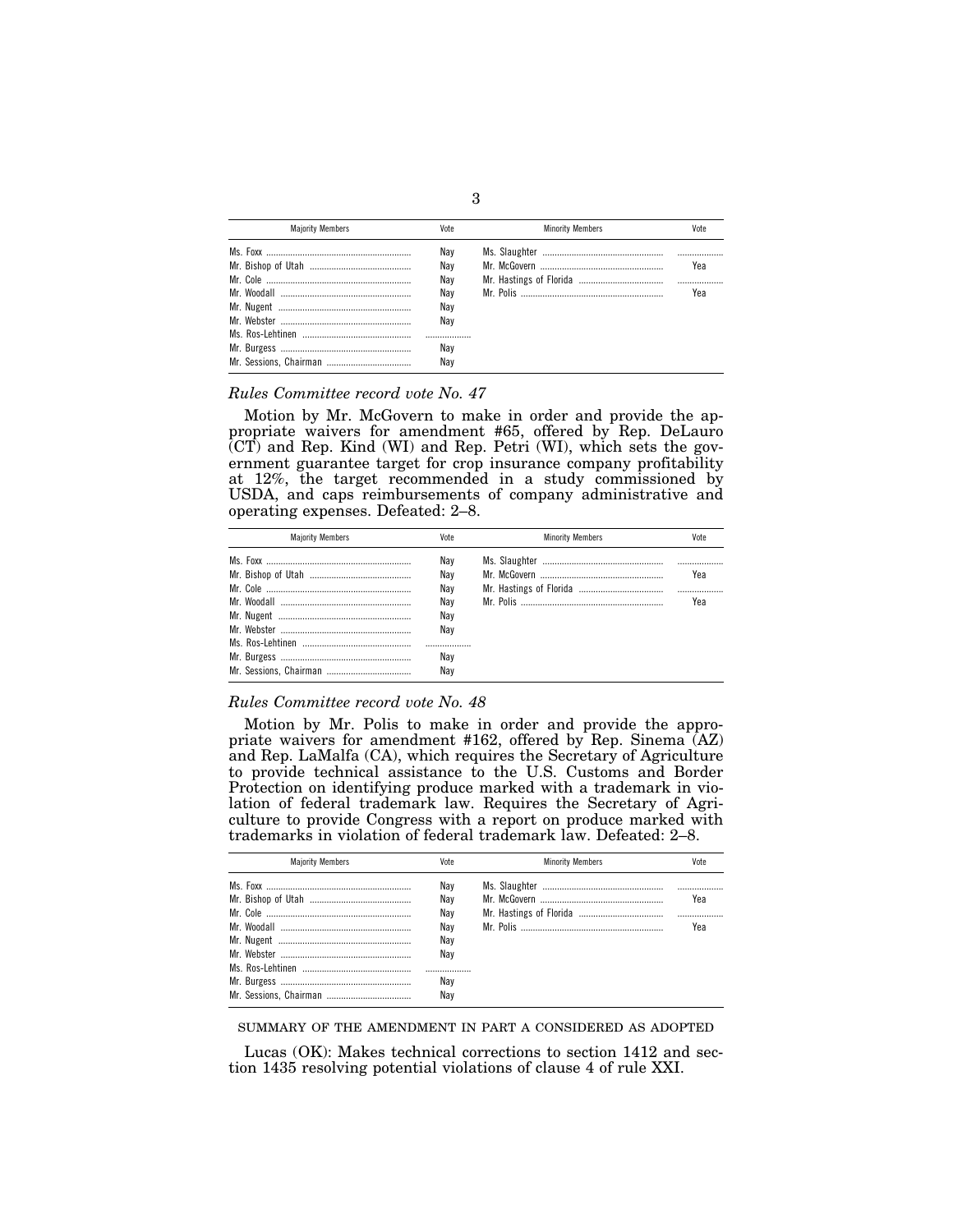| Majority Members | Vote | Minority Members | Vote |
|---|---|---|---|
| Ms. Foxx | Nay | Ms. Slaughter | |
| Mr. Bishop of Utah | Nay | Mr. McGovern | Yea |
| Mr. Cole | Nay | Mr. Hastings of Florida | |
| Mr. Woodall | Nay | Mr. Polis | Yea |
| Mr. Nugent | Nay | | |
| Mr. Webster | Nay | | |
| Ms. Ros-Lehtinen | | | |
| Mr. Burgess | Nay | | |
| Mr. Sessions, Chairman | Nay | | |

*Rules Committee record vote No. 47*

Motion by Mr. McGovern to make in order and provide the appropriate waivers for amendment #65, offered by Rep. DeLauro (CT) and Rep. Kind (WI) and Rep. Petri (WI), which sets the government guarantee target for crop insurance company profitability at 12%, the target recommended in a study commissioned by USDA, and caps reimbursements of company administrative and operating expenses. Defeated: 2–8.

| Majority Members | Vote | Minority Members | Vote |
|---|---|---|---|
| Ms. Foxx | Nay | Ms. Slaughter | |
| Mr. Bishop of Utah | Nay | Mr. McGovern | Yea |
| Mr. Cole | Nay | Mr. Hastings of Florida | |
| Mr. Woodall | Nay | Mr. Polis | Yea |
| Mr. Nugent | Nay | | |
| Mr. Webster | Nay | | |
| Ms. Ros-Lehtinen | | | |
| Mr. Burgess | Nay | | |
| Mr. Sessions, Chairman | Nay | | |

*Rules Committee record vote No. 48*

Motion by Mr. Polis to make in order and provide the appropriate waivers for amendment #162, offered by Rep. Sinema (AZ) and Rep. LaMalfa (CA), which requires the Secretary of Agriculture to provide technical assistance to the U.S. Customs and Border Protection on identifying produce marked with a trademark in violation of federal trademark law. Requires the Secretary of Agriculture to provide Congress with a report on produce marked with trademarks in violation of federal trademark law. Defeated: 2–8.

| Majority Members | Vote | Minority Members | Vote |
|---|---|---|---|
| Ms. Foxx | Nay | Ms. Slaughter | |
| Mr. Bishop of Utah | Nay | Mr. McGovern | Yea |
| Mr. Cole | Nay | Mr. Hastings of Florida | |
| Mr. Woodall | Nay | Mr. Polis | Yea |
| Mr. Nugent | Nay | | |
| Mr. Webster | Nay | | |
| Ms. Ros-Lehtinen | | | |
| Mr. Burgess | Nay | | |
| Mr. Sessions, Chairman | Nay | | |

SUMMARY OF THE AMENDMENT IN PART A CONSIDERED AS ADOPTED

Lucas (OK): Makes technical corrections to section 1412 and section 1435 resolving potential violations of clause 4 of rule XXI.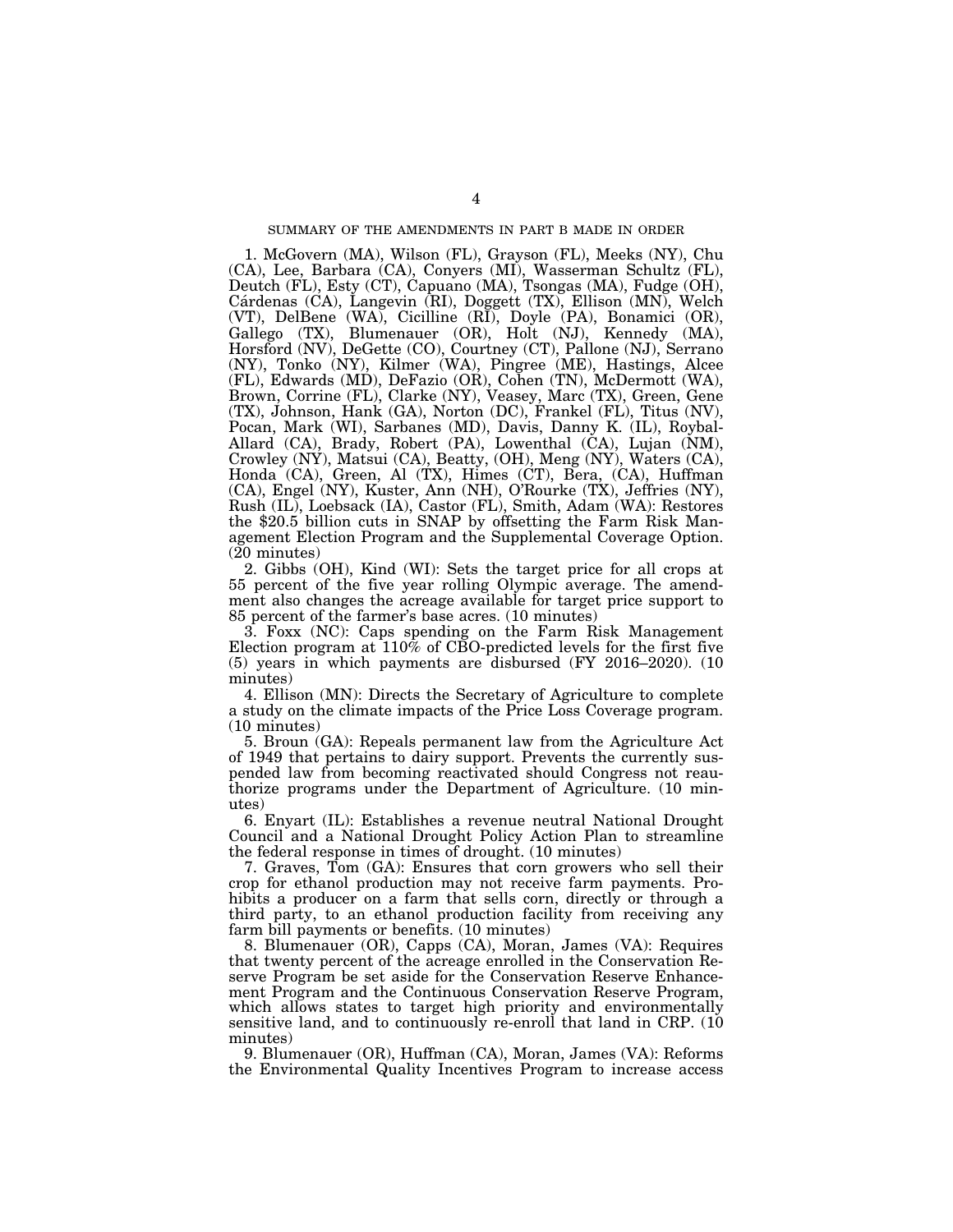## SUMMARY OF THE AMENDMENTS IN PART B MADE IN ORDER

1. McGovern (MA), Wilson (FL), Grayson (FL), Meeks (NY), Chu (CA), Lee, Barbara (CA), Conyers (MI), Wasserman Schultz (FL), Deutch (FL), Esty (CT), Capuano (MA), Tsongas (MA), Fudge (OH), Cárdenas (CA), Langevin (RI), Doggett (TX), Ellison (MN), Welch (VT), DelBene (WA), Cicilline (RI), Doyle (PA), Bonamici (OR), Gallego (TX), Blumenauer (OR), Holt (NJ), Kennedy (MA), Horsford (NV), DeGette (CO), Courtney (CT), Pallone (NJ), Serrano (NY), Tonko (NY), Kilmer (WA), Pingree (ME), Hastings, Alcee (FL), Edwards (MD), DeFazio (OR), Cohen (TN), McDermott (WA), Brown, Corrine (FL), Clarke (NY), Veasey, Marc (TX), Green, Gene (TX), Johnson, Hank (GA), Norton (DC), Frankel (FL), Titus (NV), Pocan, Mark (WI), Sarbanes (MD), Davis, Danny K. (IL), Roybal-Allard (CA), Brady, Robert (PA), Lowenthal (CA), Lujan (NM), Crowley (NY), Matsui (CA), Beatty, (OH), Meng (NY), Waters (CA), Honda (CA), Green, Al (TX), Himes (CT), Bera, (CA), Huffman (CA), Engel (NY), Kuster, Ann (NH), O'Rourke (TX), Jeffries (NY), Rush (IL), Loebsack (IA), Castor (FL), Smith, Adam (WA): Restores the $20.5 billion cuts in SNAP by offsetting the Farm Risk Management Election Program and the Supplemental Coverage Option. (20 minutes)

2. Gibbs (OH), Kind (WI): Sets the target price for all crops at 55 percent of the five year rolling Olympic average. The amendment also changes the acreage available for target price support to 85 percent of the farmer's base acres. (10 minutes)

3. Foxx (NC): Caps spending on the Farm Risk Management Election program at 110% of CBO-predicted levels for the first five (5) years in which payments are disbursed (FY 2016–2020). (10 minutes)

4. Ellison (MN): Directs the Secretary of Agriculture to complete a study on the climate impacts of the Price Loss Coverage program. (10 minutes)

5. Broun (GA): Repeals permanent law from the Agriculture Act of 1949 that pertains to dairy support. Prevents the currently suspended law from becoming reactivated should Congress not reauthorize programs under the Department of Agriculture. (10 minutes)

6. Enyart (IL): Establishes a revenue neutral National Drought Council and a National Drought Policy Action Plan to streamline the federal response in times of drought. (10 minutes)

7. Graves, Tom (GA): Ensures that corn growers who sell their crop for ethanol production may not receive farm payments. Prohibits a producer on a farm that sells corn, directly or through a third party, to an ethanol production facility from receiving any farm bill payments or benefits. (10 minutes)

8. Blumenauer (OR), Capps (CA), Moran, James (VA): Requires that twenty percent of the acreage enrolled in the Conservation Reserve Program be set aside for the Conservation Reserve Enhancement Program and the Continuous Conservation Reserve Program, which allows states to target high priority and environmentally sensitive land, and to continuously re-enroll that land in CRP. (10 minutes)

9. Blumenauer (OR), Huffman (CA), Moran, James (VA): Reforms the Environmental Quality Incentives Program to increase access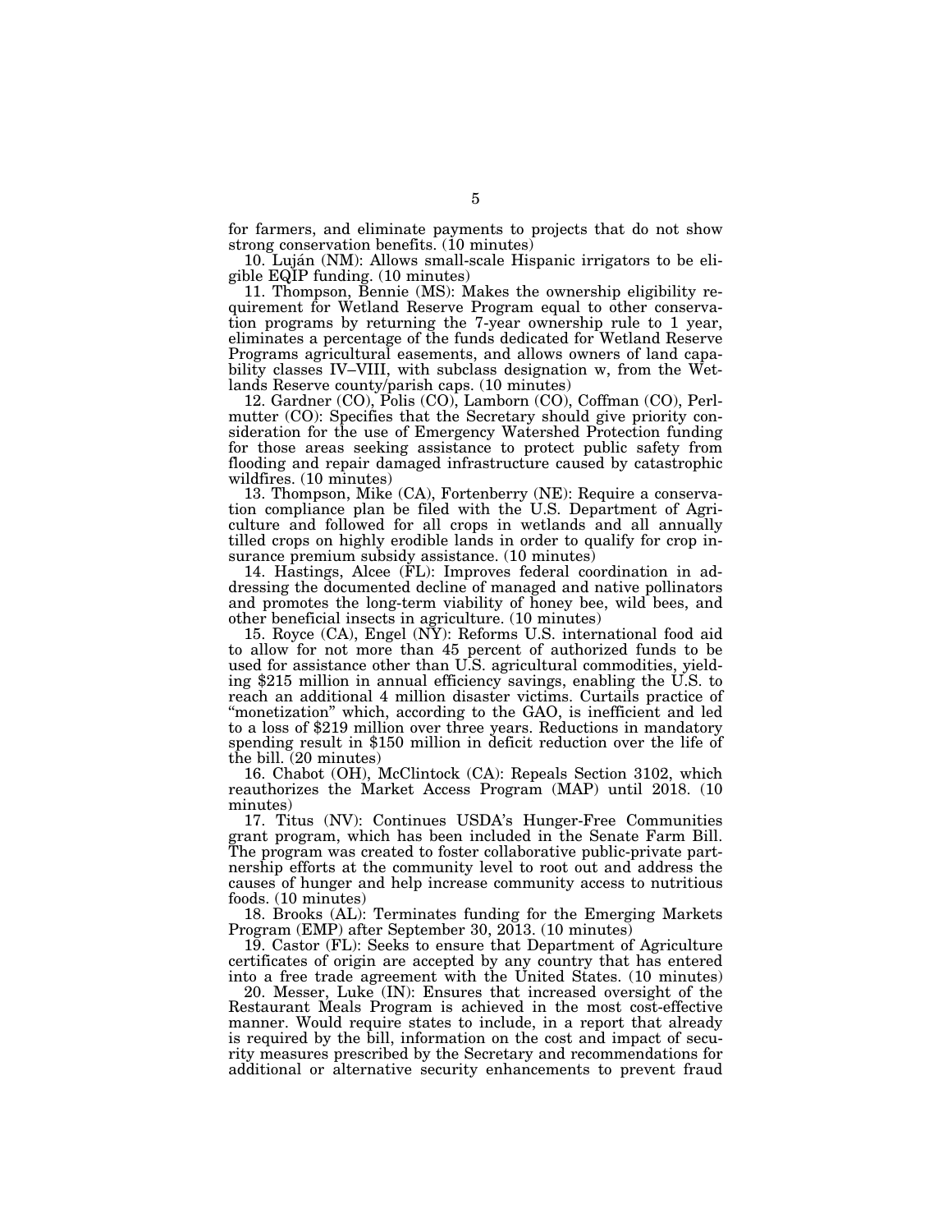for farmers, and eliminate payments to projects that do not show strong conservation benefits. (10 minutes)

10. Luján (NM): Allows small-scale Hispanic irrigators to be eligible EQIP funding. (10 minutes)

11. Thompson, Bennie (MS): Makes the ownership eligibility requirement for Wetland Reserve Program equal to other conservation programs by returning the 7-year ownership rule to 1 year, eliminates a percentage of the funds dedicated for Wetland Reserve Programs agricultural easements, and allows owners of land capability classes IV–VIII, with subclass designation w, from the Wetlands Reserve county/parish caps. (10 minutes)

12. Gardner (CO), Polis (CO), Lamborn (CO), Coffman (CO), Perlmutter (CO): Specifies that the Secretary should give priority consideration for the use of Emergency Watershed Protection funding for those areas seeking assistance to protect public safety from flooding and repair damaged infrastructure caused by catastrophic wildfires. (10 minutes)

13. Thompson, Mike (CA), Fortenberry (NE): Require a conservation compliance plan be filed with the U.S. Department of Agriculture and followed for all crops in wetlands and all annually tilled crops on highly erodible lands in order to qualify for crop insurance premium subsidy assistance. (10 minutes)

14. Hastings, Alcee (FL): Improves federal coordination in addressing the documented decline of managed and native pollinators and promotes the long-term viability of honey bee, wild bees, and other beneficial insects in agriculture. (10 minutes)

15. Royce (CA), Engel (NY): Reforms U.S. international food aid to allow for not more than 45 percent of authorized funds to be used for assistance other than U.S. agricultural commodities, yielding $215 million in annual efficiency savings, enabling the U.S. to reach an additional 4 million disaster victims. Curtails practice of "monetization" which, according to the GAO, is inefficient and led to a loss of $219 million over three years. Reductions in mandatory spending result in $150 million in deficit reduction over the life of the bill. (20 minutes)

16. Chabot (OH), McClintock (CA): Repeals Section 3102, which reauthorizes the Market Access Program (MAP) until 2018. (10 minutes)

17. Titus (NV): Continues USDA's Hunger-Free Communities grant program, which has been included in the Senate Farm Bill. The program was created to foster collaborative public-private partnership efforts at the community level to root out and address the causes of hunger and help increase community access to nutritious foods. (10 minutes)

18. Brooks (AL): Terminates funding for the Emerging Markets Program (EMP) after September 30, 2013. (10 minutes)

19. Castor (FL): Seeks to ensure that Department of Agriculture certificates of origin are accepted by any country that has entered into a free trade agreement with the United States. (10 minutes)

20. Messer, Luke (IN): Ensures that increased oversight of the Restaurant Meals Program is achieved in the most cost-effective manner. Would require states to include, in a report that already is required by the bill, information on the cost and impact of security measures prescribed by the Secretary and recommendations for additional or alternative security enhancements to prevent fraud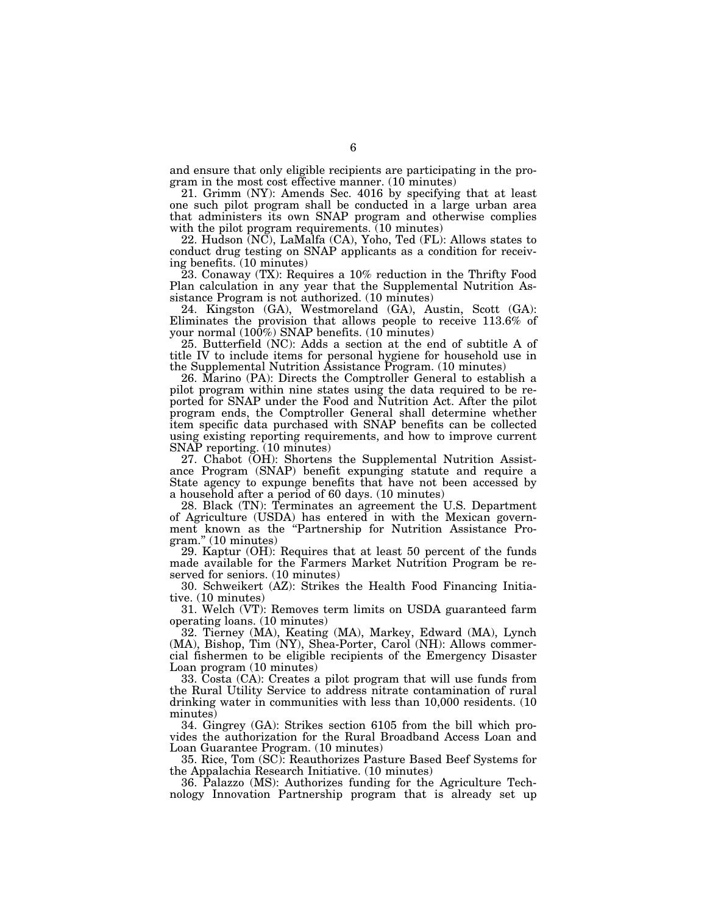and ensure that only eligible recipients are participating in the program in the most cost effective manner. (10 minutes)

21. Grimm (NY): Amends Sec. 4016 by specifying that at least one such pilot program shall be conducted in a large urban area that administers its own SNAP program and otherwise complies with the pilot program requirements. (10 minutes)

22. Hudson (NC), LaMalfa (CA), Yoho, Ted (FL): Allows states to conduct drug testing on SNAP applicants as a condition for receiving benefits. (10 minutes)

23. Conaway (TX): Requires a 10% reduction in the Thrifty Food Plan calculation in any year that the Supplemental Nutrition Assistance Program is not authorized. (10 minutes)

24. Kingston (GA), Westmoreland (GA), Austin, Scott (GA): Eliminates the provision that allows people to receive 113.6% of your normal (100%) SNAP benefits. (10 minutes)

25. Butterfield (NC): Adds a section at the end of subtitle A of title IV to include items for personal hygiene for household use in the Supplemental Nutrition Assistance Program. (10 minutes)

26. Marino (PA): Directs the Comptroller General to establish a pilot program within nine states using the data required to be reported for SNAP under the Food and Nutrition Act. After the pilot program ends, the Comptroller General shall determine whether item specific data purchased with SNAP benefits can be collected using existing reporting requirements, and how to improve current SNAP reporting. (10 minutes)

27. Chabot (OH): Shortens the Supplemental Nutrition Assistance Program (SNAP) benefit expunging statute and require a State agency to expunge benefits that have not been accessed by a household after a period of 60 days. (10 minutes)

28. Black (TN): Terminates an agreement the U.S. Department of Agriculture (USDA) has entered in with the Mexican government known as the "Partnership for Nutrition Assistance Program." (10 minutes)

29. Kaptur (OH): Requires that at least 50 percent of the funds made available for the Farmers Market Nutrition Program be reserved for seniors. (10 minutes)

30. Schweikert (AZ): Strikes the Health Food Financing Initiative. (10 minutes)

31. Welch (VT): Removes term limits on USDA guaranteed farm operating loans. (10 minutes)

32. Tierney (MA), Keating (MA), Markey, Edward (MA), Lynch (MA), Bishop, Tim (NY), Shea-Porter, Carol (NH): Allows commercial fishermen to be eligible recipients of the Emergency Disaster Loan program (10 minutes)

33. Costa (CA): Creates a pilot program that will use funds from the Rural Utility Service to address nitrate contamination of rural drinking water in communities with less than 10,000 residents. (10 minutes)

34. Gingrey (GA): Strikes section 6105 from the bill which provides the authorization for the Rural Broadband Access Loan and Loan Guarantee Program. (10 minutes)

35. Rice, Tom (SC): Reauthorizes Pasture Based Beef Systems for the Appalachia Research Initiative. (10 minutes)

36. Palazzo (MS): Authorizes funding for the Agriculture Technology Innovation Partnership program that is already set up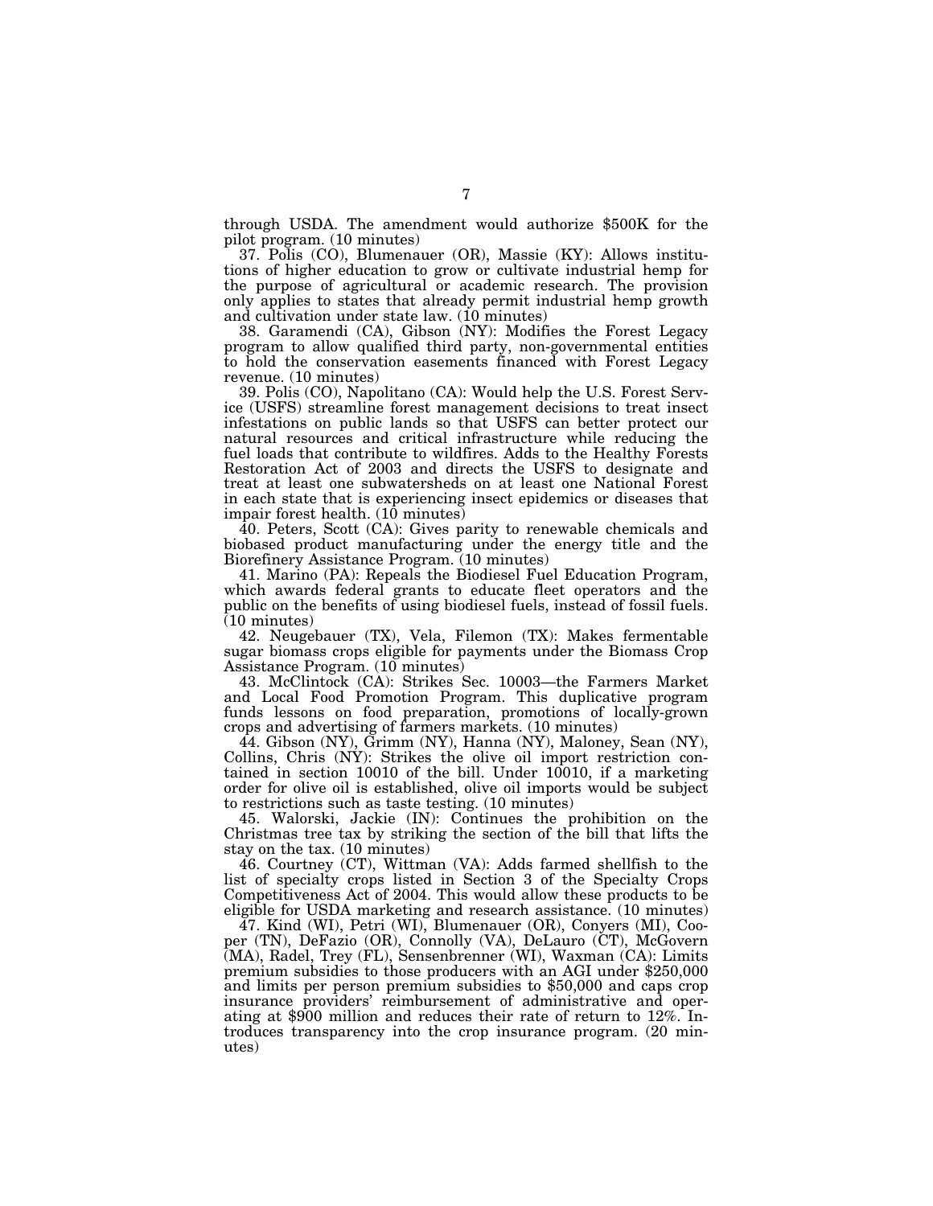through USDA. The amendment would authorize $500K for the pilot program. (10 minutes)

37. Polis (CO), Blumenauer (OR), Massie (KY): Allows institutions of higher education to grow or cultivate industrial hemp for the purpose of agricultural or academic research. The provision only applies to states that already permit industrial hemp growth and cultivation under state law. (10 minutes)

38. Garamendi (CA), Gibson (NY): Modifies the Forest Legacy program to allow qualified third party, non-governmental entities to hold the conservation easements financed with Forest Legacy revenue. (10 minutes)

39. Polis (CO), Napolitano (CA): Would help the U.S. Forest Service (USFS) streamline forest management decisions to treat insect infestations on public lands so that USFS can better protect our natural resources and critical infrastructure while reducing the fuel loads that contribute to wildfires. Adds to the Healthy Forests Restoration Act of 2003 and directs the USFS to designate and treat at least one subwatersheds on at least one National Forest in each state that is experiencing insect epidemics or diseases that impair forest health. (10 minutes)

40. Peters, Scott (CA): Gives parity to renewable chemicals and biobased product manufacturing under the energy title and the Biorefinery Assistance Program. (10 minutes)

41. Marino (PA): Repeals the Biodiesel Fuel Education Program, which awards federal grants to educate fleet operators and the public on the benefits of using biodiesel fuels, instead of fossil fuels. (10 minutes)

42. Neugebauer (TX), Vela, Filemon (TX): Makes fermentable sugar biomass crops eligible for payments under the Biomass Crop Assistance Program. (10 minutes)

43. McClintock (CA): Strikes Sec. 10003—the Farmers Market and Local Food Promotion Program. This duplicative program funds lessons on food preparation, promotions of locally-grown crops and advertising of farmers markets. (10 minutes)

44. Gibson (NY), Grimm (NY), Hanna (NY), Maloney, Sean (NY), Collins, Chris (NY): Strikes the olive oil import restriction contained in section 10010 of the bill. Under 10010, if a marketing order for olive oil is established, olive oil imports would be subject to restrictions such as taste testing. (10 minutes)

45. Walorski, Jackie (IN): Continues the prohibition on the Christmas tree tax by striking the section of the bill that lifts the stay on the tax. (10 minutes)

46. Courtney (CT), Wittman (VA): Adds farmed shellfish to the list of specialty crops listed in Section 3 of the Specialty Crops Competitiveness Act of 2004. This would allow these products to be eligible for USDA marketing and research assistance. (10 minutes)

47. Kind (WI), Petri (WI), Blumenauer (OR), Conyers (MI), Cooper (TN), DeFazio (OR), Connolly (VA), DeLauro (CT), McGovern (MA), Radel, Trey (FL), Sensenbrenner (WI), Waxman (CA): Limits premium subsidies to those producers with an AGI under $250,000 and limits per person premium subsidies to $50,000 and caps crop insurance providers' reimbursement of administrative and operating at $900 million and reduces their rate of return to 12%. Introduces transparency into the crop insurance program. (20 minutes)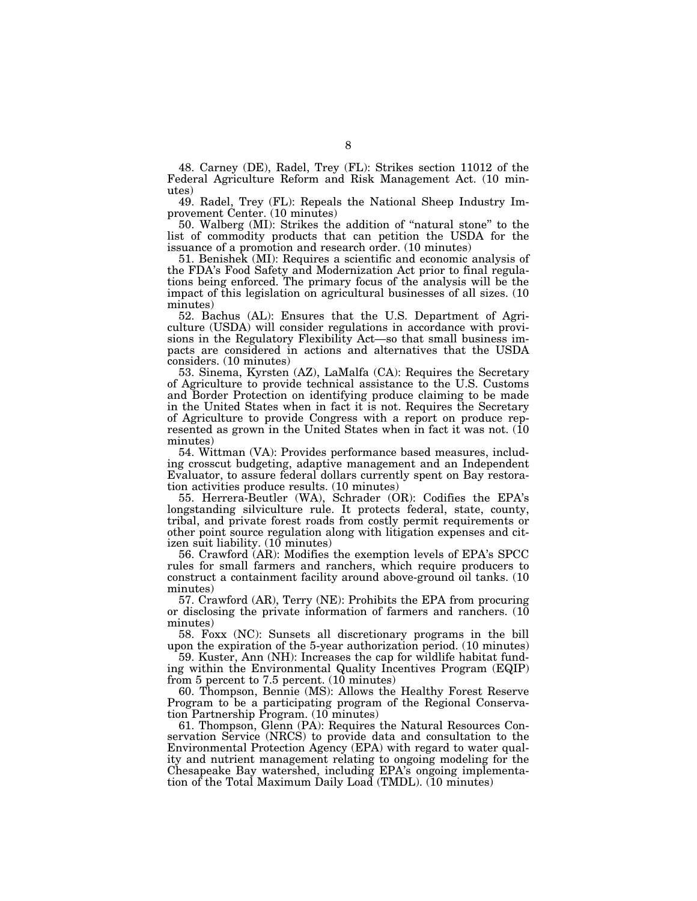48. Carney (DE), Radel, Trey (FL): Strikes section 11012 of the Federal Agriculture Reform and Risk Management Act. (10 minutes)

49. Radel, Trey (FL): Repeals the National Sheep Industry Improvement Center. (10 minutes)

50. Walberg (MI): Strikes the addition of "natural stone" to the list of commodity products that can petition the USDA for the issuance of a promotion and research order. (10 minutes)

51. Benishek (MI): Requires a scientific and economic analysis of the FDA's Food Safety and Modernization Act prior to final regulations being enforced. The primary focus of the analysis will be the impact of this legislation on agricultural businesses of all sizes. (10 minutes)

52. Bachus (AL): Ensures that the U.S. Department of Agriculture (USDA) will consider regulations in accordance with provisions in the Regulatory Flexibility Act—so that small business impacts are considered in actions and alternatives that the USDA considers. (10 minutes)

53. Sinema, Kyrsten (AZ), LaMalfa (CA): Requires the Secretary of Agriculture to provide technical assistance to the U.S. Customs and Border Protection on identifying produce claiming to be made in the United States when in fact it is not. Requires the Secretary of Agriculture to provide Congress with a report on produce represented as grown in the United States when in fact it was not. (10 minutes)

54. Wittman (VA): Provides performance based measures, including crosscut budgeting, adaptive management and an Independent Evaluator, to assure federal dollars currently spent on Bay restoration activities produce results. (10 minutes)

55. Herrera-Beutler (WA), Schrader (OR): Codifies the EPA's longstanding silviculture rule. It protects federal, state, county, tribal, and private forest roads from costly permit requirements or other point source regulation along with litigation expenses and citizen suit liability. (10 minutes)

56. Crawford (AR): Modifies the exemption levels of EPA's SPCC rules for small farmers and ranchers, which require producers to construct a containment facility around above-ground oil tanks. (10 minutes)

57. Crawford (AR), Terry (NE): Prohibits the EPA from procuring or disclosing the private information of farmers and ranchers. (10 minutes)

58. Foxx (NC): Sunsets all discretionary programs in the bill upon the expiration of the 5-year authorization period. (10 minutes)

59. Kuster, Ann (NH): Increases the cap for wildlife habitat funding within the Environmental Quality Incentives Program (EQIP) from 5 percent to 7.5 percent. (10 minutes)

60. Thompson, Bennie (MS): Allows the Healthy Forest Reserve Program to be a participating program of the Regional Conservation Partnership Program. (10 minutes)

61. Thompson, Glenn (PA): Requires the Natural Resources Conservation Service (NRCS) to provide data and consultation to the Environmental Protection Agency (EPA) with regard to water quality and nutrient management relating to ongoing modeling for the Chesapeake Bay watershed, including EPA's ongoing implementation of the Total Maximum Daily Load (TMDL). (10 minutes)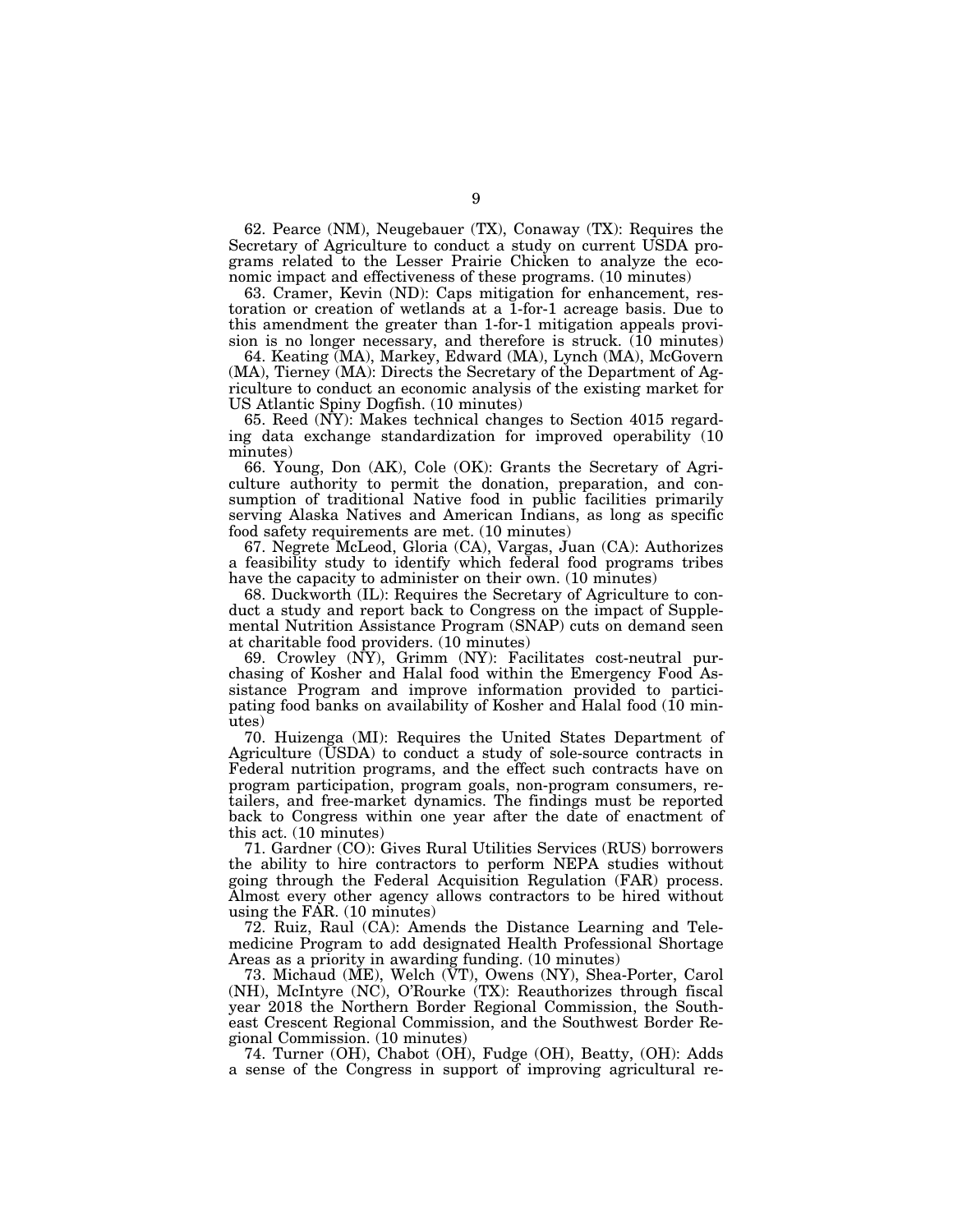62. Pearce (NM), Neugebauer (TX), Conaway (TX): Requires the Secretary of Agriculture to conduct a study on current USDA programs related to the Lesser Prairie Chicken to analyze the economic impact and effectiveness of these programs. (10 minutes)

63. Cramer, Kevin (ND): Caps mitigation for enhancement, restoration or creation of wetlands at a 1-for-1 acreage basis. Due to this amendment the greater than 1-for-1 mitigation appeals provision is no longer necessary, and therefore is struck. (10 minutes)

64. Keating (MA), Markey, Edward (MA), Lynch (MA), McGovern (MA), Tierney (MA): Directs the Secretary of the Department of Agriculture to conduct an economic analysis of the existing market for US Atlantic Spiny Dogfish. (10 minutes)

65. Reed (NY): Makes technical changes to Section 4015 regarding data exchange standardization for improved operability (10 minutes)

66. Young, Don (AK), Cole (OK): Grants the Secretary of Agriculture authority to permit the donation, preparation, and consumption of traditional Native food in public facilities primarily serving Alaska Natives and American Indians, as long as specific food safety requirements are met. (10 minutes)

67. Negrete McLeod, Gloria (CA), Vargas, Juan (CA): Authorizes a feasibility study to identify which federal food programs tribes have the capacity to administer on their own. (10 minutes)

68. Duckworth (IL): Requires the Secretary of Agriculture to conduct a study and report back to Congress on the impact of Supplemental Nutrition Assistance Program (SNAP) cuts on demand seen at charitable food providers. (10 minutes)

69. Crowley (NY), Grimm (NY): Facilitates cost-neutral purchasing of Kosher and Halal food within the Emergency Food Assistance Program and improve information provided to participating food banks on availability of Kosher and Halal food (10 minutes)

70. Huizenga (MI): Requires the United States Department of Agriculture (USDA) to conduct a study of sole-source contracts in Federal nutrition programs, and the effect such contracts have on program participation, program goals, non-program consumers, retailers, and free-market dynamics. The findings must be reported back to Congress within one year after the date of enactment of this act. (10 minutes)

71. Gardner (CO): Gives Rural Utilities Services (RUS) borrowers the ability to hire contractors to perform NEPA studies without going through the Federal Acquisition Regulation (FAR) process. Almost every other agency allows contractors to be hired without using the FAR. (10 minutes)

72. Ruiz, Raul (CA): Amends the Distance Learning and Telemedicine Program to add designated Health Professional Shortage Areas as a priority in awarding funding. (10 minutes)

73. Michaud (ME), Welch (VT), Owens (NY), Shea-Porter, Carol (NH), McIntyre (NC), O'Rourke (TX): Reauthorizes through fiscal year 2018 the Northern Border Regional Commission, the Southeast Crescent Regional Commission, and the Southwest Border Regional Commission. (10 minutes)

74. Turner (OH), Chabot (OH), Fudge (OH), Beatty, (OH): Adds a sense of the Congress in support of improving agricultural re-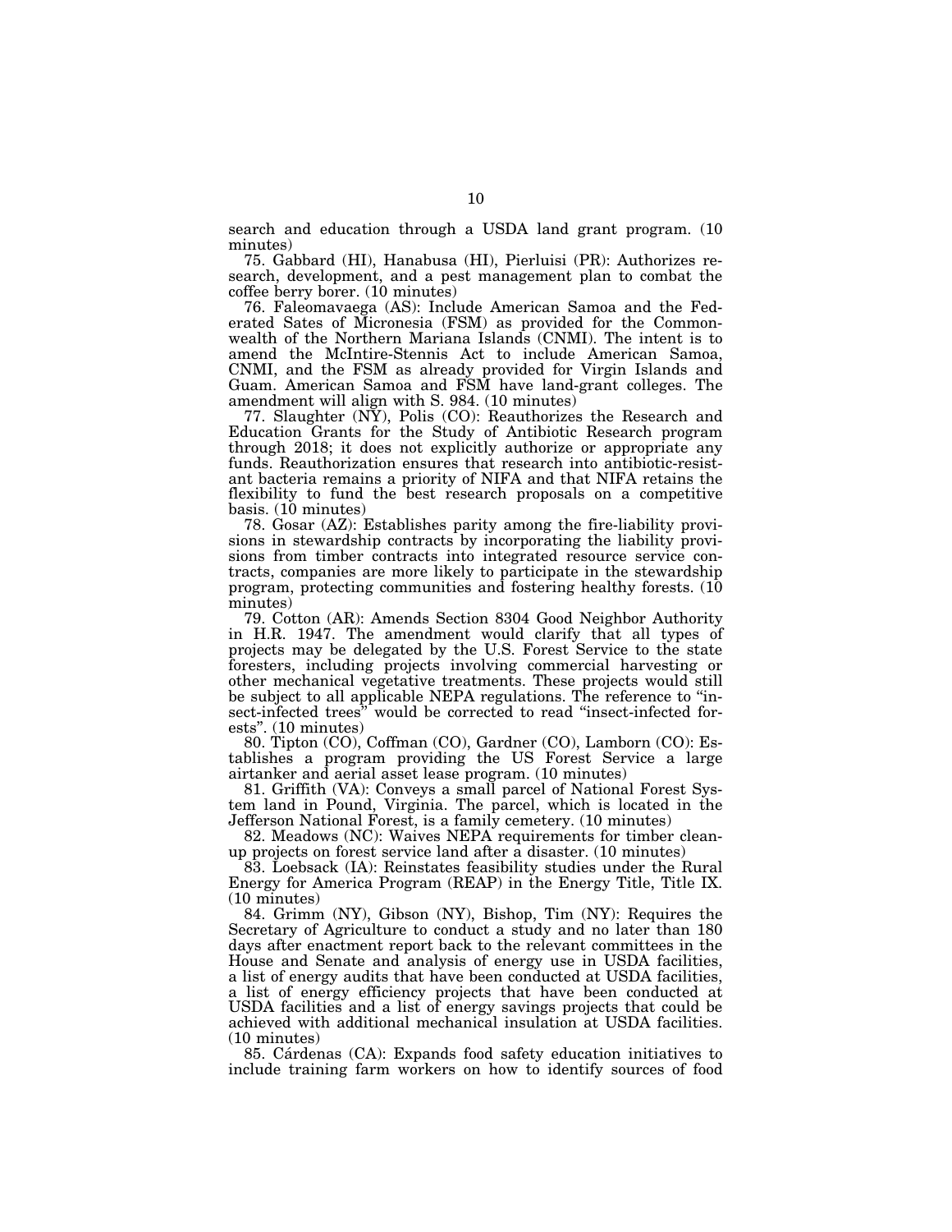search and education through a USDA land grant program. (10 minutes)

75. Gabbard (HI), Hanabusa (HI), Pierluisi (PR): Authorizes research, development, and a pest management plan to combat the coffee berry borer. (10 minutes)

76. Faleomavaega (AS): Include American Samoa and the Federated Sates of Micronesia (FSM) as provided for the Commonwealth of the Northern Mariana Islands (CNMI). The intent is to amend the McIntire-Stennis Act to include American Samoa, CNMI, and the FSM as already provided for Virgin Islands and Guam. American Samoa and FSM have land-grant colleges. The amendment will align with S. 984. (10 minutes)

77. Slaughter (NY), Polis (CO): Reauthorizes the Research and Education Grants for the Study of Antibiotic Research program through 2018; it does not explicitly authorize or appropriate any funds. Reauthorization ensures that research into antibiotic-resistant bacteria remains a priority of NIFA and that NIFA retains the flexibility to fund the best research proposals on a competitive basis. (10 minutes)

78. Gosar (AZ): Establishes parity among the fire-liability provisions in stewardship contracts by incorporating the liability provisions from timber contracts into integrated resource service contracts, companies are more likely to participate in the stewardship program, protecting communities and fostering healthy forests. (10 minutes)

79. Cotton (AR): Amends Section 8304 Good Neighbor Authority in H.R. 1947. The amendment would clarify that all types of projects may be delegated by the U.S. Forest Service to the state foresters, including projects involving commercial harvesting or other mechanical vegetative treatments. These projects would still be subject to all applicable NEPA regulations. The reference to "insect-infected trees" would be corrected to read "insect-infected forests". (10 minutes)

80. Tipton (CO), Coffman (CO), Gardner (CO), Lamborn (CO): Establishes a program providing the US Forest Service a large airtanker and aerial asset lease program. (10 minutes)

81. Griffith (VA): Conveys a small parcel of National Forest System land in Pound, Virginia. The parcel, which is located in the Jefferson National Forest, is a family cemetery. (10 minutes)

82. Meadows (NC): Waives NEPA requirements for timber cleanup projects on forest service land after a disaster. (10 minutes)

83. Loebsack (IA): Reinstates feasibility studies under the Rural Energy for America Program (REAP) in the Energy Title, Title IX. (10 minutes)

84. Grimm (NY), Gibson (NY), Bishop, Tim (NY): Requires the Secretary of Agriculture to conduct a study and no later than 180 days after enactment report back to the relevant committees in the House and Senate and analysis of energy use in USDA facilities, a list of energy audits that have been conducted at USDA facilities, a list of energy efficiency projects that have been conducted at USDA facilities and a list of energy savings projects that could be achieved with additional mechanical insulation at USDA facilities. (10 minutes)

85. Cárdenas (CA): Expands food safety education initiatives to include training farm workers on how to identify sources of food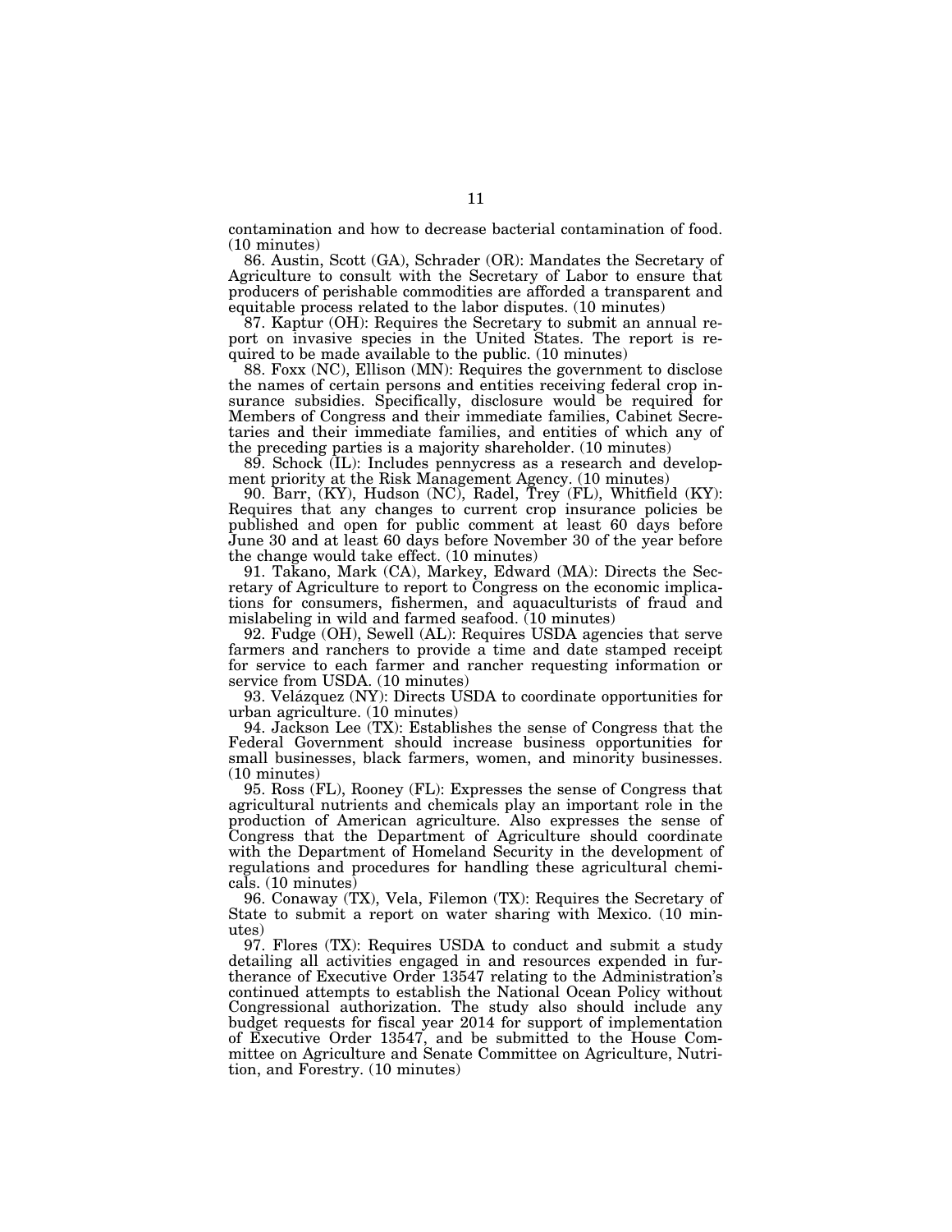contamination and how to decrease bacterial contamination of food. (10 minutes)

86. Austin, Scott (GA), Schrader (OR): Mandates the Secretary of Agriculture to consult with the Secretary of Labor to ensure that producers of perishable commodities are afforded a transparent and equitable process related to the labor disputes. (10 minutes)

87. Kaptur (OH): Requires the Secretary to submit an annual report on invasive species in the United States. The report is required to be made available to the public. (10 minutes)

88. Foxx (NC), Ellison (MN): Requires the government to disclose the names of certain persons and entities receiving federal crop insurance subsidies. Specifically, disclosure would be required for Members of Congress and their immediate families, Cabinet Secretaries and their immediate families, and entities of which any of the preceding parties is a majority shareholder. (10 minutes)

89. Schock (IL): Includes pennycress as a research and development priority at the Risk Management Agency. (10 minutes)

90. Barr, (KY), Hudson (NC), Radel, Trey (FL), Whitfield (KY): Requires that any changes to current crop insurance policies be published and open for public comment at least 60 days before June 30 and at least 60 days before November 30 of the year before the change would take effect. (10 minutes)

91. Takano, Mark (CA), Markey, Edward (MA): Directs the Secretary of Agriculture to report to Congress on the economic implications for consumers, fishermen, and aquaculturists of fraud and mislabeling in wild and farmed seafood. (10 minutes)

92. Fudge (OH), Sewell (AL): Requires USDA agencies that serve farmers and ranchers to provide a time and date stamped receipt for service to each farmer and rancher requesting information or service from USDA. (10 minutes)

93. Velázquez (NY): Directs USDA to coordinate opportunities for urban agriculture. (10 minutes)

94. Jackson Lee (TX): Establishes the sense of Congress that the Federal Government should increase business opportunities for small businesses, black farmers, women, and minority businesses. (10 minutes)

95. Ross (FL), Rooney (FL): Expresses the sense of Congress that agricultural nutrients and chemicals play an important role in the production of American agriculture. Also expresses the sense of Congress that the Department of Agriculture should coordinate with the Department of Homeland Security in the development of regulations and procedures for handling these agricultural chemicals. (10 minutes)

96. Conaway (TX), Vela, Filemon (TX): Requires the Secretary of State to submit a report on water sharing with Mexico. (10 minutes)

97. Flores (TX): Requires USDA to conduct and submit a study detailing all activities engaged in and resources expended in furtherance of Executive Order 13547 relating to the Administration's continued attempts to establish the National Ocean Policy without Congressional authorization. The study also should include any budget requests for fiscal year 2014 for support of implementation of Executive Order 13547, and be submitted to the House Committee on Agriculture and Senate Committee on Agriculture, Nutrition, and Forestry. (10 minutes)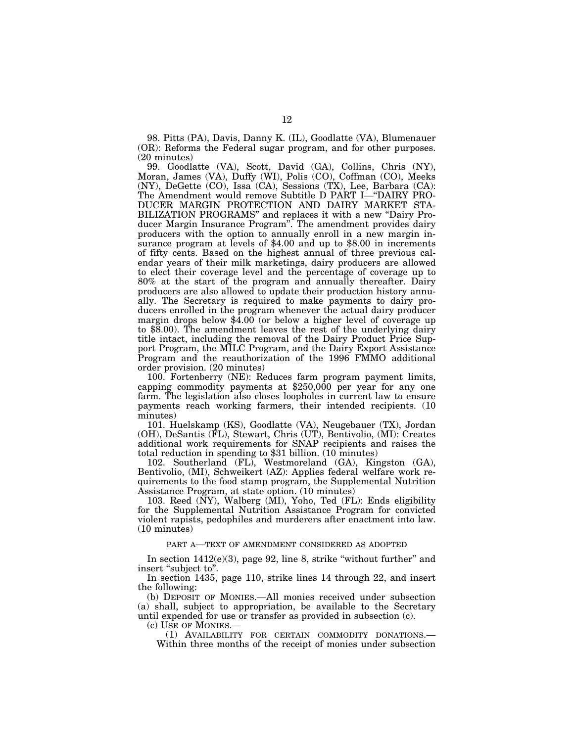98. Pitts (PA), Davis, Danny K. (IL), Goodlatte (VA), Blumenauer (OR): Reforms the Federal sugar program, and for other purposes. (20 minutes)

99. Goodlatte (VA), Scott, David (GA), Collins, Chris (NY), Moran, James (VA), Duffy (WI), Polis (CO), Coffman (CO), Meeks (NY), DeGette (CO), Issa (CA), Sessions (TX), Lee, Barbara (CA): The Amendment would remove Subtitle D PART I—"DAIRY PRODUCER MARGIN PROTECTION AND DAIRY MARKET STABILIZATION PROGRAMS" and replaces it with a new "Dairy Producer Margin Insurance Program". The amendment provides dairy producers with the option to annually enroll in a new margin insurance program at levels of $4.00 and up to $8.00 in increments of fifty cents. Based on the highest annual of three previous calendar years of their milk marketings, dairy producers are allowed to elect their coverage level and the percentage of coverage up to 80% at the start of the program and annually thereafter. Dairy producers are also allowed to update their production history annually. The Secretary is required to make payments to dairy producers enrolled in the program whenever the actual dairy producer margin drops below $4.00 (or below a higher level of coverage up to $8.00). The amendment leaves the rest of the underlying dairy title intact, including the removal of the Dairy Product Price Support Program, the MILC Program, and the Dairy Export Assistance Program and the reauthorization of the 1996 FMMO additional order provision. (20 minutes)

100. Fortenberry (NE): Reduces farm program payment limits, capping commodity payments at $250,000 per year for any one farm. The legislation also closes loopholes in current law to ensure payments reach working farmers, their intended recipients. (10 minutes)

101. Huelskamp (KS), Goodlatte (VA), Neugebauer (TX), Jordan (OH), DeSantis (FL), Stewart, Chris (UT), Bentivolio, (MI): Creates additional work requirements for SNAP recipients and raises the total reduction in spending to $31 billion. (10 minutes)

102. Southerland (FL), Westmoreland (GA), Kingston (GA), Bentivolio, (MI), Schweikert (AZ): Applies federal welfare work requirements to the food stamp program, the Supplemental Nutrition Assistance Program, at state option. (10 minutes)

103. Reed (NY), Walberg (MI), Yoho, Ted (FL): Ends eligibility for the Supplemental Nutrition Assistance Program for convicted violent rapists, pedophiles and murderers after enactment into law. (10 minutes)

## PART A—TEXT OF AMENDMENT CONSIDERED AS ADOPTED

In section 1412(e)(3), page 92, line 8, strike "without further" and insert "subject to".

In section 1435, page 110, strike lines 14 through 22, and insert the following:

(b) DEPOSIT OF MONIES.—All monies received under subsection (a) shall, subject to appropriation, be available to the Secretary until expended for use or transfer as provided in subsection (c).

(c) USE OF MONIES.—

(1) AVAILABILITY FOR CERTAIN COMMODITY DONATIONS.— Within three months of the receipt of monies under subsection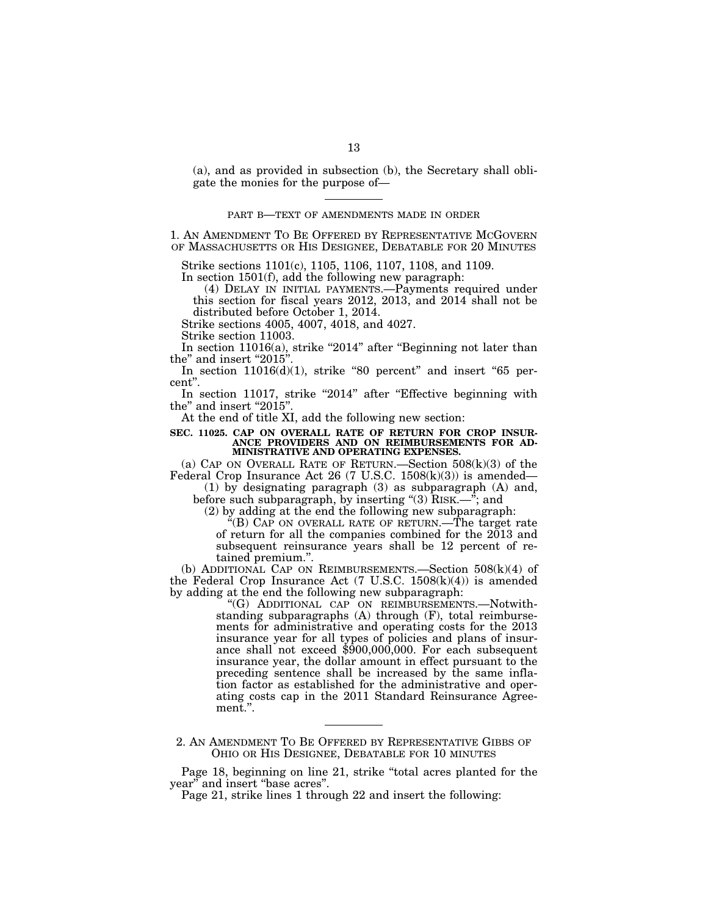(a), and as provided in subsection (b), the Secretary shall obligate the monies for the purpose of—

---

PART B—TEXT OF AMENDMENTS MADE IN ORDER

1. AN AMENDMENT TO BE OFFERED BY REPRESENTATIVE MCGOVERN OF MASSACHUSETTS OR HIS DESIGNEE, DEBATABLE FOR 20 MINUTES

Strike sections 1101(c), 1105, 1106, 1107, 1108, and 1109.

In section 1501(f), add the following new paragraph:

(4) DELAY IN INITIAL PAYMENTS.—Payments required under this section for fiscal years 2012, 2013, and 2014 shall not be distributed before October 1, 2014.

Strike sections 4005, 4007, 4018, and 4027.

Strike section 11003.

In section 11016(a), strike "2014" after "Beginning not later than the" and insert "2015".

In section 11016(d)(1), strike "80 percent" and insert "65 percent".

In section 11017, strike "2014" after "Effective beginning with the" and insert "2015".

At the end of title XI, add the following new section:

**SEC. 11025. CAP ON OVERALL RATE OF RETURN FOR CROP INSURANCE PROVIDERS AND ON REIMBURSEMENTS FOR ADMINISTRATIVE AND OPERATING EXPENSES.**

(a) CAP ON OVERALL RATE OF RETURN.—Section 508(k)(3) of the Federal Crop Insurance Act 26 (7 U.S.C. 1508(k)(3)) is amended—

(1) by designating paragraph (3) as subparagraph (A) and, before such subparagraph, by inserting "(3) RISK.—"; and

(2) by adding at the end the following new subparagraph:

"(B) CAP ON OVERALL RATE OF RETURN.—The target rate of return for all the companies combined for the 2013 and subsequent reinsurance years shall be 12 percent of retained premium.".

(b) ADDITIONAL CAP ON REIMBURSEMENTS.—Section 508(k)(4) of the Federal Crop Insurance Act (7 U.S.C. 1508(k)(4)) is amended by adding at the end the following new subparagraph:

"(G) ADDITIONAL CAP ON REIMBURSEMENTS.—Notwithstanding subparagraphs (A) through (F), total reimbursements for administrative and operating costs for the 2013 insurance year for all types of policies and plans of insurance shall not exceed $900,000,000. For each subsequent insurance year, the dollar amount in effect pursuant to the preceding sentence shall be increased by the same inflation factor as established for the administrative and operating costs cap in the 2011 Standard Reinsurance Agreement.".

---

2. AN AMENDMENT TO BE OFFERED BY REPRESENTATIVE GIBBS OF OHIO OR HIS DESIGNEE, DEBATABLE FOR 10 MINUTES

Page 18, beginning on line 21, strike "total acres planted for the year" and insert "base acres".

Page 21, strike lines 1 through 22 and insert the following: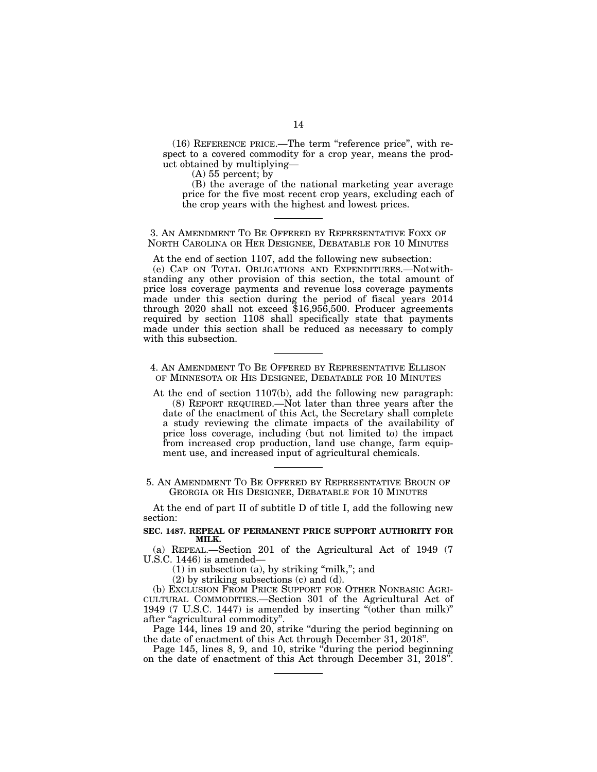(16) REFERENCE PRICE.—The term "reference price", with respect to a covered commodity for a crop year, means the product obtained by multiplying—

(A) 55 percent; by

(B) the average of the national marketing year average price for the five most recent crop years, excluding each of the crop years with the highest and lowest prices.

---

3. AN AMENDMENT TO BE OFFERED BY REPRESENTATIVE FOXX OF NORTH CAROLINA OR HER DESIGNEE, DEBATABLE FOR 10 MINUTES

At the end of section 1107, add the following new subsection:

(e) CAP ON TOTAL OBLIGATIONS AND EXPENDITURES.—Notwithstanding any other provision of this section, the total amount of price loss coverage payments and revenue loss coverage payments made under this section during the period of fiscal years 2014 through 2020 shall not exceed $16,956,500. Producer agreements required by section 1108 shall specifically state that payments made under this section shall be reduced as necessary to comply with this subsection.

---

4. AN AMENDMENT TO BE OFFERED BY REPRESENTATIVE ELLISON OF MINNESOTA OR HIS DESIGNEE, DEBATABLE FOR 10 MINUTES

At the end of section 1107(b), add the following new paragraph:

(8) REPORT REQUIRED.—Not later than three years after the date of the enactment of this Act, the Secretary shall complete a study reviewing the climate impacts of the availability of price loss coverage, including (but not limited to) the impact from increased crop production, land use change, farm equipment use, and increased input of agricultural chemicals.

---

5. AN AMENDMENT TO BE OFFERED BY REPRESENTATIVE BROUN OF GEORGIA OR HIS DESIGNEE, DEBATABLE FOR 10 MINUTES

At the end of part II of subtitle D of title I, add the following new section:

**SEC. 1487. REPEAL OF PERMANENT PRICE SUPPORT AUTHORITY FOR MILK.**

(a) REPEAL.—Section 201 of the Agricultural Act of 1949 (7 U.S.C. 1446) is amended—

(1) in subsection (a), by striking "milk,"; and

(2) by striking subsections (c) and (d).

(b) EXCLUSION FROM PRICE SUPPORT FOR OTHER NONBASIC AGRICULTURAL COMMODITIES.—Section 301 of the Agricultural Act of 1949 (7 U.S.C. 1447) is amended by inserting "(other than milk)" after "agricultural commodity".

Page 144, lines 19 and 20, strike "during the period beginning on the date of enactment of this Act through December 31, 2018".

Page 145, lines 8, 9, and 10, strike "during the period beginning on the date of enactment of this Act through December 31, 2018".

---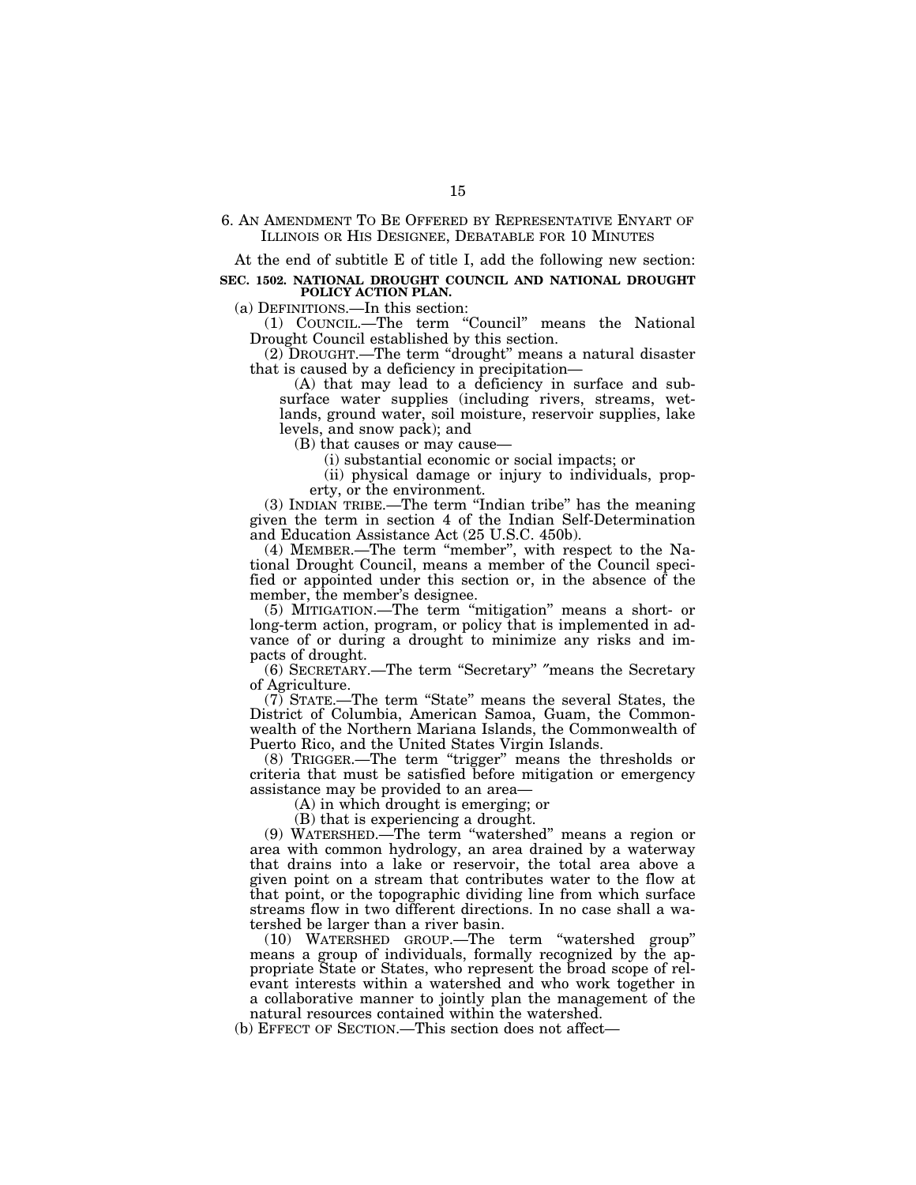6. AN AMENDMENT TO BE OFFERED BY REPRESENTATIVE ENYART OF ILLINOIS OR HIS DESIGNEE, DEBATABLE FOR 10 MINUTES

At the end of subtitle E of title I, add the following new section:

**SEC. 1502. NATIONAL DROUGHT COUNCIL AND NATIONAL DROUGHT POLICY ACTION PLAN.**

(a) DEFINITIONS.—In this section:

(1) COUNCIL.—The term "Council" means the National Drought Council established by this section.

(2) DROUGHT.—The term "drought" means a natural disaster that is caused by a deficiency in precipitation—

(A) that may lead to a deficiency in surface and subsurface water supplies (including rivers, streams, wetlands, ground water, soil moisture, reservoir supplies, lake levels, and snow pack); and

(B) that causes or may cause—

(i) substantial economic or social impacts; or

(ii) physical damage or injury to individuals, property, or the environment.

(3) INDIAN TRIBE.—The term "Indian tribe" has the meaning given the term in section 4 of the Indian Self-Determination and Education Assistance Act (25 U.S.C. 450b).

(4) MEMBER.—The term "member", with respect to the National Drought Council, means a member of the Council specified or appointed under this section or, in the absence of the member, the member's designee.

(5) MITIGATION.—The term "mitigation" means a short- or long-term action, program, or policy that is implemented in advance of or during a drought to minimize any risks and impacts of drought.

(6) SECRETARY.—The term "Secretary" "means the Secretary of Agriculture.

(7) STATE.—The term "State" means the several States, the District of Columbia, American Samoa, Guam, the Commonwealth of the Northern Mariana Islands, the Commonwealth of Puerto Rico, and the United States Virgin Islands.

(8) TRIGGER.—The term "trigger" means the thresholds or criteria that must be satisfied before mitigation or emergency assistance may be provided to an area—

(A) in which drought is emerging; or

(B) that is experiencing a drought.

(9) WATERSHED.—The term "watershed" means a region or area with common hydrology, an area drained by a waterway that drains into a lake or reservoir, the total area above a given point on a stream that contributes water to the flow at that point, or the topographic dividing line from which surface streams flow in two different directions. In no case shall a watershed be larger than a river basin.

(10) WATERSHED GROUP.—The term "watershed group" means a group of individuals, formally recognized by the appropriate State or States, who represent the broad scope of relevant interests within a watershed and who work together in a collaborative manner to jointly plan the management of the natural resources contained within the watershed.

(b) EFFECT OF SECTION.—This section does not affect—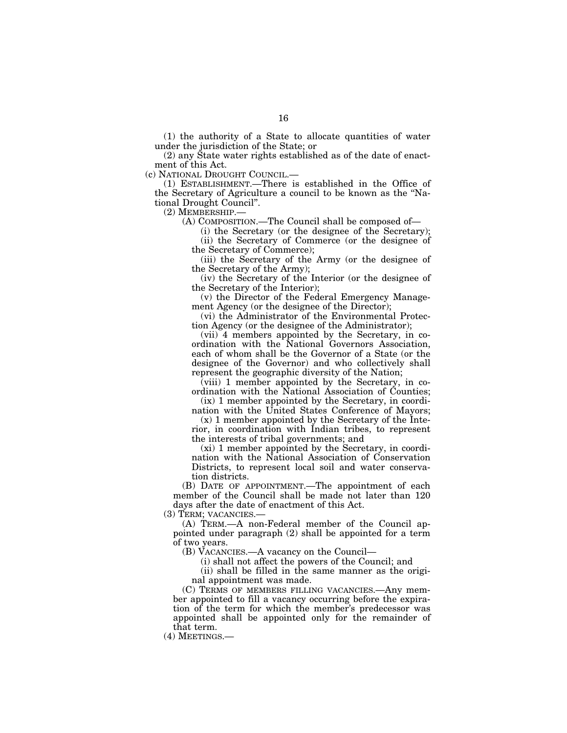(1) the authority of a State to allocate quantities of water under the jurisdiction of the State; or

(2) any State water rights established as of the date of enactment of this Act.

(c) NATIONAL DROUGHT COUNCIL.—

(1) ESTABLISHMENT.—There is established in the Office of the Secretary of Agriculture a council to be known as the "National Drought Council".

(2) MEMBERSHIP.—

(A) COMPOSITION.—The Council shall be composed of—

(i) the Secretary (or the designee of the Secretary);

(ii) the Secretary of Commerce (or the designee of the Secretary of Commerce);

(iii) the Secretary of the Army (or the designee of the Secretary of the Army);

(iv) the Secretary of the Interior (or the designee of the Secretary of the Interior);

(v) the Director of the Federal Emergency Management Agency (or the designee of the Director);

(vi) the Administrator of the Environmental Protection Agency (or the designee of the Administrator);

(vii) 4 members appointed by the Secretary, in coordination with the National Governors Association, each of whom shall be the Governor of a State (or the designee of the Governor) and who collectively shall represent the geographic diversity of the Nation;

(viii) 1 member appointed by the Secretary, in coordination with the National Association of Counties;

(ix) 1 member appointed by the Secretary, in coordination with the United States Conference of Mayors;

(x) 1 member appointed by the Secretary of the Interior, in coordination with Indian tribes, to represent the interests of tribal governments; and

(xi) 1 member appointed by the Secretary, in coordination with the National Association of Conservation Districts, to represent local soil and water conservation districts.

(B) DATE OF APPOINTMENT.—The appointment of each member of the Council shall be made not later than 120 days after the date of enactment of this Act.

(3) TERM; VACANCIES.—

(A) TERM.—A non-Federal member of the Council appointed under paragraph (2) shall be appointed for a term of two years.

(B) VACANCIES.—A vacancy on the Council—

(i) shall not affect the powers of the Council; and

(ii) shall be filled in the same manner as the original appointment was made.

(C) TERMS OF MEMBERS FILLING VACANCIES.—Any member appointed to fill a vacancy occurring before the expiration of the term for which the member's predecessor was appointed shall be appointed only for the remainder of that term.

(4) MEETINGS.—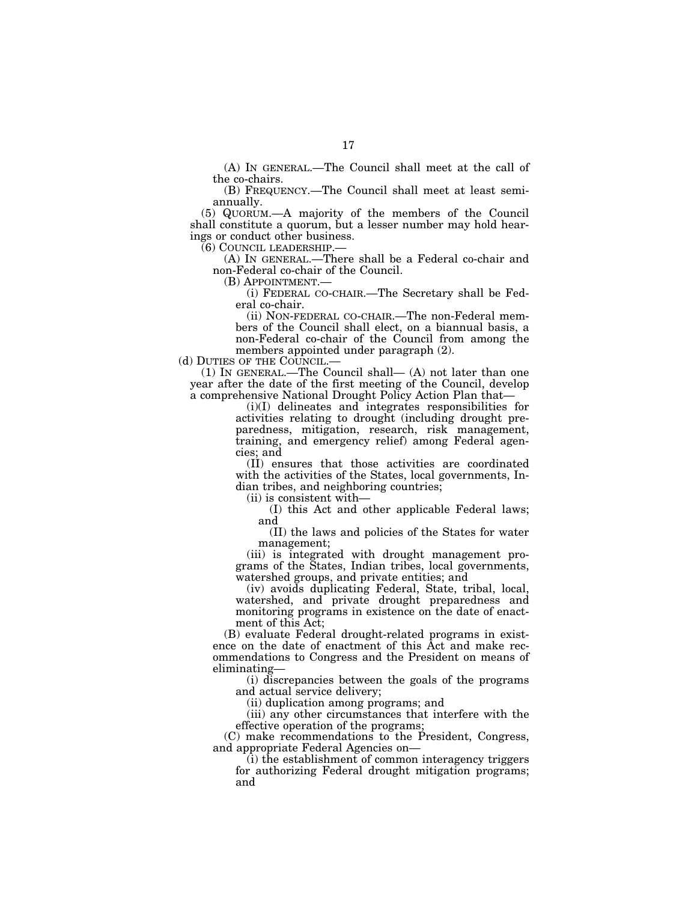(A) IN GENERAL.—The Council shall meet at the call of the co-chairs.

(B) FREQUENCY.—The Council shall meet at least semi-annually.

(5) QUORUM.—A majority of the members of the Council shall constitute a quorum, but a lesser number may hold hearings or conduct other business.

(6) COUNCIL LEADERSHIP.—

(A) IN GENERAL.—There shall be a Federal co-chair and non-Federal co-chair of the Council.

(B) APPOINTMENT.—

(i) FEDERAL CO-CHAIR.—The Secretary shall be Federal co-chair.

(ii) NON-FEDERAL CO-CHAIR.—The non-Federal members of the Council shall elect, on a biannual basis, a non-Federal co-chair of the Council from among the members appointed under paragraph (2).

(d) DUTIES OF THE COUNCIL.—

(1) IN GENERAL.—The Council shall— (A) not later than one year after the date of the first meeting of the Council, develop a comprehensive National Drought Policy Action Plan that—

(i)(I) delineates and integrates responsibilities for activities relating to drought (including drought preparedness, mitigation, research, risk management, training, and emergency relief) among Federal agencies; and

(II) ensures that those activities are coordinated with the activities of the States, local governments, Indian tribes, and neighboring countries;

(ii) is consistent with—

(I) this Act and other applicable Federal laws; and

(II) the laws and policies of the States for water management;

(iii) is integrated with drought management programs of the States, Indian tribes, local governments, watershed groups, and private entities; and

(iv) avoids duplicating Federal, State, tribal, local, watershed, and private drought preparedness and monitoring programs in existence on the date of enactment of this Act;

(B) evaluate Federal drought-related programs in existence on the date of enactment of this Act and make recommendations to Congress and the President on means of eliminating—

(i) discrepancies between the goals of the programs and actual service delivery;

(ii) duplication among programs; and

(iii) any other circumstances that interfere with the effective operation of the programs;

(C) make recommendations to the President, Congress, and appropriate Federal Agencies on—

(i) the establishment of common interagency triggers for authorizing Federal drought mitigation programs; and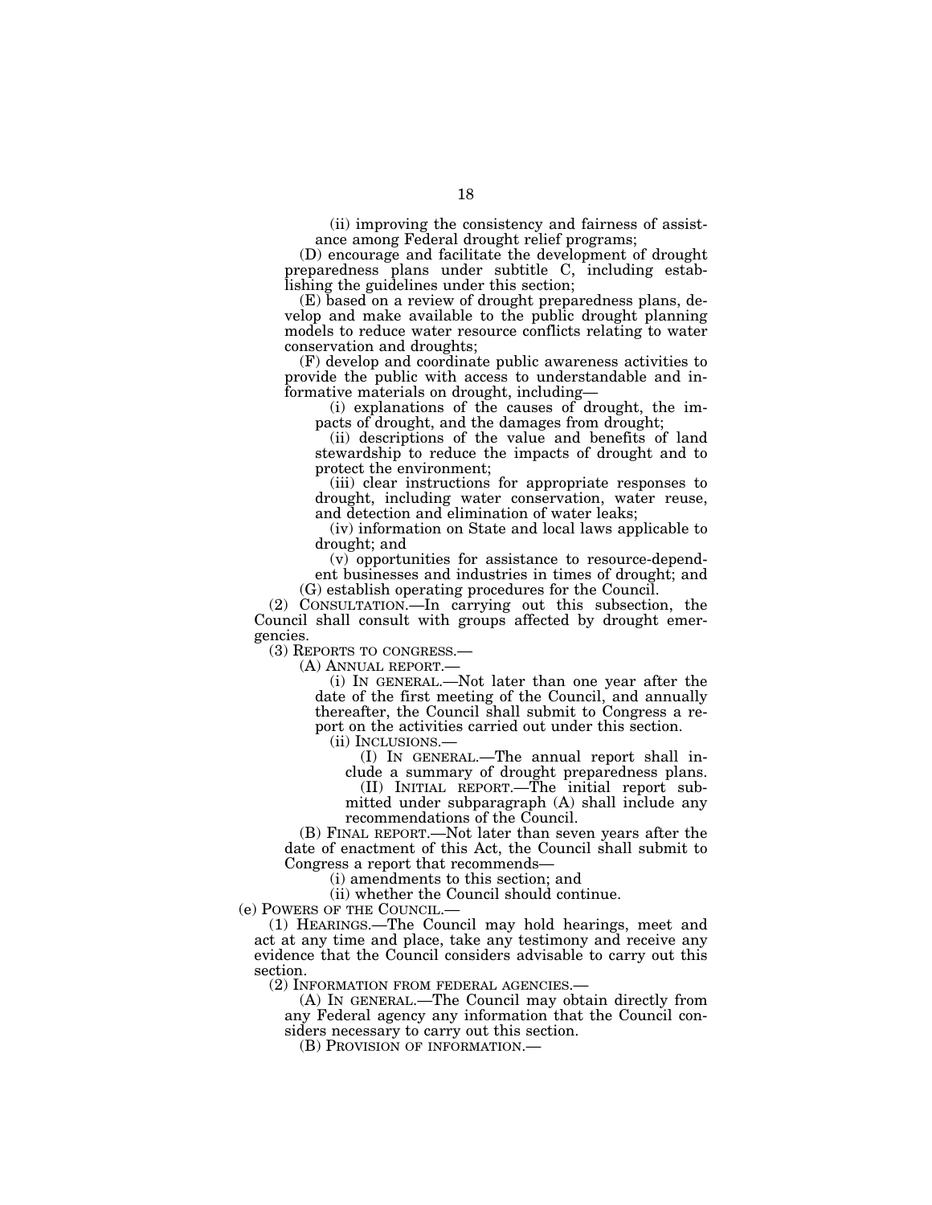(ii) improving the consistency and fairness of assistance among Federal drought relief programs;

(D) encourage and facilitate the development of drought preparedness plans under subtitle C, including establishing the guidelines under this section;

(E) based on a review of drought preparedness plans, develop and make available to the public drought planning models to reduce water resource conflicts relating to water conservation and droughts;

(F) develop and coordinate public awareness activities to provide the public with access to understandable and informative materials on drought, including—

(i) explanations of the causes of drought, the impacts of drought, and the damages from drought;

(ii) descriptions of the value and benefits of land stewardship to reduce the impacts of drought and to protect the environment;

(iii) clear instructions for appropriate responses to drought, including water conservation, water reuse, and detection and elimination of water leaks;

(iv) information on State and local laws applicable to drought; and

(v) opportunities for assistance to resource-dependent businesses and industries in times of drought; and

(G) establish operating procedures for the Council.

(2) CONSULTATION.—In carrying out this subsection, the Council shall consult with groups affected by drought emergencies.

(3) REPORTS TO CONGRESS.—

(A) ANNUAL REPORT.—

(i) IN GENERAL.—Not later than one year after the date of the first meeting of the Council, and annually thereafter, the Council shall submit to Congress a report on the activities carried out under this section.

(ii) INCLUSIONS.—

(I) IN GENERAL.—The annual report shall include a summary of drought preparedness plans.

(II) INITIAL REPORT.—The initial report submitted under subparagraph (A) shall include any recommendations of the Council.

(B) FINAL REPORT.—Not later than seven years after the date of enactment of this Act, the Council shall submit to Congress a report that recommends—

(i) amendments to this section; and

(ii) whether the Council should continue.

(e) POWERS OF THE COUNCIL.—

(1) HEARINGS.—The Council may hold hearings, meet and act at any time and place, take any testimony and receive any evidence that the Council considers advisable to carry out this section.

(2) INFORMATION FROM FEDERAL AGENCIES.—

(A) IN GENERAL.—The Council may obtain directly from any Federal agency any information that the Council considers necessary to carry out this section.

(B) PROVISION OF INFORMATION.—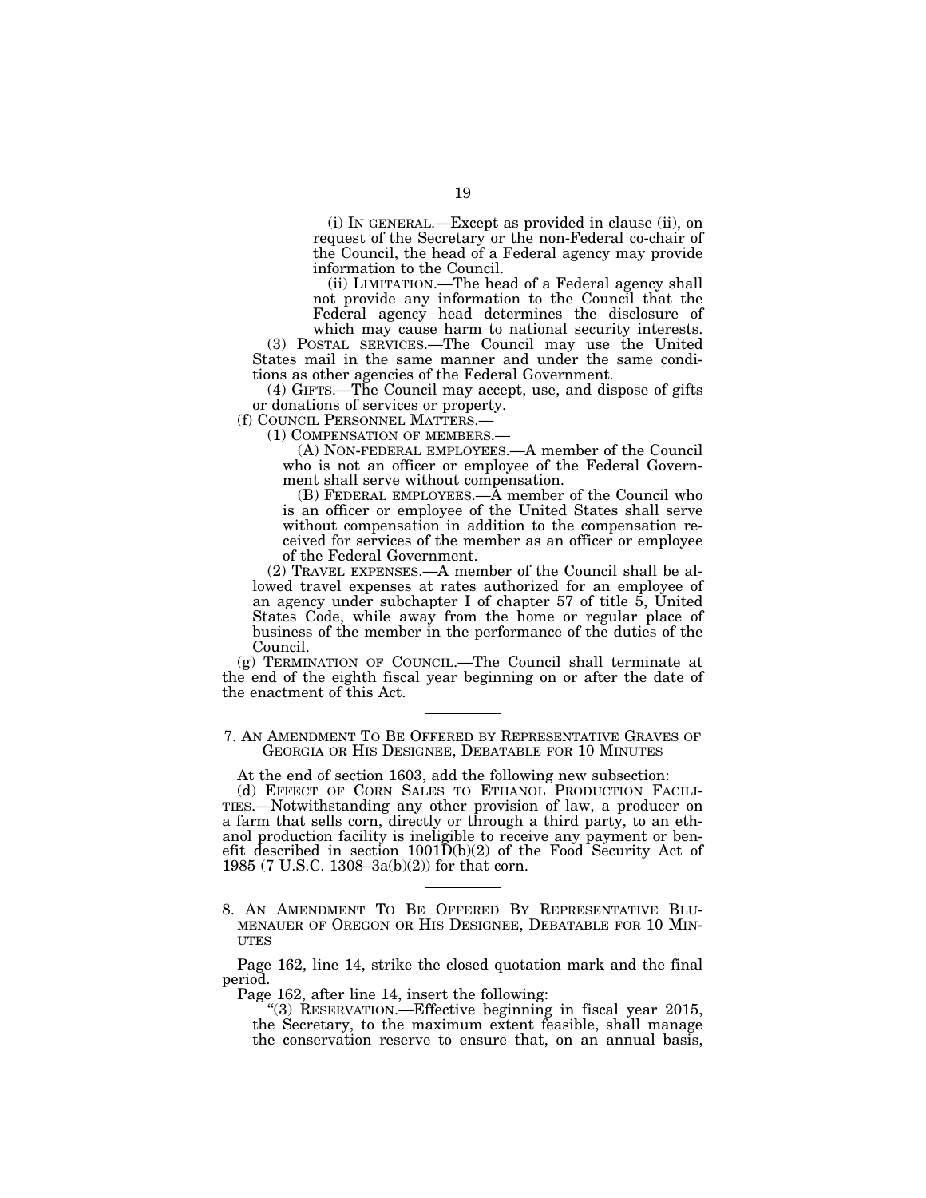(i) IN GENERAL.—Except as provided in clause (ii), on request of the Secretary or the non-Federal co-chair of the Council, the head of a Federal agency may provide information to the Council.

(ii) LIMITATION.—The head of a Federal agency shall not provide any information to the Council that the Federal agency head determines the disclosure of which may cause harm to national security interests.

(3) POSTAL SERVICES.—The Council may use the United States mail in the same manner and under the same conditions as other agencies of the Federal Government.

(4) GIFTS.—The Council may accept, use, and dispose of gifts or donations of services or property.

(f) COUNCIL PERSONNEL MATTERS.—

(1) COMPENSATION OF MEMBERS.—

(A) NON-FEDERAL EMPLOYEES.—A member of the Council who is not an officer or employee of the Federal Government shall serve without compensation.

(B) FEDERAL EMPLOYEES.—A member of the Council who is an officer or employee of the United States shall serve without compensation in addition to the compensation received for services of the member as an officer or employee of the Federal Government.

(2) TRAVEL EXPENSES.—A member of the Council shall be allowed travel expenses at rates authorized for an employee of an agency under subchapter I of chapter 57 of title 5, United States Code, while away from the home or regular place of business of the member in the performance of the duties of the Council.

(g) TERMINATION OF COUNCIL.—The Council shall terminate at the end of the eighth fiscal year beginning on or after the date of the enactment of this Act.

---

## 7. AN AMENDMENT TO BE OFFERED BY REPRESENTATIVE GRAVES OF GEORGIA OR HIS DESIGNEE, DEBATABLE FOR 10 MINUTES

At the end of section 1603, add the following new subsection:

(d) EFFECT OF CORN SALES TO ETHANOL PRODUCTION FACILITIES.—Notwithstanding any other provision of law, a producer on a farm that sells corn, directly or through a third party, to an ethanol production facility is ineligible to receive any payment or benefit described in section 1001D(b)(2) of the Food Security Act of 1985 (7 U.S.C. 1308–3a(b)(2)) for that corn.

---

## 8. AN AMENDMENT TO BE OFFERED BY REPRESENTATIVE BLUMENAUER OF OREGON OR HIS DESIGNEE, DEBATABLE FOR 10 MINUTES

Page 162, line 14, strike the closed quotation mark and the final period.

Page 162, after line 14, insert the following:

"(3) RESERVATION.—Effective beginning in fiscal year 2015, the Secretary, to the maximum extent feasible, shall manage the conservation reserve to ensure that, on an annual basis,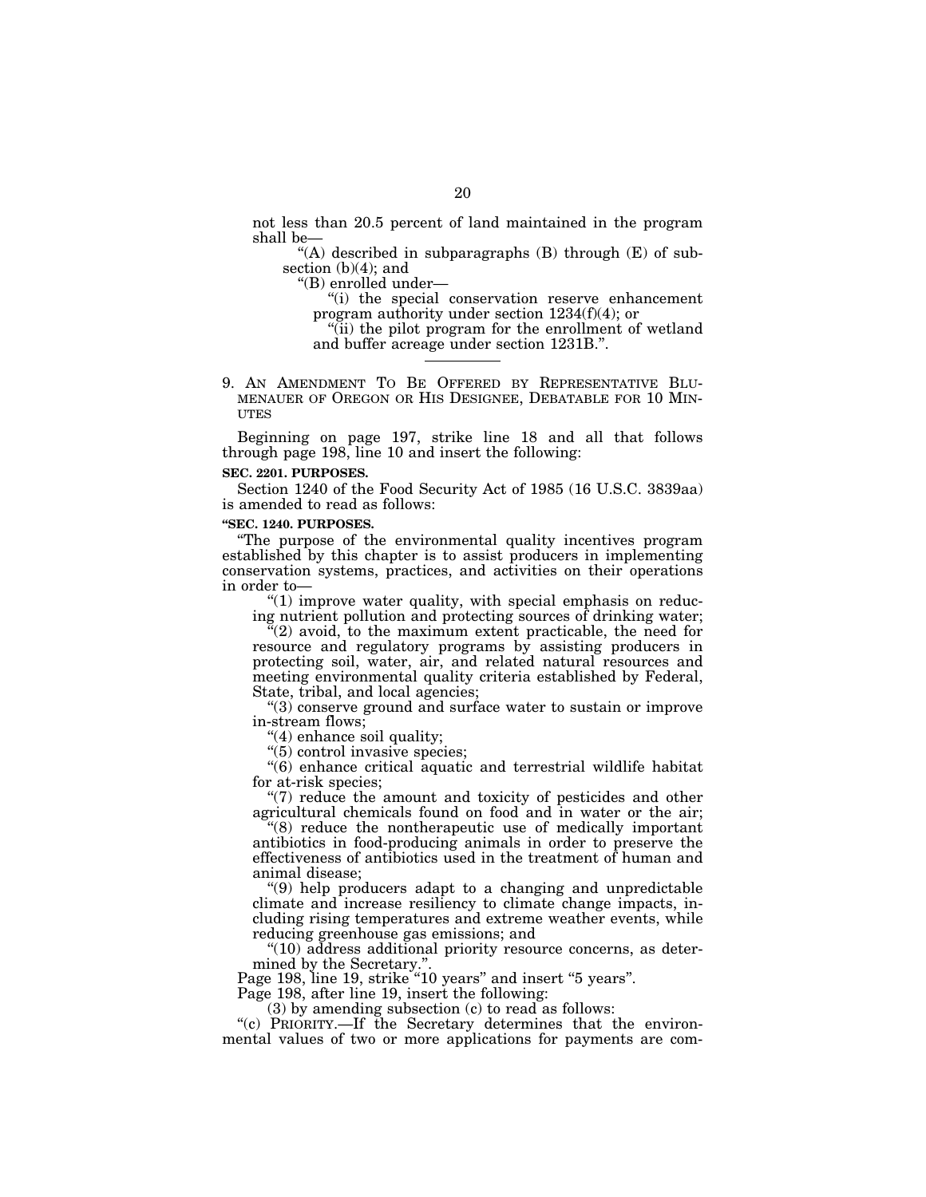not less than 20.5 percent of land maintained in the program shall be—

"(A) described in subparagraphs (B) through (E) of subsection (b)(4); and

"(B) enrolled under—

"(i) the special conservation reserve enhancement program authority under section 1234(f)(4); or

"(ii) the pilot program for the enrollment of wetland and buffer acreage under section 1231B.".

---

9. AN AMENDMENT TO BE OFFERED BY REPRESENTATIVE BLUMENAUER OF OREGON OR HIS DESIGNEE, DEBATABLE FOR 10 MINUTES

Beginning on page 197, strike line 18 and all that follows through page 198, line 10 and insert the following:

**SEC. 2201. PURPOSES.**

Section 1240 of the Food Security Act of 1985 (16 U.S.C. 3839aa) is amended to read as follows:

**"SEC. 1240. PURPOSES.**

"The purpose of the environmental quality incentives program established by this chapter is to assist producers in implementing conservation systems, practices, and activities on their operations in order to—

"(1) improve water quality, with special emphasis on reducing nutrient pollution and protecting sources of drinking water;

"(2) avoid, to the maximum extent practicable, the need for resource and regulatory programs by assisting producers in protecting soil, water, air, and related natural resources and meeting environmental quality criteria established by Federal, State, tribal, and local agencies;

"(3) conserve ground and surface water to sustain or improve in-stream flows;

"(4) enhance soil quality;

"(5) control invasive species;

"(6) enhance critical aquatic and terrestrial wildlife habitat for at-risk species;

"(7) reduce the amount and toxicity of pesticides and other agricultural chemicals found on food and in water or the air;

"(8) reduce the nontherapeutic use of medically important antibiotics in food-producing animals in order to preserve the effectiveness of antibiotics used in the treatment of human and animal disease;

"(9) help producers adapt to a changing and unpredictable climate and increase resiliency to climate change impacts, including rising temperatures and extreme weather events, while reducing greenhouse gas emissions; and

"(10) address additional priority resource concerns, as determined by the Secretary.".

Page 198, line 19, strike "10 years" and insert "5 years".

Page 198, after line 19, insert the following:

(3) by amending subsection (c) to read as follows:

"(c) PRIORITY.—If the Secretary determines that the environmental values of two or more applications for payments are com-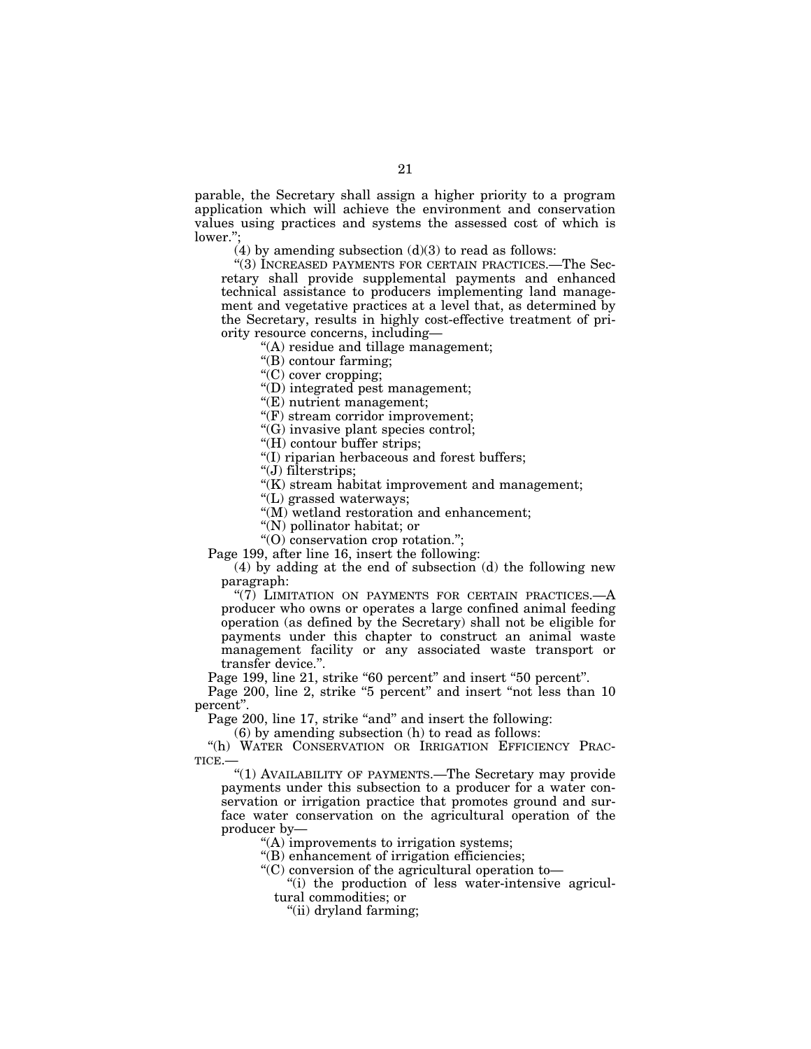parable, the Secretary shall assign a higher priority to a program application which will achieve the environment and conservation values using practices and systems the assessed cost of which is lower.";

(4) by amending subsection (d)(3) to read as follows:

"(3) INCREASED PAYMENTS FOR CERTAIN PRACTICES.—The Secretary shall provide supplemental payments and enhanced technical assistance to producers implementing land management and vegetative practices at a level that, as determined by the Secretary, results in highly cost-effective treatment of priority resource concerns, including—

"(A) residue and tillage management;

"(B) contour farming;

"(C) cover cropping;

"(D) integrated pest management;

"(E) nutrient management;

"(F) stream corridor improvement;

"(G) invasive plant species control;

"(H) contour buffer strips;

"(I) riparian herbaceous and forest buffers;

"(J) filterstrips;

"(K) stream habitat improvement and management;

"(L) grassed waterways;

"(M) wetland restoration and enhancement;

"(N) pollinator habitat; or

"(O) conservation crop rotation.";

Page 199, after line 16, insert the following:

(4) by adding at the end of subsection (d) the following new paragraph:

"(7) LIMITATION ON PAYMENTS FOR CERTAIN PRACTICES.—A producer who owns or operates a large confined animal feeding operation (as defined by the Secretary) shall not be eligible for payments under this chapter to construct an animal waste management facility or any associated waste transport or transfer device.".

Page 199, line 21, strike "60 percent" and insert "50 percent".

Page 200, line 2, strike "5 percent" and insert "not less than 10 percent".

Page 200, line 17, strike "and" and insert the following:

(6) by amending subsection (h) to read as follows:

"(h) WATER CONSERVATION OR IRRIGATION EFFICIENCY PRACTICE.—

"(1) AVAILABILITY OF PAYMENTS.—The Secretary may provide payments under this subsection to a producer for a water conservation or irrigation practice that promotes ground and surface water conservation on the agricultural operation of the producer by—

"(A) improvements to irrigation systems;

"(B) enhancement of irrigation efficiencies;

"(C) conversion of the agricultural operation to—

"(i) the production of less water-intensive agricultural commodities; or

"(ii) dryland farming;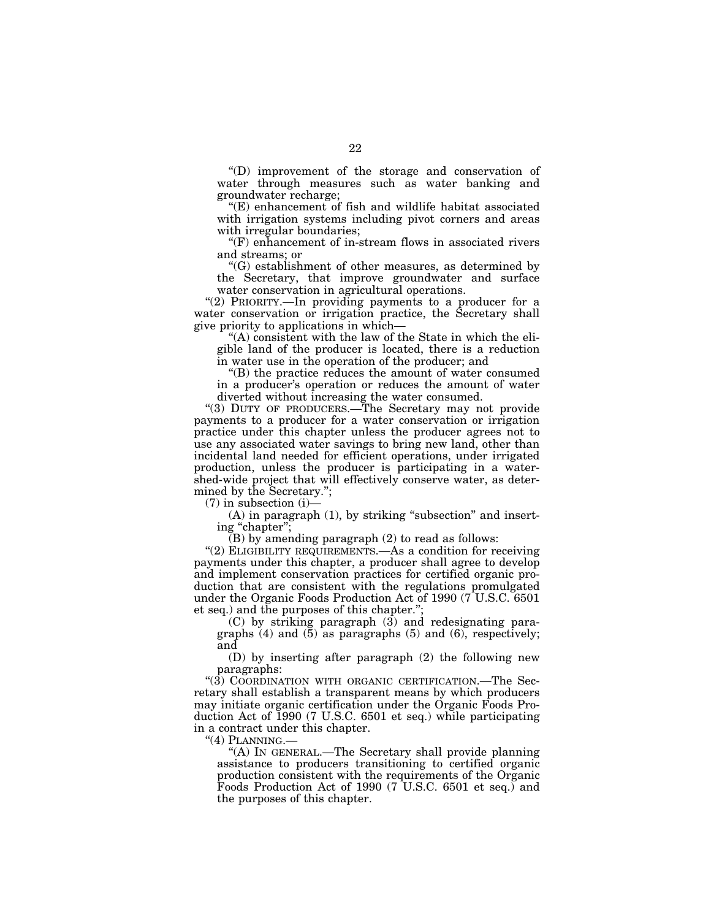"(D) improvement of the storage and conservation of water through measures such as water banking and groundwater recharge;

"(E) enhancement of fish and wildlife habitat associated with irrigation systems including pivot corners and areas with irregular boundaries;

"(F) enhancement of in-stream flows in associated rivers and streams; or

"(G) establishment of other measures, as determined by the Secretary, that improve groundwater and surface water conservation in agricultural operations.

"(2) PRIORITY.—In providing payments to a producer for a water conservation or irrigation practice, the Secretary shall give priority to applications in which—

"(A) consistent with the law of the State in which the eligible land of the producer is located, there is a reduction in water use in the operation of the producer; and

"(B) the practice reduces the amount of water consumed in a producer's operation or reduces the amount of water diverted without increasing the water consumed.

"(3) DUTY OF PRODUCERS.—The Secretary may not provide payments to a producer for a water conservation or irrigation practice under this chapter unless the producer agrees not to use any associated water savings to bring new land, other than incidental land needed for efficient operations, under irrigated production, unless the producer is participating in a watershed-wide project that will effectively conserve water, as determined by the Secretary.";

(7) in subsection (i)—

(A) in paragraph (1), by striking "subsection" and inserting "chapter";

(B) by amending paragraph (2) to read as follows:

"(2) ELIGIBILITY REQUIREMENTS.—As a condition for receiving payments under this chapter, a producer shall agree to develop and implement conservation practices for certified organic production that are consistent with the regulations promulgated under the Organic Foods Production Act of 1990 (7 U.S.C. 6501 et seq.) and the purposes of this chapter.";

(C) by striking paragraph (3) and redesignating paragraphs (4) and (5) as paragraphs (5) and (6), respectively; and

(D) by inserting after paragraph (2) the following new paragraphs:

"(3) COORDINATION WITH ORGANIC CERTIFICATION.—The Secretary shall establish a transparent means by which producers may initiate organic certification under the Organic Foods Production Act of 1990 (7 U.S.C. 6501 et seq.) while participating in a contract under this chapter.

"(4) PLANNING.—

"(A) IN GENERAL.—The Secretary shall provide planning assistance to producers transitioning to certified organic production consistent with the requirements of the Organic Foods Production Act of 1990 (7 U.S.C. 6501 et seq.) and the purposes of this chapter.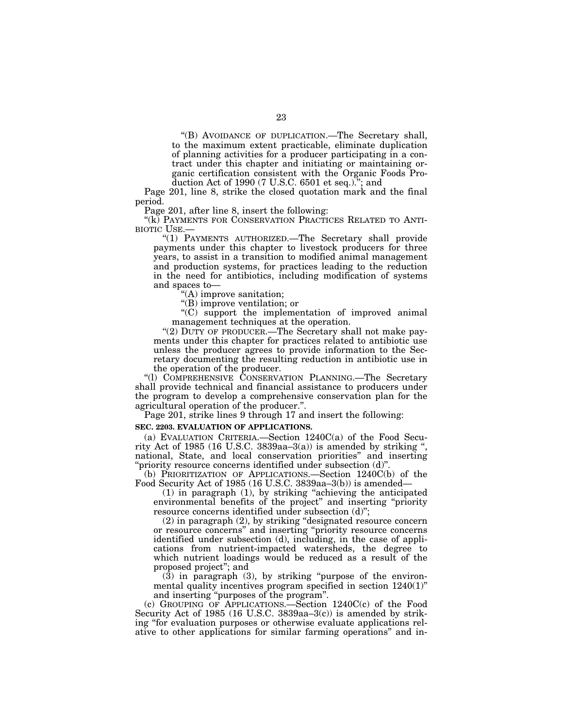"(B) AVOIDANCE OF DUPLICATION.—The Secretary shall, to the maximum extent practicable, eliminate duplication of planning activities for a producer participating in a contract under this chapter and initiating or maintaining organic certification consistent with the Organic Foods Production Act of 1990 (7 U.S.C. 6501 et seq.)."; and

Page 201, line 8, strike the closed quotation mark and the final period.

Page 201, after line 8, insert the following:

"(k) PAYMENTS FOR CONSERVATION PRACTICES RELATED TO ANTIBIOTIC USE.—

"(1) PAYMENTS AUTHORIZED.—The Secretary shall provide payments under this chapter to livestock producers for three years, to assist in a transition to modified animal management and production systems, for practices leading to the reduction in the need for antibiotics, including modification of systems and spaces to—

"(A) improve sanitation;

"(B) improve ventilation; or

"(C) support the implementation of improved animal management techniques at the operation.

"(2) DUTY OF PRODUCER.—The Secretary shall not make payments under this chapter for practices related to antibiotic use unless the producer agrees to provide information to the Secretary documenting the resulting reduction in antibiotic use in the operation of the producer.

"(l) COMPREHENSIVE CONSERVATION PLANNING.—The Secretary shall provide technical and financial assistance to producers under the program to develop a comprehensive conservation plan for the agricultural operation of the producer.".

Page 201, strike lines 9 through 17 and insert the following:

**SEC. 2203. EVALUATION OF APPLICATIONS.**

(a) EVALUATION CRITERIA.—Section 1240C(a) of the Food Security Act of 1985 (16 U.S.C. 3839aa–3(a)) is amended by striking ", national, State, and local conservation priorities" and inserting "priority resource concerns identified under subsection (d)".

(b) PRIORITIZATION OF APPLICATIONS.—Section 1240C(b) of the Food Security Act of 1985 (16 U.S.C. 3839aa–3(b)) is amended—

(1) in paragraph (1), by striking "achieving the anticipated environmental benefits of the project" and inserting "priority resource concerns identified under subsection (d)";

(2) in paragraph (2), by striking "designated resource concern or resource concerns" and inserting "priority resource concerns identified under subsection (d), including, in the case of applications from nutrient-impacted watersheds, the degree to which nutrient loadings would be reduced as a result of the proposed project"; and

(3) in paragraph (3), by striking "purpose of the environmental quality incentives program specified in section 1240(1)" and inserting "purposes of the program".

(c) GROUPING OF APPLICATIONS.—Section 1240C(c) of the Food Security Act of 1985 (16 U.S.C. 3839aa–3(c)) is amended by striking "for evaluation purposes or otherwise evaluate applications relative to other applications for similar farming operations" and in-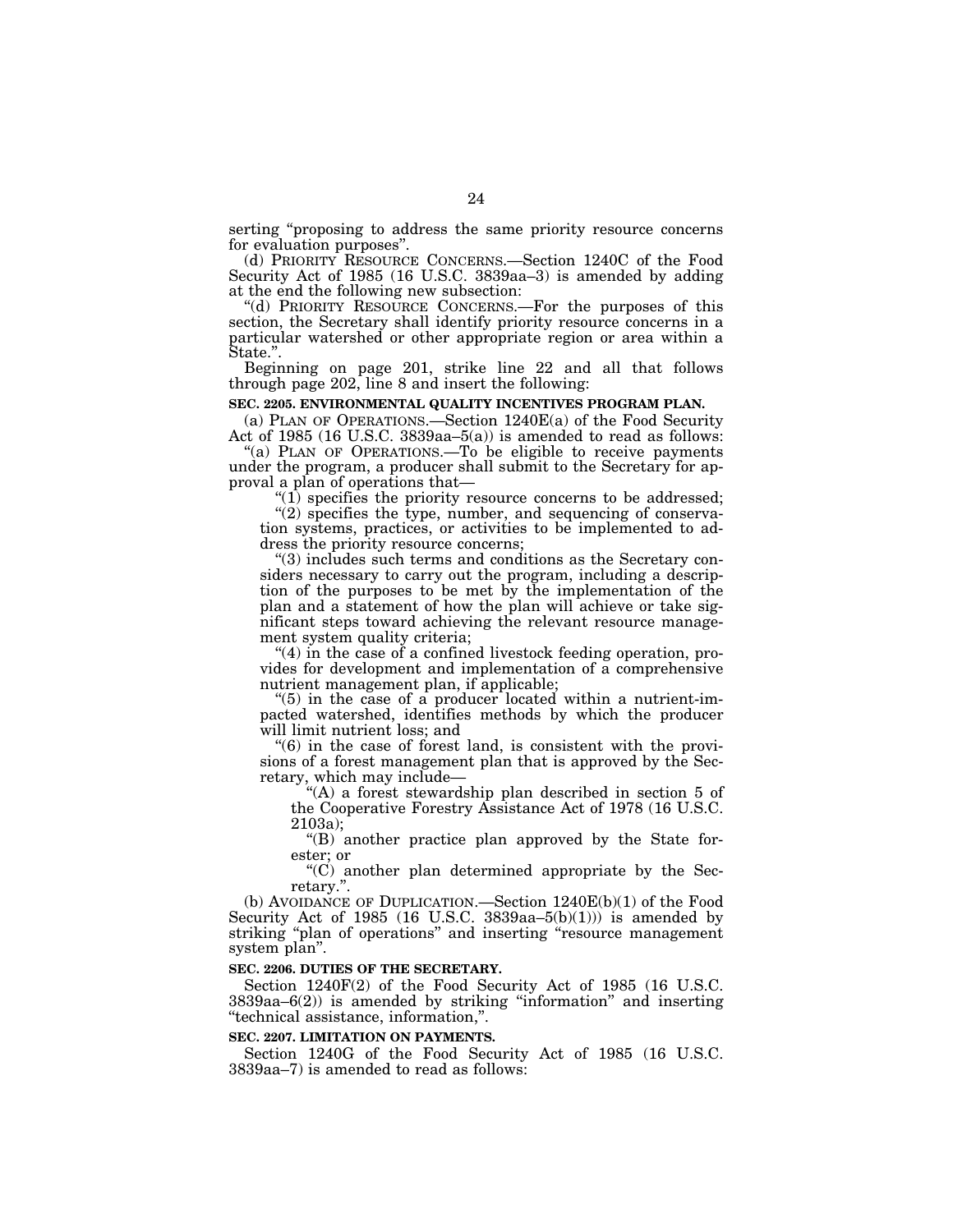serting "proposing to address the same priority resource concerns for evaluation purposes".

(d) PRIORITY RESOURCE CONCERNS.—Section 1240C of the Food Security Act of 1985 (16 U.S.C. 3839aa–3) is amended by adding at the end the following new subsection:

"(d) PRIORITY RESOURCE CONCERNS.—For the purposes of this section, the Secretary shall identify priority resource concerns in a particular watershed or other appropriate region or area within a State.".

Beginning on page 201, strike line 22 and all that follows through page 202, line 8 and insert the following:

**SEC. 2205. ENVIRONMENTAL QUALITY INCENTIVES PROGRAM PLAN.**

(a) PLAN OF OPERATIONS.—Section 1240E(a) of the Food Security Act of 1985 (16 U.S.C. 3839aa–5(a)) is amended to read as follows:

"(a) PLAN OF OPERATIONS.—To be eligible to receive payments under the program, a producer shall submit to the Secretary for approval a plan of operations that—

"(1) specifies the priority resource concerns to be addressed;

"(2) specifies the type, number, and sequencing of conservation systems, practices, or activities to be implemented to address the priority resource concerns;

"(3) includes such terms and conditions as the Secretary considers necessary to carry out the program, including a description of the purposes to be met by the implementation of the plan and a statement of how the plan will achieve or take significant steps toward achieving the relevant resource management system quality criteria;

"(4) in the case of a confined livestock feeding operation, provides for development and implementation of a comprehensive nutrient management plan, if applicable;

"(5) in the case of a producer located within a nutrient-impacted watershed, identifies methods by which the producer will limit nutrient loss; and

"(6) in the case of forest land, is consistent with the provisions of a forest management plan that is approved by the Secretary, which may include—

"(A) a forest stewardship plan described in section 5 of the Cooperative Forestry Assistance Act of 1978 (16 U.S.C. 2103a);

"(B) another practice plan approved by the State forester; or

"(C) another plan determined appropriate by the Secretary.".

(b) AVOIDANCE OF DUPLICATION.—Section 1240E(b)(1) of the Food Security Act of 1985 (16 U.S.C. 3839aa–5(b)(1))) is amended by striking "plan of operations" and inserting "resource management system plan".

**SEC. 2206. DUTIES OF THE SECRETARY.**

Section 1240F(2) of the Food Security Act of 1985 (16 U.S.C. 3839aa–6(2)) is amended by striking "information" and inserting "technical assistance, information,".

**SEC. 2207. LIMITATION ON PAYMENTS.**

Section 1240G of the Food Security Act of 1985 (16 U.S.C. 3839aa–7) is amended to read as follows: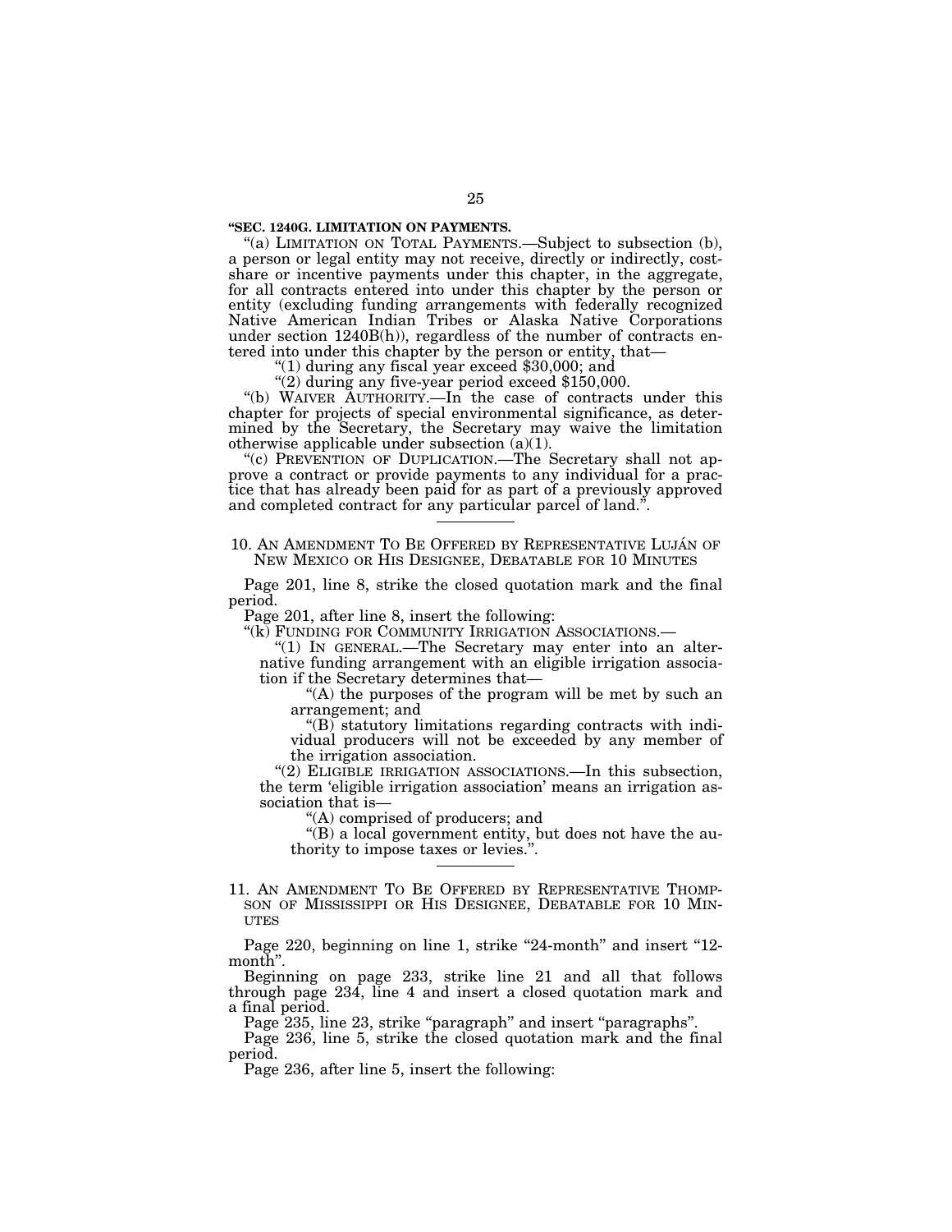**"SEC. 1240G. LIMITATION ON PAYMENTS.**

"(a) LIMITATION ON TOTAL PAYMENTS.—Subject to subsection (b), a person or legal entity may not receive, directly or indirectly, cost-share or incentive payments under this chapter, in the aggregate, for all contracts entered into under this chapter by the person or entity (excluding funding arrangements with federally recognized Native American Indian Tribes or Alaska Native Corporations under section 1240B(h)), regardless of the number of contracts entered into under this chapter by the person or entity, that—

"(1) during any fiscal year exceed $30,000; and

"(2) during any five-year period exceed $150,000.

"(b) WAIVER AUTHORITY.—In the case of contracts under this chapter for projects of special environmental significance, as determined by the Secretary, the Secretary may waive the limitation otherwise applicable under subsection (a)(1).

"(c) PREVENTION OF DUPLICATION.—The Secretary shall not approve a contract or provide payments to any individual for a practice that has already been paid for as part of a previously approved and completed contract for any particular parcel of land.".

---

10. AN AMENDMENT TO BE OFFERED BY REPRESENTATIVE LUJÁN OF NEW MEXICO OR HIS DESIGNEE, DEBATABLE FOR 10 MINUTES

Page 201, line 8, strike the closed quotation mark and the final period.

Page 201, after line 8, insert the following:

"(k) FUNDING FOR COMMUNITY IRRIGATION ASSOCIATIONS.—

"(1) IN GENERAL.—The Secretary may enter into an alternative funding arrangement with an eligible irrigation association if the Secretary determines that—

"(A) the purposes of the program will be met by such an arrangement; and

"(B) statutory limitations regarding contracts with individual producers will not be exceeded by any member of the irrigation association.

"(2) ELIGIBLE IRRIGATION ASSOCIATIONS.—In this subsection, the term 'eligible irrigation association' means an irrigation association that is—

"(A) comprised of producers; and

"(B) a local government entity, but does not have the authority to impose taxes or levies.".

---

11. AN AMENDMENT TO BE OFFERED BY REPRESENTATIVE THOMPSON OF MISSISSIPPI OR HIS DESIGNEE, DEBATABLE FOR 10 MINUTES

Page 220, beginning on line 1, strike "24-month" and insert "12-month".

Beginning on page 233, strike line 21 and all that follows through page 234, line 4 and insert a closed quotation mark and a final period.

Page 235, line 23, strike "paragraph" and insert "paragraphs".

Page 236, line 5, strike the closed quotation mark and the final period.

Page 236, after line 5, insert the following: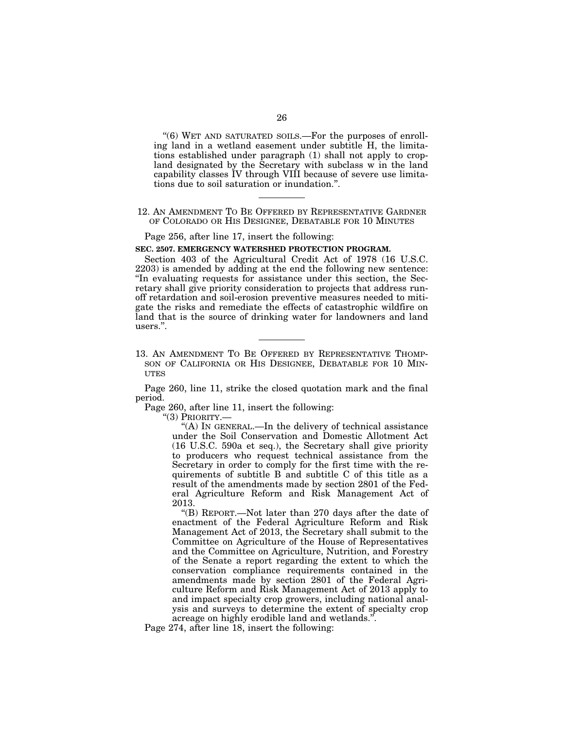"(6) WET AND SATURATED SOILS.—For the purposes of enrolling land in a wetland easement under subtitle H, the limitations established under paragraph (1) shall not apply to cropland designated by the Secretary with subclass w in the land capability classes IV through VIII because of severe use limitations due to soil saturation or inundation.".

---

12. AN AMENDMENT TO BE OFFERED BY REPRESENTATIVE GARDNER OF COLORADO OR HIS DESIGNEE, DEBATABLE FOR 10 MINUTES

Page 256, after line 17, insert the following:

**SEC. 2507. EMERGENCY WATERSHED PROTECTION PROGRAM.**

Section 403 of the Agricultural Credit Act of 1978 (16 U.S.C. 2203) is amended by adding at the end the following new sentence: "In evaluating requests for assistance under this section, the Secretary shall give priority consideration to projects that address runoff retardation and soil-erosion preventive measures needed to mitigate the risks and remediate the effects of catastrophic wildfire on land that is the source of drinking water for landowners and land users.".

---

13. AN AMENDMENT TO BE OFFERED BY REPRESENTATIVE THOMPSON OF CALIFORNIA OR HIS DESIGNEE, DEBATABLE FOR 10 MINUTES

Page 260, line 11, strike the closed quotation mark and the final period.

Page 260, after line 11, insert the following:

"(3) PRIORITY.—

"(A) IN GENERAL.—In the delivery of technical assistance under the Soil Conservation and Domestic Allotment Act (16 U.S.C. 590a et seq.), the Secretary shall give priority to producers who request technical assistance from the Secretary in order to comply for the first time with the requirements of subtitle B and subtitle C of this title as a result of the amendments made by section 2801 of the Federal Agriculture Reform and Risk Management Act of 2013.

"(B) REPORT.—Not later than 270 days after the date of enactment of the Federal Agriculture Reform and Risk Management Act of 2013, the Secretary shall submit to the Committee on Agriculture of the House of Representatives and the Committee on Agriculture, Nutrition, and Forestry of the Senate a report regarding the extent to which the conservation compliance requirements contained in the amendments made by section 2801 of the Federal Agriculture Reform and Risk Management Act of 2013 apply to and impact specialty crop growers, including national analysis and surveys to determine the extent of specialty crop acreage on highly erodible land and wetlands.".

Page 274, after line 18, insert the following: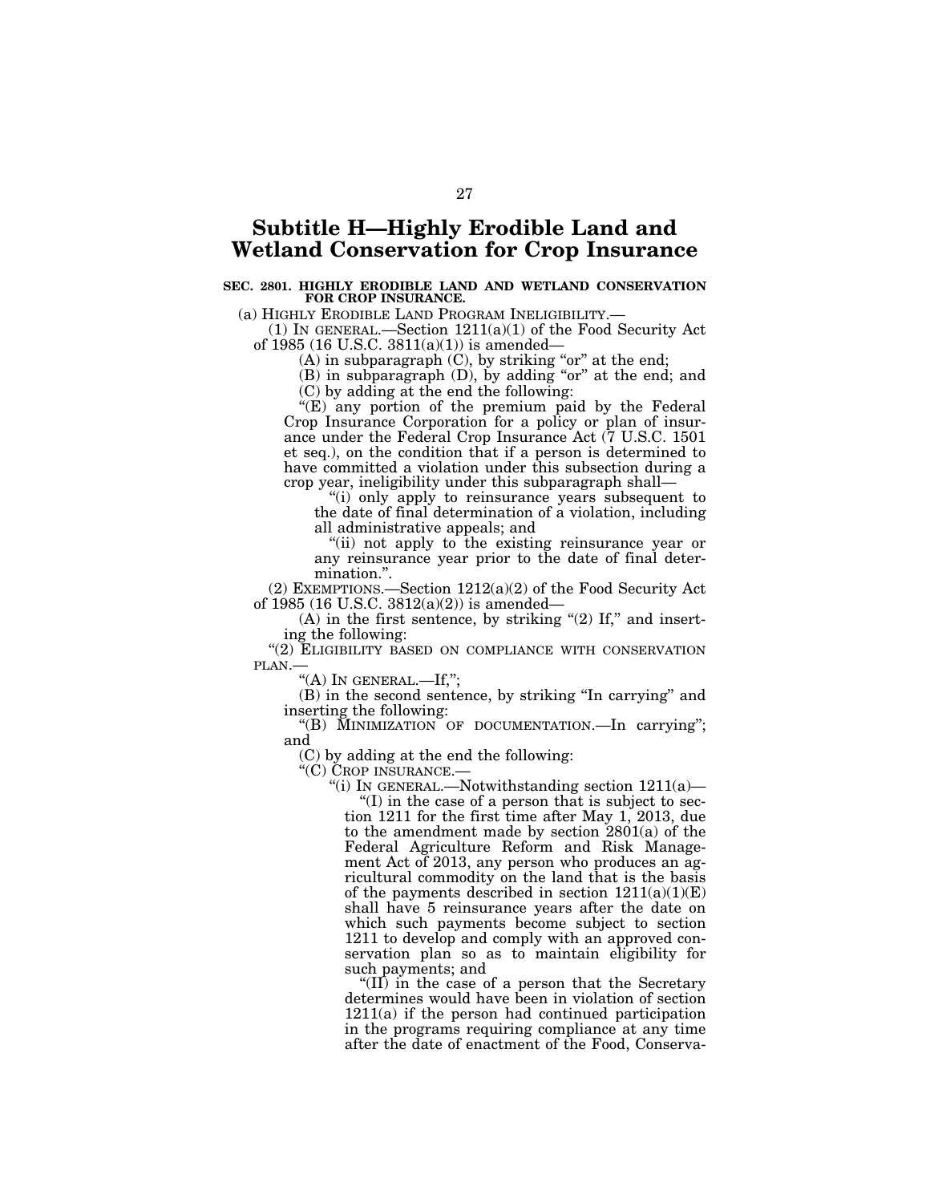# Subtitle H—Highly Erodible Land and Wetland Conservation for Crop Insurance

**SEC. 2801. HIGHLY ERODIBLE LAND AND WETLAND CONSERVATION FOR CROP INSURANCE.**

(a) HIGHLY ERODIBLE LAND PROGRAM INELIGIBILITY.—

(1) IN GENERAL.—Section 1211(a)(1) of the Food Security Act of 1985 (16 U.S.C. 3811(a)(1)) is amended—

(A) in subparagraph (C), by striking "or" at the end;

(B) in subparagraph (D), by adding "or" at the end; and

(C) by adding at the end the following:

"(E) any portion of the premium paid by the Federal Crop Insurance Corporation for a policy or plan of insurance under the Federal Crop Insurance Act (7 U.S.C. 1501 et seq.), on the condition that if a person is determined to have committed a violation under this subsection during a crop year, ineligibility under this subparagraph shall—

"(i) only apply to reinsurance years subsequent to the date of final determination of a violation, including all administrative appeals; and

"(ii) not apply to the existing reinsurance year or any reinsurance year prior to the date of final determination.".

(2) EXEMPTIONS.—Section 1212(a)(2) of the Food Security Act of 1985 (16 U.S.C. 3812(a)(2)) is amended—

(A) in the first sentence, by striking "(2) If," and inserting the following:

"(2) ELIGIBILITY BASED ON COMPLIANCE WITH CONSERVATION PLAN.—

"(A) IN GENERAL.—If,";

(B) in the second sentence, by striking "In carrying" and inserting the following:

"(B) MINIMIZATION OF DOCUMENTATION.—In carrying"; and

(C) by adding at the end the following:

"(C) CROP INSURANCE.—

"(i) IN GENERAL.—Notwithstanding section 1211(a)—

"(I) in the case of a person that is subject to section 1211 for the first time after May 1, 2013, due to the amendment made by section 2801(a) of the Federal Agriculture Reform and Risk Management Act of 2013, any person who produces an agricultural commodity on the land that is the basis of the payments described in section 1211(a)(1)(E) shall have 5 reinsurance years after the date on which such payments become subject to section 1211 to develop and comply with an approved conservation plan so as to maintain eligibility for such payments; and

"(II) in the case of a person that the Secretary determines would have been in violation of section 1211(a) if the person had continued participation in the programs requiring compliance at any time after the date of enactment of the Food, Conserva-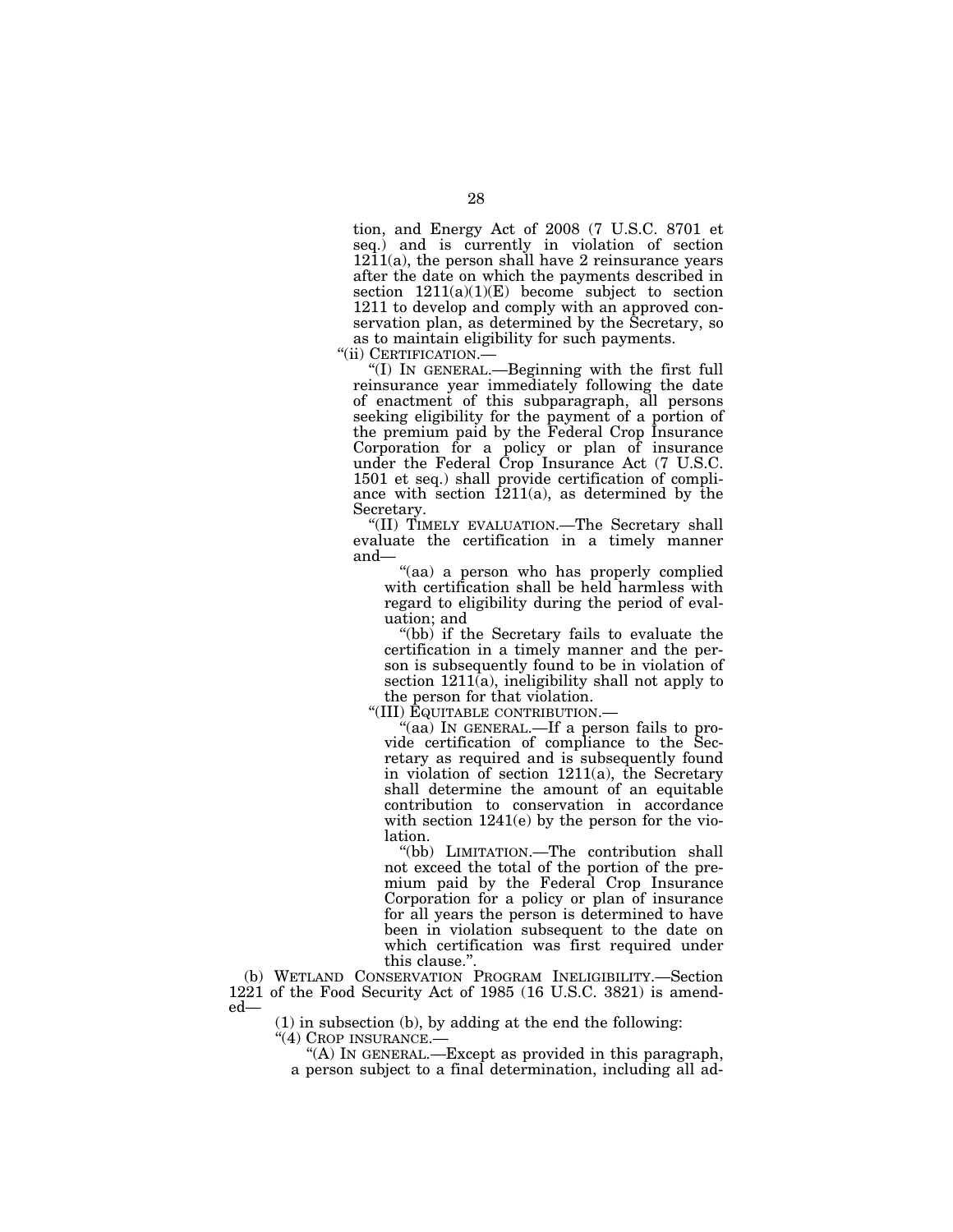tion, and Energy Act of 2008 (7 U.S.C. 8701 et seq.) and is currently in violation of section 1211(a), the person shall have 2 reinsurance years after the date on which the payments described in section 1211(a)(1)(E) become subject to section 1211 to develop and comply with an approved conservation plan, as determined by the Secretary, so as to maintain eligibility for such payments.

"(ii) CERTIFICATION.—

"(I) IN GENERAL.—Beginning with the first full reinsurance year immediately following the date of enactment of this subparagraph, all persons seeking eligibility for the payment of a portion of the premium paid by the Federal Crop Insurance Corporation for a policy or plan of insurance under the Federal Crop Insurance Act (7 U.S.C. 1501 et seq.) shall provide certification of compliance with section 1211(a), as determined by the Secretary.

"(II) TIMELY EVALUATION.—The Secretary shall evaluate the certification in a timely manner and—

"(aa) a person who has properly complied with certification shall be held harmless with regard to eligibility during the period of evaluation; and

"(bb) if the Secretary fails to evaluate the certification in a timely manner and the person is subsequently found to be in violation of section 1211(a), ineligibility shall not apply to the person for that violation.

"(III) EQUITABLE CONTRIBUTION.—

"(aa) IN GENERAL.—If a person fails to provide certification of compliance to the Secretary as required and is subsequently found in violation of section 1211(a), the Secretary shall determine the amount of an equitable contribution to conservation in accordance with section 1241(e) by the person for the violation.

"(bb) LIMITATION.—The contribution shall not exceed the total of the portion of the premium paid by the Federal Crop Insurance Corporation for a policy or plan of insurance for all years the person is determined to have been in violation subsequent to the date on which certification was first required under this clause.".

(b) WETLAND CONSERVATION PROGRAM INELIGIBILITY.—Section 1221 of the Food Security Act of 1985 (16 U.S.C. 3821) is amended—

(1) in subsection (b), by adding at the end the following:

"(4) CROP INSURANCE.—

"(A) IN GENERAL.—Except as provided in this paragraph, a person subject to a final determination, including all ad-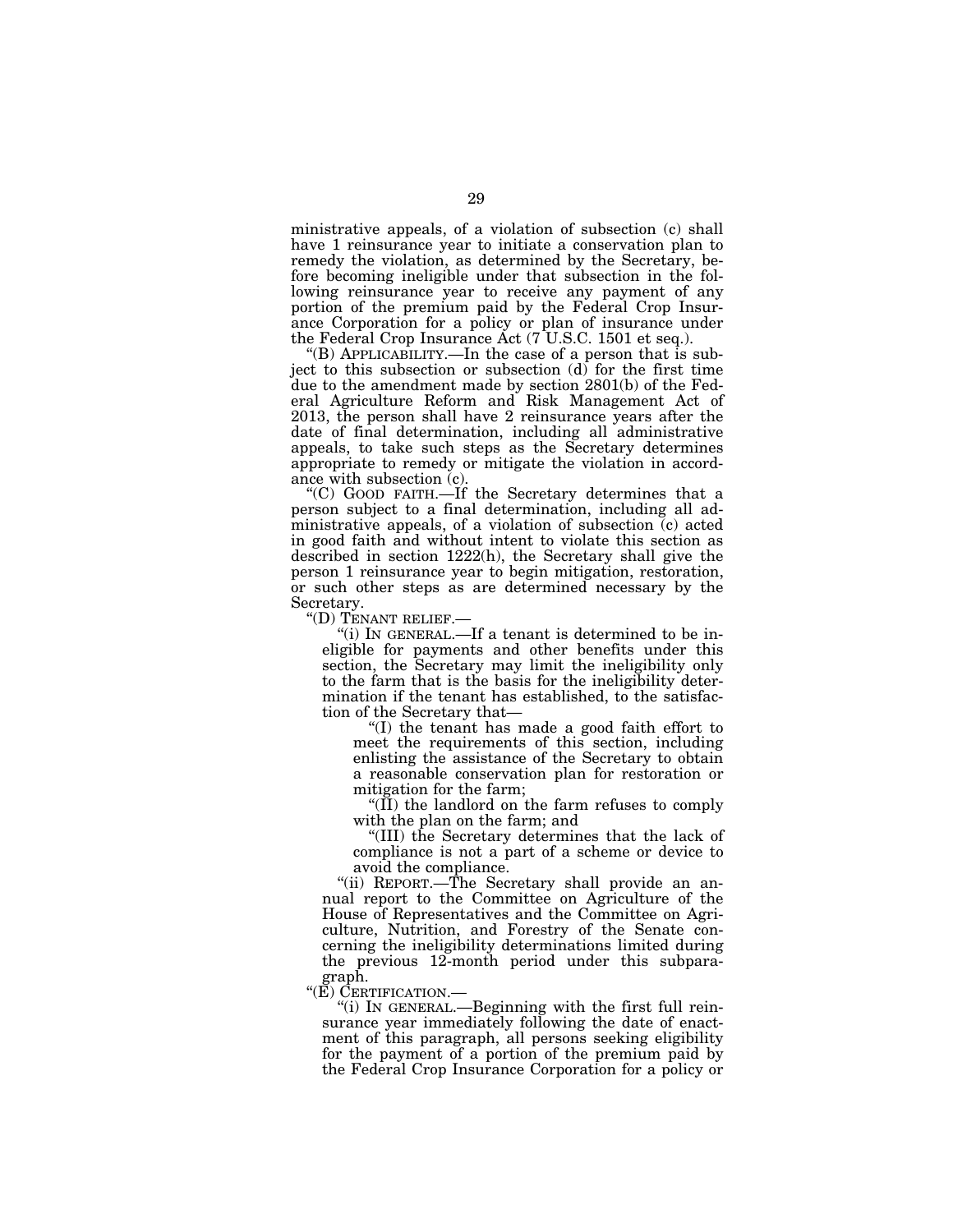ministrative appeals, of a violation of subsection (c) shall have 1 reinsurance year to initiate a conservation plan to remedy the violation, as determined by the Secretary, before becoming ineligible under that subsection in the following reinsurance year to receive any payment of any portion of the premium paid by the Federal Crop Insurance Corporation for a policy or plan of insurance under the Federal Crop Insurance Act (7 U.S.C. 1501 et seq.).

"(B) APPLICABILITY.—In the case of a person that is subject to this subsection or subsection (d) for the first time due to the amendment made by section 2801(b) of the Federal Agriculture Reform and Risk Management Act of 2013, the person shall have 2 reinsurance years after the date of final determination, including all administrative appeals, to take such steps as the Secretary determines appropriate to remedy or mitigate the violation in accordance with subsection (c).

"(C) GOOD FAITH.—If the Secretary determines that a person subject to a final determination, including all administrative appeals, of a violation of subsection (c) acted in good faith and without intent to violate this section as described in section 1222(h), the Secretary shall give the person 1 reinsurance year to begin mitigation, restoration, or such other steps as are determined necessary by the Secretary.

"(D) TENANT RELIEF.—

"(i) IN GENERAL.—If a tenant is determined to be ineligible for payments and other benefits under this section, the Secretary may limit the ineligibility only to the farm that is the basis for the ineligibility determination if the tenant has established, to the satisfaction of the Secretary that—

"(I) the tenant has made a good faith effort to meet the requirements of this section, including enlisting the assistance of the Secretary to obtain a reasonable conservation plan for restoration or mitigation for the farm;

"(II) the landlord on the farm refuses to comply with the plan on the farm; and

"(III) the Secretary determines that the lack of compliance is not a part of a scheme or device to avoid the compliance.

"(ii) REPORT.—The Secretary shall provide an annual report to the Committee on Agriculture of the House of Representatives and the Committee on Agriculture, Nutrition, and Forestry of the Senate concerning the ineligibility determinations limited during the previous 12-month period under this subparagraph.

"(E) CERTIFICATION.—

"(i) IN GENERAL.—Beginning with the first full reinsurance year immediately following the date of enactment of this paragraph, all persons seeking eligibility for the payment of a portion of the premium paid by the Federal Crop Insurance Corporation for a policy or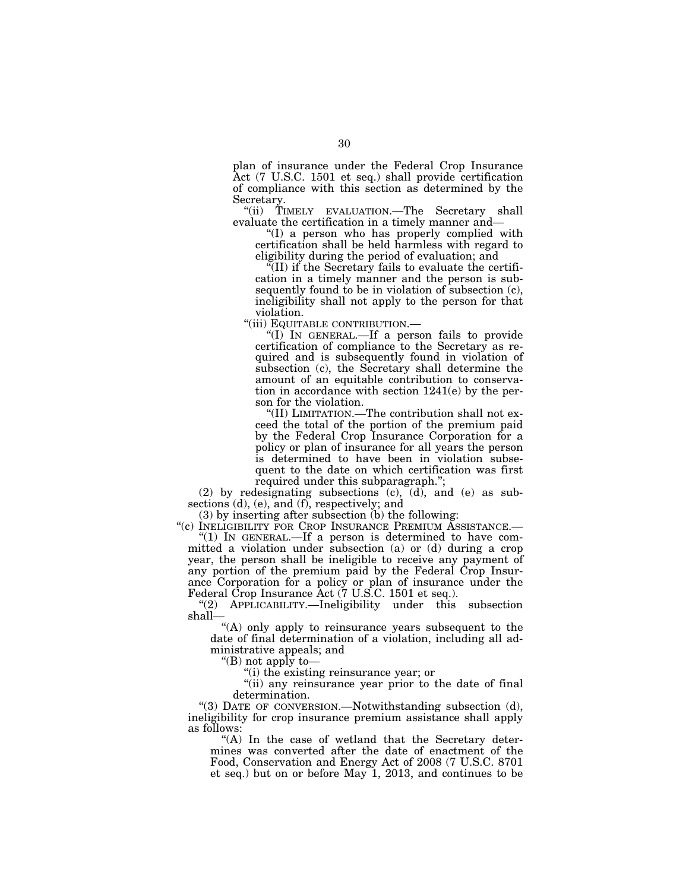plan of insurance under the Federal Crop Insurance Act (7 U.S.C. 1501 et seq.) shall provide certification of compliance with this section as determined by the Secretary.

"(ii) TIMELY EVALUATION.—The Secretary shall evaluate the certification in a timely manner and—

"(I) a person who has properly complied with certification shall be held harmless with regard to eligibility during the period of evaluation; and

"(II) if the Secretary fails to evaluate the certification in a timely manner and the person is subsequently found to be in violation of subsection (c), ineligibility shall not apply to the person for that violation.

"(iii) EQUITABLE CONTRIBUTION.—

"(I) IN GENERAL.—If a person fails to provide certification of compliance to the Secretary as required and is subsequently found in violation of subsection (c), the Secretary shall determine the amount of an equitable contribution to conservation in accordance with section 1241(e) by the person for the violation.

"(II) LIMITATION.—The contribution shall not exceed the total of the portion of the premium paid by the Federal Crop Insurance Corporation for a policy or plan of insurance for all years the person is determined to have been in violation subsequent to the date on which certification was first required under this subparagraph.";

(2) by redesignating subsections (c), (d), and (e) as subsections (d), (e), and (f), respectively; and

(3) by inserting after subsection (b) the following:

"(c) INELIGIBILITY FOR CROP INSURANCE PREMIUM ASSISTANCE.—

"(1) IN GENERAL.—If a person is determined to have committed a violation under subsection (a) or (d) during a crop year, the person shall be ineligible to receive any payment of any portion of the premium paid by the Federal Crop Insurance Corporation for a policy or plan of insurance under the Federal Crop Insurance Act (7 U.S.C. 1501 et seq.).

"(2) APPLICABILITY.—Ineligibility under this subsection shall—

"(A) only apply to reinsurance years subsequent to the date of final determination of a violation, including all administrative appeals; and

"(B) not apply to—

"(i) the existing reinsurance year; or

"(ii) any reinsurance year prior to the date of final determination.

"(3) DATE OF CONVERSION.—Notwithstanding subsection (d), ineligibility for crop insurance premium assistance shall apply as follows:

"(A) In the case of wetland that the Secretary determines was converted after the date of enactment of the Food, Conservation and Energy Act of 2008 (7 U.S.C. 8701 et seq.) but on or before May 1, 2013, and continues to be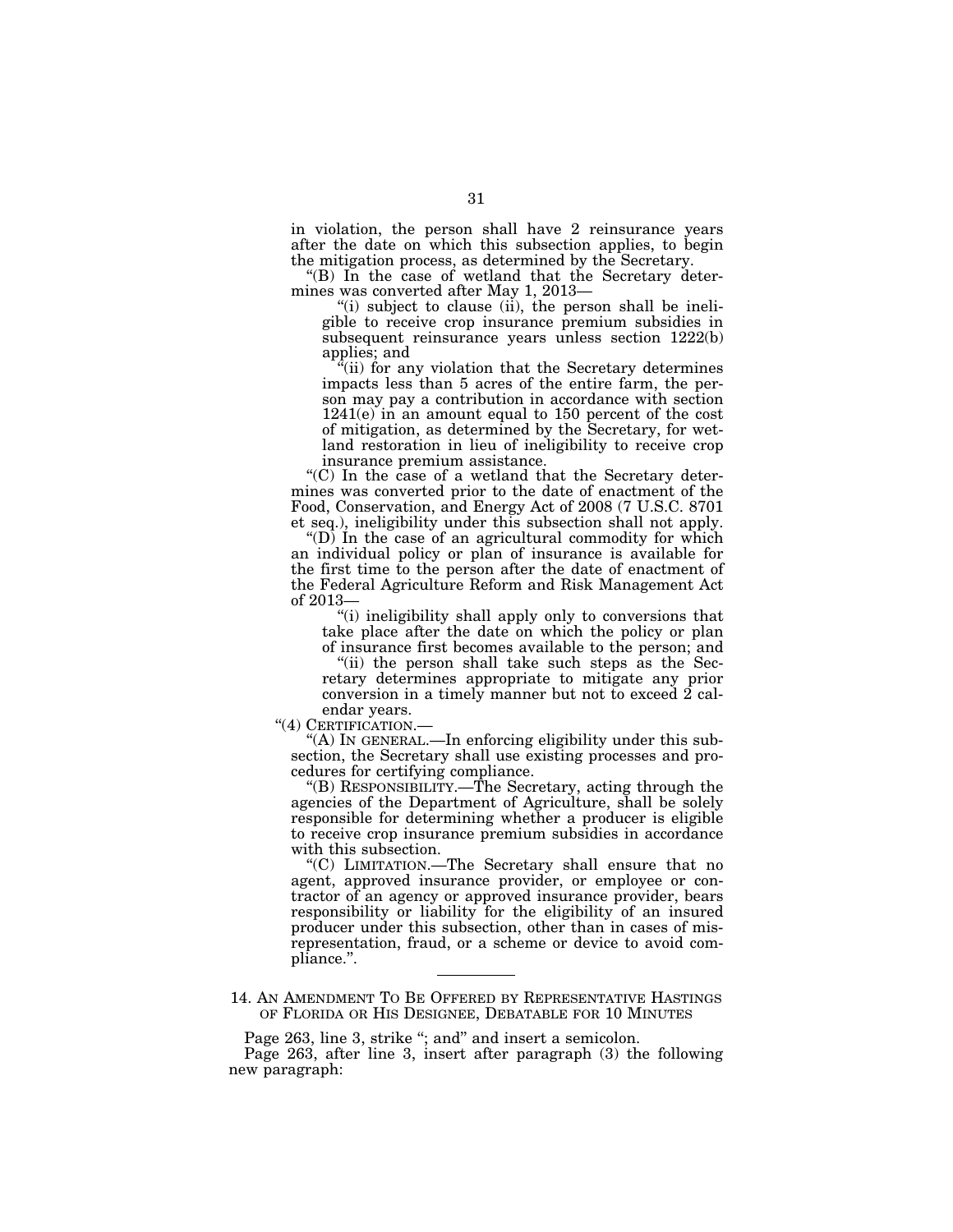in violation, the person shall have 2 reinsurance years after the date on which this subsection applies, to begin the mitigation process, as determined by the Secretary.

"(B) In the case of wetland that the Secretary determines was converted after May 1, 2013—

"(i) subject to clause (ii), the person shall be ineligible to receive crop insurance premium subsidies in subsequent reinsurance years unless section 1222(b) applies; and

"(ii) for any violation that the Secretary determines impacts less than 5 acres of the entire farm, the person may pay a contribution in accordance with section 1241(e) in an amount equal to 150 percent of the cost of mitigation, as determined by the Secretary, for wetland restoration in lieu of ineligibility to receive crop insurance premium assistance.

"(C) In the case of a wetland that the Secretary determines was converted prior to the date of enactment of the Food, Conservation, and Energy Act of 2008 (7 U.S.C. 8701 et seq.), ineligibility under this subsection shall not apply.

"(D) In the case of an agricultural commodity for which an individual policy or plan of insurance is available for the first time to the person after the date of enactment of the Federal Agriculture Reform and Risk Management Act of 2013—

"(i) ineligibility shall apply only to conversions that take place after the date on which the policy or plan of insurance first becomes available to the person; and

"(ii) the person shall take such steps as the Secretary determines appropriate to mitigate any prior conversion in a timely manner but not to exceed 2 calendar years.

"(4) CERTIFICATION.—

"(A) IN GENERAL.—In enforcing eligibility under this subsection, the Secretary shall use existing processes and procedures for certifying compliance.

"(B) RESPONSIBILITY.—The Secretary, acting through the agencies of the Department of Agriculture, shall be solely responsible for determining whether a producer is eligible to receive crop insurance premium subsidies in accordance with this subsection.

"(C) LIMITATION.—The Secretary shall ensure that no agent, approved insurance provider, or employee or contractor of an agency or approved insurance provider, bears responsibility or liability for the eligibility of an insured producer under this subsection, other than in cases of misrepresentation, fraud, or a scheme or device to avoid compliance.".

---

## 14. AN AMENDMENT TO BE OFFERED BY REPRESENTATIVE HASTINGS OF FLORIDA OR HIS DESIGNEE, DEBATABLE FOR 10 MINUTES

Page 263, line 3, strike "; and" and insert a semicolon.

Page 263, after line 3, insert after paragraph (3) the following new paragraph: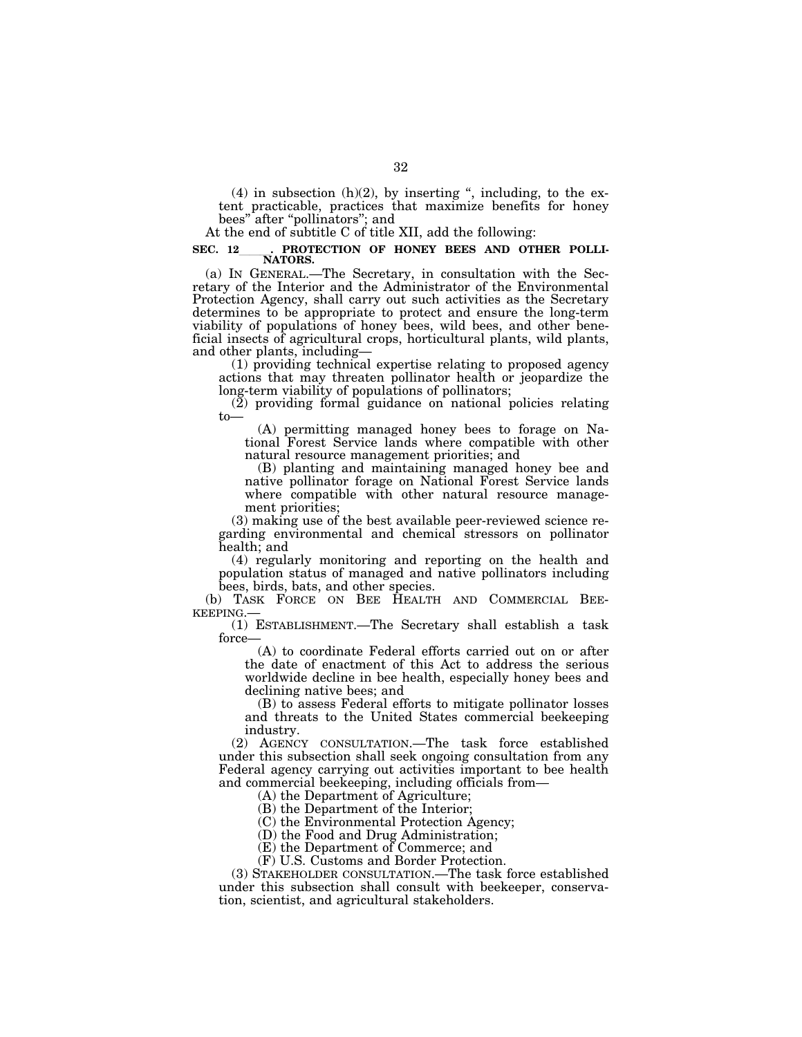(4) in subsection (h)(2), by inserting ", including, to the extent practicable, practices that maximize benefits for honey bees" after "pollinators"; and

At the end of subtitle C of title XII, add the following:

**SEC. 12\_\_\_\_. PROTECTION OF HONEY BEES AND OTHER POLLINATORS.**

(a) IN GENERAL.—The Secretary, in consultation with the Secretary of the Interior and the Administrator of the Environmental Protection Agency, shall carry out such activities as the Secretary determines to be appropriate to protect and ensure the long-term viability of populations of honey bees, wild bees, and other beneficial insects of agricultural crops, horticultural plants, wild plants, and other plants, including—

(1) providing technical expertise relating to proposed agency actions that may threaten pollinator health or jeopardize the long-term viability of populations of pollinators;

(2) providing formal guidance on national policies relating to—

(A) permitting managed honey bees to forage on National Forest Service lands where compatible with other natural resource management priorities; and

(B) planting and maintaining managed honey bee and native pollinator forage on National Forest Service lands where compatible with other natural resource management priorities;

(3) making use of the best available peer-reviewed science regarding environmental and chemical stressors on pollinator health; and

(4) regularly monitoring and reporting on the health and population status of managed and native pollinators including bees, birds, bats, and other species.

(b) TASK FORCE ON BEE HEALTH AND COMMERCIAL BEEKEEPING.—

(1) ESTABLISHMENT.—The Secretary shall establish a task force—

(A) to coordinate Federal efforts carried out on or after the date of enactment of this Act to address the serious worldwide decline in bee health, especially honey bees and declining native bees; and

(B) to assess Federal efforts to mitigate pollinator losses and threats to the United States commercial beekeeping industry.

(2) AGENCY CONSULTATION.—The task force established under this subsection shall seek ongoing consultation from any Federal agency carrying out activities important to bee health and commercial beekeeping, including officials from—

(A) the Department of Agriculture;

(B) the Department of the Interior;

(C) the Environmental Protection Agency;

(D) the Food and Drug Administration;

(E) the Department of Commerce; and

(F) U.S. Customs and Border Protection.

(3) STAKEHOLDER CONSULTATION.—The task force established under this subsection shall consult with beekeeper, conservation, scientist, and agricultural stakeholders.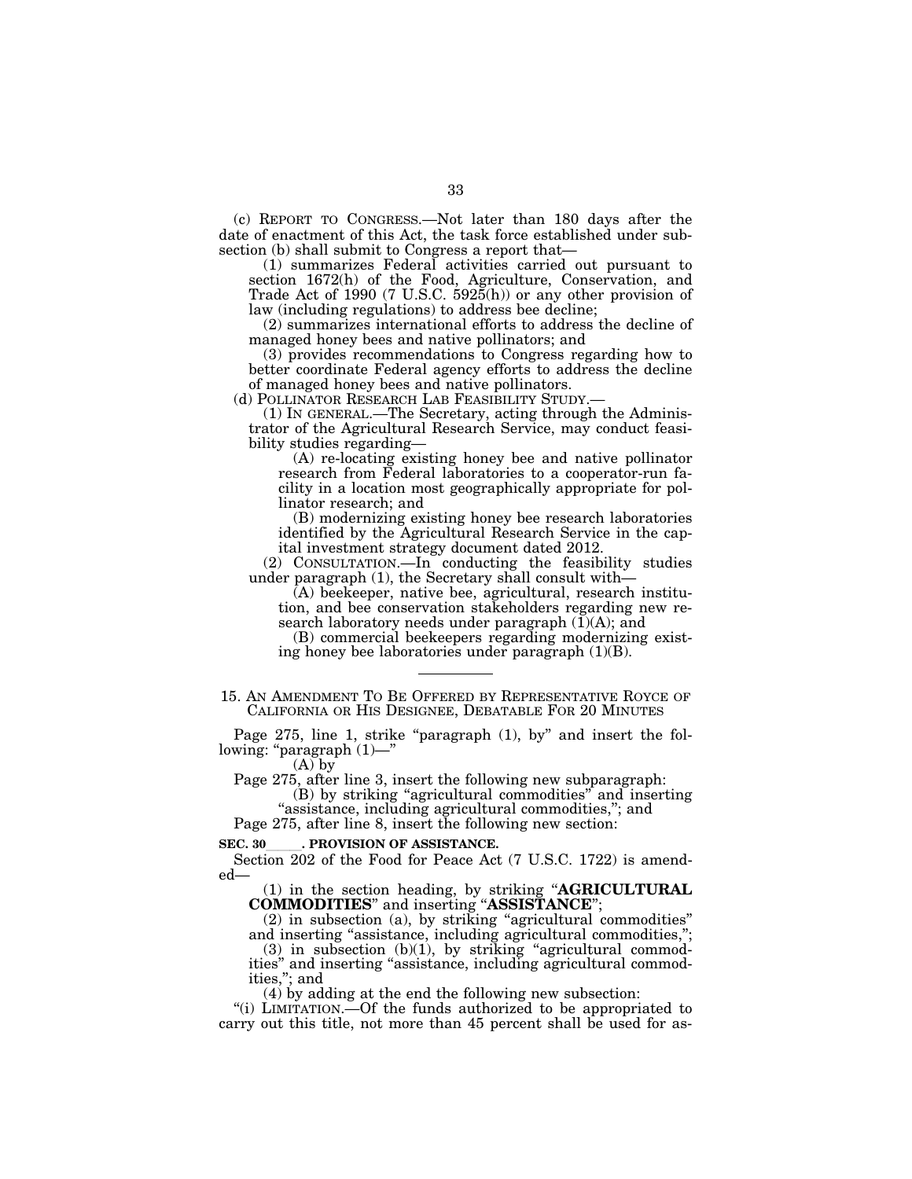(c) REPORT TO CONGRESS.—Not later than 180 days after the date of enactment of this Act, the task force established under subsection (b) shall submit to Congress a report that—

(1) summarizes Federal activities carried out pursuant to section 1672(h) of the Food, Agriculture, Conservation, and Trade Act of 1990 (7 U.S.C. 5925(h)) or any other provision of law (including regulations) to address bee decline;

(2) summarizes international efforts to address the decline of managed honey bees and native pollinators; and

(3) provides recommendations to Congress regarding how to better coordinate Federal agency efforts to address the decline of managed honey bees and native pollinators.

(d) POLLINATOR RESEARCH LAB FEASIBILITY STUDY.—

(1) IN GENERAL.—The Secretary, acting through the Administrator of the Agricultural Research Service, may conduct feasibility studies regarding—

(A) re-locating existing honey bee and native pollinator research from Federal laboratories to a cooperator-run facility in a location most geographically appropriate for pollinator research; and

(B) modernizing existing honey bee research laboratories identified by the Agricultural Research Service in the capital investment strategy document dated 2012.

(2) CONSULTATION.—In conducting the feasibility studies under paragraph (1), the Secretary shall consult with—

(A) beekeeper, native bee, agricultural, research institution, and bee conservation stakeholders regarding new research laboratory needs under paragraph (1)(A); and

(B) commercial beekeepers regarding modernizing existing honey bee laboratories under paragraph (1)(B).

---

15. AN AMENDMENT TO BE OFFERED BY REPRESENTATIVE ROYCE OF CALIFORNIA OR HIS DESIGNEE, DEBATABLE FOR 20 MINUTES

Page 275, line 1, strike "paragraph (1), by" and insert the following: "paragraph (1)—"

(A) by

Page 275, after line 3, insert the following new subparagraph:

(B) by striking "agricultural commodities" and inserting "assistance, including agricultural commodities,"; and

Page 275, after line 8, insert the following new section:

**SEC. 30\_\_\_\_. PROVISION OF ASSISTANCE.**

Section 202 of the Food for Peace Act (7 U.S.C. 1722) is amended—

(1) in the section heading, by striking "**AGRICULTURAL COMMODITIES**" and inserting "**ASSISTANCE**";

(2) in subsection (a), by striking "agricultural commodities" and inserting "assistance, including agricultural commodities,";

(3) in subsection (b)(1), by striking "agricultural commodities" and inserting "assistance, including agricultural commodities,"; and

(4) by adding at the end the following new subsection:

"(i) LIMITATION.—Of the funds authorized to be appropriated to carry out this title, not more than 45 percent shall be used for as-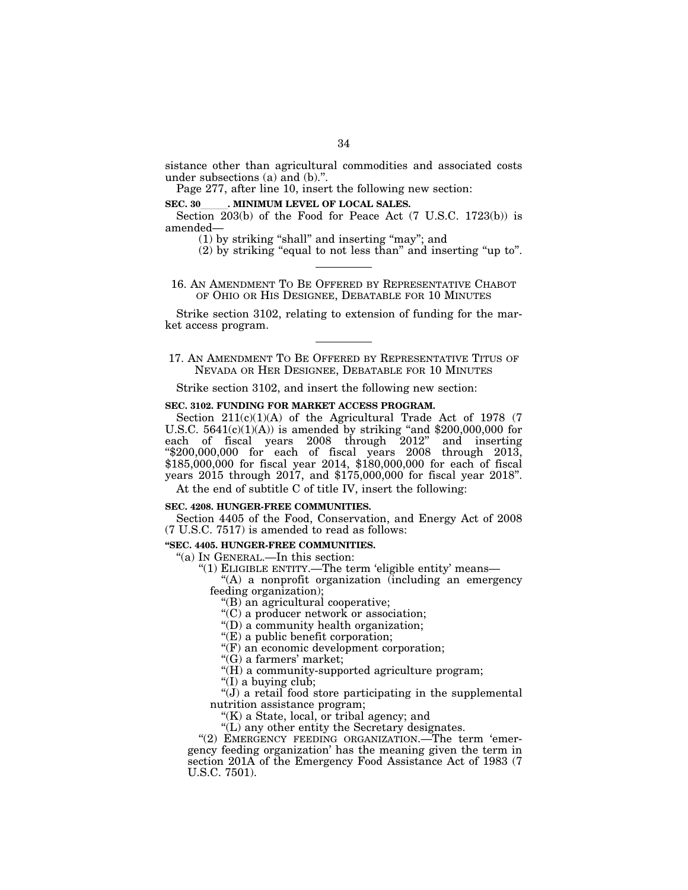sistance other than agricultural commodities and associated costs under subsections (a) and (b).".

Page 277, after line 10, insert the following new section:

**SEC. 30\_\_\_\_\_. MINIMUM LEVEL OF LOCAL SALES.**

Section 203(b) of the Food for Peace Act (7 U.S.C. 1723(b)) is amended—

(1) by striking "shall" and inserting "may"; and

(2) by striking "equal to not less than" and inserting "up to".

---

16. AN AMENDMENT TO BE OFFERED BY REPRESENTATIVE CHABOT OF OHIO OR HIS DESIGNEE, DEBATABLE FOR 10 MINUTES

Strike section 3102, relating to extension of funding for the market access program.

---

17. AN AMENDMENT TO BE OFFERED BY REPRESENTATIVE TITUS OF NEVADA OR HER DESIGNEE, DEBATABLE FOR 10 MINUTES

Strike section 3102, and insert the following new section:

**SEC. 3102. FUNDING FOR MARKET ACCESS PROGRAM.**

Section 211(c)(1)(A) of the Agricultural Trade Act of 1978 (7 U.S.C. 5641(c)(1)(A)) is amended by striking "and $200,000,000 for each of fiscal years 2008 through 2012" and inserting "$200,000,000 for each of fiscal years 2008 through 2013, $185,000,000 for fiscal year 2014, $180,000,000 for each of fiscal years 2015 through 2017, and $175,000,000 for fiscal year 2018".

At the end of subtitle C of title IV, insert the following:

**SEC. 4208. HUNGER-FREE COMMUNITIES.**

Section 4405 of the Food, Conservation, and Energy Act of 2008 (7 U.S.C. 7517) is amended to read as follows:

**"SEC. 4405. HUNGER-FREE COMMUNITIES.**

"(a) IN GENERAL.—In this section:

"(1) ELIGIBLE ENTITY.—The term 'eligible entity' means—

"(A) a nonprofit organization (including an emergency feeding organization);

"(B) an agricultural cooperative;

"(C) a producer network or association;

"(D) a community health organization;

"(E) a public benefit corporation;

"(F) an economic development corporation;

"(G) a farmers' market;

"(H) a community-supported agriculture program;

"(I) a buying club;

"(J) a retail food store participating in the supplemental nutrition assistance program;

"(K) a State, local, or tribal agency; and

"(L) any other entity the Secretary designates.

"(2) EMERGENCY FEEDING ORGANIZATION.—The term 'emergency feeding organization' has the meaning given the term in section 201A of the Emergency Food Assistance Act of 1983 (7 U.S.C. 7501).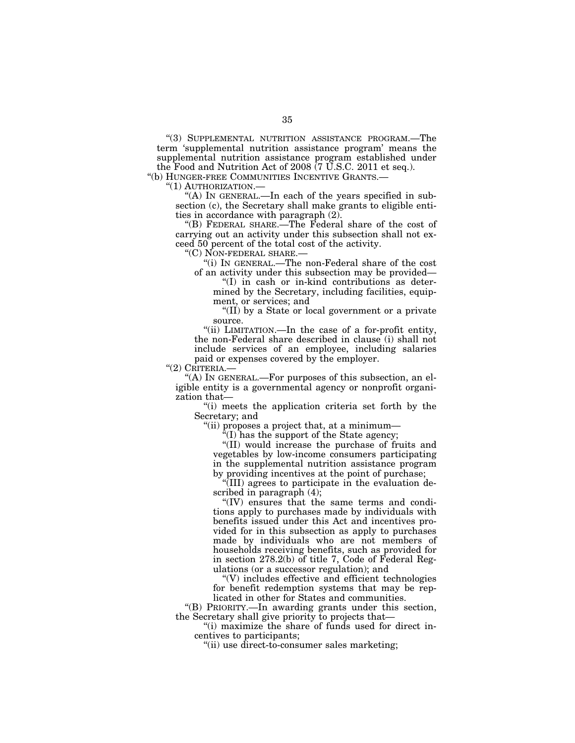"(3) SUPPLEMENTAL NUTRITION ASSISTANCE PROGRAM.—The term 'supplemental nutrition assistance program' means the supplemental nutrition assistance program established under the Food and Nutrition Act of 2008 (7 U.S.C. 2011 et seq.).

"(b) HUNGER-FREE COMMUNITIES INCENTIVE GRANTS.—

"(1) AUTHORIZATION.—

"(A) IN GENERAL.—In each of the years specified in subsection (c), the Secretary shall make grants to eligible entities in accordance with paragraph (2).

"(B) FEDERAL SHARE.—The Federal share of the cost of carrying out an activity under this subsection shall not exceed 50 percent of the total cost of the activity.

"(C) NON-FEDERAL SHARE.—

"(i) IN GENERAL.—The non-Federal share of the cost of an activity under this subsection may be provided—

"(I) in cash or in-kind contributions as determined by the Secretary, including facilities, equipment, or services; and

"(II) by a State or local government or a private source.

"(ii) LIMITATION.—In the case of a for-profit entity, the non-Federal share described in clause (i) shall not include services of an employee, including salaries paid or expenses covered by the employer.

"(2) CRITERIA.—

"(A) IN GENERAL.—For purposes of this subsection, an eligible entity is a governmental agency or nonprofit organization that—

"(i) meets the application criteria set forth by the Secretary; and

"(ii) proposes a project that, at a minimum—

"(I) has the support of the State agency;

"(II) would increase the purchase of fruits and vegetables by low-income consumers participating in the supplemental nutrition assistance program by providing incentives at the point of purchase;

"(III) agrees to participate in the evaluation described in paragraph (4);

"(IV) ensures that the same terms and conditions apply to purchases made by individuals with benefits issued under this Act and incentives provided for in this subsection as apply to purchases made by individuals who are not members of households receiving benefits, such as provided for in section 278.2(b) of title 7, Code of Federal Regulations (or a successor regulation); and

"(V) includes effective and efficient technologies for benefit redemption systems that may be replicated in other for States and communities.

"(B) PRIORITY.—In awarding grants under this section, the Secretary shall give priority to projects that—

"(i) maximize the share of funds used for direct incentives to participants;

"(ii) use direct-to-consumer sales marketing;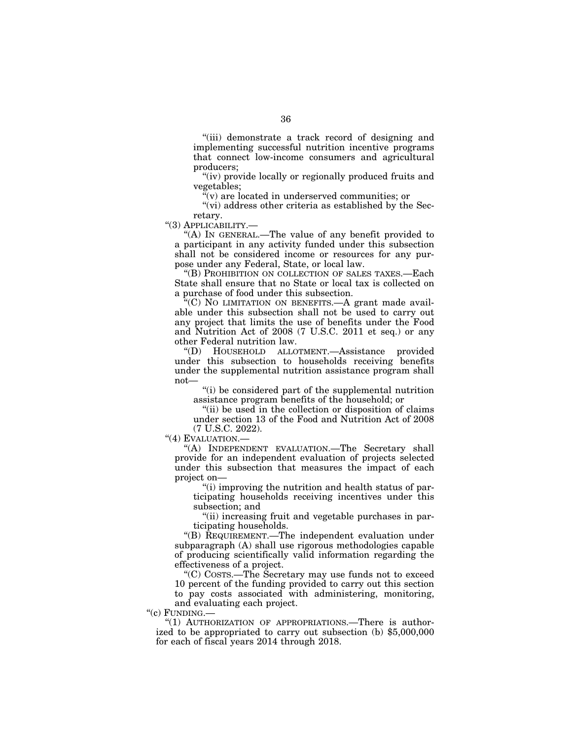"(iii) demonstrate a track record of designing and implementing successful nutrition incentive programs that connect low-income consumers and agricultural producers;

"(iv) provide locally or regionally produced fruits and vegetables;

"(v) are located in underserved communities; or

"(vi) address other criteria as established by the Secretary.

"(3) APPLICABILITY.—

"(A) IN GENERAL.—The value of any benefit provided to a participant in any activity funded under this subsection shall not be considered income or resources for any purpose under any Federal, State, or local law.

"(B) PROHIBITION ON COLLECTION OF SALES TAXES.—Each State shall ensure that no State or local tax is collected on a purchase of food under this subsection.

"(C) NO LIMITATION ON BENEFITS.—A grant made available under this subsection shall not be used to carry out any project that limits the use of benefits under the Food and Nutrition Act of 2008 (7 U.S.C. 2011 et seq.) or any other Federal nutrition law.

"(D) HOUSEHOLD ALLOTMENT.—Assistance provided under this subsection to households receiving benefits under the supplemental nutrition assistance program shall not—

"(i) be considered part of the supplemental nutrition assistance program benefits of the household; or

"(ii) be used in the collection or disposition of claims under section 13 of the Food and Nutrition Act of 2008 (7 U.S.C. 2022).

"(4) EVALUATION.—

"(A) INDEPENDENT EVALUATION.—The Secretary shall provide for an independent evaluation of projects selected under this subsection that measures the impact of each project on—

"(i) improving the nutrition and health status of participating households receiving incentives under this subsection; and

"(ii) increasing fruit and vegetable purchases in participating households.

"(B) REQUIREMENT.—The independent evaluation under subparagraph (A) shall use rigorous methodologies capable of producing scientifically valid information regarding the effectiveness of a project.

"(C) COSTS.—The Secretary may use funds not to exceed 10 percent of the funding provided to carry out this section to pay costs associated with administering, monitoring, and evaluating each project.

"(c) FUNDING.—

"(1) AUTHORIZATION OF APPROPRIATIONS.—There is authorized to be appropriated to carry out subsection (b) $5,000,000 for each of fiscal years 2014 through 2018.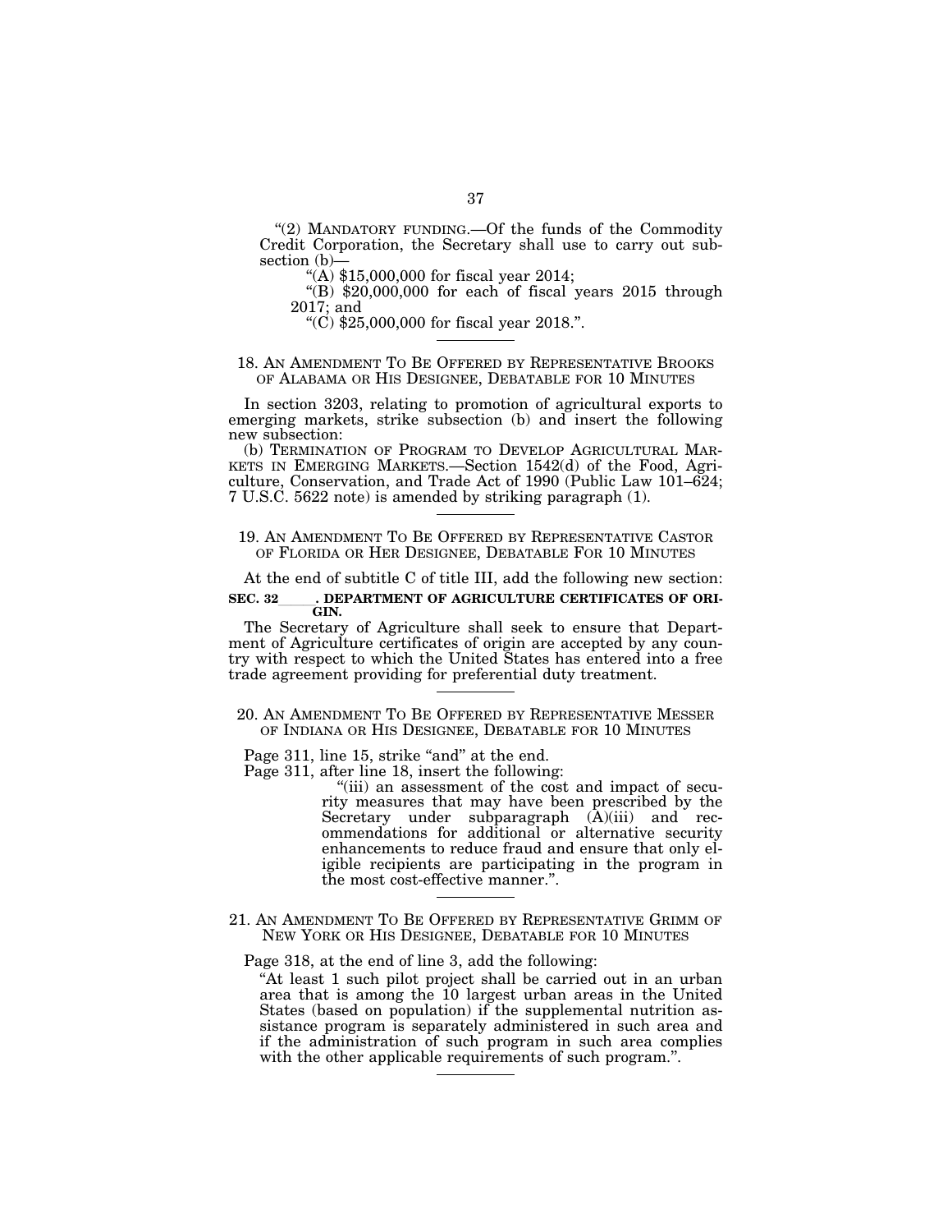"(2) MANDATORY FUNDING.—Of the funds of the Commodity Credit Corporation, the Secretary shall use to carry out subsection (b)—

"(A) $15,000,000 for fiscal year 2014;

"(B) $20,000,000 for each of fiscal years 2015 through 2017; and

"(C) $25,000,000 for fiscal year 2018.".

---

18. AN AMENDMENT TO BE OFFERED BY REPRESENTATIVE BROOKS OF ALABAMA OR HIS DESIGNEE, DEBATABLE FOR 10 MINUTES

In section 3203, relating to promotion of agricultural exports to emerging markets, strike subsection (b) and insert the following new subsection:

(b) TERMINATION OF PROGRAM TO DEVELOP AGRICULTURAL MARKETS IN EMERGING MARKETS.—Section 1542(d) of the Food, Agriculture, Conservation, and Trade Act of 1990 (Public Law 101–624; 7 U.S.C. 5622 note) is amended by striking paragraph (1).

---

19. AN AMENDMENT TO BE OFFERED BY REPRESENTATIVE CASTOR OF FLORIDA OR HER DESIGNEE, DEBATABLE FOR 10 MINUTES

At the end of subtitle C of title III, add the following new section:

**SEC. 32\_\_\_\_. DEPARTMENT OF AGRICULTURE CERTIFICATES OF ORIGIN.**

The Secretary of Agriculture shall seek to ensure that Department of Agriculture certificates of origin are accepted by any country with respect to which the United States has entered into a free trade agreement providing for preferential duty treatment.

---

20. AN AMENDMENT TO BE OFFERED BY REPRESENTATIVE MESSER OF INDIANA OR HIS DESIGNEE, DEBATABLE FOR 10 MINUTES

Page 311, line 15, strike "and" at the end.

Page 311, after line 18, insert the following:

"(iii) an assessment of the cost and impact of security measures that may have been prescribed by the Secretary under subparagraph (A)(iii) and recommendations for additional or alternative security enhancements to reduce fraud and ensure that only eligible recipients are participating in the program in the most cost-effective manner.".

---

21. AN AMENDMENT TO BE OFFERED BY REPRESENTATIVE GRIMM OF NEW YORK OR HIS DESIGNEE, DEBATABLE FOR 10 MINUTES

Page 318, at the end of line 3, add the following:

"At least 1 such pilot project shall be carried out in an urban area that is among the 10 largest urban areas in the United States (based on population) if the supplemental nutrition assistance program is separately administered in such area and if the administration of such program in such area complies with the other applicable requirements of such program.".

---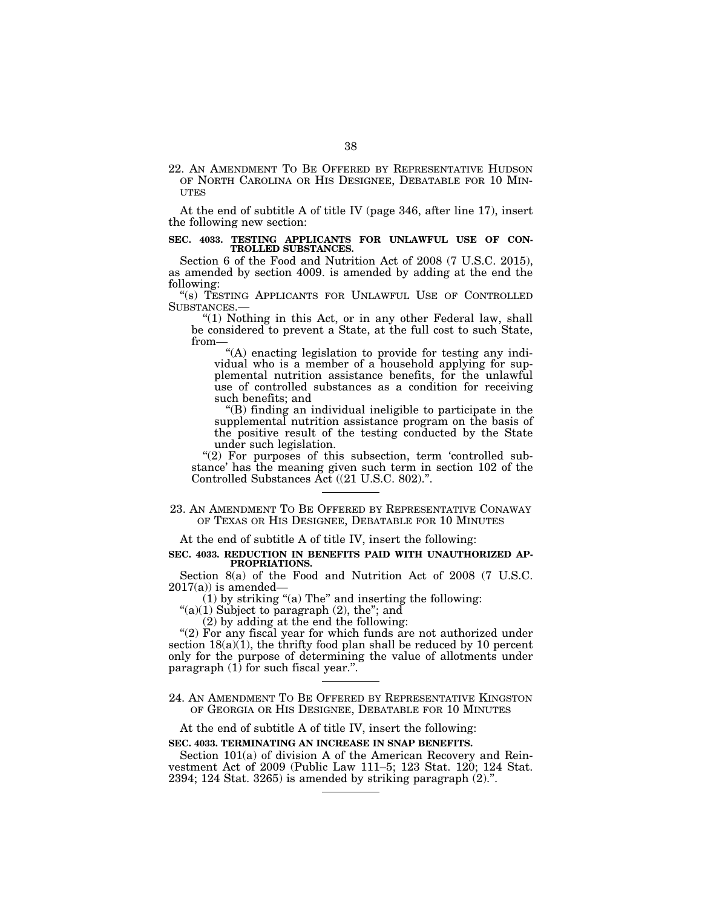22. AN AMENDMENT TO BE OFFERED BY REPRESENTATIVE HUDSON OF NORTH CAROLINA OR HIS DESIGNEE, DEBATABLE FOR 10 MINUTES

At the end of subtitle A of title IV (page 346, after line 17), insert the following new section:

**SEC. 4033. TESTING APPLICANTS FOR UNLAWFUL USE OF CONTROLLED SUBSTANCES.**

Section 6 of the Food and Nutrition Act of 2008 (7 U.S.C. 2015), as amended by section 4009. is amended by adding at the end the following:

"(s) TESTING APPLICANTS FOR UNLAWFUL USE OF CONTROLLED SUBSTANCES.—

"(1) Nothing in this Act, or in any other Federal law, shall be considered to prevent a State, at the full cost to such State, from—

"(A) enacting legislation to provide for testing any individual who is a member of a household applying for supplemental nutrition assistance benefits, for the unlawful use of controlled substances as a condition for receiving such benefits; and

"(B) finding an individual ineligible to participate in the supplemental nutrition assistance program on the basis of the positive result of the testing conducted by the State under such legislation.

"(2) For purposes of this subsection, term 'controlled substance' has the meaning given such term in section 102 of the Controlled Substances Act ((21 U.S.C. 802).".

---

23. AN AMENDMENT TO BE OFFERED BY REPRESENTATIVE CONAWAY OF TEXAS OR HIS DESIGNEE, DEBATABLE FOR 10 MINUTES

At the end of subtitle A of title IV, insert the following:

**SEC. 4033. REDUCTION IN BENEFITS PAID WITH UNAUTHORIZED APPROPRIATIONS.**

Section 8(a) of the Food and Nutrition Act of 2008 (7 U.S.C. 2017(a)) is amended—

(1) by striking "(a) The" and inserting the following:

"(a)(1) Subject to paragraph (2), the"; and

(2) by adding at the end the following:

"(2) For any fiscal year for which funds are not authorized under section 18(a)(1), the thrifty food plan shall be reduced by 10 percent only for the purpose of determining the value of allotments under paragraph (1) for such fiscal year.".

---

24. AN AMENDMENT TO BE OFFERED BY REPRESENTATIVE KINGSTON OF GEORGIA OR HIS DESIGNEE, DEBATABLE FOR 10 MINUTES

At the end of subtitle A of title IV, insert the following:

**SEC. 4033. TERMINATING AN INCREASE IN SNAP BENEFITS.**

Section 101(a) of division A of the American Recovery and Reinvestment Act of 2009 (Public Law 111–5; 123 Stat. 120; 124 Stat. 2394; 124 Stat. 3265) is amended by striking paragraph (2).".

---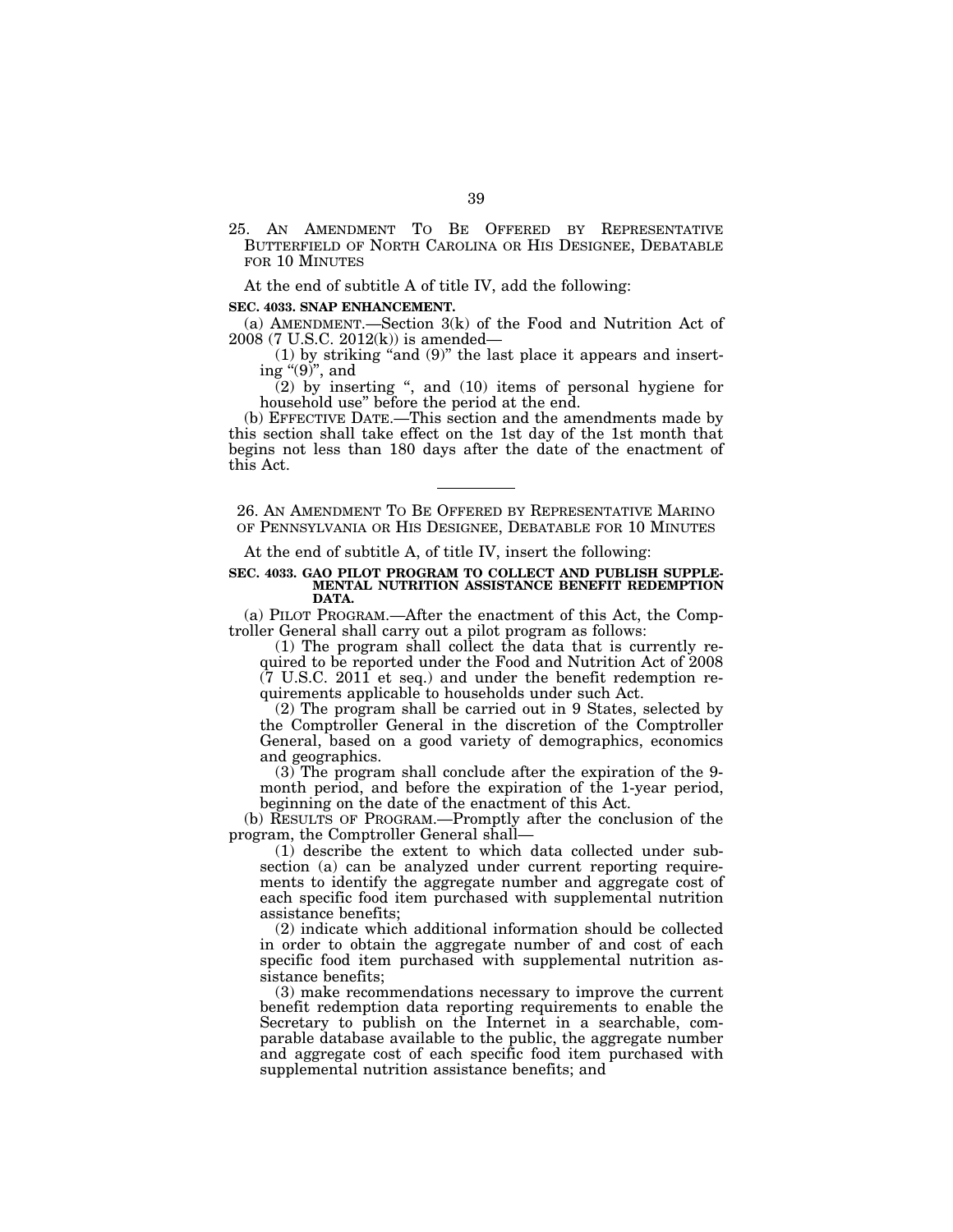25. AN AMENDMENT TO BE OFFERED BY REPRESENTATIVE BUTTERFIELD OF NORTH CAROLINA OR HIS DESIGNEE, DEBATABLE FOR 10 MINUTES

At the end of subtitle A of title IV, add the following:

**SEC. 4033. SNAP ENHANCEMENT.**

(a) AMENDMENT.—Section 3(k) of the Food and Nutrition Act of 2008 (7 U.S.C. 2012(k)) is amended—

(1) by striking "and (9)" the last place it appears and inserting "(9)", and

(2) by inserting ", and (10) items of personal hygiene for household use" before the period at the end.

(b) EFFECTIVE DATE.—This section and the amendments made by this section shall take effect on the 1st day of the 1st month that begins not less than 180 days after the date of the enactment of this Act.

---

26. AN AMENDMENT TO BE OFFERED BY REPRESENTATIVE MARINO OF PENNSYLVANIA OR HIS DESIGNEE, DEBATABLE FOR 10 MINUTES

At the end of subtitle A, of title IV, insert the following:

**SEC. 4033. GAO PILOT PROGRAM TO COLLECT AND PUBLISH SUPPLEMENTAL NUTRITION ASSISTANCE BENEFIT REDEMPTION DATA.**

(a) PILOT PROGRAM.—After the enactment of this Act, the Comptroller General shall carry out a pilot program as follows:

(1) The program shall collect the data that is currently required to be reported under the Food and Nutrition Act of 2008 (7 U.S.C. 2011 et seq.) and under the benefit redemption requirements applicable to households under such Act.

(2) The program shall be carried out in 9 States, selected by the Comptroller General in the discretion of the Comptroller General, based on a good variety of demographics, economics and geographics.

(3) The program shall conclude after the expiration of the 9-month period, and before the expiration of the 1-year period, beginning on the date of the enactment of this Act.

(b) RESULTS OF PROGRAM.—Promptly after the conclusion of the program, the Comptroller General shall—

(1) describe the extent to which data collected under subsection (a) can be analyzed under current reporting requirements to identify the aggregate number and aggregate cost of each specific food item purchased with supplemental nutrition assistance benefits;

(2) indicate which additional information should be collected in order to obtain the aggregate number of and cost of each specific food item purchased with supplemental nutrition assistance benefits;

(3) make recommendations necessary to improve the current benefit redemption data reporting requirements to enable the Secretary to publish on the Internet in a searchable, comparable database available to the public, the aggregate number and aggregate cost of each specific food item purchased with supplemental nutrition assistance benefits; and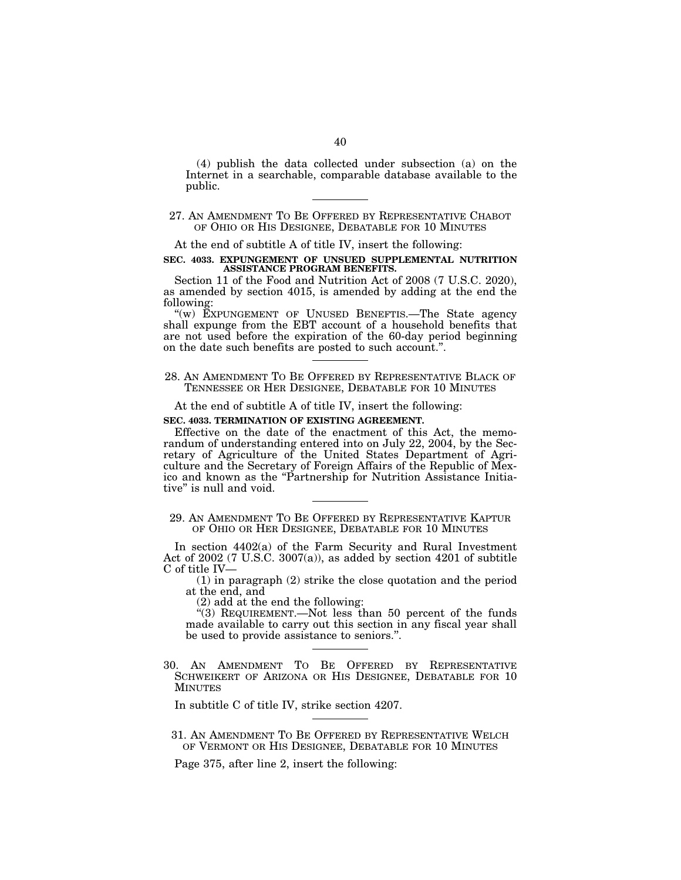(4) publish the data collected under subsection (a) on the Internet in a searchable, comparable database available to the public.

---

27. AN AMENDMENT TO BE OFFERED BY REPRESENTATIVE CHABOT OF OHIO OR HIS DESIGNEE, DEBATABLE FOR 10 MINUTES

At the end of subtitle A of title IV, insert the following:

**SEC. 4033. EXPUNGEMENT OF UNUSED SUPPLEMENTAL NUTRITION ASSISTANCE PROGRAM BENEFITS.**

Section 11 of the Food and Nutrition Act of 2008 (7 U.S.C. 2020), as amended by section 4015, is amended by adding at the end the following:

"(w) EXPUNGEMENT OF UNUSED BENEFTIS.—The State agency shall expunge from the EBT account of a household benefits that are not used before the expiration of the 60-day period beginning on the date such benefits are posted to such account.".

---

28. AN AMENDMENT TO BE OFFERED BY REPRESENTATIVE BLACK OF TENNESSEE OR HER DESIGNEE, DEBATABLE FOR 10 MINUTES

At the end of subtitle A of title IV, insert the following:

**SEC. 4033. TERMINATION OF EXISTING AGREEMENT.**

Effective on the date of the enactment of this Act, the memorandum of understanding entered into on July 22, 2004, by the Secretary of Agriculture of the United States Department of Agriculture and the Secretary of Foreign Affairs of the Republic of Mexico and known as the "Partnership for Nutrition Assistance Initiative" is null and void.

---

29. AN AMENDMENT TO BE OFFERED BY REPRESENTATIVE KAPTUR OF OHIO OR HER DESIGNEE, DEBATABLE FOR 10 MINUTES

In section 4402(a) of the Farm Security and Rural Investment Act of 2002 (7 U.S.C. 3007(a)), as added by section 4201 of subtitle C of title IV—

(1) in paragraph (2) strike the close quotation and the period at the end, and

(2) add at the end the following:

"(3) REQUIREMENT.—Not less than 50 percent of the funds made available to carry out this section in any fiscal year shall be used to provide assistance to seniors.".

---

30. AN AMENDMENT TO BE OFFERED BY REPRESENTATIVE SCHWEIKERT OF ARIZONA OR HIS DESIGNEE, DEBATABLE FOR 10 MINUTES

In subtitle C of title IV, strike section 4207.

---

31. AN AMENDMENT TO BE OFFERED BY REPRESENTATIVE WELCH OF VERMONT OR HIS DESIGNEE, DEBATABLE FOR 10 MINUTES

Page 375, after line 2, insert the following: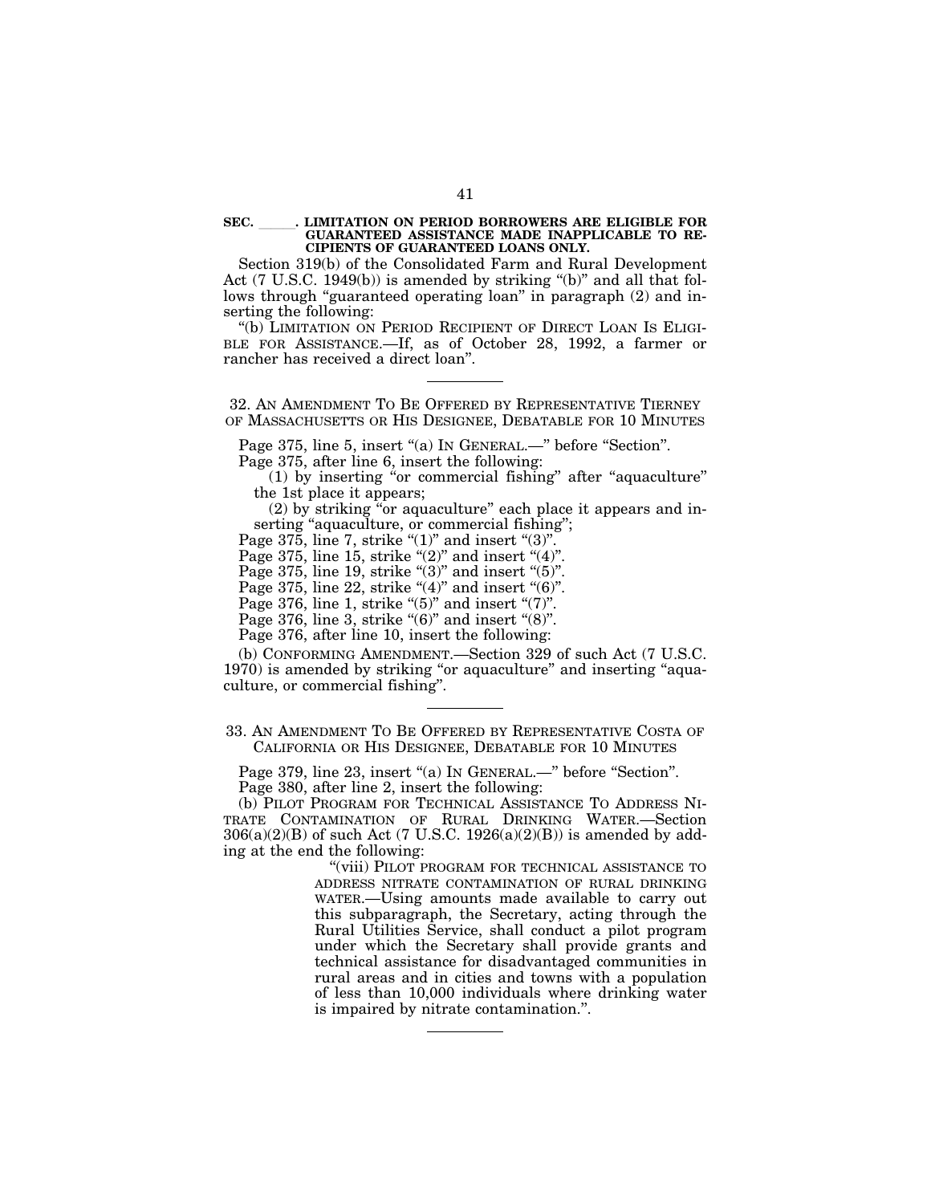**SEC. \_\_\_\_\_. LIMITATION ON PERIOD BORROWERS ARE ELIGIBLE FOR GUARANTEED ASSISTANCE MADE INAPPLICABLE TO RECIPIENTS OF GUARANTEED LOANS ONLY.**

Section 319(b) of the Consolidated Farm and Rural Development Act (7 U.S.C. 1949(b)) is amended by striking "(b)" and all that follows through "guaranteed operating loan" in paragraph (2) and inserting the following:

"(b) LIMITATION ON PERIOD RECIPIENT OF DIRECT LOAN IS ELIGIBLE FOR ASSISTANCE.—If, as of October 28, 1992, a farmer or rancher has received a direct loan".

---

32. AN AMENDMENT TO BE OFFERED BY REPRESENTATIVE TIERNEY OF MASSACHUSETTS OR HIS DESIGNEE, DEBATABLE FOR 10 MINUTES

Page 375, line 5, insert "(a) IN GENERAL.—" before "Section".

Page 375, after line 6, insert the following:

(1) by inserting "or commercial fishing" after "aquaculture" the 1st place it appears;

(2) by striking "or aquaculture" each place it appears and inserting "aquaculture, or commercial fishing";

Page 375, line 7, strike "(1)" and insert "(3)".

Page 375, line 15, strike "(2)" and insert "(4)".

Page 375, line 19, strike "(3)" and insert "(5)".

Page 375, line 22, strike "(4)" and insert "(6)".

Page 376, line 1, strike "(5)" and insert "(7)".

Page 376, line 3, strike "(6)" and insert "(8)".

Page 376, after line 10, insert the following:

(b) CONFORMING AMENDMENT.—Section 329 of such Act (7 U.S.C. 1970) is amended by striking "or aquaculture" and inserting "aquaculture, or commercial fishing".

---

33. AN AMENDMENT TO BE OFFERED BY REPRESENTATIVE COSTA OF CALIFORNIA OR HIS DESIGNEE, DEBATABLE FOR 10 MINUTES

Page 379, line 23, insert "(a) IN GENERAL.—" before "Section".

Page 380, after line 2, insert the following:

(b) PILOT PROGRAM FOR TECHNICAL ASSISTANCE TO ADDRESS NITRATE CONTAMINATION OF RURAL DRINKING WATER.—Section 306(a)(2)(B) of such Act (7 U.S.C. 1926(a)(2)(B)) is amended by adding at the end the following:

"(viii) PILOT PROGRAM FOR TECHNICAL ASSISTANCE TO ADDRESS NITRATE CONTAMINATION OF RURAL DRINKING WATER.—Using amounts made available to carry out this subparagraph, the Secretary, acting through the Rural Utilities Service, shall conduct a pilot program under which the Secretary shall provide grants and technical assistance for disadvantaged communities in rural areas and in cities and towns with a population of less than 10,000 individuals where drinking water is impaired by nitrate contamination.".

---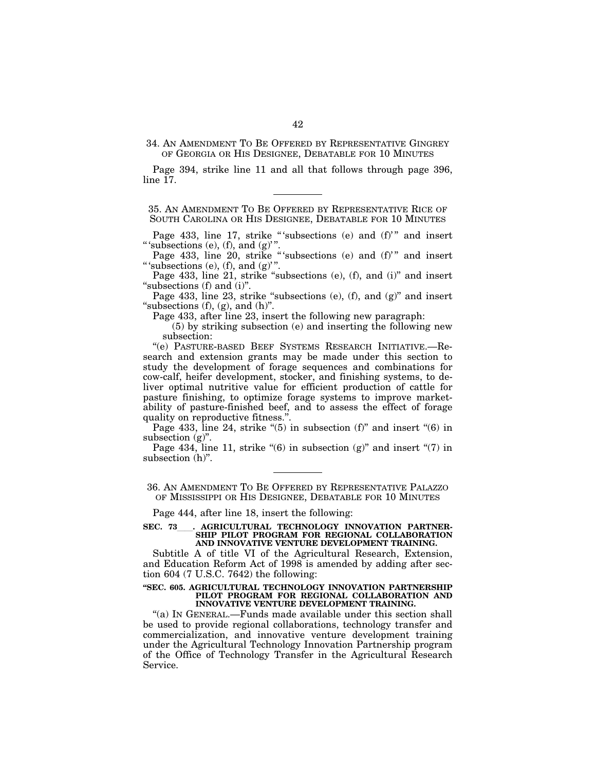34. AN AMENDMENT TO BE OFFERED BY REPRESENTATIVE GINGREY OF GEORGIA OR HIS DESIGNEE, DEBATABLE FOR 10 MINUTES

Page 394, strike line 11 and all that follows through page 396, line 17.

---

35. AN AMENDMENT TO BE OFFERED BY REPRESENTATIVE RICE OF SOUTH CAROLINA OR HIS DESIGNEE, DEBATABLE FOR 10 MINUTES

Page 433, line 17, strike "'subsections (e) and (f)'" and insert "'subsections (e), (f), and (g)'".

Page 433, line 20, strike "'subsections (e) and (f)'" and insert "'subsections (e), (f), and (g)'".

Page 433, line 21, strike "subsections (e), (f), and (i)" and insert "subsections (f) and (i)".

Page 433, line 23, strike "subsections (e), (f), and (g)" and insert "subsections (f), (g), and (h)".

Page 433, after line 23, insert the following new paragraph:

(5) by striking subsection (e) and inserting the following new subsection:

"(e) PASTURE-BASED BEEF SYSTEMS RESEARCH INITIATIVE.—Research and extension grants may be made under this section to study the development of forage sequences and combinations for cow-calf, heifer development, stocker, and finishing systems, to deliver optimal nutritive value for efficient production of cattle for pasture finishing, to optimize forage systems to improve marketability of pasture-finished beef, and to assess the effect of forage quality on reproductive fitness.".

Page 433, line 24, strike "(5) in subsection (f)" and insert "(6) in subsection (g)".

Page 434, line 11, strike "(6) in subsection (g)" and insert "(7) in subsection (h)".

---

36. AN AMENDMENT TO BE OFFERED BY REPRESENTATIVE PALAZZO OF MISSISSIPPI OR HIS DESIGNEE, DEBATABLE FOR 10 MINUTES

Page 444, after line 18, insert the following:

**SEC. 73___. AGRICULTURAL TECHNOLOGY INNOVATION PARTNERSHIP PILOT PROGRAM FOR REGIONAL COLLABORATION AND INNOVATIVE VENTURE DEVELOPMENT TRAINING.**

Subtitle A of title VI of the Agricultural Research, Extension, and Education Reform Act of 1998 is amended by adding after section 604 (7 U.S.C. 7642) the following:

**"SEC. 605. AGRICULTURAL TECHNOLOGY INNOVATION PARTNERSHIP PILOT PROGRAM FOR REGIONAL COLLABORATION AND INNOVATIVE VENTURE DEVELOPMENT TRAINING.**

"(a) IN GENERAL.—Funds made available under this section shall be used to provide regional collaborations, technology transfer and commercialization, and innovative venture development training under the Agricultural Technology Innovation Partnership program of the Office of Technology Transfer in the Agricultural Research Service.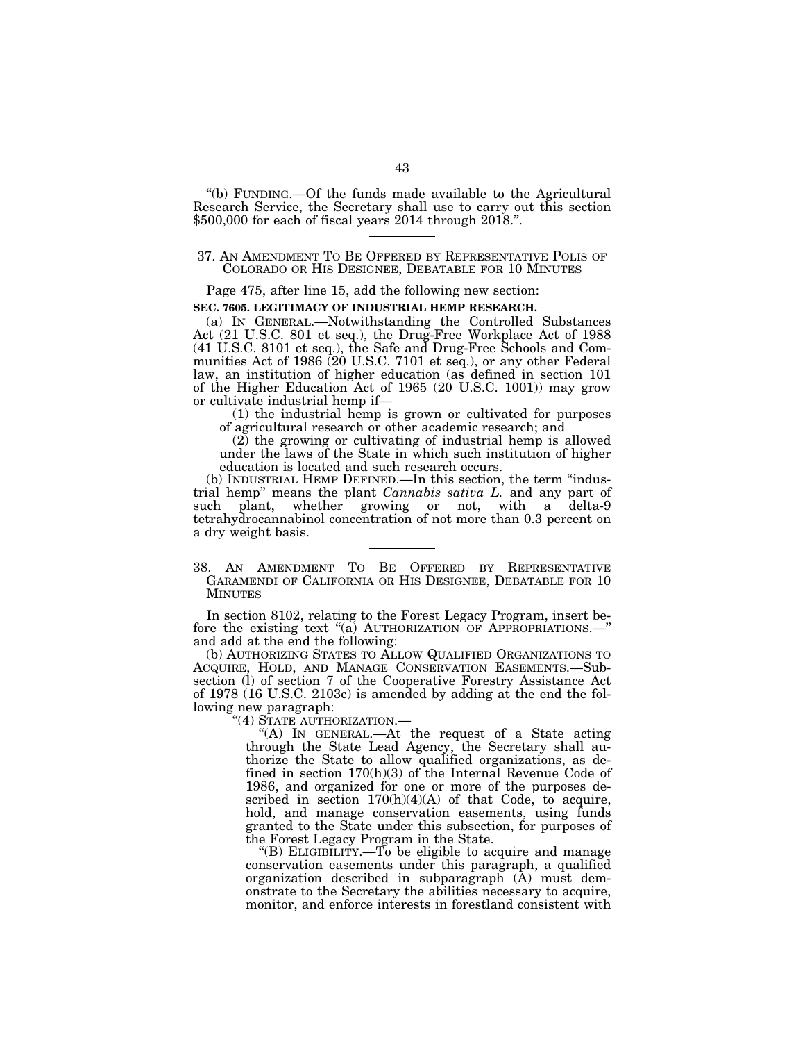"(b) FUNDING.—Of the funds made available to the Agricultural Research Service, the Secretary shall use to carry out this section $500,000 for each of fiscal years 2014 through 2018.".

---

37. AN AMENDMENT TO BE OFFERED BY REPRESENTATIVE POLIS OF COLORADO OR HIS DESIGNEE, DEBATABLE FOR 10 MINUTES

Page 475, after line 15, add the following new section:

**SEC. 7605. LEGITIMACY OF INDUSTRIAL HEMP RESEARCH.**

(a) IN GENERAL.—Notwithstanding the Controlled Substances Act (21 U.S.C. 801 et seq.), the Drug-Free Workplace Act of 1988 (41 U.S.C. 8101 et seq.), the Safe and Drug-Free Schools and Communities Act of 1986 (20 U.S.C. 7101 et seq.), or any other Federal law, an institution of higher education (as defined in section 101 of the Higher Education Act of 1965 (20 U.S.C. 1001)) may grow or cultivate industrial hemp if—

(1) the industrial hemp is grown or cultivated for purposes of agricultural research or other academic research; and

(2) the growing or cultivating of industrial hemp is allowed under the laws of the State in which such institution of higher education is located and such research occurs.

(b) INDUSTRIAL HEMP DEFINED.—In this section, the term "industrial hemp" means the plant *Cannabis sativa L.* and any part of such plant, whether growing or not, with a delta-9 tetrahydrocannabinol concentration of not more than 0.3 percent on a dry weight basis.

---

38. AN AMENDMENT TO BE OFFERED BY REPRESENTATIVE GARAMENDI OF CALIFORNIA OR HIS DESIGNEE, DEBATABLE FOR 10 MINUTES

In section 8102, relating to the Forest Legacy Program, insert before the existing text "(a) AUTHORIZATION OF APPROPRIATIONS.—" and add at the end the following:

(b) AUTHORIZING STATES TO ALLOW QUALIFIED ORGANIZATIONS TO ACQUIRE, HOLD, AND MANAGE CONSERVATION EASEMENTS.—Subsection (l) of section 7 of the Cooperative Forestry Assistance Act of 1978 (16 U.S.C. 2103c) is amended by adding at the end the following new paragraph:

"(4) STATE AUTHORIZATION.—

"(A) IN GENERAL.—At the request of a State acting through the State Lead Agency, the Secretary shall authorize the State to allow qualified organizations, as defined in section 170(h)(3) of the Internal Revenue Code of 1986, and organized for one or more of the purposes described in section 170(h)(4)(A) of that Code, to acquire, hold, and manage conservation easements, using funds granted to the State under this subsection, for purposes of the Forest Legacy Program in the State.

"(B) ELIGIBILITY.—To be eligible to acquire and manage conservation easements under this paragraph, a qualified organization described in subparagraph (A) must demonstrate to the Secretary the abilities necessary to acquire, monitor, and enforce interests in forestland consistent with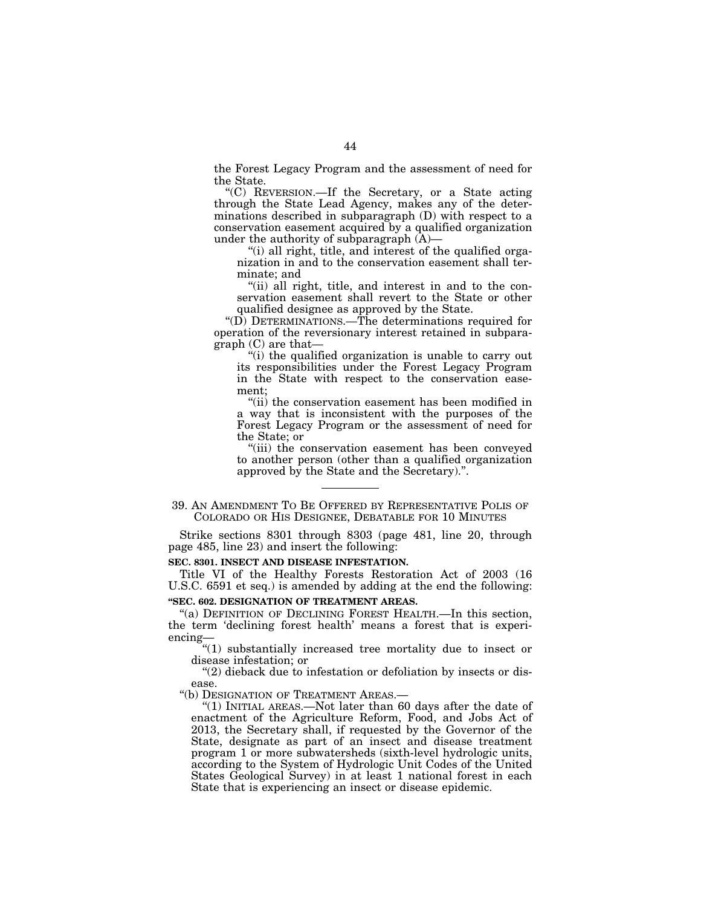the Forest Legacy Program and the assessment of need for the State.

"(C) REVERSION.—If the Secretary, or a State acting through the State Lead Agency, makes any of the determinations described in subparagraph (D) with respect to a conservation easement acquired by a qualified organization under the authority of subparagraph (A)—

"(i) all right, title, and interest of the qualified organization in and to the conservation easement shall terminate; and

"(ii) all right, title, and interest in and to the conservation easement shall revert to the State or other qualified designee as approved by the State.

"(D) DETERMINATIONS.—The determinations required for operation of the reversionary interest retained in subparagraph (C) are that—

"(i) the qualified organization is unable to carry out its responsibilities under the Forest Legacy Program in the State with respect to the conservation easement;

"(ii) the conservation easement has been modified in a way that is inconsistent with the purposes of the Forest Legacy Program or the assessment of need for the State; or

"(iii) the conservation easement has been conveyed to another person (other than a qualified organization approved by the State and the Secretary).".

---

39. AN AMENDMENT TO BE OFFERED BY REPRESENTATIVE POLIS OF COLORADO OR HIS DESIGNEE, DEBATABLE FOR 10 MINUTES

Strike sections 8301 through 8303 (page 481, line 20, through page 485, line 23) and insert the following:

**SEC. 8301. INSECT AND DISEASE INFESTATION.**

Title VI of the Healthy Forests Restoration Act of 2003 (16 U.S.C. 6591 et seq.) is amended by adding at the end the following:

**"SEC. 602. DESIGNATION OF TREATMENT AREAS.**

"(a) DEFINITION OF DECLINING FOREST HEALTH.—In this section, the term 'declining forest health' means a forest that is experiencing—

"(1) substantially increased tree mortality due to insect or disease infestation; or

"(2) dieback due to infestation or defoliation by insects or disease.

"(b) DESIGNATION OF TREATMENT AREAS.—

"(1) INITIAL AREAS.—Not later than 60 days after the date of enactment of the Agriculture Reform, Food, and Jobs Act of 2013, the Secretary shall, if requested by the Governor of the State, designate as part of an insect and disease treatment program 1 or more subwatersheds (sixth-level hydrologic units, according to the System of Hydrologic Unit Codes of the United States Geological Survey) in at least 1 national forest in each State that is experiencing an insect or disease epidemic.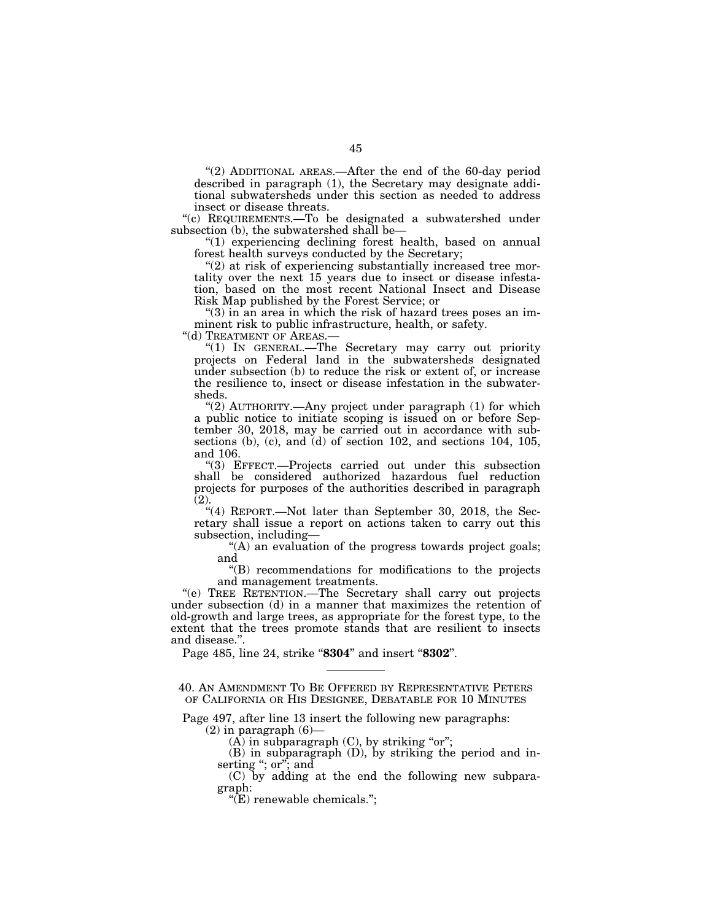"(2) ADDITIONAL AREAS.—After the end of the 60-day period described in paragraph (1), the Secretary may designate additional subwatersheds under this section as needed to address insect or disease threats.

"(c) REQUIREMENTS.—To be designated a subwatershed under subsection (b), the subwatershed shall be—

"(1) experiencing declining forest health, based on annual forest health surveys conducted by the Secretary;

"(2) at risk of experiencing substantially increased tree mortality over the next 15 years due to insect or disease infestation, based on the most recent National Insect and Disease Risk Map published by the Forest Service; or

"(3) in an area in which the risk of hazard trees poses an imminent risk to public infrastructure, health, or safety.

"(d) TREATMENT OF AREAS.—

"(1) IN GENERAL.—The Secretary may carry out priority projects on Federal land in the subwatersheds designated under subsection (b) to reduce the risk or extent of, or increase the resilience to, insect or disease infestation in the subwatersheds.

"(2) AUTHORITY.—Any project under paragraph (1) for which a public notice to initiate scoping is issued on or before September 30, 2018, may be carried out in accordance with subsections (b), (c), and (d) of section 102, and sections 104, 105, and 106.

"(3) EFFECT.—Projects carried out under this subsection shall be considered authorized hazardous fuel reduction projects for purposes of the authorities described in paragraph (2).

"(4) REPORT.—Not later than September 30, 2018, the Secretary shall issue a report on actions taken to carry out this subsection, including—

"(A) an evaluation of the progress towards project goals; and

"(B) recommendations for modifications to the projects and management treatments.

"(e) TREE RETENTION.—The Secretary shall carry out projects under subsection (d) in a manner that maximizes the retention of old-growth and large trees, as appropriate for the forest type, to the extent that the trees promote stands that are resilient to insects and disease.".

Page 485, line 24, strike "**8304**" and insert "**8302**".

---

40. AN AMENDMENT TO BE OFFERED BY REPRESENTATIVE PETERS OF CALIFORNIA OR HIS DESIGNEE, DEBATABLE FOR 10 MINUTES

Page 497, after line 13 insert the following new paragraphs:

(2) in paragraph (6)—

(A) in subparagraph (C), by striking "or";

(B) in subparagraph (D), by striking the period and inserting "; or"; and

(C) by adding at the end the following new subparagraph:

"(E) renewable chemicals.";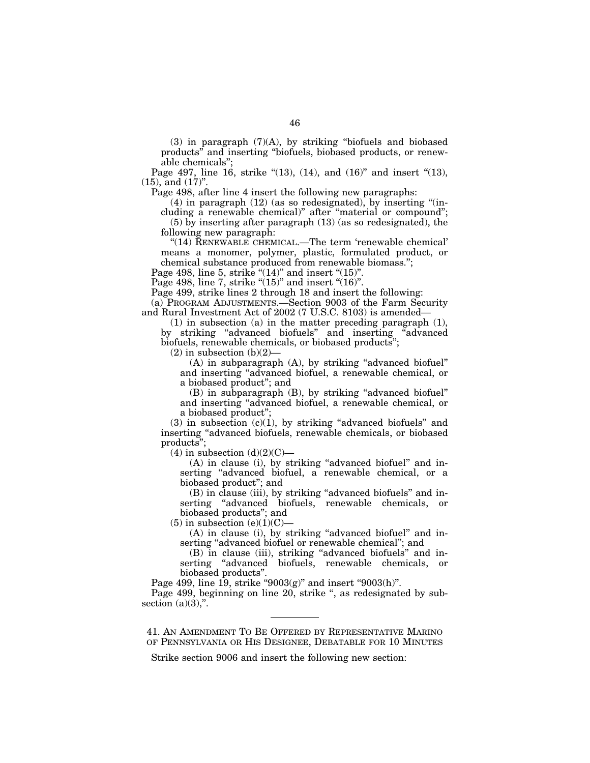(3) in paragraph (7)(A), by striking "biofuels and biobased products" and inserting "biofuels, biobased products, or renewable chemicals";

Page 497, line 16, strike "(13), (14), and (16)" and insert "(13), (15), and (17)".

Page 498, after line 4 insert the following new paragraphs:

(4) in paragraph (12) (as so redesignated), by inserting "(including a renewable chemical)" after "material or compound";

(5) by inserting after paragraph (13) (as so redesignated), the following new paragraph:

"(14) RENEWABLE CHEMICAL.—The term 'renewable chemical' means a monomer, polymer, plastic, formulated product, or chemical substance produced from renewable biomass.";

Page 498, line 5, strike "(14)" and insert "(15)".

Page 498, line 7, strike "(15)" and insert "(16)".

Page 499, strike lines 2 through 18 and insert the following:

(a) PROGRAM ADJUSTMENTS.—Section 9003 of the Farm Security and Rural Investment Act of 2002 (7 U.S.C. 8103) is amended—

(1) in subsection (a) in the matter preceding paragraph (1), by striking "advanced biofuels" and inserting "advanced biofuels, renewable chemicals, or biobased products";

(2) in subsection (b)(2)—

(A) in subparagraph (A), by striking "advanced biofuel" and inserting "advanced biofuel, a renewable chemical, or a biobased product"; and

(B) in subparagraph (B), by striking "advanced biofuel" and inserting "advanced biofuel, a renewable chemical, or a biobased product";

(3) in subsection (c)(1), by striking "advanced biofuels" and inserting "advanced biofuels, renewable chemicals, or biobased products";

(4) in subsection (d)(2)(C)—

(A) in clause (i), by striking "advanced biofuel" and inserting "advanced biofuel, a renewable chemical, or a biobased product"; and

(B) in clause (iii), by striking "advanced biofuels" and inserting "advanced biofuels, renewable chemicals, or biobased products"; and

(5) in subsection (e)(1)(C)—

(A) in clause (i), by striking "advanced biofuel" and inserting "advanced biofuel or renewable chemical"; and

(B) in clause (iii), striking "advanced biofuels" and inserting "advanced biofuels, renewable chemicals, or biobased products".

Page 499, line 19, strike "9003(g)" and insert "9003(h)".

Page 499, beginning on line 20, strike ", as redesignated by subsection (a)(3),".

---

41. AN AMENDMENT TO BE OFFERED BY REPRESENTATIVE MARINO OF PENNSYLVANIA OR HIS DESIGNEE, DEBATABLE FOR 10 MINUTES

Strike section 9006 and insert the following new section: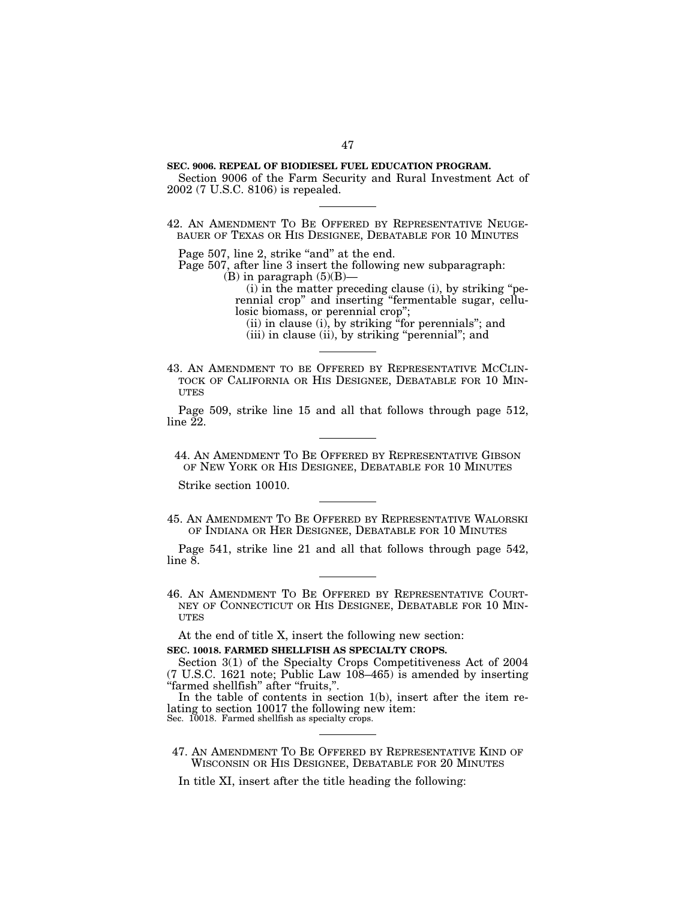**SEC. 9006. REPEAL OF BIODIESEL FUEL EDUCATION PROGRAM.**

Section 9006 of the Farm Security and Rural Investment Act of 2002 (7 U.S.C. 8106) is repealed.

---

42. AN AMENDMENT TO BE OFFERED BY REPRESENTATIVE NEUGEBAUER OF TEXAS OR HIS DESIGNEE, DEBATABLE FOR 10 MINUTES

Page 507, line 2, strike "and" at the end.

Page 507, after line 3 insert the following new subparagraph:

(B) in paragraph (5)(B)—

(i) in the matter preceding clause (i), by striking "perennial crop" and inserting "fermentable sugar, cellulosic biomass, or perennial crop";

(ii) in clause (i), by striking "for perennials"; and

(iii) in clause (ii), by striking "perennial"; and

---

43. AN AMENDMENT TO BE OFFERED BY REPRESENTATIVE MCCLINTOCK OF CALIFORNIA OR HIS DESIGNEE, DEBATABLE FOR 10 MINUTES

Page 509, strike line 15 and all that follows through page 512, line 22.

---

44. AN AMENDMENT TO BE OFFERED BY REPRESENTATIVE GIBSON OF NEW YORK OR HIS DESIGNEE, DEBATABLE FOR 10 MINUTES

Strike section 10010.

---

45. AN AMENDMENT TO BE OFFERED BY REPRESENTATIVE WALORSKI OF INDIANA OR HER DESIGNEE, DEBATABLE FOR 10 MINUTES

Page 541, strike line 21 and all that follows through page 542, line 8.

---

46. AN AMENDMENT TO BE OFFERED BY REPRESENTATIVE COURTNEY OF CONNECTICUT OR HIS DESIGNEE, DEBATABLE FOR 10 MINUTES

At the end of title X, insert the following new section:

**SEC. 10018. FARMED SHELLFISH AS SPECIALTY CROPS.**

Section 3(1) of the Specialty Crops Competitiveness Act of 2004 (7 U.S.C. 1621 note; Public Law 108–465) is amended by inserting "farmed shellfish" after "fruits,".

In the table of contents in section 1(b), insert after the item relating to section 10017 the following new item:

Sec. 10018. Farmed shellfish as specialty crops.

---

47. AN AMENDMENT TO BE OFFERED BY REPRESENTATIVE KIND OF WISCONSIN OR HIS DESIGNEE, DEBATABLE FOR 20 MINUTES

In title XI, insert after the title heading the following: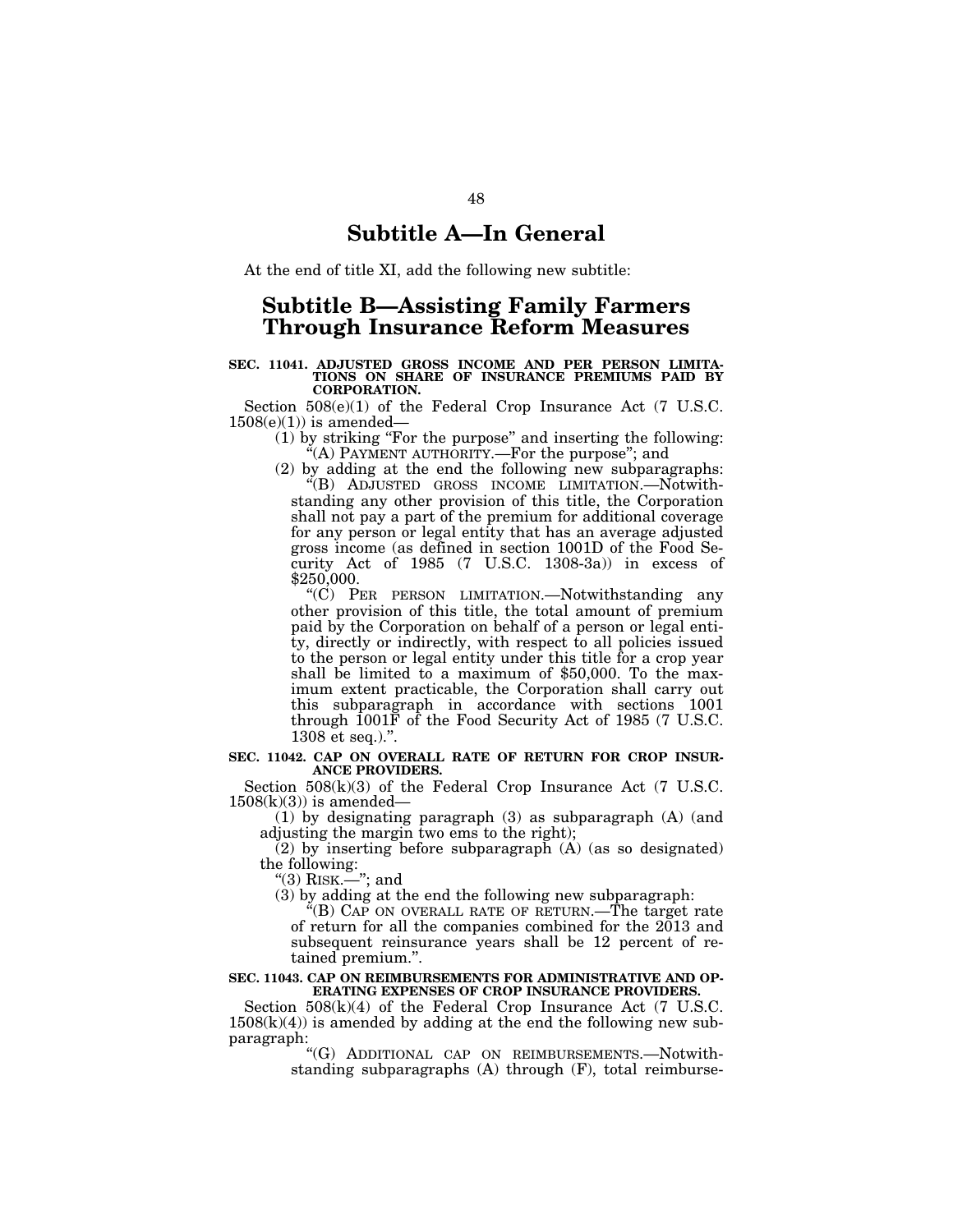## Subtitle A—In General

At the end of title XI, add the following new subtitle:

## Subtitle B—Assisting Family Farmers Through Insurance Reform Measures

**SEC. 11041. ADJUSTED GROSS INCOME AND PER PERSON LIMITATIONS ON SHARE OF INSURANCE PREMIUMS PAID BY CORPORATION.**

Section 508(e)(1) of the Federal Crop Insurance Act (7 U.S.C. 1508(e)(1)) is amended—

(1) by striking "For the purpose" and inserting the following: "(A) PAYMENT AUTHORITY.—For the purpose"; and

(2) by adding at the end the following new subparagraphs:

"(B) ADJUSTED GROSS INCOME LIMITATION.—Notwithstanding any other provision of this title, the Corporation shall not pay a part of the premium for additional coverage for any person or legal entity that has an average adjusted gross income (as defined in section 1001D of the Food Security Act of 1985 (7 U.S.C. 1308-3a)) in excess of $250,000.

"(C) PER PERSON LIMITATION.—Notwithstanding any other provision of this title, the total amount of premium paid by the Corporation on behalf of a person or legal entity, directly or indirectly, with respect to all policies issued to the person or legal entity under this title for a crop year shall be limited to a maximum of $50,000. To the maximum extent practicable, the Corporation shall carry out this subparagraph in accordance with sections 1001 through 1001F of the Food Security Act of 1985 (7 U.S.C. 1308 et seq.).".

**SEC. 11042. CAP ON OVERALL RATE OF RETURN FOR CROP INSURANCE PROVIDERS.**

Section 508(k)(3) of the Federal Crop Insurance Act (7 U.S.C. 1508(k)(3)) is amended—

(1) by designating paragraph (3) as subparagraph (A) (and adjusting the margin two ems to the right);

(2) by inserting before subparagraph (A) (as so designated) the following:

"(3) RISK.—"; and

(3) by adding at the end the following new subparagraph:

"(B) CAP ON OVERALL RATE OF RETURN.—The target rate of return for all the companies combined for the 2013 and subsequent reinsurance years shall be 12 percent of retained premium.".

**SEC. 11043. CAP ON REIMBURSEMENTS FOR ADMINISTRATIVE AND OPERATING EXPENSES OF CROP INSURANCE PROVIDERS.**

Section 508(k)(4) of the Federal Crop Insurance Act (7 U.S.C. 1508(k)(4)) is amended by adding at the end the following new subparagraph:

"(G) ADDITIONAL CAP ON REIMBURSEMENTS.—Notwithstanding subparagraphs (A) through (F), total reimburse-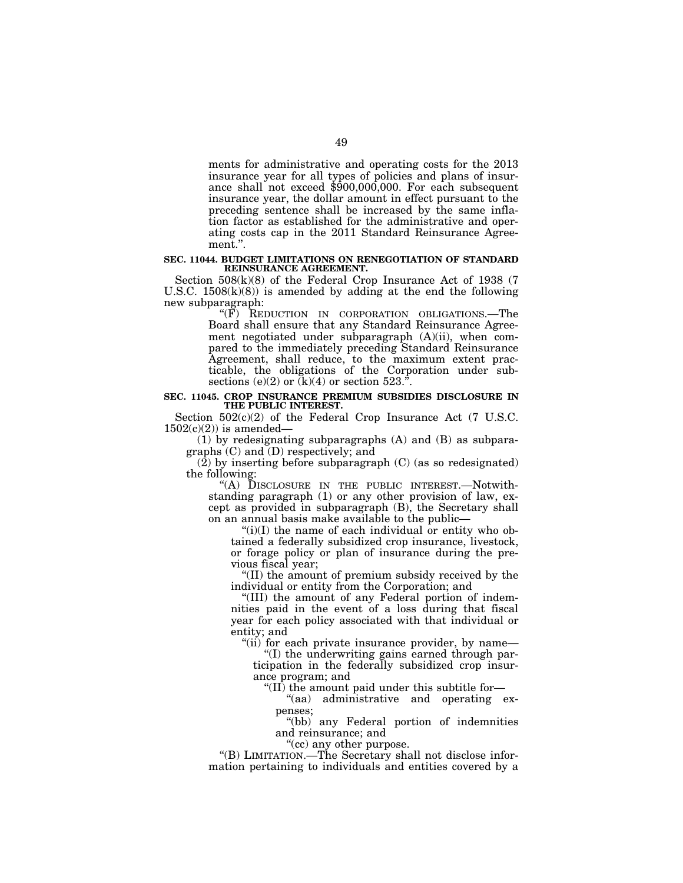ments for administrative and operating costs for the 2013 insurance year for all types of policies and plans of insurance shall not exceed $900,000,000. For each subsequent insurance year, the dollar amount in effect pursuant to the preceding sentence shall be increased by the same inflation factor as established for the administrative and operating costs cap in the 2011 Standard Reinsurance Agreement.".

**SEC. 11044. BUDGET LIMITATIONS ON RENEGOTIATION OF STANDARD REINSURANCE AGREEMENT.**

Section 508(k)(8) of the Federal Crop Insurance Act of 1938 (7 U.S.C. 1508(k)(8)) is amended by adding at the end the following new subparagraph:

"(F) REDUCTION IN CORPORATION OBLIGATIONS.—The Board shall ensure that any Standard Reinsurance Agreement negotiated under subparagraph (A)(ii), when compared to the immediately preceding Standard Reinsurance Agreement, shall reduce, to the maximum extent practicable, the obligations of the Corporation under subsections (e)(2) or (k)(4) or section 523.".

**SEC. 11045. CROP INSURANCE PREMIUM SUBSIDIES DISCLOSURE IN THE PUBLIC INTEREST.**

Section 502(c)(2) of the Federal Crop Insurance Act (7 U.S.C. 1502(c)(2)) is amended—

(1) by redesignating subparagraphs (A) and (B) as subparagraphs (C) and (D) respectively; and

(2) by inserting before subparagraph (C) (as so redesignated) the following:

"(A) DISCLOSURE IN THE PUBLIC INTEREST.—Notwithstanding paragraph (1) or any other provision of law, except as provided in subparagraph (B), the Secretary shall on an annual basis make available to the public—

"(i)(I) the name of each individual or entity who obtained a federally subsidized crop insurance, livestock, or forage policy or plan of insurance during the previous fiscal year;

"(II) the amount of premium subsidy received by the individual or entity from the Corporation; and

"(III) the amount of any Federal portion of indemnities paid in the event of a loss during that fiscal year for each policy associated with that individual or entity; and

"(ii) for each private insurance provider, by name—

"(I) the underwriting gains earned through participation in the federally subsidized crop insurance program; and

"(II) the amount paid under this subtitle for—

"(aa) administrative and operating expenses;

"(bb) any Federal portion of indemnities and reinsurance; and

"(cc) any other purpose.

"(B) LIMITATION.—The Secretary shall not disclose information pertaining to individuals and entities covered by a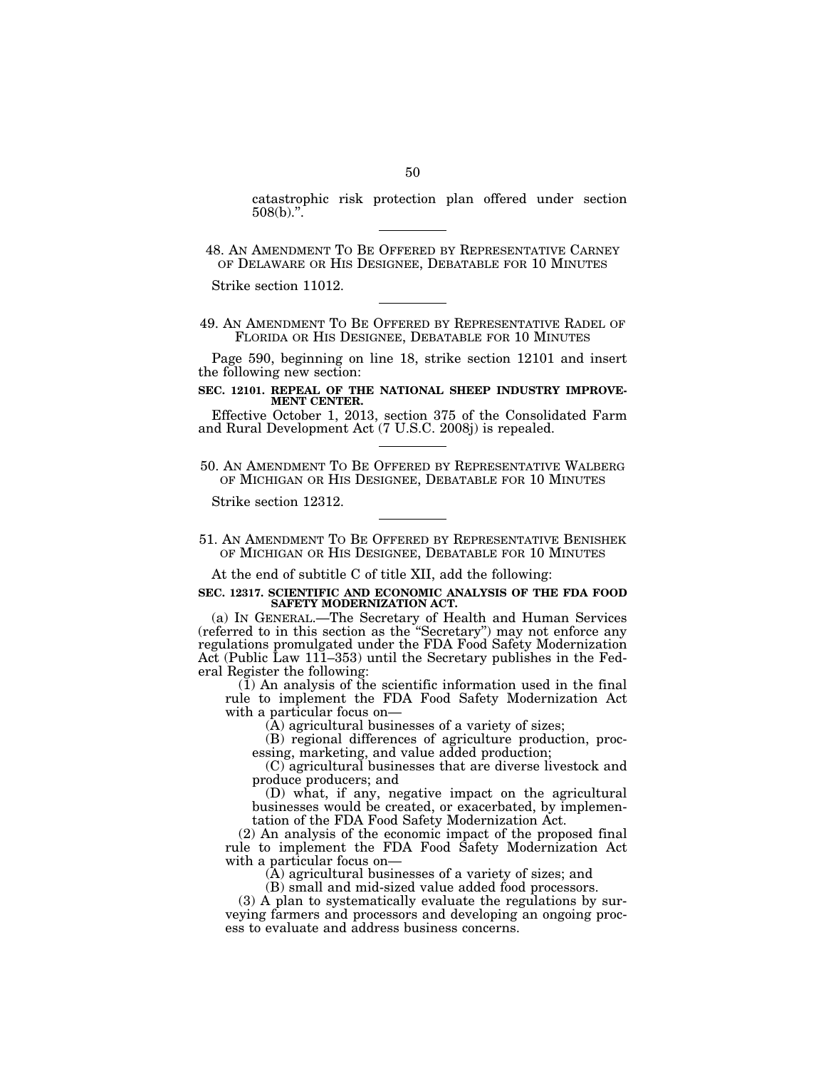catastrophic risk protection plan offered under section 508(b).".

---

48. AN AMENDMENT TO BE OFFERED BY REPRESENTATIVE CARNEY OF DELAWARE OR HIS DESIGNEE, DEBATABLE FOR 10 MINUTES

Strike section 11012.

---

49. AN AMENDMENT TO BE OFFERED BY REPRESENTATIVE RADEL OF FLORIDA OR HIS DESIGNEE, DEBATABLE FOR 10 MINUTES

Page 590, beginning on line 18, strike section 12101 and insert the following new section:

**SEC. 12101. REPEAL OF THE NATIONAL SHEEP INDUSTRY IMPROVEMENT CENTER.**

Effective October 1, 2013, section 375 of the Consolidated Farm and Rural Development Act (7 U.S.C. 2008j) is repealed.

---

50. AN AMENDMENT TO BE OFFERED BY REPRESENTATIVE WALBERG OF MICHIGAN OR HIS DESIGNEE, DEBATABLE FOR 10 MINUTES

Strike section 12312.

---

51. AN AMENDMENT TO BE OFFERED BY REPRESENTATIVE BENISHEK OF MICHIGAN OR HIS DESIGNEE, DEBATABLE FOR 10 MINUTES

At the end of subtitle C of title XII, add the following:

**SEC. 12317. SCIENTIFIC AND ECONOMIC ANALYSIS OF THE FDA FOOD SAFETY MODERNIZATION ACT.**

(a) IN GENERAL.—The Secretary of Health and Human Services (referred to in this section as the "Secretary") may not enforce any regulations promulgated under the FDA Food Safety Modernization Act (Public Law 111–353) until the Secretary publishes in the Federal Register the following:

(1) An analysis of the scientific information used in the final rule to implement the FDA Food Safety Modernization Act with a particular focus on—

(A) agricultural businesses of a variety of sizes;

(B) regional differences of agriculture production, processing, marketing, and value added production;

(C) agricultural businesses that are diverse livestock and produce producers; and

(D) what, if any, negative impact on the agricultural businesses would be created, or exacerbated, by implementation of the FDA Food Safety Modernization Act.

(2) An analysis of the economic impact of the proposed final rule to implement the FDA Food Safety Modernization Act with a particular focus on—

(A) agricultural businesses of a variety of sizes; and

(B) small and mid-sized value added food processors.

(3) A plan to systematically evaluate the regulations by surveying farmers and processors and developing an ongoing process to evaluate and address business concerns.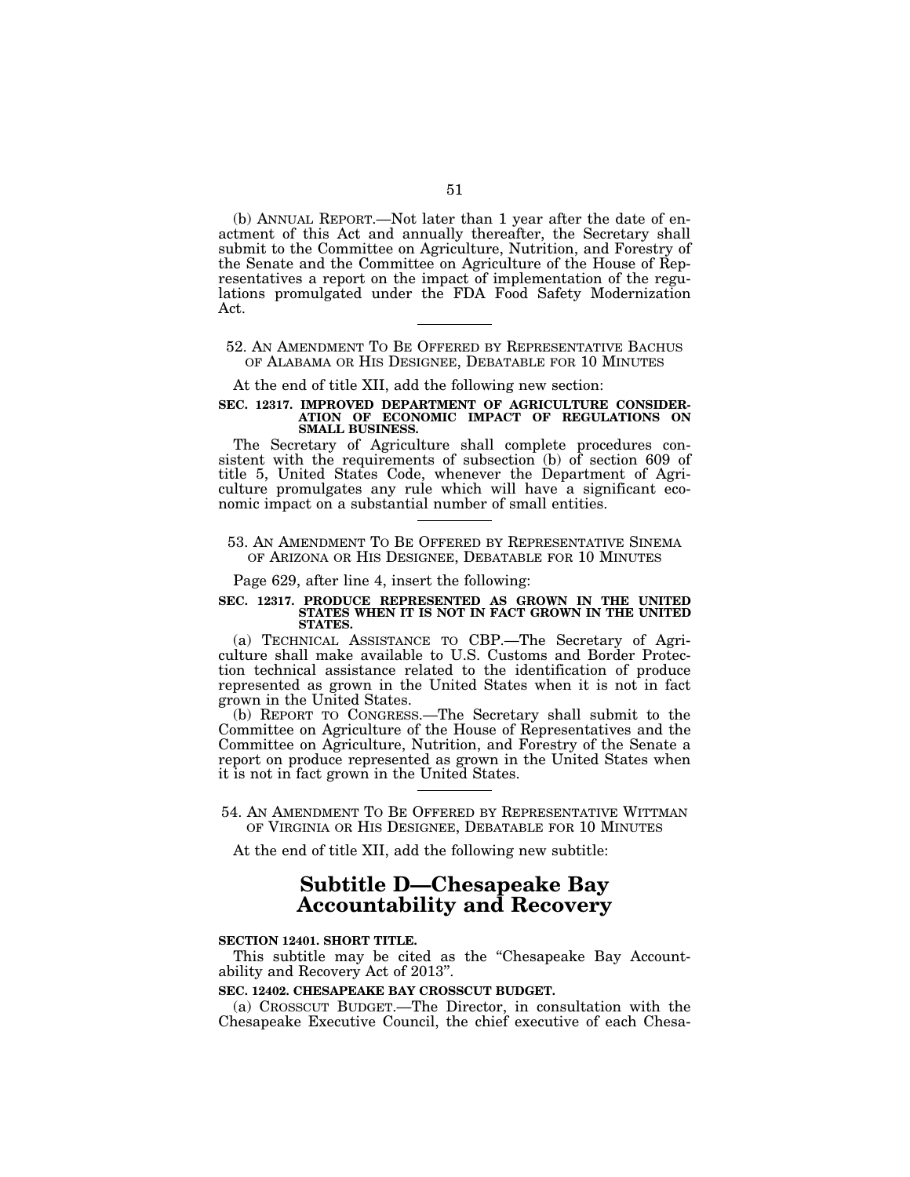(b) ANNUAL REPORT.—Not later than 1 year after the date of enactment of this Act and annually thereafter, the Secretary shall submit to the Committee on Agriculture, Nutrition, and Forestry of the Senate and the Committee on Agriculture of the House of Representatives a report on the impact of implementation of the regulations promulgated under the FDA Food Safety Modernization Act.

---

52. AN AMENDMENT TO BE OFFERED BY REPRESENTATIVE BACHUS OF ALABAMA OR HIS DESIGNEE, DEBATABLE FOR 10 MINUTES

At the end of title XII, add the following new section:

**SEC. 12317. IMPROVED DEPARTMENT OF AGRICULTURE CONSIDERATION OF ECONOMIC IMPACT OF REGULATIONS ON SMALL BUSINESS.**

The Secretary of Agriculture shall complete procedures consistent with the requirements of subsection (b) of section 609 of title 5, United States Code, whenever the Department of Agriculture promulgates any rule which will have a significant economic impact on a substantial number of small entities.

---

53. AN AMENDMENT TO BE OFFERED BY REPRESENTATIVE SINEMA OF ARIZONA OR HIS DESIGNEE, DEBATABLE FOR 10 MINUTES

Page 629, after line 4, insert the following:

**SEC. 12317. PRODUCE REPRESENTED AS GROWN IN THE UNITED STATES WHEN IT IS NOT IN FACT GROWN IN THE UNITED STATES.**

(a) TECHNICAL ASSISTANCE TO CBP.—The Secretary of Agriculture shall make available to U.S. Customs and Border Protection technical assistance related to the identification of produce represented as grown in the United States when it is not in fact grown in the United States.

(b) REPORT TO CONGRESS.—The Secretary shall submit to the Committee on Agriculture of the House of Representatives and the Committee on Agriculture, Nutrition, and Forestry of the Senate a report on produce represented as grown in the United States when it is not in fact grown in the United States.

---

54. AN AMENDMENT TO BE OFFERED BY REPRESENTATIVE WITTMAN OF VIRGINIA OR HIS DESIGNEE, DEBATABLE FOR 10 MINUTES

At the end of title XII, add the following new subtitle:

# Subtitle D—Chesapeake Bay Accountability and Recovery

**SECTION 12401. SHORT TITLE.**

This subtitle may be cited as the "Chesapeake Bay Accountability and Recovery Act of 2013".

**SEC. 12402. CHESAPEAKE BAY CROSSCUT BUDGET.**

(a) CROSSCUT BUDGET.—The Director, in consultation with the Chesapeake Executive Council, the chief executive of each Chesa-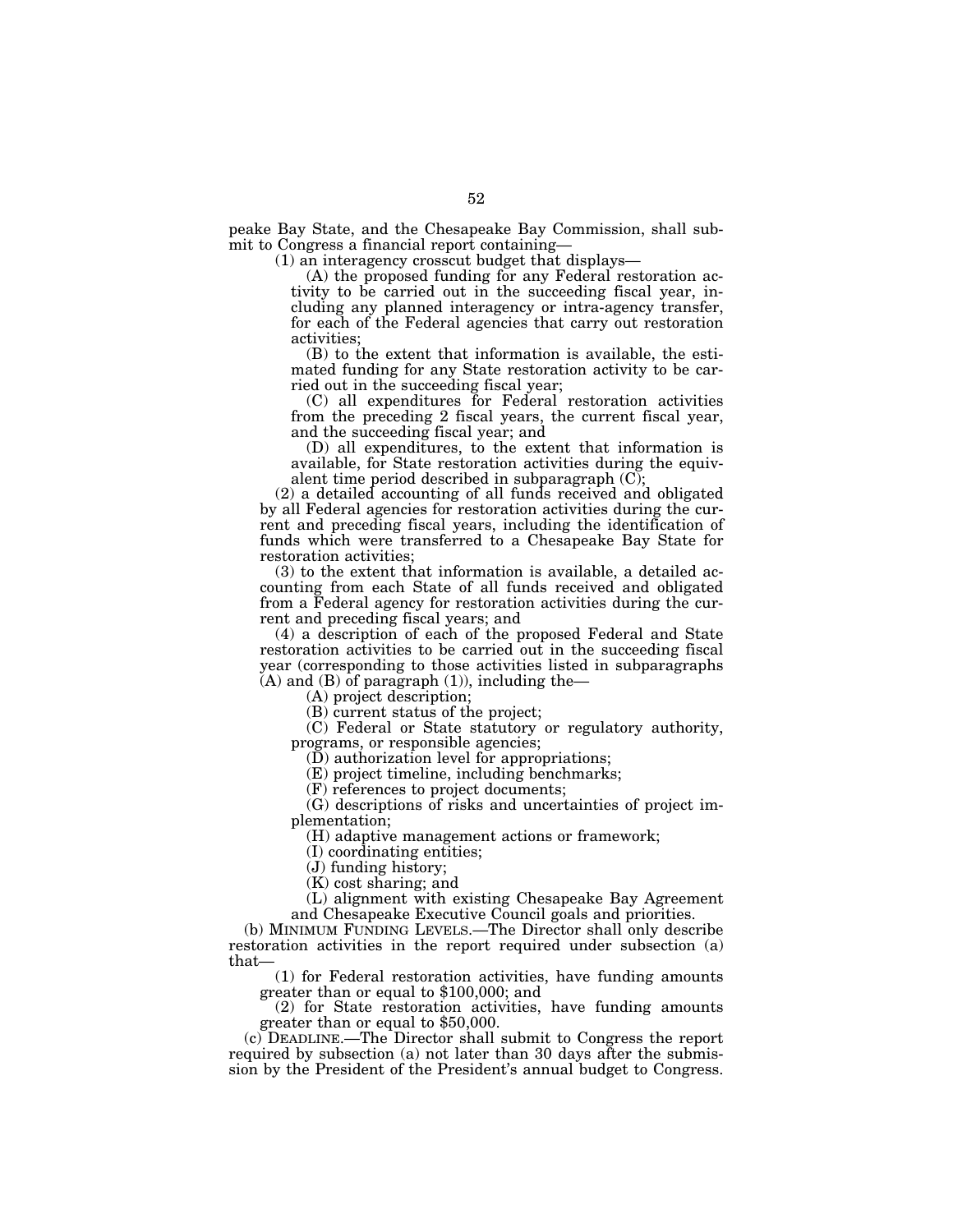peake Bay State, and the Chesapeake Bay Commission, shall submit to Congress a financial report containing—

(1) an interagency crosscut budget that displays—

(A) the proposed funding for any Federal restoration activity to be carried out in the succeeding fiscal year, including any planned interagency or intra-agency transfer, for each of the Federal agencies that carry out restoration activities;

(B) to the extent that information is available, the estimated funding for any State restoration activity to be carried out in the succeeding fiscal year;

(C) all expenditures for Federal restoration activities from the preceding 2 fiscal years, the current fiscal year, and the succeeding fiscal year; and

(D) all expenditures, to the extent that information is available, for State restoration activities during the equivalent time period described in subparagraph (C);

(2) a detailed accounting of all funds received and obligated by all Federal agencies for restoration activities during the current and preceding fiscal years, including the identification of funds which were transferred to a Chesapeake Bay State for restoration activities;

(3) to the extent that information is available, a detailed accounting from each State of all funds received and obligated from a Federal agency for restoration activities during the current and preceding fiscal years; and

(4) a description of each of the proposed Federal and State restoration activities to be carried out in the succeeding fiscal year (corresponding to those activities listed in subparagraphs (A) and (B) of paragraph (1)), including the—

(A) project description;

(B) current status of the project;

(C) Federal or State statutory or regulatory authority, programs, or responsible agencies;

(D) authorization level for appropriations;

(E) project timeline, including benchmarks;

(F) references to project documents;

(G) descriptions of risks and uncertainties of project implementation;

(H) adaptive management actions or framework;

(I) coordinating entities;

(J) funding history;

(K) cost sharing; and

(L) alignment with existing Chesapeake Bay Agreement and Chesapeake Executive Council goals and priorities.

(b) MINIMUM FUNDING LEVELS.—The Director shall only describe restoration activities in the report required under subsection (a) that—

(1) for Federal restoration activities, have funding amounts greater than or equal to $100,000; and

(2) for State restoration activities, have funding amounts greater than or equal to $50,000.

(c) DEADLINE.—The Director shall submit to Congress the report required by subsection (a) not later than 30 days after the submission by the President of the President's annual budget to Congress.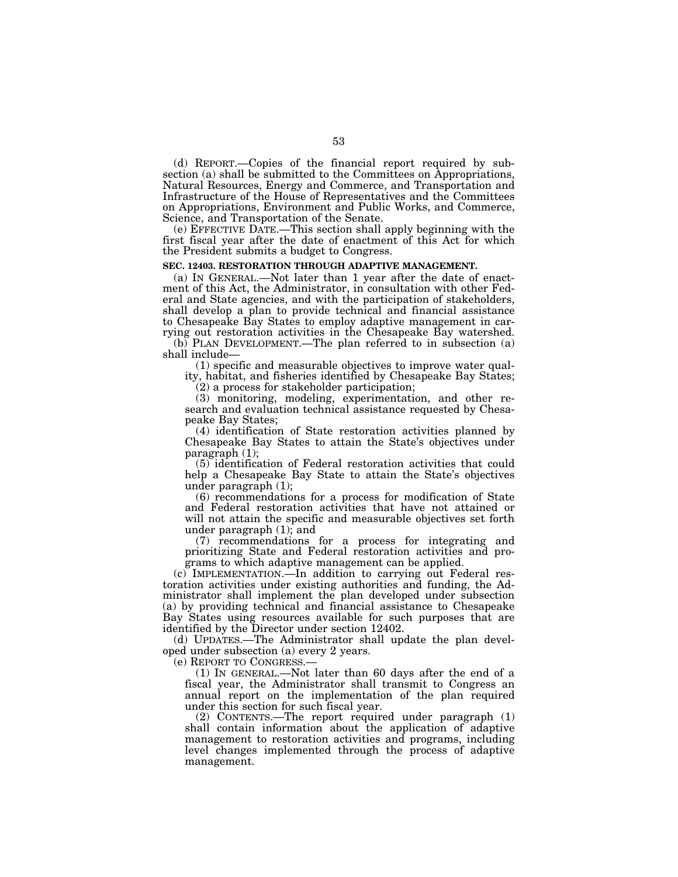(d) REPORT.—Copies of the financial report required by subsection (a) shall be submitted to the Committees on Appropriations, Natural Resources, Energy and Commerce, and Transportation and Infrastructure of the House of Representatives and the Committees on Appropriations, Environment and Public Works, and Commerce, Science, and Transportation of the Senate.

(e) EFFECTIVE DATE.—This section shall apply beginning with the first fiscal year after the date of enactment of this Act for which the President submits a budget to Congress.

**SEC. 12403. RESTORATION THROUGH ADAPTIVE MANAGEMENT.**

(a) IN GENERAL.—Not later than 1 year after the date of enactment of this Act, the Administrator, in consultation with other Federal and State agencies, and with the participation of stakeholders, shall develop a plan to provide technical and financial assistance to Chesapeake Bay States to employ adaptive management in carrying out restoration activities in the Chesapeake Bay watershed.

(b) PLAN DEVELOPMENT.—The plan referred to in subsection (a) shall include—

(1) specific and measurable objectives to improve water quality, habitat, and fisheries identified by Chesapeake Bay States;

(2) a process for stakeholder participation;

(3) monitoring, modeling, experimentation, and other research and evaluation technical assistance requested by Chesapeake Bay States;

(4) identification of State restoration activities planned by Chesapeake Bay States to attain the State's objectives under paragraph (1);

(5) identification of Federal restoration activities that could help a Chesapeake Bay State to attain the State's objectives under paragraph (1);

(6) recommendations for a process for modification of State and Federal restoration activities that have not attained or will not attain the specific and measurable objectives set forth under paragraph (1); and

(7) recommendations for a process for integrating and prioritizing State and Federal restoration activities and programs to which adaptive management can be applied.

(c) IMPLEMENTATION.—In addition to carrying out Federal restoration activities under existing authorities and funding, the Administrator shall implement the plan developed under subsection (a) by providing technical and financial assistance to Chesapeake Bay States using resources available for such purposes that are identified by the Director under section 12402.

(d) UPDATES.—The Administrator shall update the plan developed under subsection (a) every 2 years.

(e) REPORT TO CONGRESS.—

(1) IN GENERAL.—Not later than 60 days after the end of a fiscal year, the Administrator shall transmit to Congress an annual report on the implementation of the plan required under this section for such fiscal year.

(2) CONTENTS.—The report required under paragraph (1) shall contain information about the application of adaptive management to restoration activities and programs, including level changes implemented through the process of adaptive management.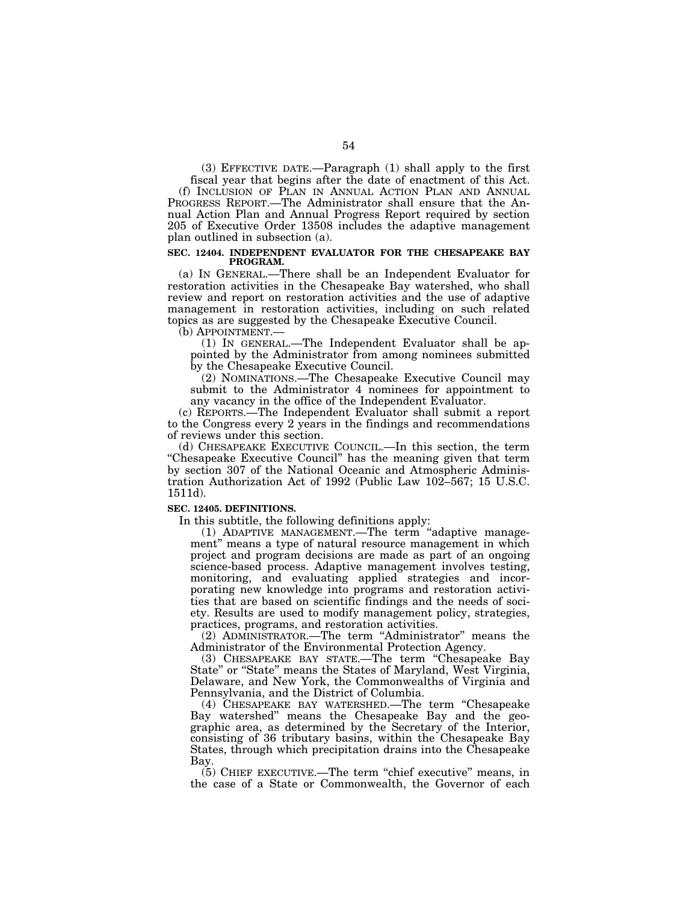(3) EFFECTIVE DATE.—Paragraph (1) shall apply to the first fiscal year that begins after the date of enactment of this Act.

(f) INCLUSION OF PLAN IN ANNUAL ACTION PLAN AND ANNUAL PROGRESS REPORT.—The Administrator shall ensure that the Annual Action Plan and Annual Progress Report required by section 205 of Executive Order 13508 includes the adaptive management plan outlined in subsection (a).

**SEC. 12404. INDEPENDENT EVALUATOR FOR THE CHESAPEAKE BAY PROGRAM.**

(a) IN GENERAL.—There shall be an Independent Evaluator for restoration activities in the Chesapeake Bay watershed, who shall review and report on restoration activities and the use of adaptive management in restoration activities, including on such related topics as are suggested by the Chesapeake Executive Council.

(b) APPOINTMENT.—

(1) IN GENERAL.—The Independent Evaluator shall be appointed by the Administrator from among nominees submitted by the Chesapeake Executive Council.

(2) NOMINATIONS.—The Chesapeake Executive Council may submit to the Administrator 4 nominees for appointment to any vacancy in the office of the Independent Evaluator.

(c) REPORTS.—The Independent Evaluator shall submit a report to the Congress every 2 years in the findings and recommendations of reviews under this section.

(d) CHESAPEAKE EXECUTIVE COUNCIL.—In this section, the term "Chesapeake Executive Council" has the meaning given that term by section 307 of the National Oceanic and Atmospheric Administration Authorization Act of 1992 (Public Law 102–567; 15 U.S.C. 1511d).

**SEC. 12405. DEFINITIONS.**

In this subtitle, the following definitions apply:

(1) ADAPTIVE MANAGEMENT.—The term "adaptive management" means a type of natural resource management in which project and program decisions are made as part of an ongoing science-based process. Adaptive management involves testing, monitoring, and evaluating applied strategies and incorporating new knowledge into programs and restoration activities that are based on scientific findings and the needs of society. Results are used to modify management policy, strategies, practices, programs, and restoration activities.

(2) ADMINISTRATOR.—The term "Administrator" means the Administrator of the Environmental Protection Agency.

(3) CHESAPEAKE BAY STATE.—The term "Chesapeake Bay State" or "State" means the States of Maryland, West Virginia, Delaware, and New York, the Commonwealths of Virginia and Pennsylvania, and the District of Columbia.

(4) CHESAPEAKE BAY WATERSHED.—The term "Chesapeake Bay watershed" means the Chesapeake Bay and the geographic area, as determined by the Secretary of the Interior, consisting of 36 tributary basins, within the Chesapeake Bay States, through which precipitation drains into the Chesapeake Bay.

(5) CHIEF EXECUTIVE.—The term "chief executive" means, in the case of a State or Commonwealth, the Governor of each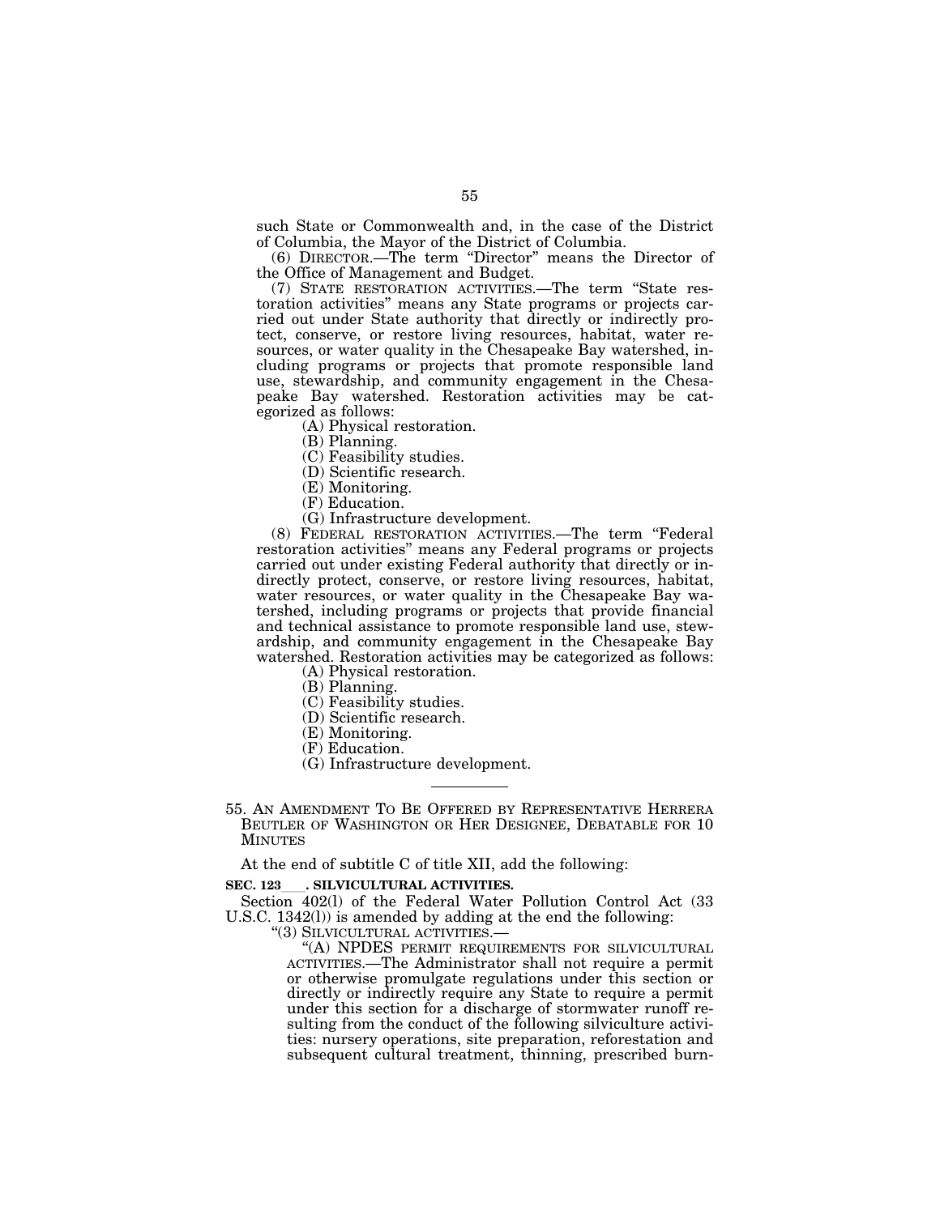such State or Commonwealth and, in the case of the District of Columbia, the Mayor of the District of Columbia.

(6) DIRECTOR.—The term "Director" means the Director of the Office of Management and Budget.

(7) STATE RESTORATION ACTIVITIES.—The term "State restoration activities" means any State programs or projects carried out under State authority that directly or indirectly protect, conserve, or restore living resources, habitat, water resources, or water quality in the Chesapeake Bay watershed, including programs or projects that promote responsible land use, stewardship, and community engagement in the Chesapeake Bay watershed. Restoration activities may be categorized as follows:

(A) Physical restoration.
(B) Planning.
(C) Feasibility studies.
(D) Scientific research.
(E) Monitoring.
(F) Education.
(G) Infrastructure development.

(8) FEDERAL RESTORATION ACTIVITIES.—The term "Federal restoration activities" means any Federal programs or projects carried out under existing Federal authority that directly or indirectly protect, conserve, or restore living resources, habitat, water resources, or water quality in the Chesapeake Bay watershed, including programs or projects that provide financial and technical assistance to promote responsible land use, stewardship, and community engagement in the Chesapeake Bay watershed. Restoration activities may be categorized as follows:

(A) Physical restoration.
(B) Planning.
(C) Feasibility studies.
(D) Scientific research.
(E) Monitoring.
(F) Education.
(G) Infrastructure development.

---

55. AN AMENDMENT TO BE OFFERED BY REPRESENTATIVE HERRERA BEUTLER OF WASHINGTON OR HER DESIGNEE, DEBATABLE FOR 10 MINUTES

At the end of subtitle C of title XII, add the following:

**SEC. 123___. SILVICULTURAL ACTIVITIES.**

Section 402(l) of the Federal Water Pollution Control Act (33 U.S.C. 1342(l)) is amended by adding at the end the following:

"(3) SILVICULTURAL ACTIVITIES.—

"(A) NPDES PERMIT REQUIREMENTS FOR SILVICULTURAL ACTIVITIES.—The Administrator shall not require a permit or otherwise promulgate regulations under this section or directly or indirectly require any State to require a permit under this section for a discharge of stormwater runoff resulting from the conduct of the following silviculture activities: nursery operations, site preparation, reforestation and subsequent cultural treatment, thinning, prescribed burn-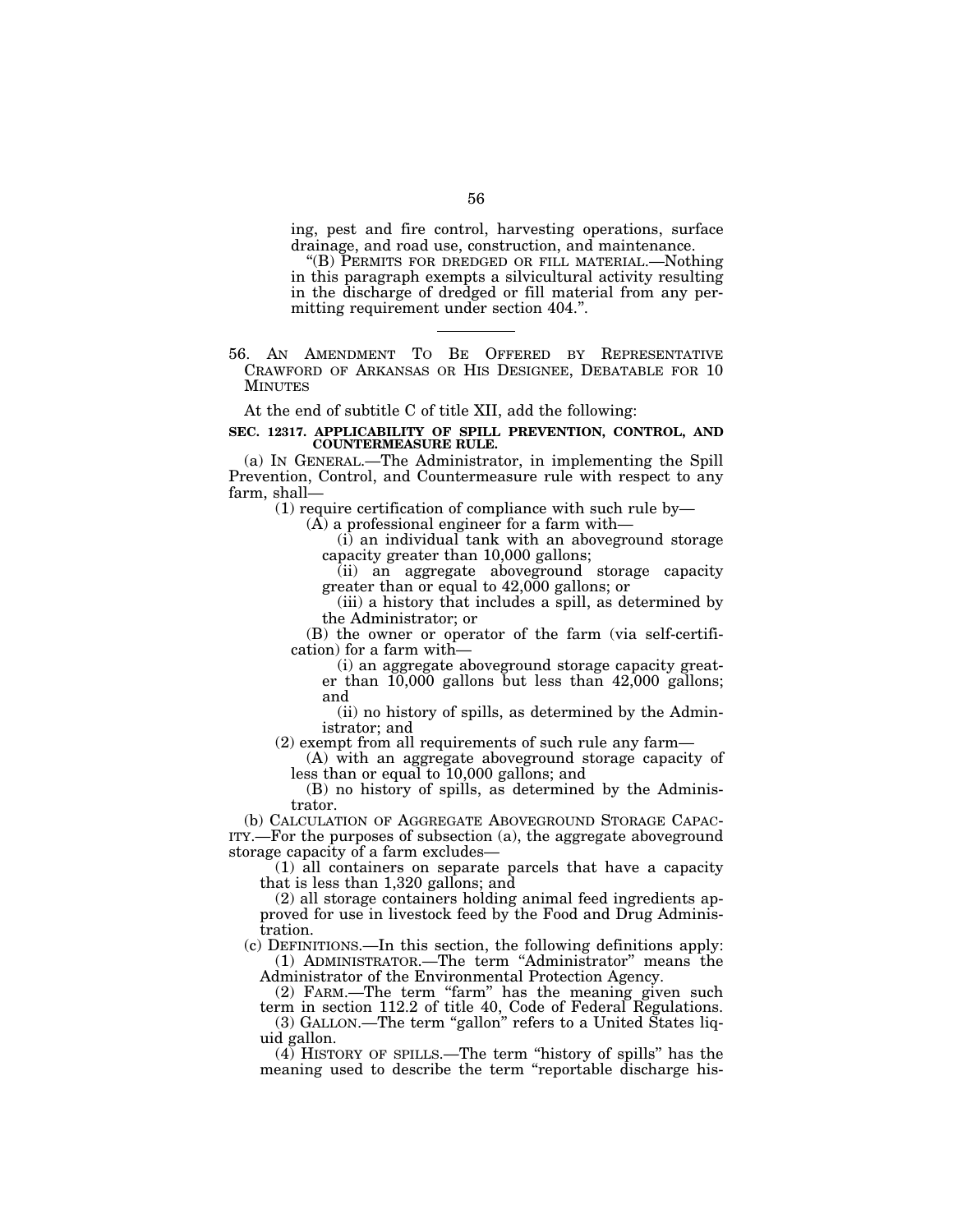ing, pest and fire control, harvesting operations, surface drainage, and road use, construction, and maintenance.

"(B) PERMITS FOR DREDGED OR FILL MATERIAL.—Nothing in this paragraph exempts a silvicultural activity resulting in the discharge of dredged or fill material from any permitting requirement under section 404.".

---

56. AN AMENDMENT TO BE OFFERED BY REPRESENTATIVE CRAWFORD OF ARKANSAS OR HIS DESIGNEE, DEBATABLE FOR 10 MINUTES

At the end of subtitle C of title XII, add the following:

**SEC. 12317. APPLICABILITY OF SPILL PREVENTION, CONTROL, AND COUNTERMEASURE RULE.**

(a) IN GENERAL.—The Administrator, in implementing the Spill Prevention, Control, and Countermeasure rule with respect to any farm, shall—

(1) require certification of compliance with such rule by—

(A) a professional engineer for a farm with—

(i) an individual tank with an aboveground storage capacity greater than 10,000 gallons;

(ii) an aggregate aboveground storage capacity greater than or equal to 42,000 gallons; or

(iii) a history that includes a spill, as determined by the Administrator; or

(B) the owner or operator of the farm (via self-certification) for a farm with—

(i) an aggregate aboveground storage capacity greater than 10,000 gallons but less than 42,000 gallons; and

(ii) no history of spills, as determined by the Administrator; and

(2) exempt from all requirements of such rule any farm—

(A) with an aggregate aboveground storage capacity of less than or equal to 10,000 gallons; and

(B) no history of spills, as determined by the Administrator.

(b) CALCULATION OF AGGREGATE ABOVEGROUND STORAGE CAPACITY.—For the purposes of subsection (a), the aggregate aboveground storage capacity of a farm excludes—

(1) all containers on separate parcels that have a capacity that is less than 1,320 gallons; and

(2) all storage containers holding animal feed ingredients approved for use in livestock feed by the Food and Drug Administration.

(c) DEFINITIONS.—In this section, the following definitions apply:

(1) ADMINISTRATOR.—The term "Administrator" means the Administrator of the Environmental Protection Agency.

(2) FARM.—The term "farm" has the meaning given such term in section 112.2 of title 40, Code of Federal Regulations.

(3) GALLON.—The term "gallon" refers to a United States liquid gallon.

(4) HISTORY OF SPILLS.—The term "history of spills" has the meaning used to describe the term "reportable discharge his-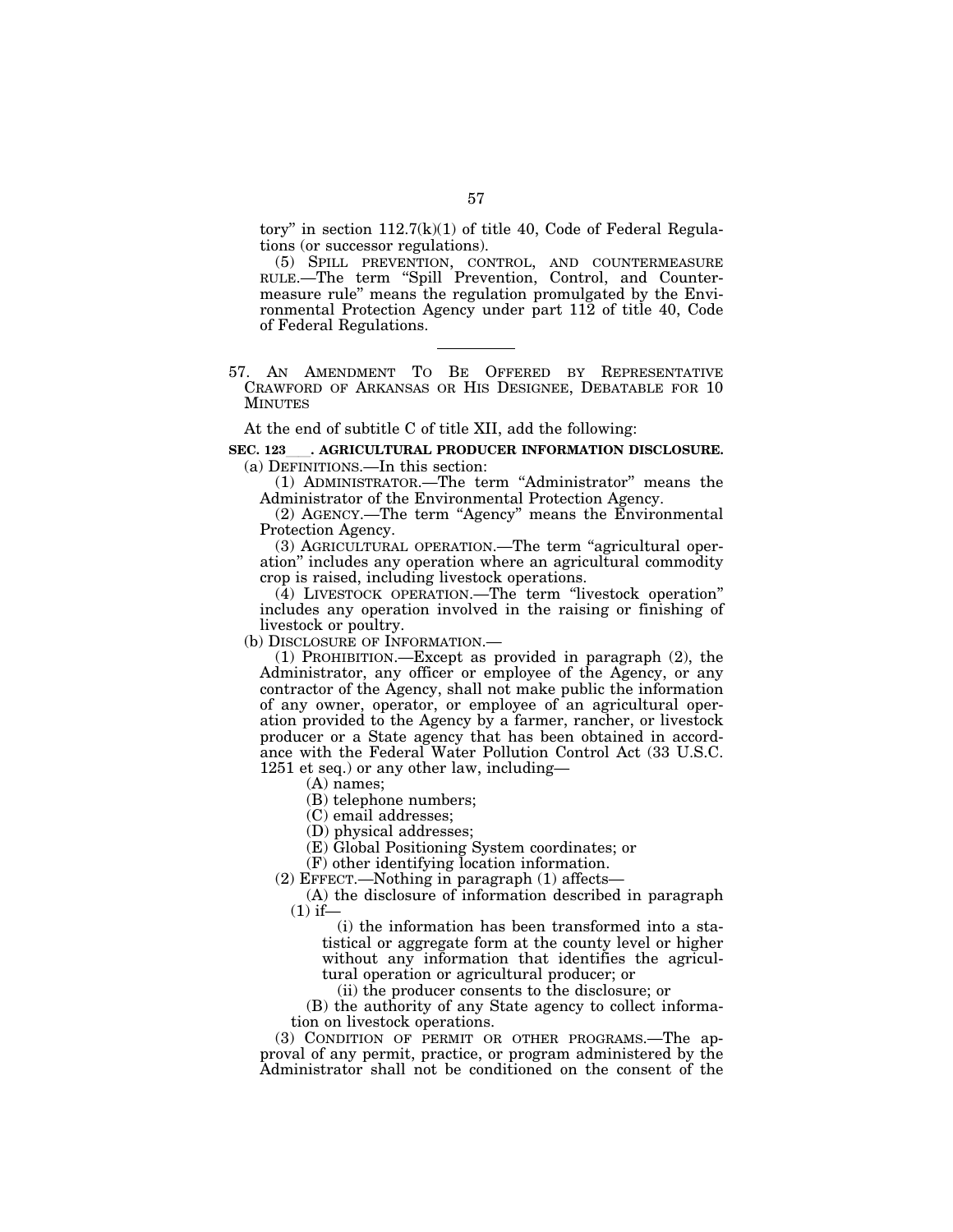tory" in section 112.7(k)(1) of title 40, Code of Federal Regulations (or successor regulations).

(5) SPILL PREVENTION, CONTROL, AND COUNTERMEASURE RULE.—The term "Spill Prevention, Control, and Countermeasure rule" means the regulation promulgated by the Environmental Protection Agency under part 112 of title 40, Code of Federal Regulations.

---

57. AN AMENDMENT TO BE OFFERED BY REPRESENTATIVE CRAWFORD OF ARKANSAS OR HIS DESIGNEE, DEBATABLE FOR 10 MINUTES

At the end of subtitle C of title XII, add the following:

**SEC. 123\_\_\_. AGRICULTURAL PRODUCER INFORMATION DISCLOSURE.**

(a) DEFINITIONS.—In this section:

(1) ADMINISTRATOR.—The term "Administrator" means the Administrator of the Environmental Protection Agency.

(2) AGENCY.—The term "Agency" means the Environmental Protection Agency.

(3) AGRICULTURAL OPERATION.—The term "agricultural operation" includes any operation where an agricultural commodity crop is raised, including livestock operations.

(4) LIVESTOCK OPERATION.—The term "livestock operation" includes any operation involved in the raising or finishing of livestock or poultry.

(b) DISCLOSURE OF INFORMATION.—

(1) PROHIBITION.—Except as provided in paragraph (2), the Administrator, any officer or employee of the Agency, or any contractor of the Agency, shall not make public the information of any owner, operator, or employee of an agricultural operation provided to the Agency by a farmer, rancher, or livestock producer or a State agency that has been obtained in accordance with the Federal Water Pollution Control Act (33 U.S.C. 1251 et seq.) or any other law, including—

(A) names;

(B) telephone numbers;

(C) email addresses;

(D) physical addresses;

(E) Global Positioning System coordinates; or

(F) other identifying location information.

(2) EFFECT.—Nothing in paragraph (1) affects—

(A) the disclosure of information described in paragraph (1) if—

(i) the information has been transformed into a statistical or aggregate form at the county level or higher without any information that identifies the agricultural operation or agricultural producer; or

(ii) the producer consents to the disclosure; or

(B) the authority of any State agency to collect information on livestock operations.

(3) CONDITION OF PERMIT OR OTHER PROGRAMS.—The approval of any permit, practice, or program administered by the Administrator shall not be conditioned on the consent of the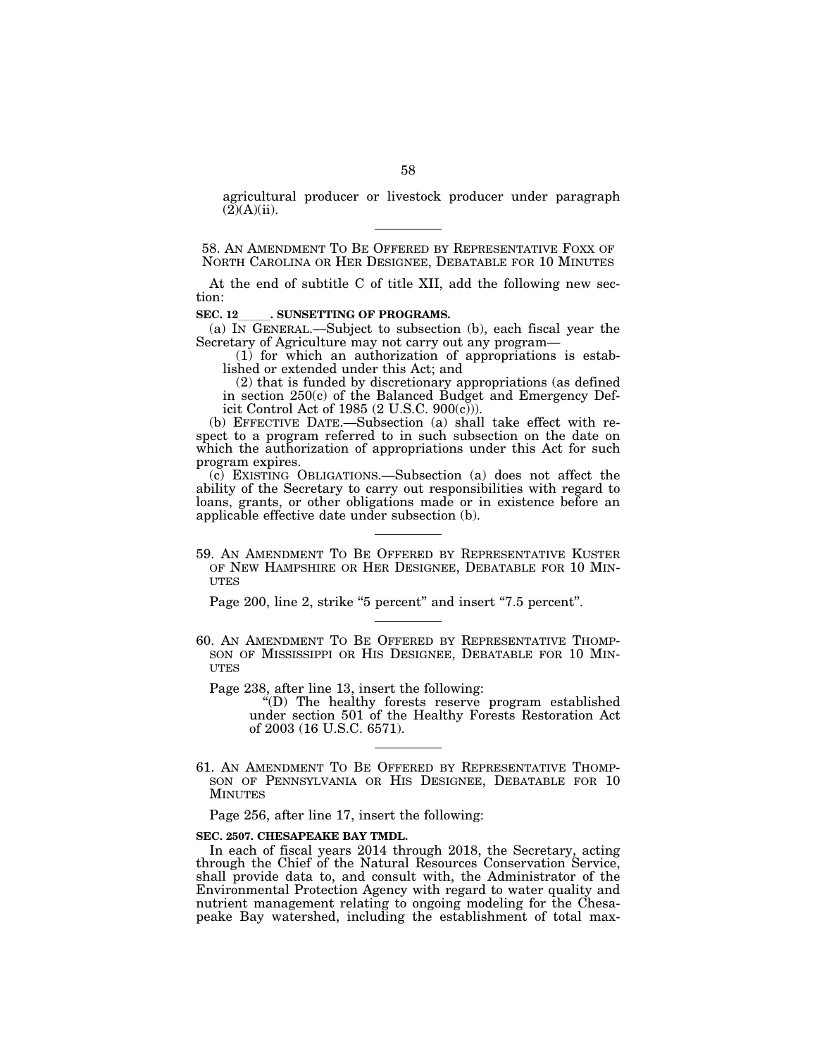agricultural producer or livestock producer under paragraph (2)(A)(ii).

---

58. AN AMENDMENT TO BE OFFERED BY REPRESENTATIVE FOXX OF NORTH CAROLINA OR HER DESIGNEE, DEBATABLE FOR 10 MINUTES

At the end of subtitle C of title XII, add the following new section:

**SEC. 12\_\_\_\_\_. SUNSETTING OF PROGRAMS.**

(a) IN GENERAL.—Subject to subsection (b), each fiscal year the Secretary of Agriculture may not carry out any program—

(1) for which an authorization of appropriations is established or extended under this Act; and

(2) that is funded by discretionary appropriations (as defined in section 250(c) of the Balanced Budget and Emergency Deficit Control Act of 1985 (2 U.S.C. 900(c))).

(b) EFFECTIVE DATE.—Subsection (a) shall take effect with respect to a program referred to in such subsection on the date on which the authorization of appropriations under this Act for such program expires.

(c) EXISTING OBLIGATIONS.—Subsection (a) does not affect the ability of the Secretary to carry out responsibilities with regard to loans, grants, or other obligations made or in existence before an applicable effective date under subsection (b).

---

59. AN AMENDMENT TO BE OFFERED BY REPRESENTATIVE KUSTER OF NEW HAMPSHIRE OR HER DESIGNEE, DEBATABLE FOR 10 MINUTES

Page 200, line 2, strike "5 percent" and insert "7.5 percent".

---

60. AN AMENDMENT TO BE OFFERED BY REPRESENTATIVE THOMPSON OF MISSISSIPPI OR HIS DESIGNEE, DEBATABLE FOR 10 MINUTES

Page 238, after line 13, insert the following:

"(D) The healthy forests reserve program established under section 501 of the Healthy Forests Restoration Act of 2003 (16 U.S.C. 6571).

---

61. AN AMENDMENT TO BE OFFERED BY REPRESENTATIVE THOMPSON OF PENNSYLVANIA OR HIS DESIGNEE, DEBATABLE FOR 10 MINUTES

Page 256, after line 17, insert the following:

**SEC. 2507. CHESAPEAKE BAY TMDL.**

In each of fiscal years 2014 through 2018, the Secretary, acting through the Chief of the Natural Resources Conservation Service, shall provide data to, and consult with, the Administrator of the Environmental Protection Agency with regard to water quality and nutrient management relating to ongoing modeling for the Chesapeake Bay watershed, including the establishment of total max-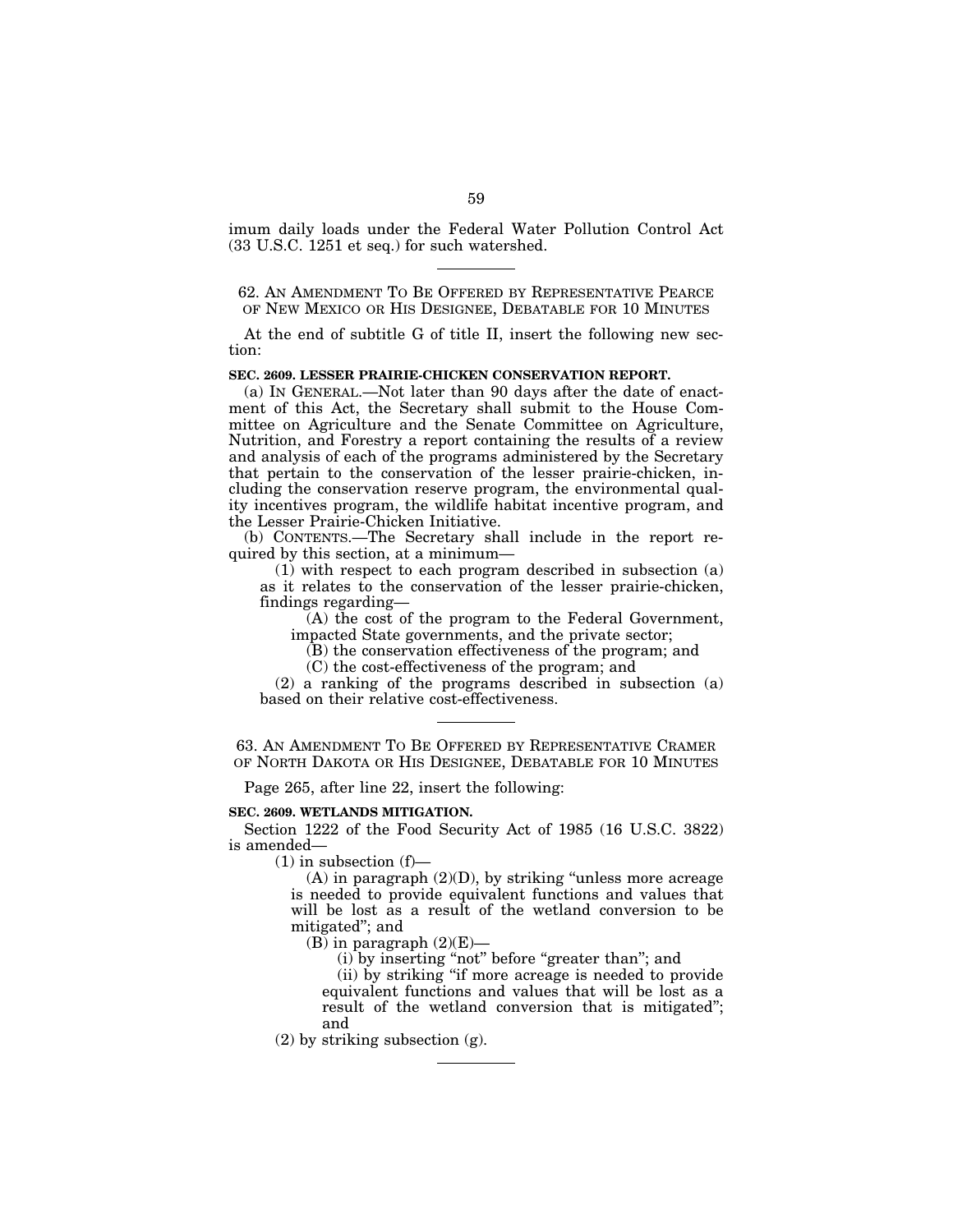imum daily loads under the Federal Water Pollution Control Act (33 U.S.C. 1251 et seq.) for such watershed.

---

62. AN AMENDMENT TO BE OFFERED BY REPRESENTATIVE PEARCE OF NEW MEXICO OR HIS DESIGNEE, DEBATABLE FOR 10 MINUTES

At the end of subtitle G of title II, insert the following new section:

**SEC. 2609. LESSER PRAIRIE-CHICKEN CONSERVATION REPORT.**

(a) IN GENERAL.—Not later than 90 days after the date of enactment of this Act, the Secretary shall submit to the House Committee on Agriculture and the Senate Committee on Agriculture, Nutrition, and Forestry a report containing the results of a review and analysis of each of the programs administered by the Secretary that pertain to the conservation of the lesser prairie-chicken, including the conservation reserve program, the environmental quality incentives program, the wildlife habitat incentive program, and the Lesser Prairie-Chicken Initiative.

(b) CONTENTS.—The Secretary shall include in the report required by this section, at a minimum—

(1) with respect to each program described in subsection (a) as it relates to the conservation of the lesser prairie-chicken, findings regarding—

(A) the cost of the program to the Federal Government, impacted State governments, and the private sector;

(B) the conservation effectiveness of the program; and

(C) the cost-effectiveness of the program; and

(2) a ranking of the programs described in subsection (a) based on their relative cost-effectiveness.

---

63. AN AMENDMENT TO BE OFFERED BY REPRESENTATIVE CRAMER OF NORTH DAKOTA OR HIS DESIGNEE, DEBATABLE FOR 10 MINUTES

Page 265, after line 22, insert the following:

**SEC. 2609. WETLANDS MITIGATION.**

Section 1222 of the Food Security Act of 1985 (16 U.S.C. 3822) is amended—

(1) in subsection (f)—

(A) in paragraph (2)(D), by striking "unless more acreage is needed to provide equivalent functions and values that will be lost as a result of the wetland conversion to be mitigated"; and

(B) in paragraph (2)(E)—

(i) by inserting "not" before "greater than"; and

(ii) by striking "if more acreage is needed to provide equivalent functions and values that will be lost as a result of the wetland conversion that is mitigated"; and

(2) by striking subsection (g).

---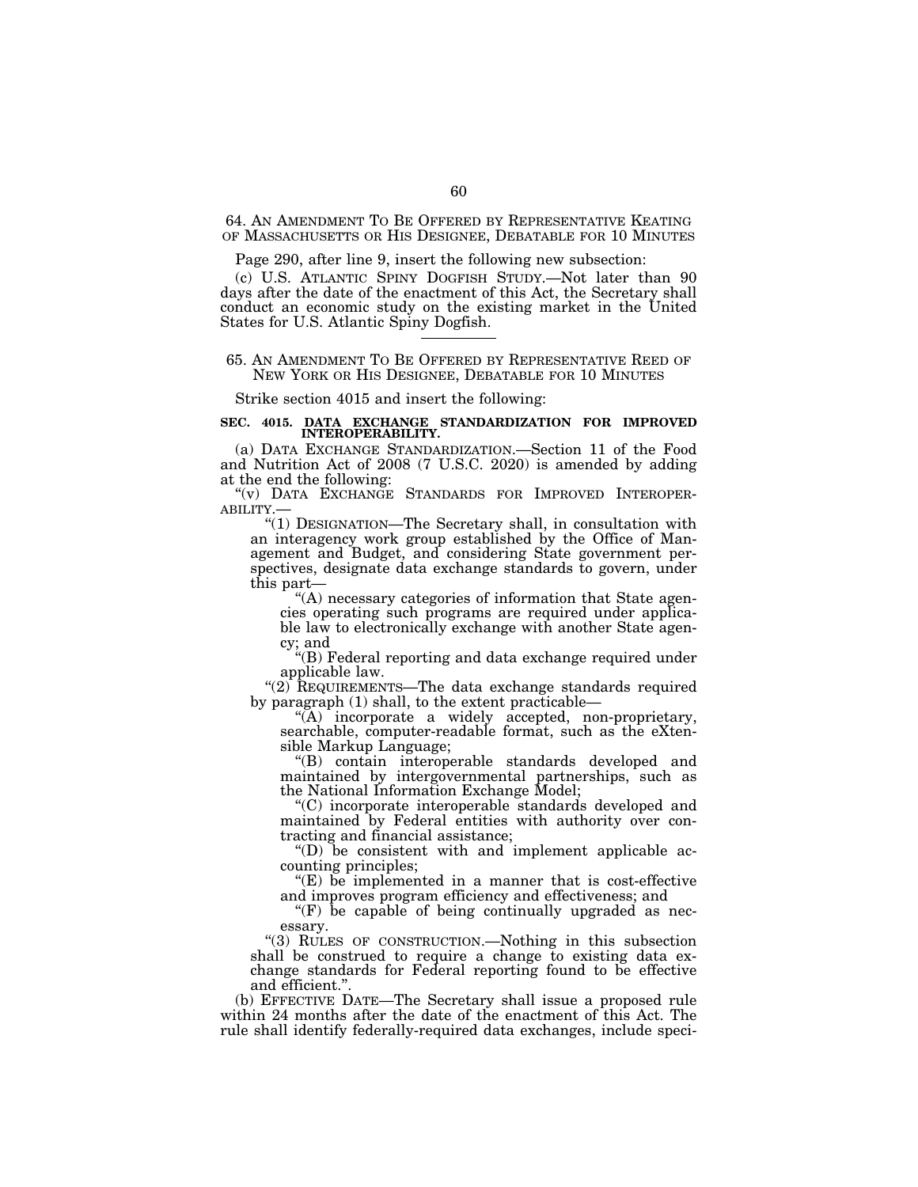64. AN AMENDMENT TO BE OFFERED BY REPRESENTATIVE KEATING OF MASSACHUSETTS OR HIS DESIGNEE, DEBATABLE FOR 10 MINUTES

Page 290, after line 9, insert the following new subsection:

(c) U.S. ATLANTIC SPINY DOGFISH STUDY.—Not later than 90 days after the date of the enactment of this Act, the Secretary shall conduct an economic study on the existing market in the United States for U.S. Atlantic Spiny Dogfish.

---

65. AN AMENDMENT TO BE OFFERED BY REPRESENTATIVE REED OF NEW YORK OR HIS DESIGNEE, DEBATABLE FOR 10 MINUTES

Strike section 4015 and insert the following:

**SEC. 4015. DATA EXCHANGE STANDARDIZATION FOR IMPROVED INTEROPERABILITY.**

(a) DATA EXCHANGE STANDARDIZATION.—Section 11 of the Food and Nutrition Act of 2008 (7 U.S.C. 2020) is amended by adding at the end the following:

"(v) DATA EXCHANGE STANDARDS FOR IMPROVED INTEROPERABILITY.—

"(1) DESIGNATION—The Secretary shall, in consultation with an interagency work group established by the Office of Management and Budget, and considering State government perspectives, designate data exchange standards to govern, under this part—

"(A) necessary categories of information that State agencies operating such programs are required under applicable law to electronically exchange with another State agency; and

"(B) Federal reporting and data exchange required under applicable law.

"(2) REQUIREMENTS—The data exchange standards required by paragraph (1) shall, to the extent practicable—

"(A) incorporate a widely accepted, non-proprietary, searchable, computer-readable format, such as the eXtensible Markup Language;

"(B) contain interoperable standards developed and maintained by intergovernmental partnerships, such as the National Information Exchange Model;

"(C) incorporate interoperable standards developed and maintained by Federal entities with authority over contracting and financial assistance;

"(D) be consistent with and implement applicable accounting principles;

"(E) be implemented in a manner that is cost-effective and improves program efficiency and effectiveness; and

"(F) be capable of being continually upgraded as necessary.

"(3) RULES OF CONSTRUCTION.—Nothing in this subsection shall be construed to require a change to existing data exchange standards for Federal reporting found to be effective and efficient.".

(b) EFFECTIVE DATE—The Secretary shall issue a proposed rule within 24 months after the date of the enactment of this Act. The rule shall identify federally-required data exchanges, include speci-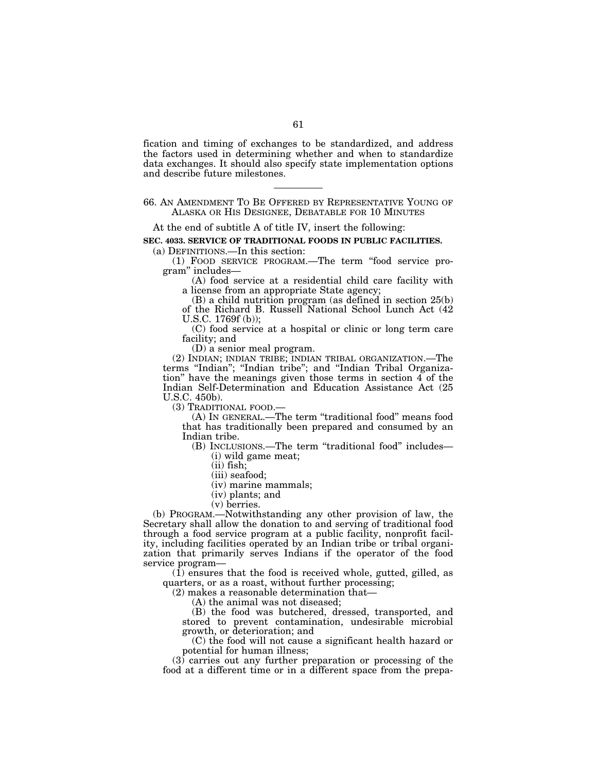fication and timing of exchanges to be standardized, and address the factors used in determining whether and when to standardize data exchanges. It should also specify state implementation options and describe future milestones.

---

66. AN AMENDMENT TO BE OFFERED BY REPRESENTATIVE YOUNG OF ALASKA OR HIS DESIGNEE, DEBATABLE FOR 10 MINUTES

At the end of subtitle A of title IV, insert the following:

**SEC. 4033. SERVICE OF TRADITIONAL FOODS IN PUBLIC FACILITIES.**

(a) DEFINITIONS.—In this section:

(1) FOOD SERVICE PROGRAM.—The term "food service program" includes—

(A) food service at a residential child care facility with a license from an appropriate State agency;

(B) a child nutrition program (as defined in section 25(b) of the Richard B. Russell National School Lunch Act (42 U.S.C. 1769f (b));

(C) food service at a hospital or clinic or long term care facility; and

(D) a senior meal program.

(2) INDIAN; INDIAN TRIBE; INDIAN TRIBAL ORGANIZATION.—The terms "Indian"; "Indian tribe"; and "Indian Tribal Organization" have the meanings given those terms in section 4 of the Indian Self-Determination and Education Assistance Act (25 U.S.C. 450b).

(3) TRADITIONAL FOOD.—

(A) IN GENERAL.—The term "traditional food" means food that has traditionally been prepared and consumed by an Indian tribe.

(B) INCLUSIONS.—The term "traditional food" includes—

(i) wild game meat;

(ii) fish;

(iii) seafood;

(iv) marine mammals;

(iv) plants; and

(v) berries.

(b) PROGRAM.—Notwithstanding any other provision of law, the Secretary shall allow the donation to and serving of traditional food through a food service program at a public facility, nonprofit facility, including facilities operated by an Indian tribe or tribal organization that primarily serves Indians if the operator of the food service program—

(1) ensures that the food is received whole, gutted, gilled, as quarters, or as a roast, without further processing;

(2) makes a reasonable determination that—

(A) the animal was not diseased;

(B) the food was butchered, dressed, transported, and stored to prevent contamination, undesirable microbial growth, or deterioration; and

(C) the food will not cause a significant health hazard or potential for human illness;

(3) carries out any further preparation or processing of the food at a different time or in a different space from the prepa-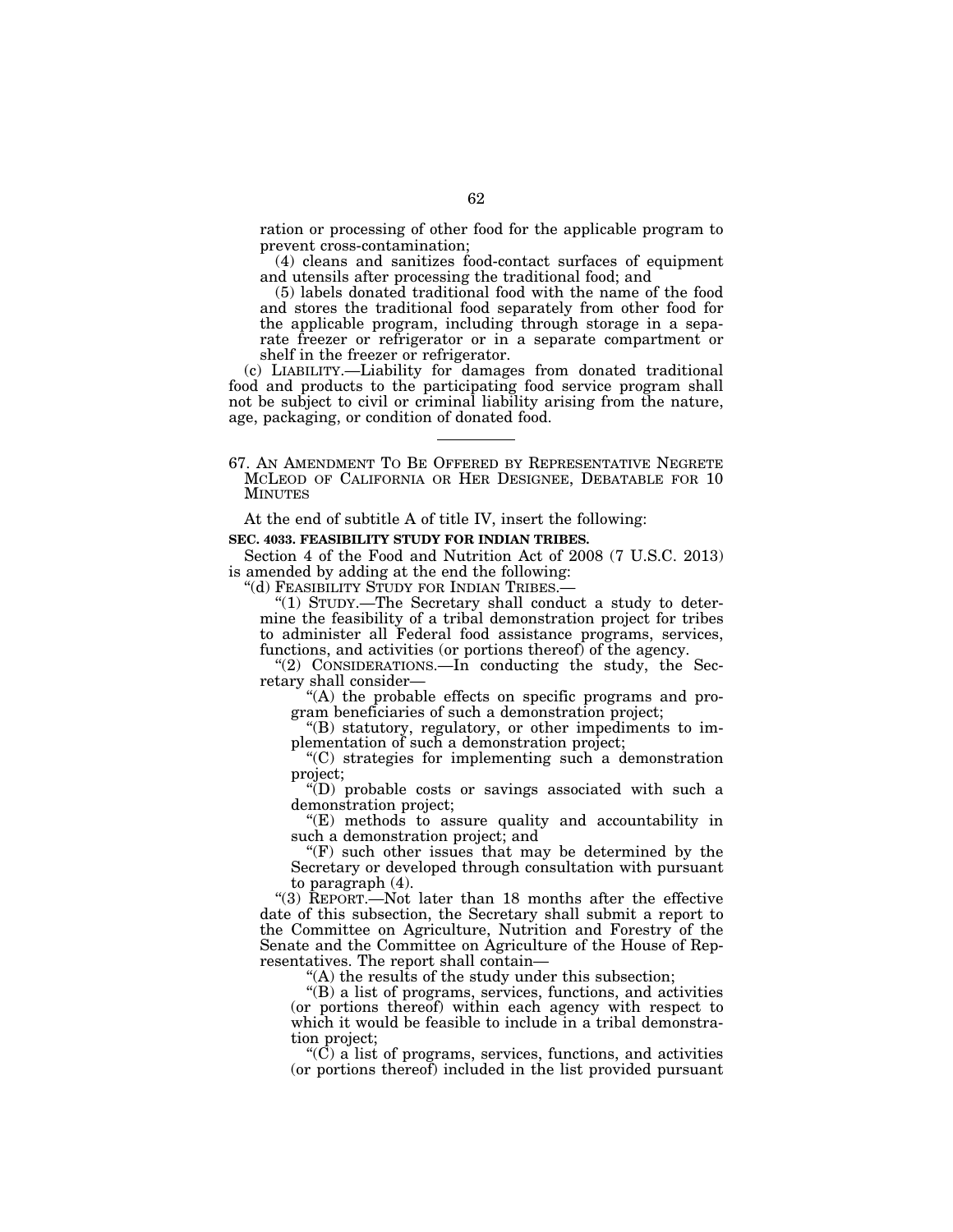ration or processing of other food for the applicable program to prevent cross-contamination;

(4) cleans and sanitizes food-contact surfaces of equipment and utensils after processing the traditional food; and

(5) labels donated traditional food with the name of the food and stores the traditional food separately from other food for the applicable program, including through storage in a separate freezer or refrigerator or in a separate compartment or shelf in the freezer or refrigerator.

(c) LIABILITY.—Liability for damages from donated traditional food and products to the participating food service program shall not be subject to civil or criminal liability arising from the nature, age, packaging, or condition of donated food.

---

67. AN AMENDMENT TO BE OFFERED BY REPRESENTATIVE NEGRETE MCLEOD OF CALIFORNIA OR HER DESIGNEE, DEBATABLE FOR 10 MINUTES

At the end of subtitle A of title IV, insert the following:

**SEC. 4033. FEASIBILITY STUDY FOR INDIAN TRIBES.**

Section 4 of the Food and Nutrition Act of 2008 (7 U.S.C. 2013) is amended by adding at the end the following:

"(d) FEASIBILITY STUDY FOR INDIAN TRIBES.—

"(1) STUDY.—The Secretary shall conduct a study to determine the feasibility of a tribal demonstration project for tribes to administer all Federal food assistance programs, services, functions, and activities (or portions thereof) of the agency.

"(2) CONSIDERATIONS.—In conducting the study, the Secretary shall consider—

"(A) the probable effects on specific programs and program beneficiaries of such a demonstration project;

"(B) statutory, regulatory, or other impediments to implementation of such a demonstration project;

"(C) strategies for implementing such a demonstration project;

"(D) probable costs or savings associated with such a demonstration project;

"(E) methods to assure quality and accountability in such a demonstration project; and

"(F) such other issues that may be determined by the Secretary or developed through consultation with pursuant to paragraph (4).

"(3) REPORT.—Not later than 18 months after the effective date of this subsection, the Secretary shall submit a report to the Committee on Agriculture, Nutrition and Forestry of the Senate and the Committee on Agriculture of the House of Representatives. The report shall contain—

"(A) the results of the study under this subsection;

"(B) a list of programs, services, functions, and activities (or portions thereof) within each agency with respect to which it would be feasible to include in a tribal demonstration project;

"(C) a list of programs, services, functions, and activities (or portions thereof) included in the list provided pursuant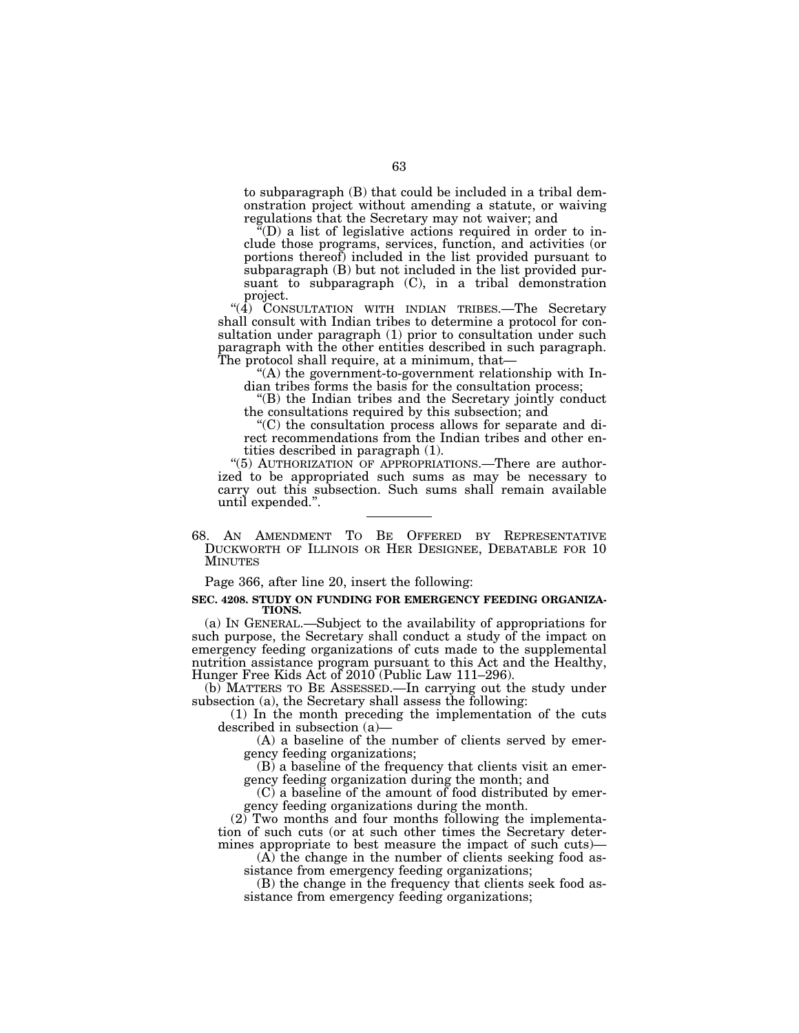to subparagraph (B) that could be included in a tribal demonstration project without amending a statute, or waiving regulations that the Secretary may not waiver; and

"(D) a list of legislative actions required in order to include those programs, services, function, and activities (or portions thereof) included in the list provided pursuant to subparagraph (B) but not included in the list provided pursuant to subparagraph (C), in a tribal demonstration project.

"(4) CONSULTATION WITH INDIAN TRIBES.—The Secretary shall consult with Indian tribes to determine a protocol for consultation under paragraph (1) prior to consultation under such paragraph with the other entities described in such paragraph. The protocol shall require, at a minimum, that—

"(A) the government-to-government relationship with Indian tribes forms the basis for the consultation process;

"(B) the Indian tribes and the Secretary jointly conduct the consultations required by this subsection; and

"(C) the consultation process allows for separate and direct recommendations from the Indian tribes and other entities described in paragraph (1).

"(5) AUTHORIZATION OF APPROPRIATIONS.—There are authorized to be appropriated such sums as may be necessary to carry out this subsection. Such sums shall remain available until expended.".

---

68. AN AMENDMENT TO BE OFFERED BY REPRESENTATIVE DUCKWORTH OF ILLINOIS OR HER DESIGNEE, DEBATABLE FOR 10 MINUTES

Page 366, after line 20, insert the following:

**SEC. 4208. STUDY ON FUNDING FOR EMERGENCY FEEDING ORGANIZATIONS.**

(a) IN GENERAL.—Subject to the availability of appropriations for such purpose, the Secretary shall conduct a study of the impact on emergency feeding organizations of cuts made to the supplemental nutrition assistance program pursuant to this Act and the Healthy, Hunger Free Kids Act of 2010 (Public Law 111–296).

(b) MATTERS TO BE ASSESSED.—In carrying out the study under subsection (a), the Secretary shall assess the following:

(1) In the month preceding the implementation of the cuts described in subsection (a)—

(A) a baseline of the number of clients served by emergency feeding organizations;

(B) a baseline of the frequency that clients visit an emergency feeding organization during the month; and

(C) a baseline of the amount of food distributed by emergency feeding organizations during the month.

(2) Two months and four months following the implementation of such cuts (or at such other times the Secretary determines appropriate to best measure the impact of such cuts)—

(A) the change in the number of clients seeking food assistance from emergency feeding organizations;

(B) the change in the frequency that clients seek food assistance from emergency feeding organizations;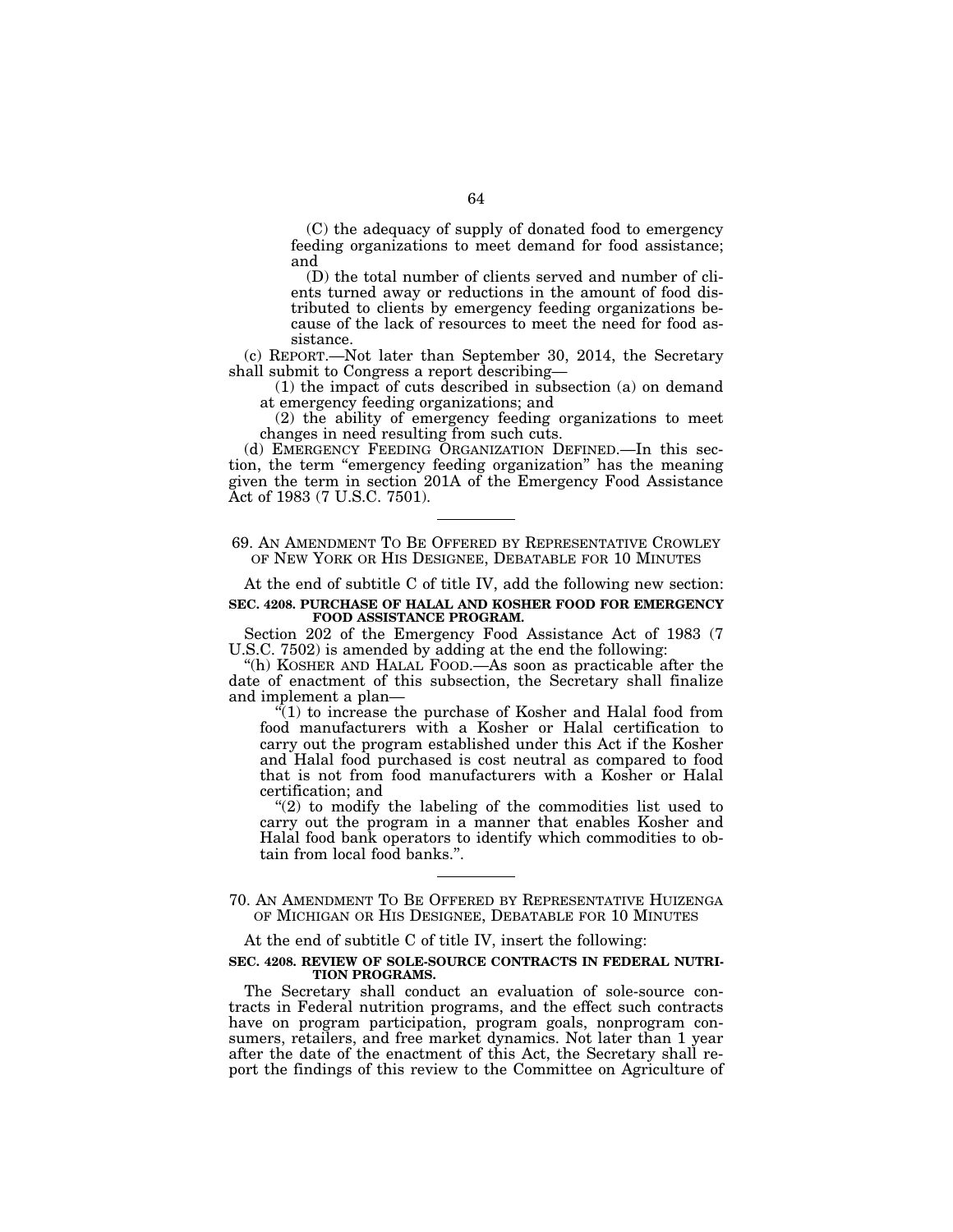(C) the adequacy of supply of donated food to emergency feeding organizations to meet demand for food assistance; and

(D) the total number of clients served and number of clients turned away or reductions in the amount of food distributed to clients by emergency feeding organizations because of the lack of resources to meet the need for food assistance.

(c) REPORT.—Not later than September 30, 2014, the Secretary shall submit to Congress a report describing—

(1) the impact of cuts described in subsection (a) on demand at emergency feeding organizations; and

(2) the ability of emergency feeding organizations to meet changes in need resulting from such cuts.

(d) EMERGENCY FEEDING ORGANIZATION DEFINED.—In this section, the term "emergency feeding organization" has the meaning given the term in section 201A of the Emergency Food Assistance Act of 1983 (7 U.S.C. 7501).

---

69. AN AMENDMENT TO BE OFFERED BY REPRESENTATIVE CROWLEY OF NEW YORK OR HIS DESIGNEE, DEBATABLE FOR 10 MINUTES

At the end of subtitle C of title IV, add the following new section:

**SEC. 4208. PURCHASE OF HALAL AND KOSHER FOOD FOR EMERGENCY FOOD ASSISTANCE PROGRAM.**

Section 202 of the Emergency Food Assistance Act of 1983 (7 U.S.C. 7502) is amended by adding at the end the following:

"(h) KOSHER AND HALAL FOOD.—As soon as practicable after the date of enactment of this subsection, the Secretary shall finalize and implement a plan—

"(1) to increase the purchase of Kosher and Halal food from food manufacturers with a Kosher or Halal certification to carry out the program established under this Act if the Kosher and Halal food purchased is cost neutral as compared to food that is not from food manufacturers with a Kosher or Halal certification; and

"(2) to modify the labeling of the commodities list used to carry out the program in a manner that enables Kosher and Halal food bank operators to identify which commodities to obtain from local food banks.".

---

70. AN AMENDMENT TO BE OFFERED BY REPRESENTATIVE HUIZENGA OF MICHIGAN OR HIS DESIGNEE, DEBATABLE FOR 10 MINUTES

At the end of subtitle C of title IV, insert the following:

**SEC. 4208. REVIEW OF SOLE-SOURCE CONTRACTS IN FEDERAL NUTRITION PROGRAMS.**

The Secretary shall conduct an evaluation of sole-source contracts in Federal nutrition programs, and the effect such contracts have on program participation, program goals, nonprogram consumers, retailers, and free market dynamics. Not later than 1 year after the date of the enactment of this Act, the Secretary shall report the findings of this review to the Committee on Agriculture of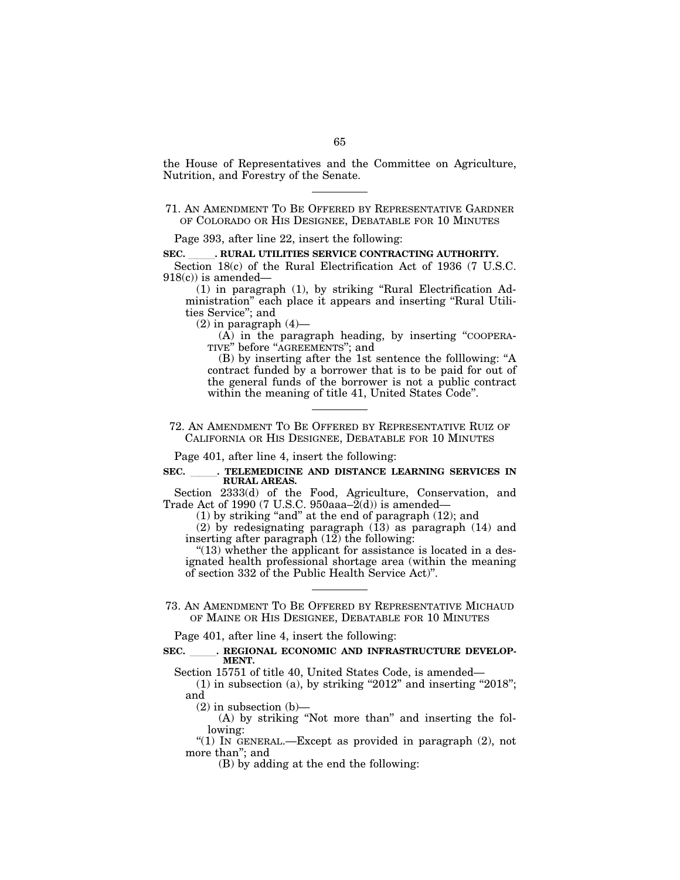the House of Representatives and the Committee on Agriculture, Nutrition, and Forestry of the Senate.

---

71. AN AMENDMENT TO BE OFFERED BY REPRESENTATIVE GARDNER OF COLORADO OR HIS DESIGNEE, DEBATABLE FOR 10 MINUTES

Page 393, after line 22, insert the following:

**SEC. \_\_\_\_\_. RURAL UTILITIES SERVICE CONTRACTING AUTHORITY.**

Section 18(c) of the Rural Electrification Act of 1936 (7 U.S.C. 918(c)) is amended—

(1) in paragraph (1), by striking "Rural Electrification Administration" each place it appears and inserting "Rural Utilities Service"; and

(2) in paragraph (4)—

(A) in the paragraph heading, by inserting "COOPERATIVE" before "AGREEMENTS"; and

(B) by inserting after the 1st sentence the folllowing: "A contract funded by a borrower that is to be paid for out of the general funds of the borrower is not a public contract within the meaning of title 41, United States Code".

---

72. AN AMENDMENT TO BE OFFERED BY REPRESENTATIVE RUIZ OF CALIFORNIA OR HIS DESIGNEE, DEBATABLE FOR 10 MINUTES

Page 401, after line 4, insert the following:

**SEC. \_\_\_\_\_. TELEMEDICINE AND DISTANCE LEARNING SERVICES IN RURAL AREAS.**

Section 2333(d) of the Food, Agriculture, Conservation, and Trade Act of 1990 (7 U.S.C. 950aaa–2(d)) is amended—

(1) by striking "and" at the end of paragraph (12); and

(2) by redesignating paragraph (13) as paragraph (14) and inserting after paragraph (12) the following:

"(13) whether the applicant for assistance is located in a designated health professional shortage area (within the meaning of section 332 of the Public Health Service Act)".

---

73. AN AMENDMENT TO BE OFFERED BY REPRESENTATIVE MICHAUD OF MAINE OR HIS DESIGNEE, DEBATABLE FOR 10 MINUTES

Page 401, after line 4, insert the following:

**SEC. \_\_\_\_\_. REGIONAL ECONOMIC AND INFRASTRUCTURE DEVELOPMENT.**

Section 15751 of title 40, United States Code, is amended—

(1) in subsection (a), by striking "2012" and inserting "2018"; and

(2) in subsection (b)—

(A) by striking "Not more than" and inserting the following:

"(1) IN GENERAL.—Except as provided in paragraph (2), not more than"; and

(B) by adding at the end the following: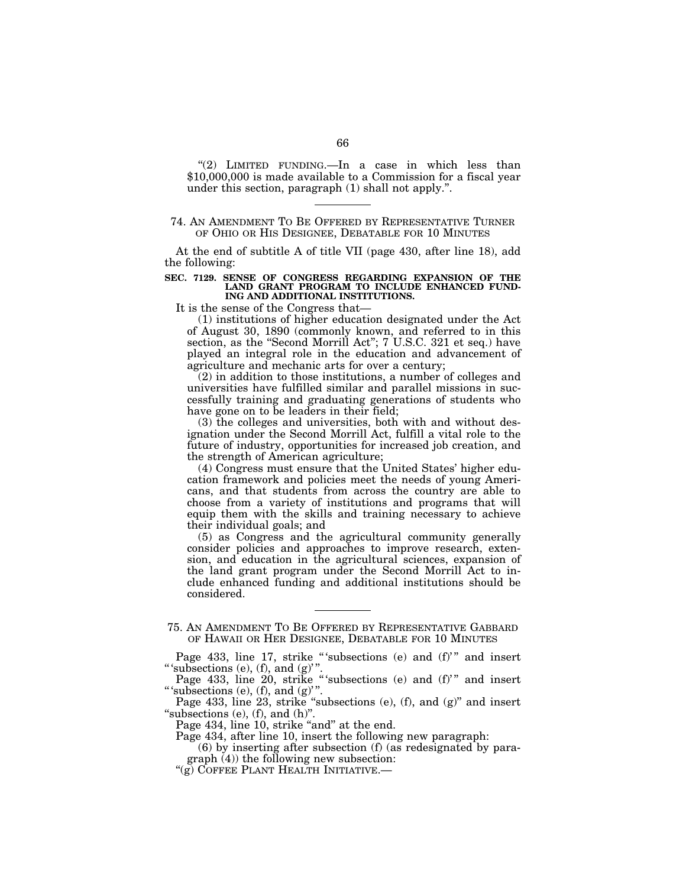"(2) LIMITED FUNDING.—In a case in which less than $10,000,000 is made available to a Commission for a fiscal year under this section, paragraph (1) shall not apply.".

---

74. AN AMENDMENT TO BE OFFERED BY REPRESENTATIVE TURNER OF OHIO OR HIS DESIGNEE, DEBATABLE FOR 10 MINUTES

At the end of subtitle A of title VII (page 430, after line 18), add the following:

**SEC. 7129. SENSE OF CONGRESS REGARDING EXPANSION OF THE LAND GRANT PROGRAM TO INCLUDE ENHANCED FUNDING AND ADDITIONAL INSTITUTIONS.**

It is the sense of the Congress that—

(1) institutions of higher education designated under the Act of August 30, 1890 (commonly known, and referred to in this section, as the "Second Morrill Act"; 7 U.S.C. 321 et seq.) have played an integral role in the education and advancement of agriculture and mechanic arts for over a century;

(2) in addition to those institutions, a number of colleges and universities have fulfilled similar and parallel missions in successfully training and graduating generations of students who have gone on to be leaders in their field;

(3) the colleges and universities, both with and without designation under the Second Morrill Act, fulfill a vital role to the future of industry, opportunities for increased job creation, and the strength of American agriculture;

(4) Congress must ensure that the United States' higher education framework and policies meet the needs of young Americans, and that students from across the country are able to choose from a variety of institutions and programs that will equip them with the skills and training necessary to achieve their individual goals; and

(5) as Congress and the agricultural community generally consider policies and approaches to improve research, extension, and education in the agricultural sciences, expansion of the land grant program under the Second Morrill Act to include enhanced funding and additional institutions should be considered.

---

75. AN AMENDMENT TO BE OFFERED BY REPRESENTATIVE GABBARD OF HAWAII OR HER DESIGNEE, DEBATABLE FOR 10 MINUTES

Page 433, line 17, strike "'subsections (e) and (f)'" and insert "'subsections (e), (f), and (g)'".

Page 433, line 20, strike "'subsections (e) and (f)'" and insert "'subsections (e), (f), and (g)'".

Page 433, line 23, strike "subsections (e), (f), and (g)" and insert "subsections (e), (f), and (h)".

Page 434, line 10, strike "and" at the end.

Page 434, after line 10, insert the following new paragraph:

(6) by inserting after subsection (f) (as redesignated by paragraph (4)) the following new subsection:

"(g) COFFEE PLANT HEALTH INITIATIVE.—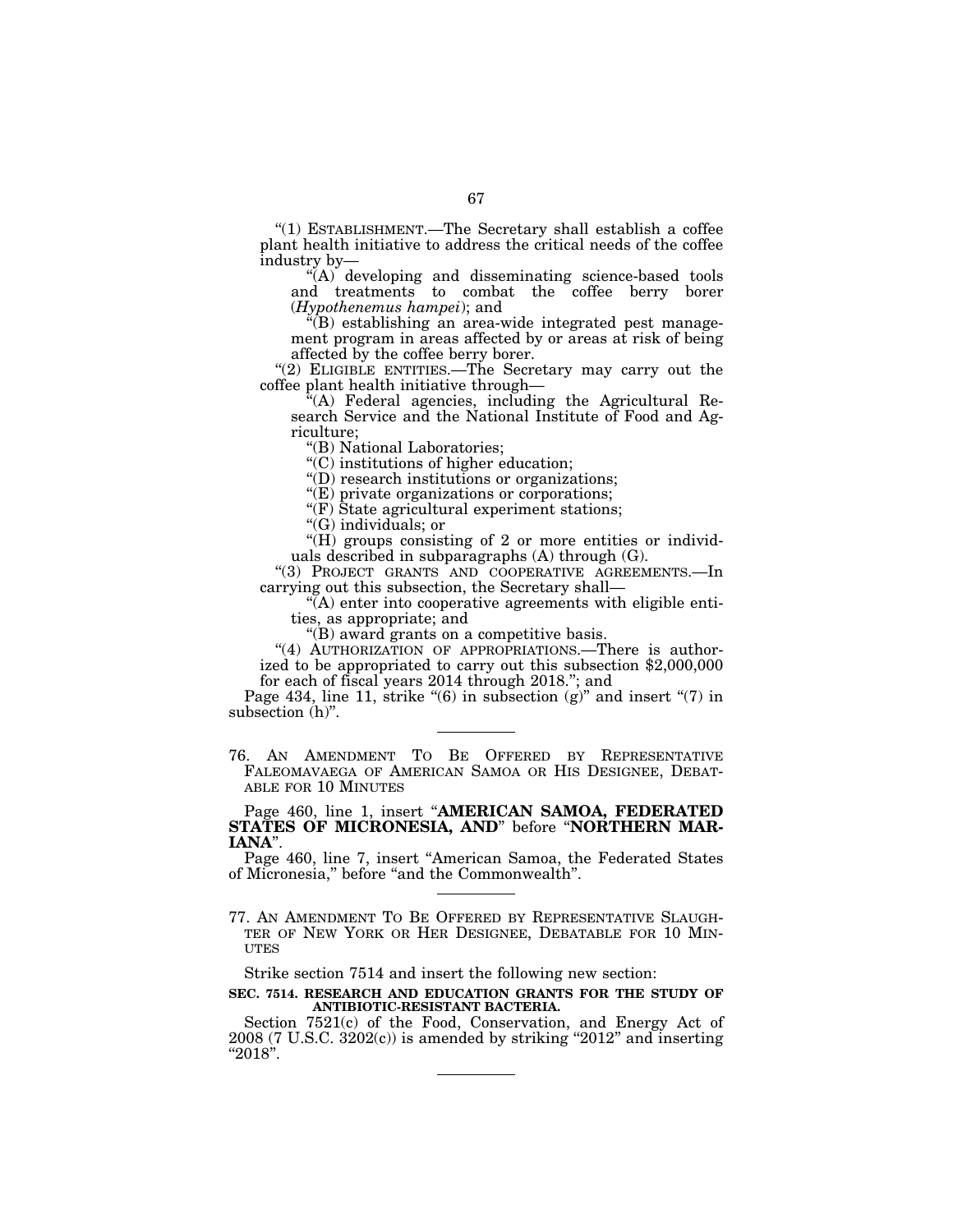"(1) ESTABLISHMENT.—The Secretary shall establish a coffee plant health initiative to address the critical needs of the coffee industry by—

"(A) developing and disseminating science-based tools and treatments to combat the coffee berry borer (*Hypothenemus hampei*); and

"(B) establishing an area-wide integrated pest management program in areas affected by or areas at risk of being affected by the coffee berry borer.

"(2) ELIGIBLE ENTITIES.—The Secretary may carry out the coffee plant health initiative through—

"(A) Federal agencies, including the Agricultural Research Service and the National Institute of Food and Agriculture;

"(B) National Laboratories;

"(C) institutions of higher education;

"(D) research institutions or organizations;

"(E) private organizations or corporations;

"(F) State agricultural experiment stations;

"(G) individuals; or

"(H) groups consisting of 2 or more entities or individuals described in subparagraphs (A) through (G).

"(3) PROJECT GRANTS AND COOPERATIVE AGREEMENTS.—In carrying out this subsection, the Secretary shall—

"(A) enter into cooperative agreements with eligible entities, as appropriate; and

"(B) award grants on a competitive basis.

"(4) AUTHORIZATION OF APPROPRIATIONS.—There is authorized to be appropriated to carry out this subsection $2,000,000 for each of fiscal years 2014 through 2018."; and

Page 434, line 11, strike "(6) in subsection (g)" and insert "(7) in subsection (h)".

---

76. AN AMENDMENT TO BE OFFERED BY REPRESENTATIVE FALEOMAVAEGA OF AMERICAN SAMOA OR HIS DESIGNEE, DEBATABLE FOR 10 MINUTES

Page 460, line 1, insert "**AMERICAN SAMOA, FEDERATED STATES OF MICRONESIA, AND**" before "**NORTHERN MARIANA**".

Page 460, line 7, insert "American Samoa, the Federated States of Micronesia," before "and the Commonwealth".

---

77. AN AMENDMENT TO BE OFFERED BY REPRESENTATIVE SLAUGHTER OF NEW YORK OR HER DESIGNEE, DEBATABLE FOR 10 MINUTES

Strike section 7514 and insert the following new section:

**SEC. 7514. RESEARCH AND EDUCATION GRANTS FOR THE STUDY OF ANTIBIOTIC-RESISTANT BACTERIA.**

Section 7521(c) of the Food, Conservation, and Energy Act of 2008 (7 U.S.C. 3202(c)) is amended by striking "2012" and inserting "2018".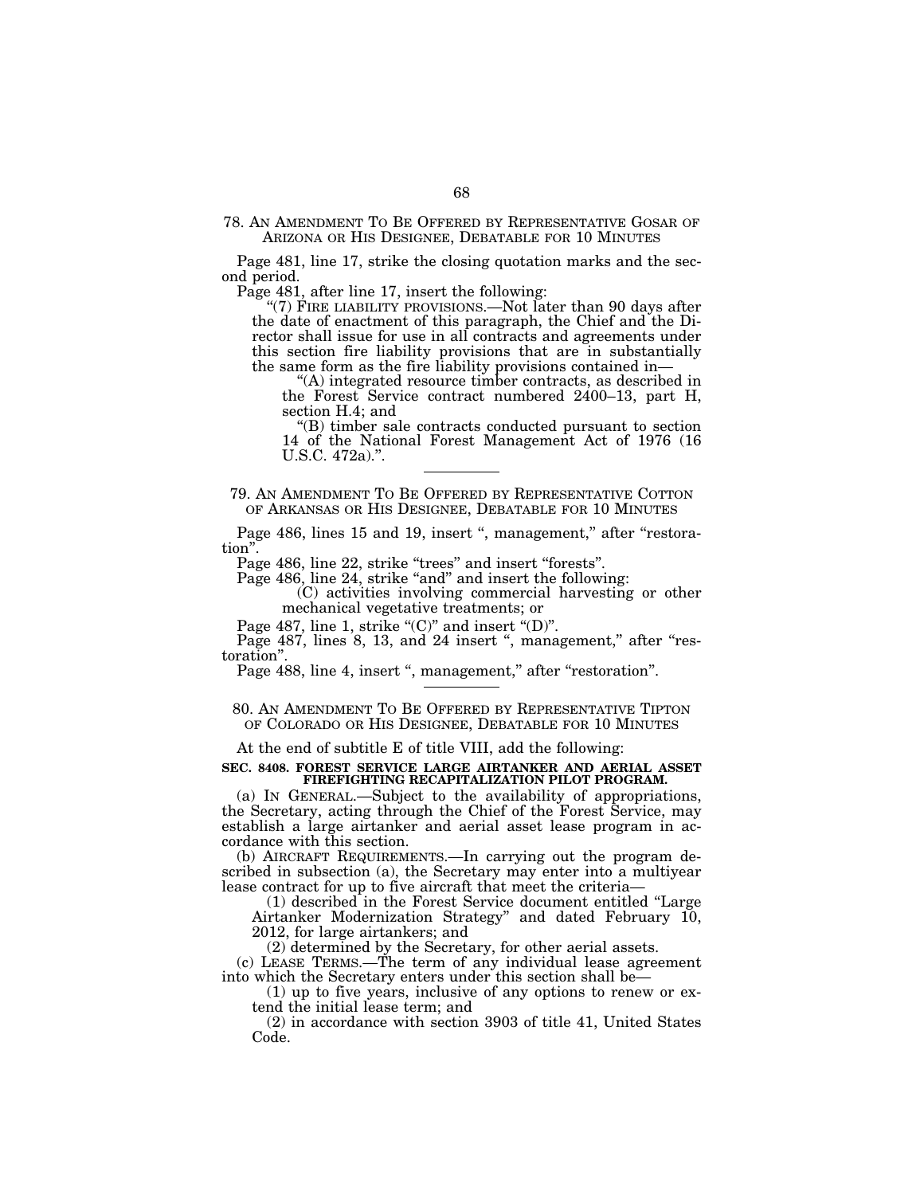78. AN AMENDMENT TO BE OFFERED BY REPRESENTATIVE GOSAR OF ARIZONA OR HIS DESIGNEE, DEBATABLE FOR 10 MINUTES

Page 481, line 17, strike the closing quotation marks and the second period.

Page 481, after line 17, insert the following:

"(7) FIRE LIABILITY PROVISIONS.—Not later than 90 days after the date of enactment of this paragraph, the Chief and the Director shall issue for use in all contracts and agreements under this section fire liability provisions that are in substantially the same form as the fire liability provisions contained in—

"(A) integrated resource timber contracts, as described in the Forest Service contract numbered 2400–13, part H, section H.4; and

"(B) timber sale contracts conducted pursuant to section 14 of the National Forest Management Act of 1976 (16 U.S.C. 472a).".

---

79. AN AMENDMENT TO BE OFFERED BY REPRESENTATIVE COTTON OF ARKANSAS OR HIS DESIGNEE, DEBATABLE FOR 10 MINUTES

Page 486, lines 15 and 19, insert ", management," after "restoration".

Page 486, line 22, strike "trees" and insert "forests".

Page 486, line 24, strike "and" and insert the following:

(C) activities involving commercial harvesting or other mechanical vegetative treatments; or

Page 487, line 1, strike "(C)" and insert "(D)".

Page 487, lines 8, 13, and 24 insert ", management," after "restoration".

Page 488, line 4, insert ", management," after "restoration".

---

80. AN AMENDMENT TO BE OFFERED BY REPRESENTATIVE TIPTON OF COLORADO OR HIS DESIGNEE, DEBATABLE FOR 10 MINUTES

At the end of subtitle E of title VIII, add the following:

**SEC. 8408. FOREST SERVICE LARGE AIRTANKER AND AERIAL ASSET FIREFIGHTING RECAPITALIZATION PILOT PROGRAM.**

(a) IN GENERAL.—Subject to the availability of appropriations, the Secretary, acting through the Chief of the Forest Service, may establish a large airtanker and aerial asset lease program in accordance with this section.

(b) AIRCRAFT REQUIREMENTS.—In carrying out the program described in subsection (a), the Secretary may enter into a multiyear lease contract for up to five aircraft that meet the criteria—

(1) described in the Forest Service document entitled "Large Airtanker Modernization Strategy" and dated February 10, 2012, for large airtankers; and

(2) determined by the Secretary, for other aerial assets.

(c) LEASE TERMS.—The term of any individual lease agreement into which the Secretary enters under this section shall be—

(1) up to five years, inclusive of any options to renew or extend the initial lease term; and

(2) in accordance with section 3903 of title 41, United States Code.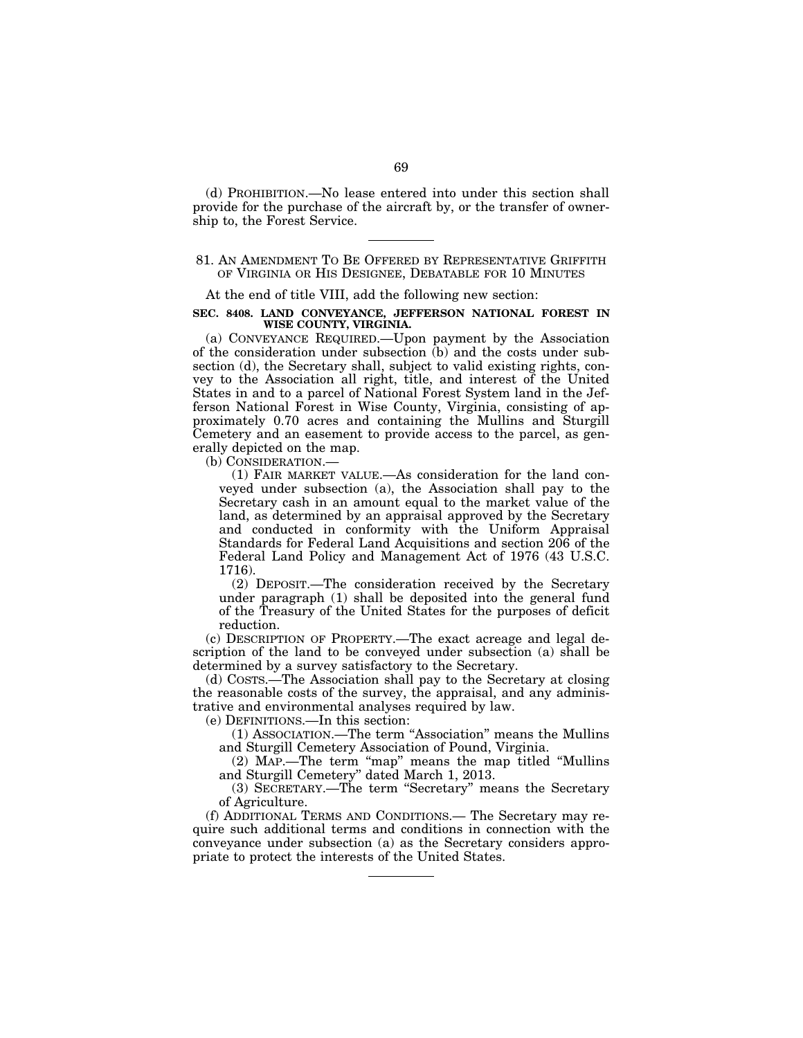(d) PROHIBITION.—No lease entered into under this section shall provide for the purchase of the aircraft by, or the transfer of ownership to, the Forest Service.

---

81. AN AMENDMENT TO BE OFFERED BY REPRESENTATIVE GRIFFITH OF VIRGINIA OR HIS DESIGNEE, DEBATABLE FOR 10 MINUTES

At the end of title VIII, add the following new section:

**SEC. 8408. LAND CONVEYANCE, JEFFERSON NATIONAL FOREST IN WISE COUNTY, VIRGINIA.**

(a) CONVEYANCE REQUIRED.—Upon payment by the Association of the consideration under subsection (b) and the costs under subsection (d), the Secretary shall, subject to valid existing rights, convey to the Association all right, title, and interest of the United States in and to a parcel of National Forest System land in the Jefferson National Forest in Wise County, Virginia, consisting of approximately 0.70 acres and containing the Mullins and Sturgill Cemetery and an easement to provide access to the parcel, as generally depicted on the map.

(b) CONSIDERATION.—

(1) FAIR MARKET VALUE.—As consideration for the land conveyed under subsection (a), the Association shall pay to the Secretary cash in an amount equal to the market value of the land, as determined by an appraisal approved by the Secretary and conducted in conformity with the Uniform Appraisal Standards for Federal Land Acquisitions and section 206 of the Federal Land Policy and Management Act of 1976 (43 U.S.C. 1716).

(2) DEPOSIT.—The consideration received by the Secretary under paragraph (1) shall be deposited into the general fund of the Treasury of the United States for the purposes of deficit reduction.

(c) DESCRIPTION OF PROPERTY.—The exact acreage and legal description of the land to be conveyed under subsection (a) shall be determined by a survey satisfactory to the Secretary.

(d) COSTS.—The Association shall pay to the Secretary at closing the reasonable costs of the survey, the appraisal, and any administrative and environmental analyses required by law.

(e) DEFINITIONS.—In this section:

(1) ASSOCIATION.—The term "Association" means the Mullins and Sturgill Cemetery Association of Pound, Virginia.

(2) MAP.—The term "map" means the map titled "Mullins and Sturgill Cemetery" dated March 1, 2013.

(3) SECRETARY.—The term "Secretary" means the Secretary of Agriculture.

(f) ADDITIONAL TERMS AND CONDITIONS.— The Secretary may require such additional terms and conditions in connection with the conveyance under subsection (a) as the Secretary considers appropriate to protect the interests of the United States.

---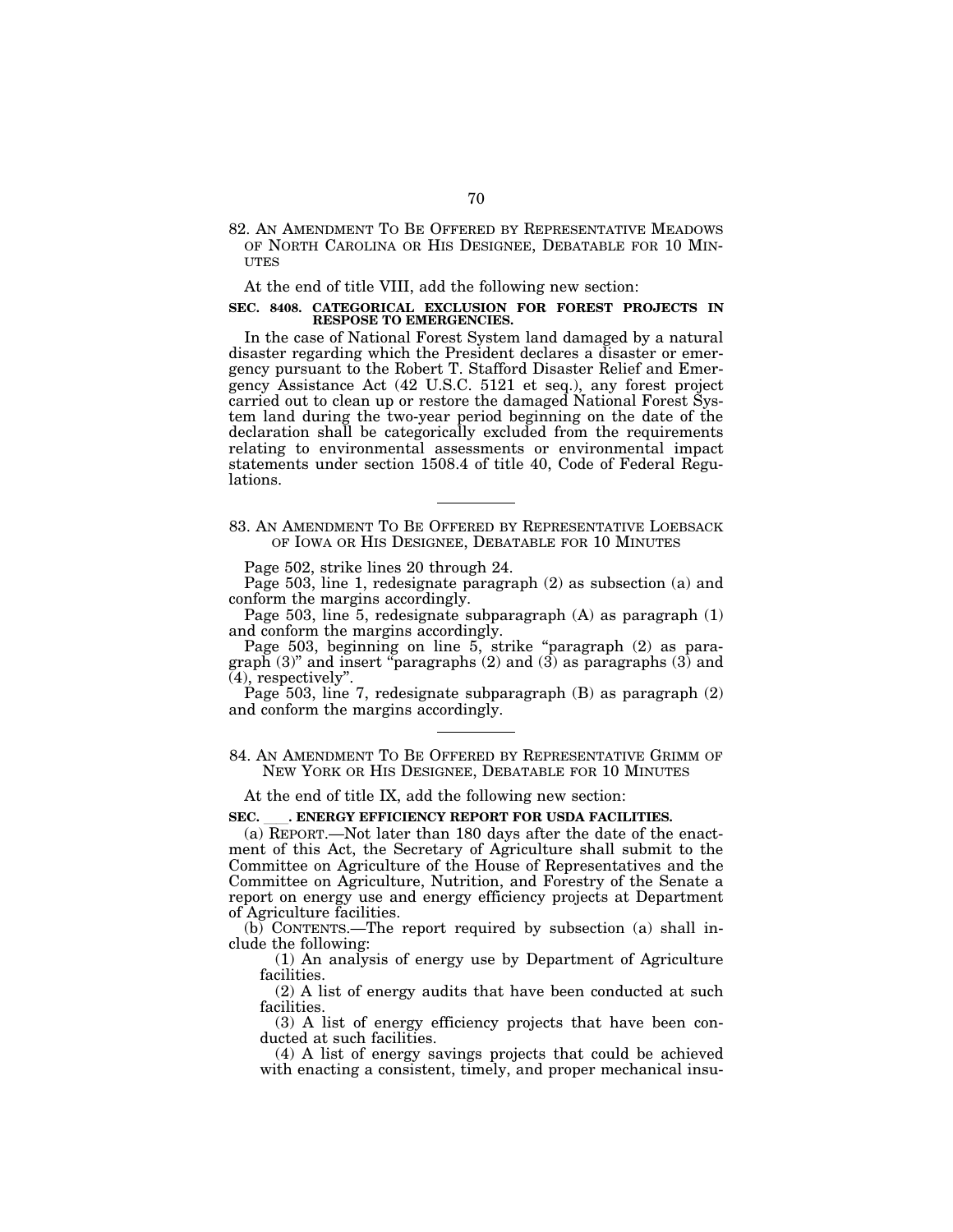82. AN AMENDMENT TO BE OFFERED BY REPRESENTATIVE MEADOWS OF NORTH CAROLINA OR HIS DESIGNEE, DEBATABLE FOR 10 MINUTES

At the end of title VIII, add the following new section:

**SEC. 8408. CATEGORICAL EXCLUSION FOR FOREST PROJECTS IN RESPOSE TO EMERGENCIES.**

In the case of National Forest System land damaged by a natural disaster regarding which the President declares a disaster or emergency pursuant to the Robert T. Stafford Disaster Relief and Emergency Assistance Act (42 U.S.C. 5121 et seq.), any forest project carried out to clean up or restore the damaged National Forest System land during the two-year period beginning on the date of the declaration shall be categorically excluded from the requirements relating to environmental assessments or environmental impact statements under section 1508.4 of title 40, Code of Federal Regulations.

---

83. AN AMENDMENT TO BE OFFERED BY REPRESENTATIVE LOEBSACK OF IOWA OR HIS DESIGNEE, DEBATABLE FOR 10 MINUTES

Page 502, strike lines 20 through 24.

Page 503, line 1, redesignate paragraph (2) as subsection (a) and conform the margins accordingly.

Page 503, line 5, redesignate subparagraph (A) as paragraph (1) and conform the margins accordingly.

Page 503, beginning on line 5, strike "paragraph (2) as paragraph (3)" and insert "paragraphs (2) and (3) as paragraphs (3) and (4), respectively".

Page 503, line 7, redesignate subparagraph (B) as paragraph (2) and conform the margins accordingly.

---

84. AN AMENDMENT TO BE OFFERED BY REPRESENTATIVE GRIMM OF NEW YORK OR HIS DESIGNEE, DEBATABLE FOR 10 MINUTES

At the end of title IX, add the following new section:

**SEC. ___. ENERGY EFFICIENCY REPORT FOR USDA FACILITIES.**

(a) REPORT.—Not later than 180 days after the date of the enactment of this Act, the Secretary of Agriculture shall submit to the Committee on Agriculture of the House of Representatives and the Committee on Agriculture, Nutrition, and Forestry of the Senate a report on energy use and energy efficiency projects at Department of Agriculture facilities.

(b) CONTENTS.—The report required by subsection (a) shall include the following:

(1) An analysis of energy use by Department of Agriculture facilities.

(2) A list of energy audits that have been conducted at such facilities.

(3) A list of energy efficiency projects that have been conducted at such facilities.

(4) A list of energy savings projects that could be achieved with enacting a consistent, timely, and proper mechanical insu-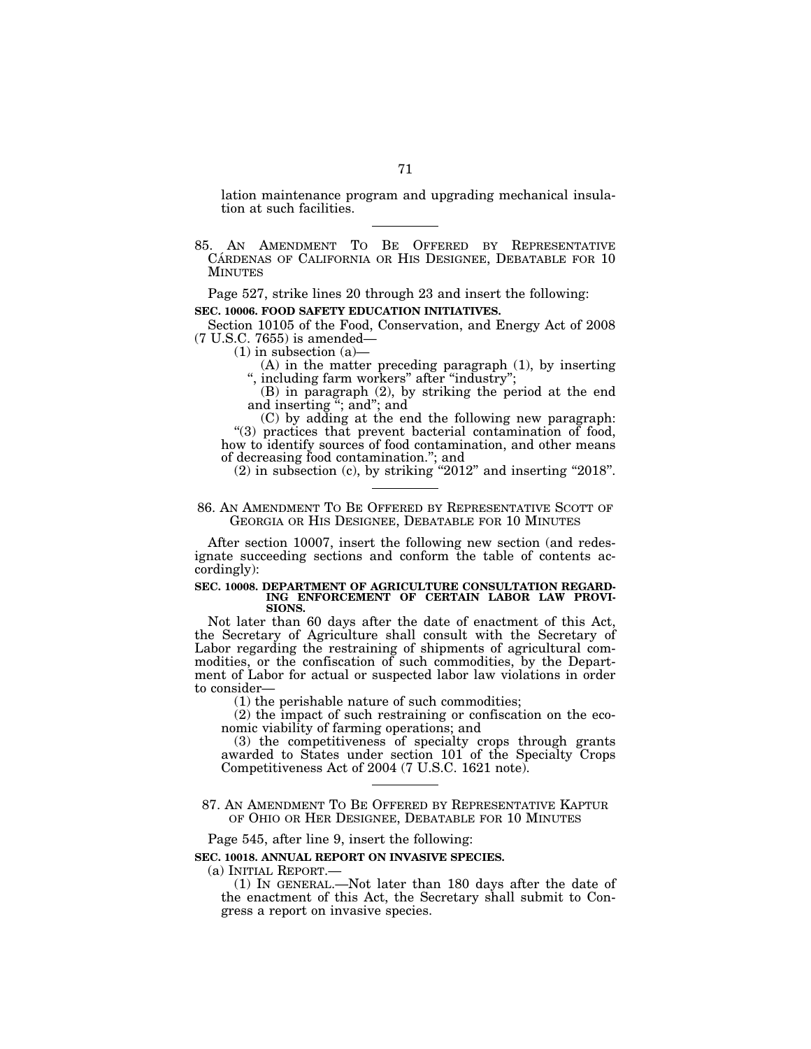lation maintenance program and upgrading mechanical insulation at such facilities.

---

85. AN AMENDMENT TO BE OFFERED BY REPRESENTATIVE CÁRDENAS OF CALIFORNIA OR HIS DESIGNEE, DEBATABLE FOR 10 MINUTES

Page 527, strike lines 20 through 23 and insert the following:

**SEC. 10006. FOOD SAFETY EDUCATION INITIATIVES.**

Section 10105 of the Food, Conservation, and Energy Act of 2008 (7 U.S.C. 7655) is amended—

(1) in subsection (a)—

(A) in the matter preceding paragraph (1), by inserting ", including farm workers" after "industry";

(B) in paragraph (2), by striking the period at the end and inserting "; and"; and

(C) by adding at the end the following new paragraph:

"(3) practices that prevent bacterial contamination of food, how to identify sources of food contamination, and other means of decreasing food contamination."; and

(2) in subsection (c), by striking "2012" and inserting "2018".

---

86. AN AMENDMENT TO BE OFFERED BY REPRESENTATIVE SCOTT OF GEORGIA OR HIS DESIGNEE, DEBATABLE FOR 10 MINUTES

After section 10007, insert the following new section (and redesignate succeeding sections and conform the table of contents accordingly):

**SEC. 10008. DEPARTMENT OF AGRICULTURE CONSULTATION REGARDING ENFORCEMENT OF CERTAIN LABOR LAW PROVISIONS.**

Not later than 60 days after the date of enactment of this Act, the Secretary of Agriculture shall consult with the Secretary of Labor regarding the restraining of shipments of agricultural commodities, or the confiscation of such commodities, by the Department of Labor for actual or suspected labor law violations in order to consider—

(1) the perishable nature of such commodities;

(2) the impact of such restraining or confiscation on the economic viability of farming operations; and

(3) the competitiveness of specialty crops through grants awarded to States under section 101 of the Specialty Crops Competitiveness Act of 2004 (7 U.S.C. 1621 note).

---

87. AN AMENDMENT TO BE OFFERED BY REPRESENTATIVE KAPTUR OF OHIO OR HER DESIGNEE, DEBATABLE FOR 10 MINUTES

Page 545, after line 9, insert the following:

**SEC. 10018. ANNUAL REPORT ON INVASIVE SPECIES.**

(a) INITIAL REPORT.—

(1) IN GENERAL.—Not later than 180 days after the date of the enactment of this Act, the Secretary shall submit to Congress a report on invasive species.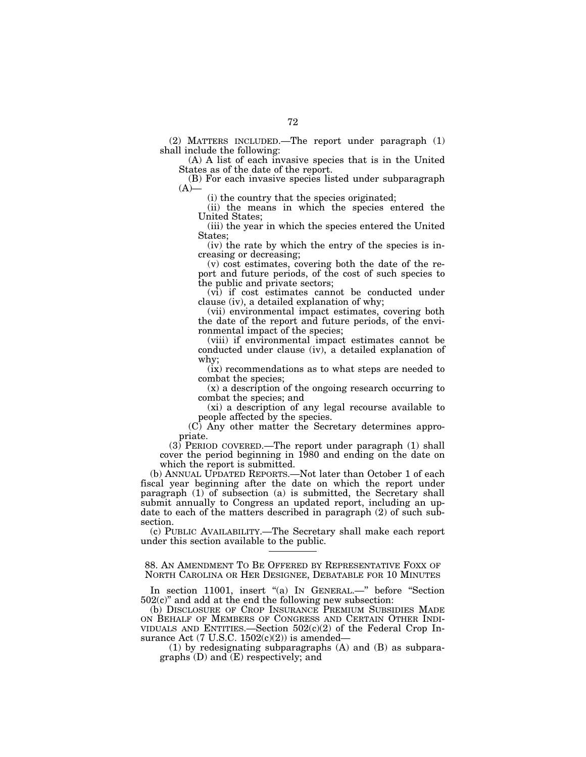(2) MATTERS INCLUDED.—The report under paragraph (1) shall include the following:

(A) A list of each invasive species that is in the United States as of the date of the report.

(B) For each invasive species listed under subparagraph (A)—

(i) the country that the species originated;

(ii) the means in which the species entered the United States;

(iii) the year in which the species entered the United States;

(iv) the rate by which the entry of the species is increasing or decreasing;

(v) cost estimates, covering both the date of the report and future periods, of the cost of such species to the public and private sectors;

(vi) if cost estimates cannot be conducted under clause (iv), a detailed explanation of why;

(vii) environmental impact estimates, covering both the date of the report and future periods, of the environmental impact of the species;

(viii) if environmental impact estimates cannot be conducted under clause (iv), a detailed explanation of why;

(ix) recommendations as to what steps are needed to combat the species;

(x) a description of the ongoing research occurring to combat the species; and

(xi) a description of any legal recourse available to people affected by the species.

(C) Any other matter the Secretary determines appropriate.

(3) PERIOD COVERED.—The report under paragraph (1) shall cover the period beginning in 1980 and ending on the date on which the report is submitted.

(b) ANNUAL UPDATED REPORTS.—Not later than October 1 of each fiscal year beginning after the date on which the report under paragraph (1) of subsection (a) is submitted, the Secretary shall submit annually to Congress an updated report, including an update to each of the matters described in paragraph (2) of such subsection.

(c) PUBLIC AVAILABILITY.—The Secretary shall make each report under this section available to the public.

---

88. AN AMENDMENT TO BE OFFERED BY REPRESENTATIVE FOXX OF NORTH CAROLINA OR HER DESIGNEE, DEBATABLE FOR 10 MINUTES

In section 11001, insert "(a) IN GENERAL.—" before "Section 502(c)" and add at the end the following new subsection:

(b) DISCLOSURE OF CROP INSURANCE PREMIUM SUBSIDIES MADE ON BEHALF OF MEMBERS OF CONGRESS AND CERTAIN OTHER INDIVIDUALS AND ENTITIES.—Section 502(c)(2) of the Federal Crop Insurance Act (7 U.S.C. 1502(c)(2)) is amended—

(1) by redesignating subparagraphs (A) and (B) as subparagraphs (D) and (E) respectively; and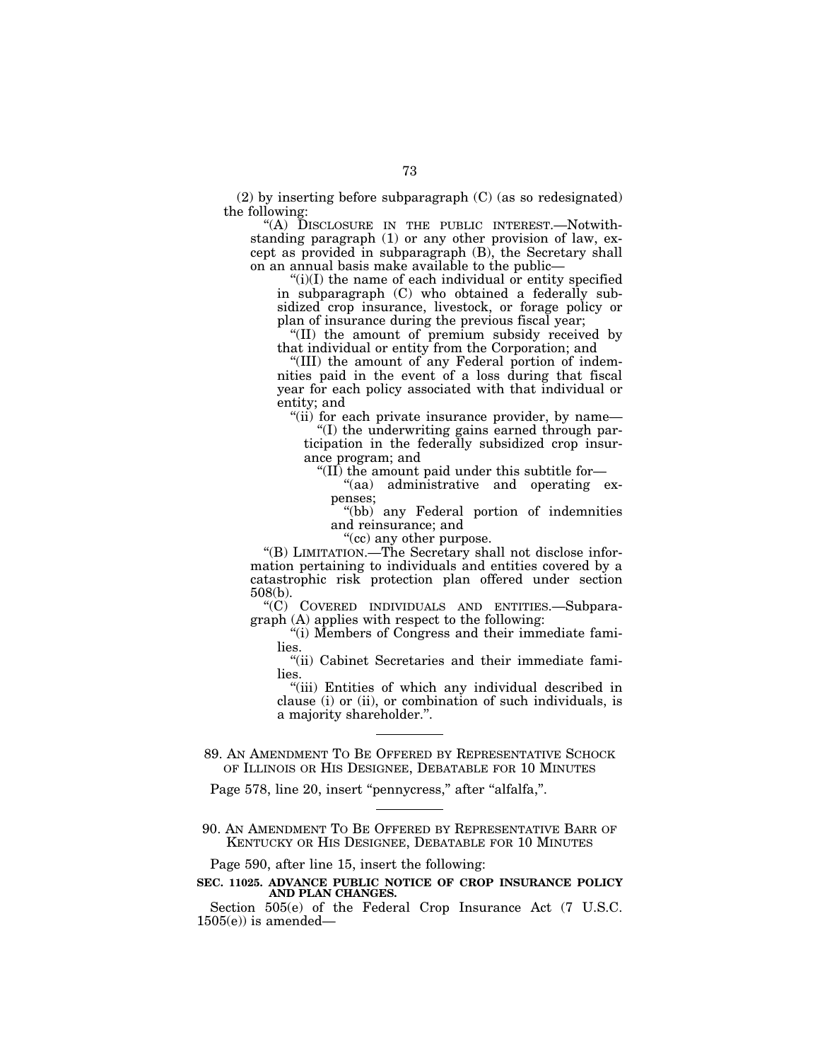(2) by inserting before subparagraph (C) (as so redesignated) the following:

"(A) DISCLOSURE IN THE PUBLIC INTEREST.—Notwithstanding paragraph (1) or any other provision of law, except as provided in subparagraph (B), the Secretary shall on an annual basis make available to the public—

"(i)(I) the name of each individual or entity specified in subparagraph (C) who obtained a federally subsidized crop insurance, livestock, or forage policy or plan of insurance during the previous fiscal year;

"(II) the amount of premium subsidy received by that individual or entity from the Corporation; and

"(III) the amount of any Federal portion of indemnities paid in the event of a loss during that fiscal year for each policy associated with that individual or entity; and

"(ii) for each private insurance provider, by name—

"(I) the underwriting gains earned through participation in the federally subsidized crop insurance program; and

"(II) the amount paid under this subtitle for—

"(aa) administrative and operating expenses;

"(bb) any Federal portion of indemnities and reinsurance; and

"(cc) any other purpose.

"(B) LIMITATION.—The Secretary shall not disclose information pertaining to individuals and entities covered by a catastrophic risk protection plan offered under section 508(b).

"(C) COVERED INDIVIDUALS AND ENTITIES.—Subparagraph (A) applies with respect to the following:

"(i) Members of Congress and their immediate families.

"(ii) Cabinet Secretaries and their immediate families.

"(iii) Entities of which any individual described in clause (i) or (ii), or combination of such individuals, is a majority shareholder.".

---

89. AN AMENDMENT TO BE OFFERED BY REPRESENTATIVE SCHOCK OF ILLINOIS OR HIS DESIGNEE, DEBATABLE FOR 10 MINUTES

Page 578, line 20, insert "pennycress," after "alfalfa,".

---

90. AN AMENDMENT TO BE OFFERED BY REPRESENTATIVE BARR OF KENTUCKY OR HIS DESIGNEE, DEBATABLE FOR 10 MINUTES

Page 590, after line 15, insert the following:

**SEC. 11025. ADVANCE PUBLIC NOTICE OF CROP INSURANCE POLICY AND PLAN CHANGES.**

Section 505(e) of the Federal Crop Insurance Act (7 U.S.C. 1505(e)) is amended—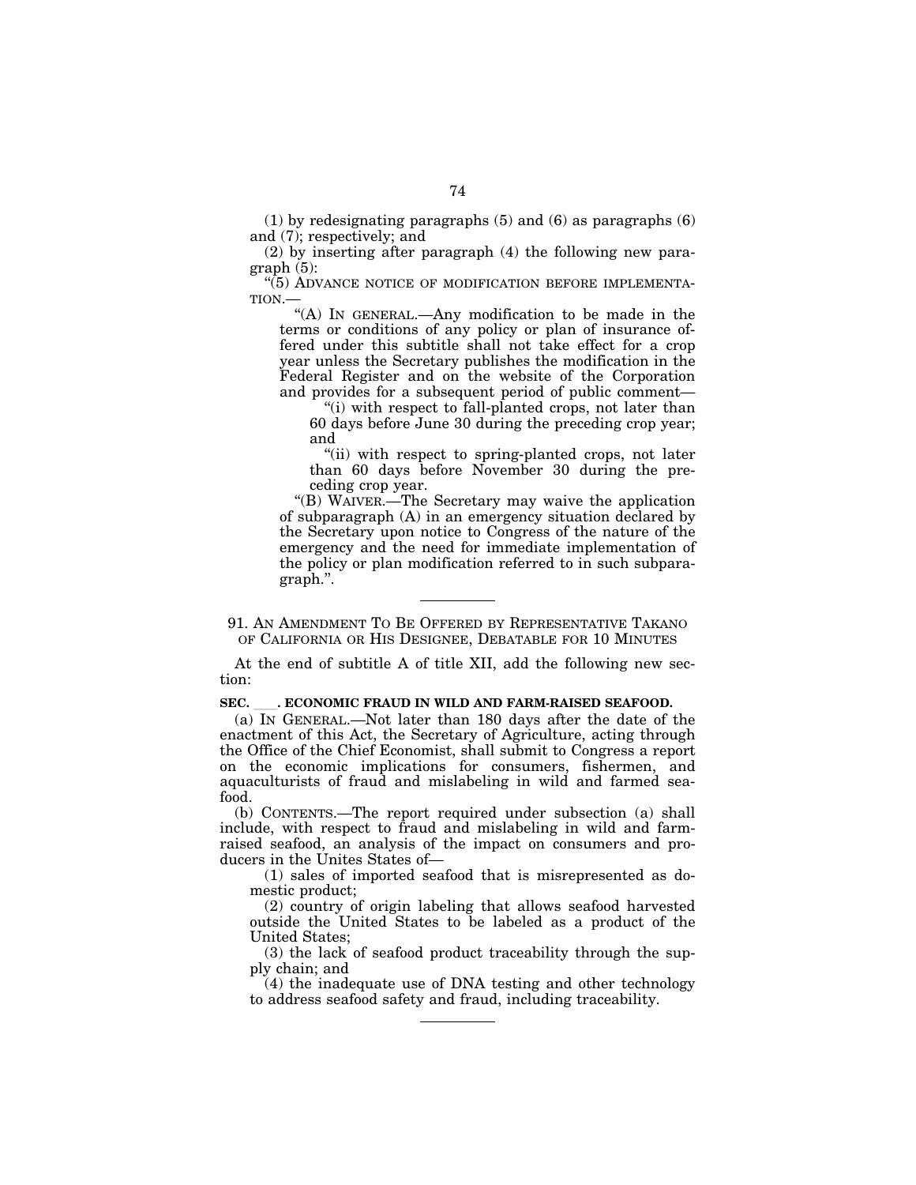(1) by redesignating paragraphs (5) and (6) as paragraphs (6) and (7); respectively; and

(2) by inserting after paragraph (4) the following new paragraph (5):

"(5) ADVANCE NOTICE OF MODIFICATION BEFORE IMPLEMENTATION.—

"(A) IN GENERAL.—Any modification to be made in the terms or conditions of any policy or plan of insurance offered under this subtitle shall not take effect for a crop year unless the Secretary publishes the modification in the Federal Register and on the website of the Corporation and provides for a subsequent period of public comment—

"(i) with respect to fall-planted crops, not later than 60 days before June 30 during the preceding crop year; and

"(ii) with respect to spring-planted crops, not later than 60 days before November 30 during the preceding crop year.

"(B) WAIVER.—The Secretary may waive the application of subparagraph (A) in an emergency situation declared by the Secretary upon notice to Congress of the nature of the emergency and the need for immediate implementation of the policy or plan modification referred to in such subparagraph.".

---

91. AN AMENDMENT TO BE OFFERED BY REPRESENTATIVE TAKANO OF CALIFORNIA OR HIS DESIGNEE, DEBATABLE FOR 10 MINUTES

At the end of subtitle A of title XII, add the following new section:

**SEC. \_\_\_\_. ECONOMIC FRAUD IN WILD AND FARM-RAISED SEAFOOD.**

(a) IN GENERAL.—Not later than 180 days after the date of the enactment of this Act, the Secretary of Agriculture, acting through the Office of the Chief Economist, shall submit to Congress a report on the economic implications for consumers, fishermen, and aquaculturists of fraud and mislabeling in wild and farmed seafood.

(b) CONTENTS.—The report required under subsection (a) shall include, with respect to fraud and mislabeling in wild and farm-raised seafood, an analysis of the impact on consumers and producers in the Unites States of—

(1) sales of imported seafood that is misrepresented as domestic product;

(2) country of origin labeling that allows seafood harvested outside the United States to be labeled as a product of the United States;

(3) the lack of seafood product traceability through the supply chain; and

(4) the inadequate use of DNA testing and other technology to address seafood safety and fraud, including traceability.

---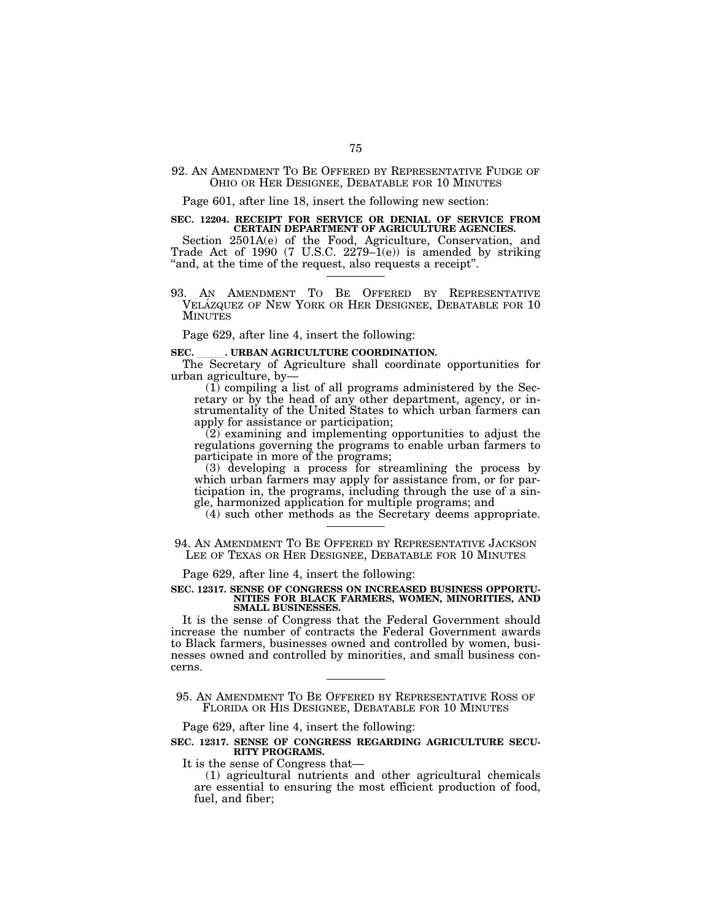92. AN AMENDMENT TO BE OFFERED BY REPRESENTATIVE FUDGE OF OHIO OR HER DESIGNEE, DEBATABLE FOR 10 MINUTES

Page 601, after line 18, insert the following new section:

**SEC. 12204. RECEIPT FOR SERVICE OR DENIAL OF SERVICE FROM CERTAIN DEPARTMENT OF AGRICULTURE AGENCIES.**

Section 2501A(e) of the Food, Agriculture, Conservation, and Trade Act of 1990 (7 U.S.C. 2279–1(e)) is amended by striking "and, at the time of the request, also requests a receipt".

---

93. AN AMENDMENT TO BE OFFERED BY REPRESENTATIVE VELÁZQUEZ OF NEW YORK OR HER DESIGNEE, DEBATABLE FOR 10 MINUTES

Page 629, after line 4, insert the following:

**SEC. \_\_\_\_\_. URBAN AGRICULTURE COORDINATION.**

The Secretary of Agriculture shall coordinate opportunities for urban agriculture, by—

(1) compiling a list of all programs administered by the Secretary or by the head of any other department, agency, or instrumentality of the United States to which urban farmers can apply for assistance or participation;

(2) examining and implementing opportunities to adjust the regulations governing the programs to enable urban farmers to participate in more of the programs;

(3) developing a process for streamlining the process by which urban farmers may apply for assistance from, or for participation in, the programs, including through the use of a single, harmonized application for multiple programs; and

(4) such other methods as the Secretary deems appropriate.

---

94. AN AMENDMENT TO BE OFFERED BY REPRESENTATIVE JACKSON LEE OF TEXAS OR HER DESIGNEE, DEBATABLE FOR 10 MINUTES

Page 629, after line 4, insert the following:

**SEC. 12317. SENSE OF CONGRESS ON INCREASED BUSINESS OPPORTUNITIES FOR BLACK FARMERS, WOMEN, MINORITIES, AND SMALL BUSINESSES.**

It is the sense of Congress that the Federal Government should increase the number of contracts the Federal Government awards to Black farmers, businesses owned and controlled by women, businesses owned and controlled by minorities, and small business concerns.

---

95. AN AMENDMENT TO BE OFFERED BY REPRESENTATIVE ROSS OF FLORIDA OR HIS DESIGNEE, DEBATABLE FOR 10 MINUTES

Page 629, after line 4, insert the following:

**SEC. 12317. SENSE OF CONGRESS REGARDING AGRICULTURE SECURITY PROGRAMS.**

It is the sense of Congress that—

(1) agricultural nutrients and other agricultural chemicals are essential to ensuring the most efficient production of food, fuel, and fiber;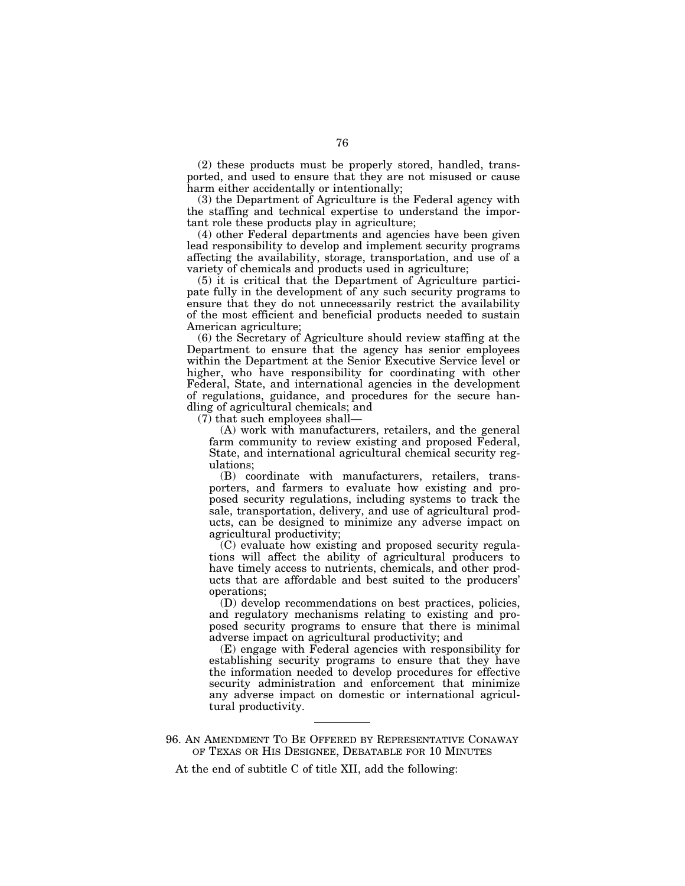(2) these products must be properly stored, handled, transported, and used to ensure that they are not misused or cause harm either accidentally or intentionally;

(3) the Department of Agriculture is the Federal agency with the staffing and technical expertise to understand the important role these products play in agriculture;

(4) other Federal departments and agencies have been given lead responsibility to develop and implement security programs affecting the availability, storage, transportation, and use of a variety of chemicals and products used in agriculture;

(5) it is critical that the Department of Agriculture participate fully in the development of any such security programs to ensure that they do not unnecessarily restrict the availability of the most efficient and beneficial products needed to sustain American agriculture;

(6) the Secretary of Agriculture should review staffing at the Department to ensure that the agency has senior employees within the Department at the Senior Executive Service level or higher, who have responsibility for coordinating with other Federal, State, and international agencies in the development of regulations, guidance, and procedures for the secure handling of agricultural chemicals; and

(7) that such employees shall—

(A) work with manufacturers, retailers, and the general farm community to review existing and proposed Federal, State, and international agricultural chemical security regulations;

(B) coordinate with manufacturers, retailers, transporters, and farmers to evaluate how existing and proposed security regulations, including systems to track the sale, transportation, delivery, and use of agricultural products, can be designed to minimize any adverse impact on agricultural productivity;

(C) evaluate how existing and proposed security regulations will affect the ability of agricultural producers to have timely access to nutrients, chemicals, and other products that are affordable and best suited to the producers' operations;

(D) develop recommendations on best practices, policies, and regulatory mechanisms relating to existing and proposed security programs to ensure that there is minimal adverse impact on agricultural productivity; and

(E) engage with Federal agencies with responsibility for establishing security programs to ensure that they have the information needed to develop procedures for effective security administration and enforcement that minimize any adverse impact on domestic or international agricultural productivity.

---

96. AN AMENDMENT TO BE OFFERED BY REPRESENTATIVE CONAWAY OF TEXAS OR HIS DESIGNEE, DEBATABLE FOR 10 MINUTES

At the end of subtitle C of title XII, add the following: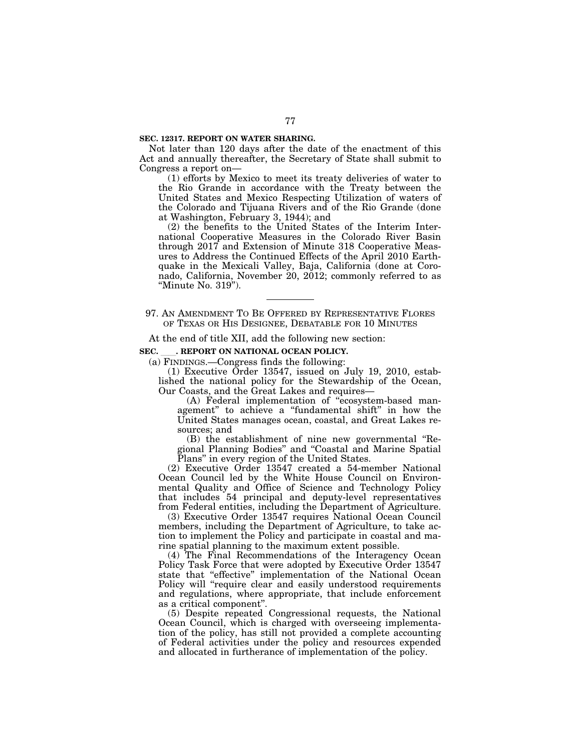**SEC. 12317. REPORT ON WATER SHARING.**

Not later than 120 days after the date of the enactment of this Act and annually thereafter, the Secretary of State shall submit to Congress a report on—

(1) efforts by Mexico to meet its treaty deliveries of water to the Rio Grande in accordance with the Treaty between the United States and Mexico Respecting Utilization of waters of the Colorado and Tijuana Rivers and of the Rio Grande (done at Washington, February 3, 1944); and

(2) the benefits to the United States of the Interim International Cooperative Measures in the Colorado River Basin through 2017 and Extension of Minute 318 Cooperative Measures to Address the Continued Effects of the April 2010 Earthquake in the Mexicali Valley, Baja, California (done at Coronado, California, November 20, 2012; commonly referred to as "Minute No. 319").

---

97. AN AMENDMENT TO BE OFFERED BY REPRESENTATIVE FLORES OF TEXAS OR HIS DESIGNEE, DEBATABLE FOR 10 MINUTES

At the end of title XII, add the following new section:

**SEC. \_\_\_. REPORT ON NATIONAL OCEAN POLICY.**

(a) FINDINGS.—Congress finds the following:

(1) Executive Order 13547, issued on July 19, 2010, established the national policy for the Stewardship of the Ocean, Our Coasts, and the Great Lakes and requires—

(A) Federal implementation of "ecosystem-based management" to achieve a "fundamental shift" in how the United States manages ocean, coastal, and Great Lakes resources; and

(B) the establishment of nine new governmental "Regional Planning Bodies" and "Coastal and Marine Spatial Plans" in every region of the United States.

(2) Executive Order 13547 created a 54-member National Ocean Council led by the White House Council on Environmental Quality and Office of Science and Technology Policy that includes 54 principal and deputy-level representatives from Federal entities, including the Department of Agriculture.

(3) Executive Order 13547 requires National Ocean Council members, including the Department of Agriculture, to take action to implement the Policy and participate in coastal and marine spatial planning to the maximum extent possible.

(4) The Final Recommendations of the Interagency Ocean Policy Task Force that were adopted by Executive Order 13547 state that "effective" implementation of the National Ocean Policy will "require clear and easily understood requirements and regulations, where appropriate, that include enforcement as a critical component".

(5) Despite repeated Congressional requests, the National Ocean Council, which is charged with overseeing implementation of the policy, has still not provided a complete accounting of Federal activities under the policy and resources expended and allocated in furtherance of implementation of the policy.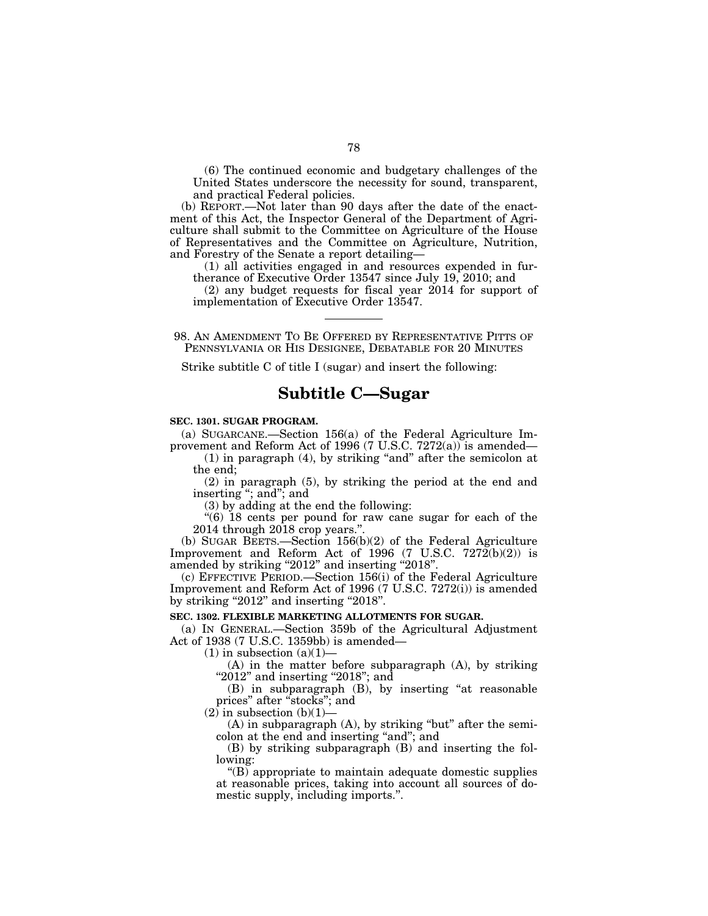(6) The continued economic and budgetary challenges of the United States underscore the necessity for sound, transparent, and practical Federal policies.

(b) REPORT.—Not later than 90 days after the date of the enactment of this Act, the Inspector General of the Department of Agriculture shall submit to the Committee on Agriculture of the House of Representatives and the Committee on Agriculture, Nutrition, and Forestry of the Senate a report detailing—

(1) all activities engaged in and resources expended in furtherance of Executive Order 13547 since July 19, 2010; and

(2) any budget requests for fiscal year 2014 for support of implementation of Executive Order 13547.

---

98. AN AMENDMENT TO BE OFFERED BY REPRESENTATIVE PITTS OF PENNSYLVANIA OR HIS DESIGNEE, DEBATABLE FOR 20 MINUTES

Strike subtitle C of title I (sugar) and insert the following:

# Subtitle C—Sugar

**SEC. 1301. SUGAR PROGRAM.**

(a) SUGARCANE.—Section 156(a) of the Federal Agriculture Improvement and Reform Act of 1996 (7 U.S.C. 7272(a)) is amended—

(1) in paragraph (4), by striking "and" after the semicolon at the end;

(2) in paragraph (5), by striking the period at the end and inserting "; and"; and

(3) by adding at the end the following:

"(6) 18 cents per pound for raw cane sugar for each of the 2014 through 2018 crop years.".

(b) SUGAR BEETS.—Section 156(b)(2) of the Federal Agriculture Improvement and Reform Act of 1996 (7 U.S.C. 7272(b)(2)) is amended by striking "2012" and inserting "2018".

(c) EFFECTIVE PERIOD.—Section 156(i) of the Federal Agriculture Improvement and Reform Act of 1996 (7 U.S.C. 7272(i)) is amended by striking "2012" and inserting "2018".

**SEC. 1302. FLEXIBLE MARKETING ALLOTMENTS FOR SUGAR.**

(a) IN GENERAL.—Section 359b of the Agricultural Adjustment Act of 1938 (7 U.S.C. 1359bb) is amended—

(1) in subsection (a)(1)—

(A) in the matter before subparagraph (A), by striking "2012" and inserting "2018"; and

(B) in subparagraph (B), by inserting "at reasonable prices" after "stocks"; and

(2) in subsection (b)(1)—

(A) in subparagraph (A), by striking "but" after the semicolon at the end and inserting "and"; and

(B) by striking subparagraph (B) and inserting the following:

"(B) appropriate to maintain adequate domestic supplies at reasonable prices, taking into account all sources of domestic supply, including imports.".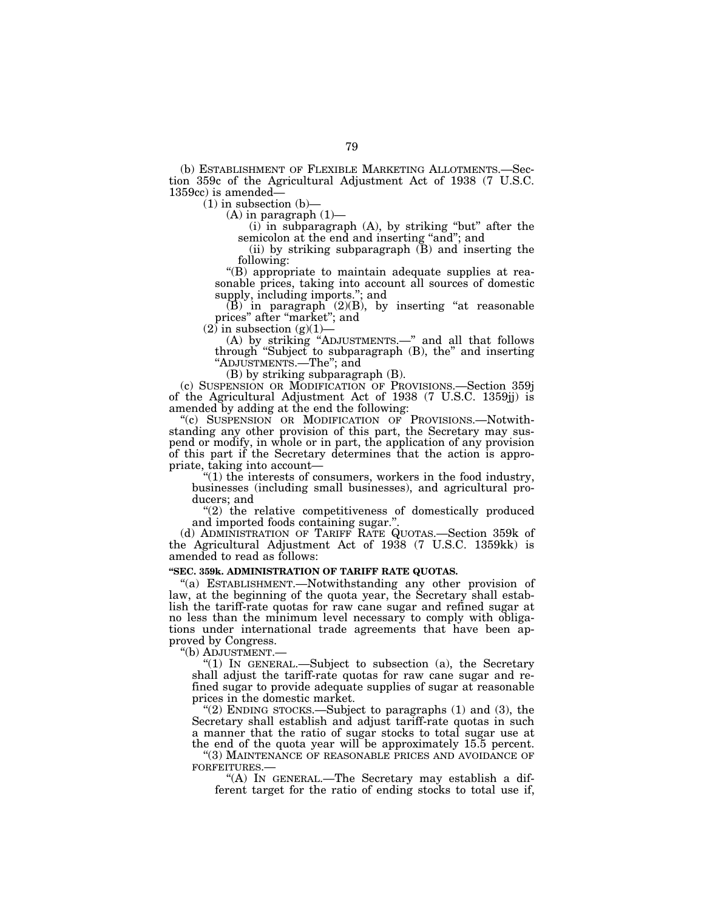(b) ESTABLISHMENT OF FLEXIBLE MARKETING ALLOTMENTS.—Section 359c of the Agricultural Adjustment Act of 1938 (7 U.S.C. 1359cc) is amended—

(1) in subsection (b)—

(A) in paragraph (1)—

(i) in subparagraph (A), by striking "but" after the semicolon at the end and inserting "and"; and

(ii) by striking subparagraph (B) and inserting the following:

"(B) appropriate to maintain adequate supplies at reasonable prices, taking into account all sources of domestic supply, including imports."; and

(B) in paragraph (2)(B), by inserting "at reasonable prices" after "market"; and

(2) in subsection (g)(1)—

(A) by striking "ADJUSTMENTS.—" and all that follows through "Subject to subparagraph (B), the" and inserting "ADJUSTMENTS.—The"; and

(B) by striking subparagraph (B).

(c) SUSPENSION OR MODIFICATION OF PROVISIONS.—Section 359j of the Agricultural Adjustment Act of 1938 (7 U.S.C. 1359jj) is amended by adding at the end the following:

"(c) SUSPENSION OR MODIFICATION OF PROVISIONS.—Notwithstanding any other provision of this part, the Secretary may suspend or modify, in whole or in part, the application of any provision of this part if the Secretary determines that the action is appropriate, taking into account—

"(1) the interests of consumers, workers in the food industry, businesses (including small businesses), and agricultural producers; and

"(2) the relative competitiveness of domestically produced and imported foods containing sugar.".

(d) ADMINISTRATION OF TARIFF RATE QUOTAS.—Section 359k of the Agricultural Adjustment Act of 1938 (7 U.S.C. 1359kk) is amended to read as follows:

**"SEC. 359k. ADMINISTRATION OF TARIFF RATE QUOTAS.**

"(a) ESTABLISHMENT.—Notwithstanding any other provision of law, at the beginning of the quota year, the Secretary shall establish the tariff-rate quotas for raw cane sugar and refined sugar at no less than the minimum level necessary to comply with obligations under international trade agreements that have been approved by Congress.

"(b) ADJUSTMENT.—

"(1) IN GENERAL.—Subject to subsection (a), the Secretary shall adjust the tariff-rate quotas for raw cane sugar and refined sugar to provide adequate supplies of sugar at reasonable prices in the domestic market.

"(2) ENDING STOCKS.—Subject to paragraphs (1) and (3), the Secretary shall establish and adjust tariff-rate quotas in such a manner that the ratio of sugar stocks to total sugar use at the end of the quota year will be approximately 15.5 percent.

"(3) MAINTENANCE OF REASONABLE PRICES AND AVOIDANCE OF FORFEITURES.—

"(A) IN GENERAL.—The Secretary may establish a different target for the ratio of ending stocks to total use if,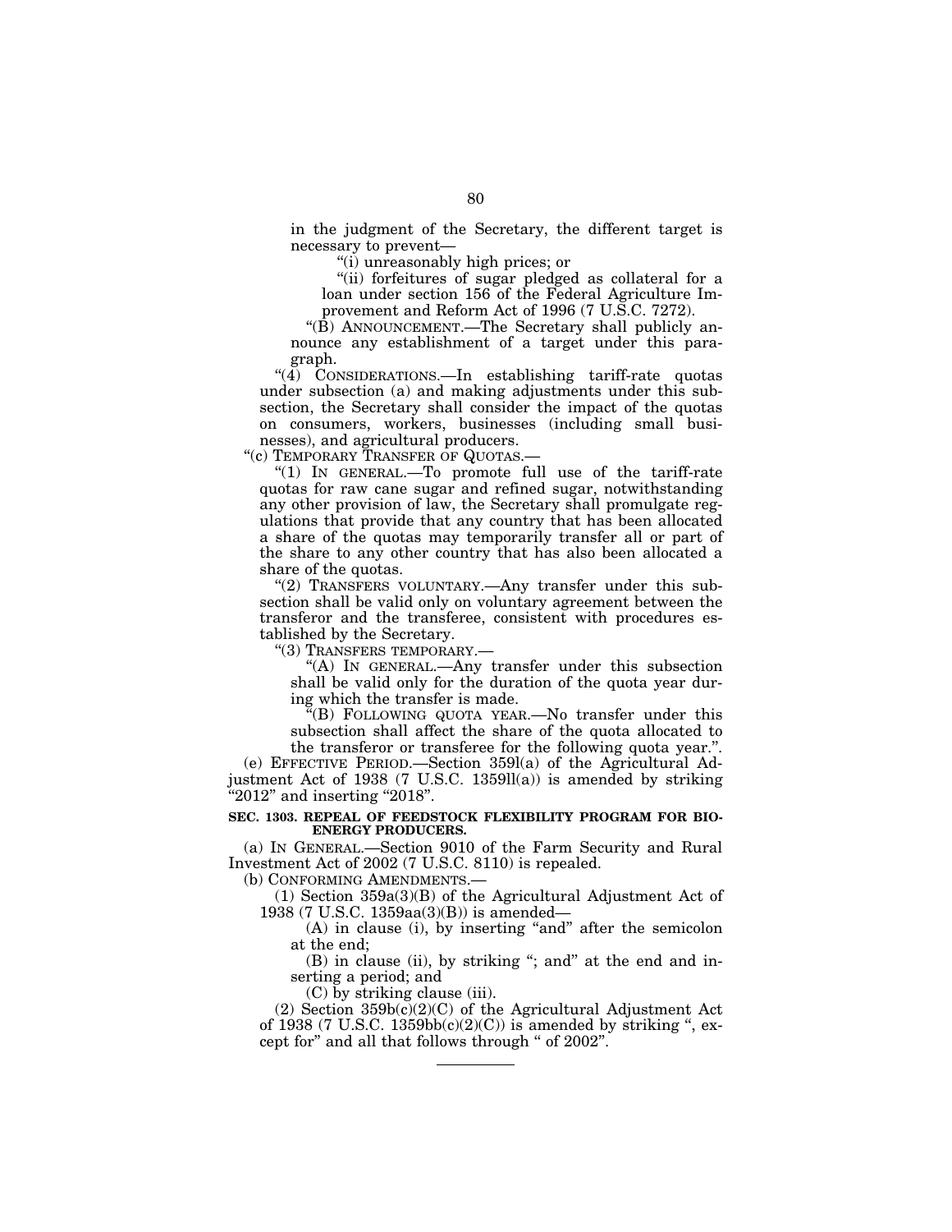in the judgment of the Secretary, the different target is necessary to prevent—

"(i) unreasonably high prices; or

"(ii) forfeitures of sugar pledged as collateral for a loan under section 156 of the Federal Agriculture Improvement and Reform Act of 1996 (7 U.S.C. 7272).

"(B) ANNOUNCEMENT.—The Secretary shall publicly announce any establishment of a target under this paragraph.

"(4) CONSIDERATIONS.—In establishing tariff-rate quotas under subsection (a) and making adjustments under this subsection, the Secretary shall consider the impact of the quotas on consumers, workers, businesses (including small businesses), and agricultural producers.

"(c) TEMPORARY TRANSFER OF QUOTAS.—

"(1) IN GENERAL.—To promote full use of the tariff-rate quotas for raw cane sugar and refined sugar, notwithstanding any other provision of law, the Secretary shall promulgate regulations that provide that any country that has been allocated a share of the quotas may temporarily transfer all or part of the share to any other country that has also been allocated a share of the quotas.

"(2) TRANSFERS VOLUNTARY.—Any transfer under this subsection shall be valid only on voluntary agreement between the transferor and the transferee, consistent with procedures established by the Secretary.

"(3) TRANSFERS TEMPORARY.—

"(A) IN GENERAL.—Any transfer under this subsection shall be valid only for the duration of the quota year during which the transfer is made.

"(B) FOLLOWING QUOTA YEAR.—No transfer under this subsection shall affect the share of the quota allocated to the transferor or transferee for the following quota year.".

(e) EFFECTIVE PERIOD.—Section 359l(a) of the Agricultural Adjustment Act of 1938 (7 U.S.C. 1359ll(a)) is amended by striking "2012" and inserting "2018".

**SEC. 1303. REPEAL OF FEEDSTOCK FLEXIBILITY PROGRAM FOR BIOENERGY PRODUCERS.**

(a) IN GENERAL.—Section 9010 of the Farm Security and Rural Investment Act of 2002 (7 U.S.C. 8110) is repealed.

(b) CONFORMING AMENDMENTS.—

(1) Section 359a(3)(B) of the Agricultural Adjustment Act of 1938 (7 U.S.C. 1359aa(3)(B)) is amended—

(A) in clause (i), by inserting "and" after the semicolon at the end;

(B) in clause (ii), by striking "; and" at the end and inserting a period; and

(C) by striking clause (iii).

(2) Section 359b(c)(2)(C) of the Agricultural Adjustment Act of 1938 (7 U.S.C. 1359bb(c)(2)(C)) is amended by striking ", except for" and all that follows through " of 2002".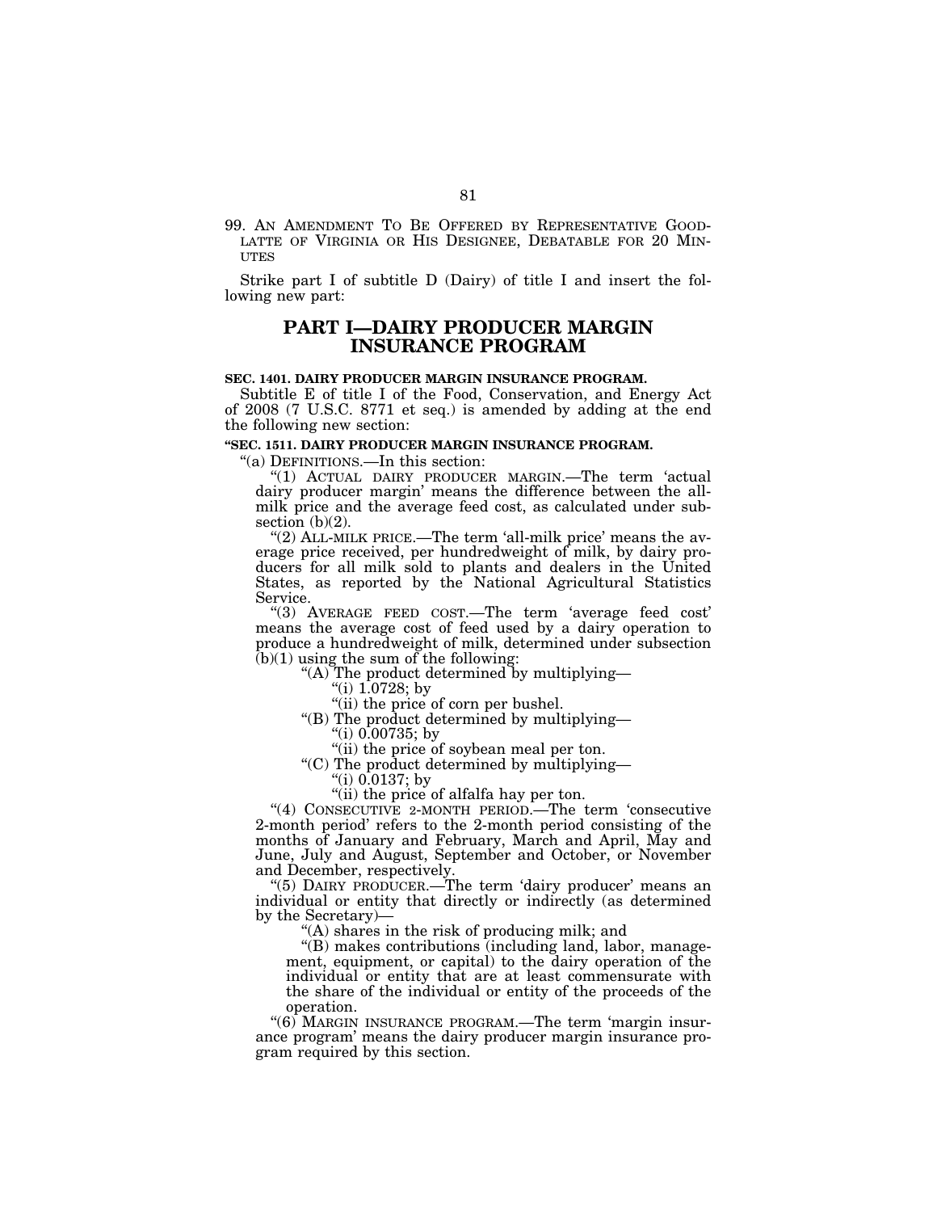99. AN AMENDMENT TO BE OFFERED BY REPRESENTATIVE GOODLATTE OF VIRGINIA OR HIS DESIGNEE, DEBATABLE FOR 20 MINUTES

Strike part I of subtitle D (Dairy) of title I and insert the following new part:

## PART I—DAIRY PRODUCER MARGIN INSURANCE PROGRAM

**SEC. 1401. DAIRY PRODUCER MARGIN INSURANCE PROGRAM.**

Subtitle E of title I of the Food, Conservation, and Energy Act of 2008 (7 U.S.C. 8771 et seq.) is amended by adding at the end the following new section:

**"SEC. 1511. DAIRY PRODUCER MARGIN INSURANCE PROGRAM.**

"(a) DEFINITIONS.—In this section:

"(1) ACTUAL DAIRY PRODUCER MARGIN.—The term 'actual dairy producer margin' means the difference between the all-milk price and the average feed cost, as calculated under subsection (b)(2).

"(2) ALL-MILK PRICE.—The term 'all-milk price' means the average price received, per hundredweight of milk, by dairy producers for all milk sold to plants and dealers in the United States, as reported by the National Agricultural Statistics Service.

"(3) AVERAGE FEED COST.—The term 'average feed cost' means the average cost of feed used by a dairy operation to produce a hundredweight of milk, determined under subsection (b)(1) using the sum of the following:

"(A) The product determined by multiplying—

"(i) 1.0728; by

"(ii) the price of corn per bushel.

"(B) The product determined by multiplying—

"(i) 0.00735; by

"(ii) the price of soybean meal per ton.

"(C) The product determined by multiplying—

"(i) 0.0137; by

"(ii) the price of alfalfa hay per ton.

"(4) CONSECUTIVE 2-MONTH PERIOD.—The term 'consecutive 2-month period' refers to the 2-month period consisting of the months of January and February, March and April, May and June, July and August, September and October, or November and December, respectively.

"(5) DAIRY PRODUCER.—The term 'dairy producer' means an individual or entity that directly or indirectly (as determined by the Secretary)—

"(A) shares in the risk of producing milk; and

"(B) makes contributions (including land, labor, management, equipment, or capital) to the dairy operation of the individual or entity that are at least commensurate with the share of the individual or entity of the proceeds of the operation.

"(6) MARGIN INSURANCE PROGRAM.—The term 'margin insurance program' means the dairy producer margin insurance program required by this section.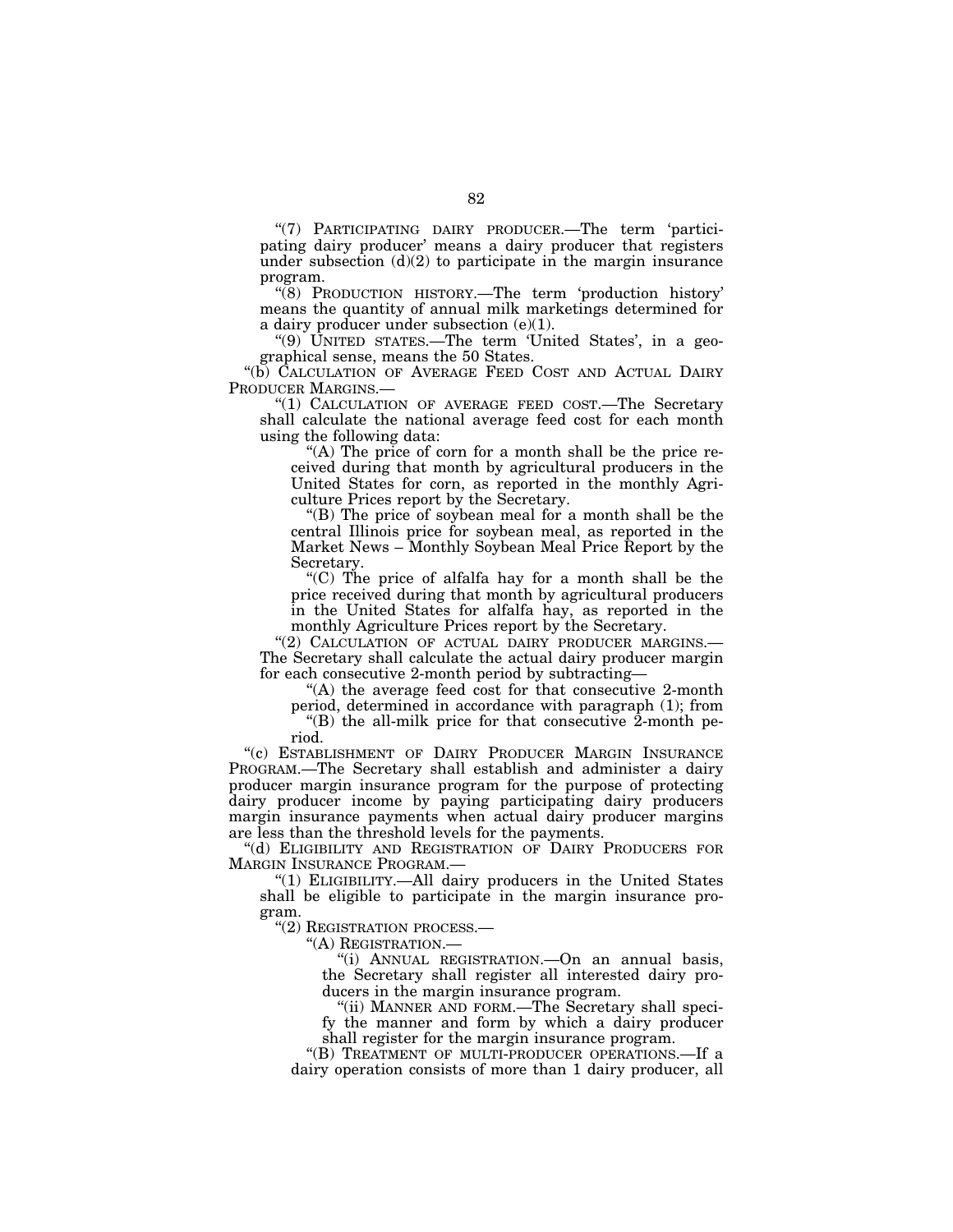"(7) PARTICIPATING DAIRY PRODUCER.—The term 'participating dairy producer' means a dairy producer that registers under subsection (d)(2) to participate in the margin insurance program.

"(8) PRODUCTION HISTORY.—The term 'production history' means the quantity of annual milk marketings determined for a dairy producer under subsection (e)(1).

"(9) UNITED STATES.—The term 'United States', in a geographical sense, means the 50 States.

"(b) CALCULATION OF AVERAGE FEED COST AND ACTUAL DAIRY PRODUCER MARGINS.—

"(1) CALCULATION OF AVERAGE FEED COST.—The Secretary shall calculate the national average feed cost for each month using the following data:

"(A) The price of corn for a month shall be the price received during that month by agricultural producers in the United States for corn, as reported in the monthly Agriculture Prices report by the Secretary.

"(B) The price of soybean meal for a month shall be the central Illinois price for soybean meal, as reported in the Market News – Monthly Soybean Meal Price Report by the Secretary.

"(C) The price of alfalfa hay for a month shall be the price received during that month by agricultural producers in the United States for alfalfa hay, as reported in the monthly Agriculture Prices report by the Secretary.

"(2) CALCULATION OF ACTUAL DAIRY PRODUCER MARGINS.—The Secretary shall calculate the actual dairy producer margin for each consecutive 2-month period by subtracting—

"(A) the average feed cost for that consecutive 2-month period, determined in accordance with paragraph (1); from

"(B) the all-milk price for that consecutive 2-month period.

"(c) ESTABLISHMENT OF DAIRY PRODUCER MARGIN INSURANCE PROGRAM.—The Secretary shall establish and administer a dairy producer margin insurance program for the purpose of protecting dairy producer income by paying participating dairy producers margin insurance payments when actual dairy producer margins are less than the threshold levels for the payments.

"(d) ELIGIBILITY AND REGISTRATION OF DAIRY PRODUCERS FOR MARGIN INSURANCE PROGRAM.—

"(1) ELIGIBILITY.—All dairy producers in the United States shall be eligible to participate in the margin insurance program.

"(2) REGISTRATION PROCESS.—

"(A) REGISTRATION.—

"(i) ANNUAL REGISTRATION.—On an annual basis, the Secretary shall register all interested dairy producers in the margin insurance program.

"(ii) MANNER AND FORM.—The Secretary shall specify the manner and form by which a dairy producer shall register for the margin insurance program.

"(B) TREATMENT OF MULTI-PRODUCER OPERATIONS.—If a dairy operation consists of more than 1 dairy producer, all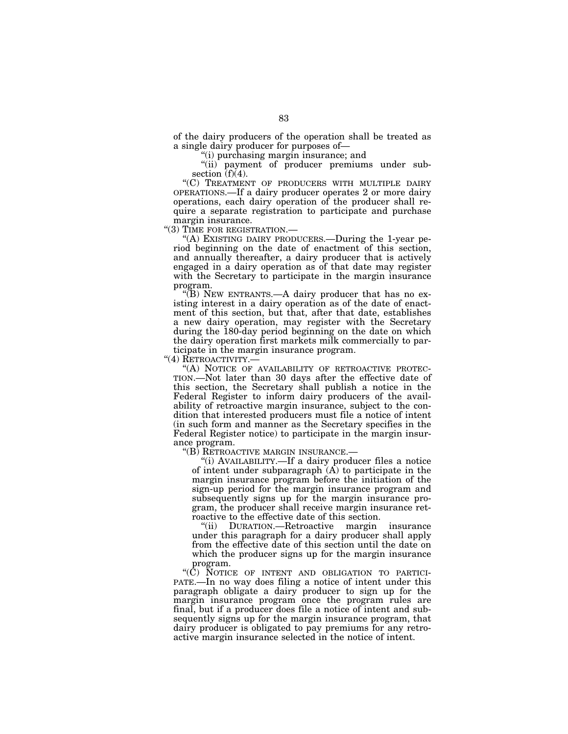of the dairy producers of the operation shall be treated as a single dairy producer for purposes of—

"(i) purchasing margin insurance; and

"(ii) payment of producer premiums under subsection (f)(4).

"(C) TREATMENT OF PRODUCERS WITH MULTIPLE DAIRY OPERATIONS.—If a dairy producer operates 2 or more dairy operations, each dairy operation of the producer shall require a separate registration to participate and purchase margin insurance.

"(3) TIME FOR REGISTRATION.—

"(A) EXISTING DAIRY PRODUCERS.—During the 1-year period beginning on the date of enactment of this section, and annually thereafter, a dairy producer that is actively engaged in a dairy operation as of that date may register with the Secretary to participate in the margin insurance program.

"(B) NEW ENTRANTS.—A dairy producer that has no existing interest in a dairy operation as of the date of enactment of this section, but that, after that date, establishes a new dairy operation, may register with the Secretary during the 180-day period beginning on the date on which the dairy operation first markets milk commercially to participate in the margin insurance program.

"(4) RETROACTIVITY.—

"(A) NOTICE OF AVAILABILITY OF RETROACTIVE PROTECTION.—Not later than 30 days after the effective date of this section, the Secretary shall publish a notice in the Federal Register to inform dairy producers of the availability of retroactive margin insurance, subject to the condition that interested producers must file a notice of intent (in such form and manner as the Secretary specifies in the Federal Register notice) to participate in the margin insurance program.

"(B) RETROACTIVE MARGIN INSURANCE.—

"(i) AVAILABILITY.—If a dairy producer files a notice of intent under subparagraph (A) to participate in the margin insurance program before the initiation of the sign-up period for the margin insurance program and subsequently signs up for the margin insurance program, the producer shall receive margin insurance retroactive to the effective date of this section.

"(ii) DURATION.—Retroactive margin insurance under this paragraph for a dairy producer shall apply from the effective date of this section until the date on which the producer signs up for the margin insurance program.

"(C) NOTICE OF INTENT AND OBLIGATION TO PARTICIPATE.—In no way does filing a notice of intent under this paragraph obligate a dairy producer to sign up for the margin insurance program once the program rules are final, but if a producer does file a notice of intent and subsequently signs up for the margin insurance program, that dairy producer is obligated to pay premiums for any retroactive margin insurance selected in the notice of intent.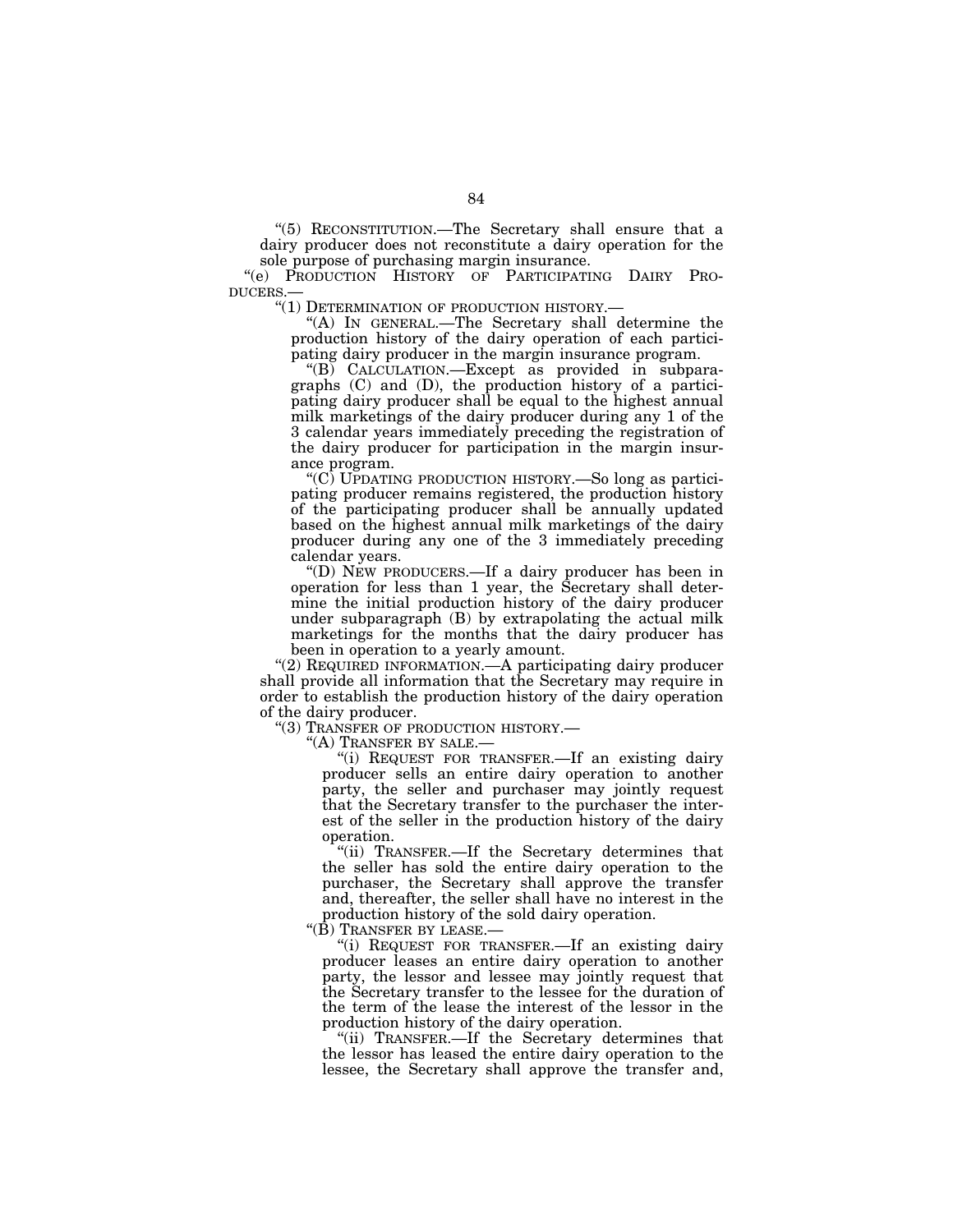"(5) RECONSTITUTION.—The Secretary shall ensure that a dairy producer does not reconstitute a dairy operation for the sole purpose of purchasing margin insurance.

"(e) PRODUCTION HISTORY OF PARTICIPATING DAIRY PRODUCERS.—

"(1) DETERMINATION OF PRODUCTION HISTORY.—

"(A) IN GENERAL.—The Secretary shall determine the production history of the dairy operation of each participating dairy producer in the margin insurance program.

"(B) CALCULATION.—Except as provided in subparagraphs (C) and (D), the production history of a participating dairy producer shall be equal to the highest annual milk marketings of the dairy producer during any 1 of the 3 calendar years immediately preceding the registration of the dairy producer for participation in the margin insurance program.

"(C) UPDATING PRODUCTION HISTORY.—So long as participating producer remains registered, the production history of the participating producer shall be annually updated based on the highest annual milk marketings of the dairy producer during any one of the 3 immediately preceding calendar years.

"(D) NEW PRODUCERS.—If a dairy producer has been in operation for less than 1 year, the Secretary shall determine the initial production history of the dairy producer under subparagraph (B) by extrapolating the actual milk marketings for the months that the dairy producer has been in operation to a yearly amount.

"(2) REQUIRED INFORMATION.—A participating dairy producer shall provide all information that the Secretary may require in order to establish the production history of the dairy operation of the dairy producer.

"(3) TRANSFER OF PRODUCTION HISTORY.—

"(A) TRANSFER BY SALE.—

"(i) REQUEST FOR TRANSFER.—If an existing dairy producer sells an entire dairy operation to another party, the seller and purchaser may jointly request that the Secretary transfer to the purchaser the interest of the seller in the production history of the dairy operation.

"(ii) TRANSFER.—If the Secretary determines that the seller has sold the entire dairy operation to the purchaser, the Secretary shall approve the transfer and, thereafter, the seller shall have no interest in the production history of the sold dairy operation.

"(B) TRANSFER BY LEASE.—

"(i) REQUEST FOR TRANSFER.—If an existing dairy producer leases an entire dairy operation to another party, the lessor and lessee may jointly request that the Secretary transfer to the lessee for the duration of the term of the lease the interest of the lessor in the production history of the dairy operation.

"(ii) TRANSFER.—If the Secretary determines that the lessor has leased the entire dairy operation to the lessee, the Secretary shall approve the transfer and,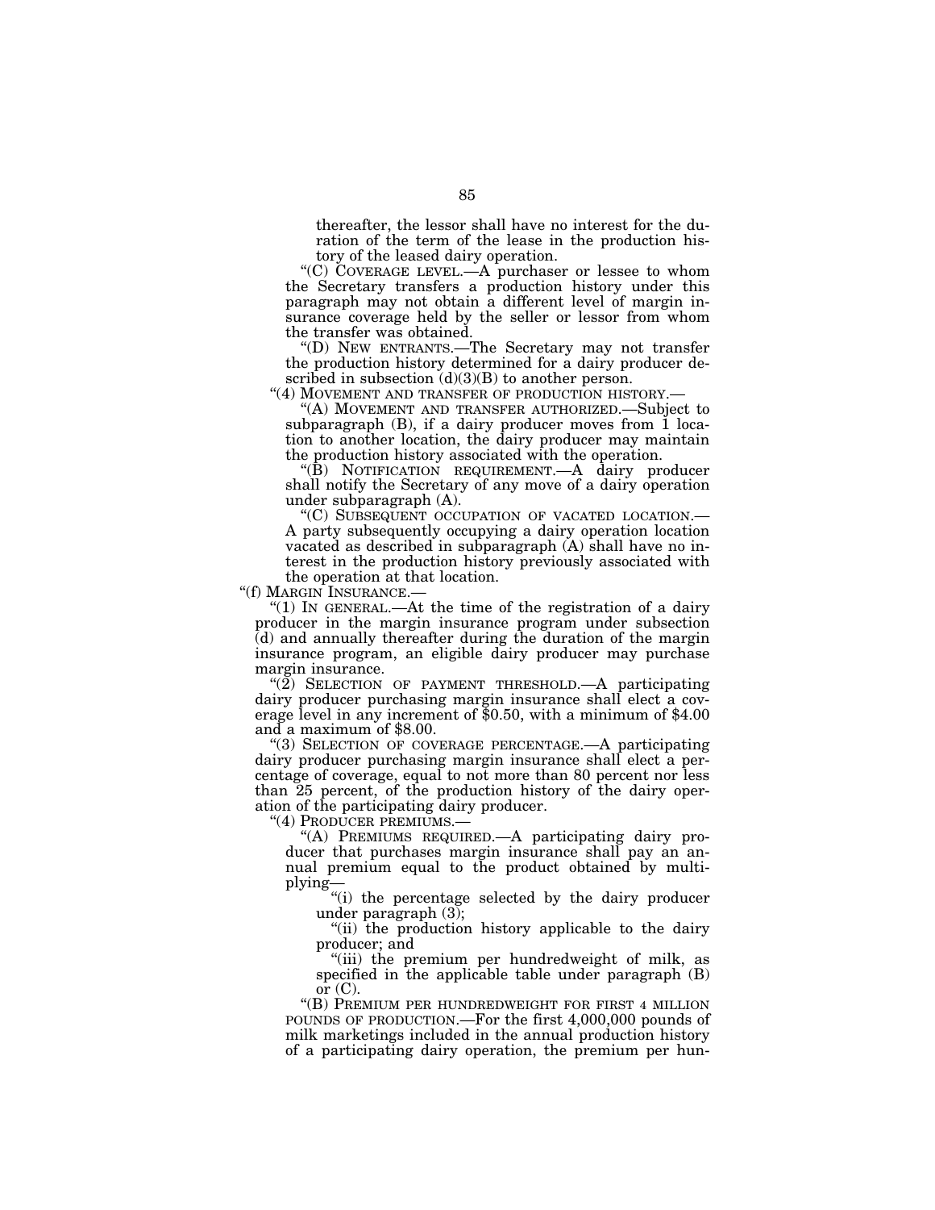thereafter, the lessor shall have no interest for the duration of the term of the lease in the production history of the leased dairy operation.

"(C) COVERAGE LEVEL.—A purchaser or lessee to whom the Secretary transfers a production history under this paragraph may not obtain a different level of margin insurance coverage held by the seller or lessor from whom the transfer was obtained.

"(D) NEW ENTRANTS.—The Secretary may not transfer the production history determined for a dairy producer described in subsection (d)(3)(B) to another person.

"(4) MOVEMENT AND TRANSFER OF PRODUCTION HISTORY.—

"(A) MOVEMENT AND TRANSFER AUTHORIZED.—Subject to subparagraph (B), if a dairy producer moves from 1 location to another location, the dairy producer may maintain the production history associated with the operation.

"(B) NOTIFICATION REQUIREMENT.—A dairy producer shall notify the Secretary of any move of a dairy operation under subparagraph (A).

"(C) SUBSEQUENT OCCUPATION OF VACATED LOCATION.—A party subsequently occupying a dairy operation location vacated as described in subparagraph (A) shall have no interest in the production history previously associated with the operation at that location.

"(f) MARGIN INSURANCE.—

"(1) IN GENERAL.—At the time of the registration of a dairy producer in the margin insurance program under subsection (d) and annually thereafter during the duration of the margin insurance program, an eligible dairy producer may purchase margin insurance.

"(2) SELECTION OF PAYMENT THRESHOLD.—A participating dairy producer purchasing margin insurance shall elect a coverage level in any increment of $0.50, with a minimum of $4.00 and a maximum of $8.00.

"(3) SELECTION OF COVERAGE PERCENTAGE.—A participating dairy producer purchasing margin insurance shall elect a percentage of coverage, equal to not more than 80 percent nor less than 25 percent, of the production history of the dairy operation of the participating dairy producer.

"(4) PRODUCER PREMIUMS.—

"(A) PREMIUMS REQUIRED.—A participating dairy producer that purchases margin insurance shall pay an annual premium equal to the product obtained by multiplying—

"(i) the percentage selected by the dairy producer under paragraph (3);

"(ii) the production history applicable to the dairy producer; and

"(iii) the premium per hundredweight of milk, as specified in the applicable table under paragraph (B) or (C).

"(B) PREMIUM PER HUNDREDWEIGHT FOR FIRST 4 MILLION POUNDS OF PRODUCTION.—For the first 4,000,000 pounds of milk marketings included in the annual production history of a participating dairy operation, the premium per hun-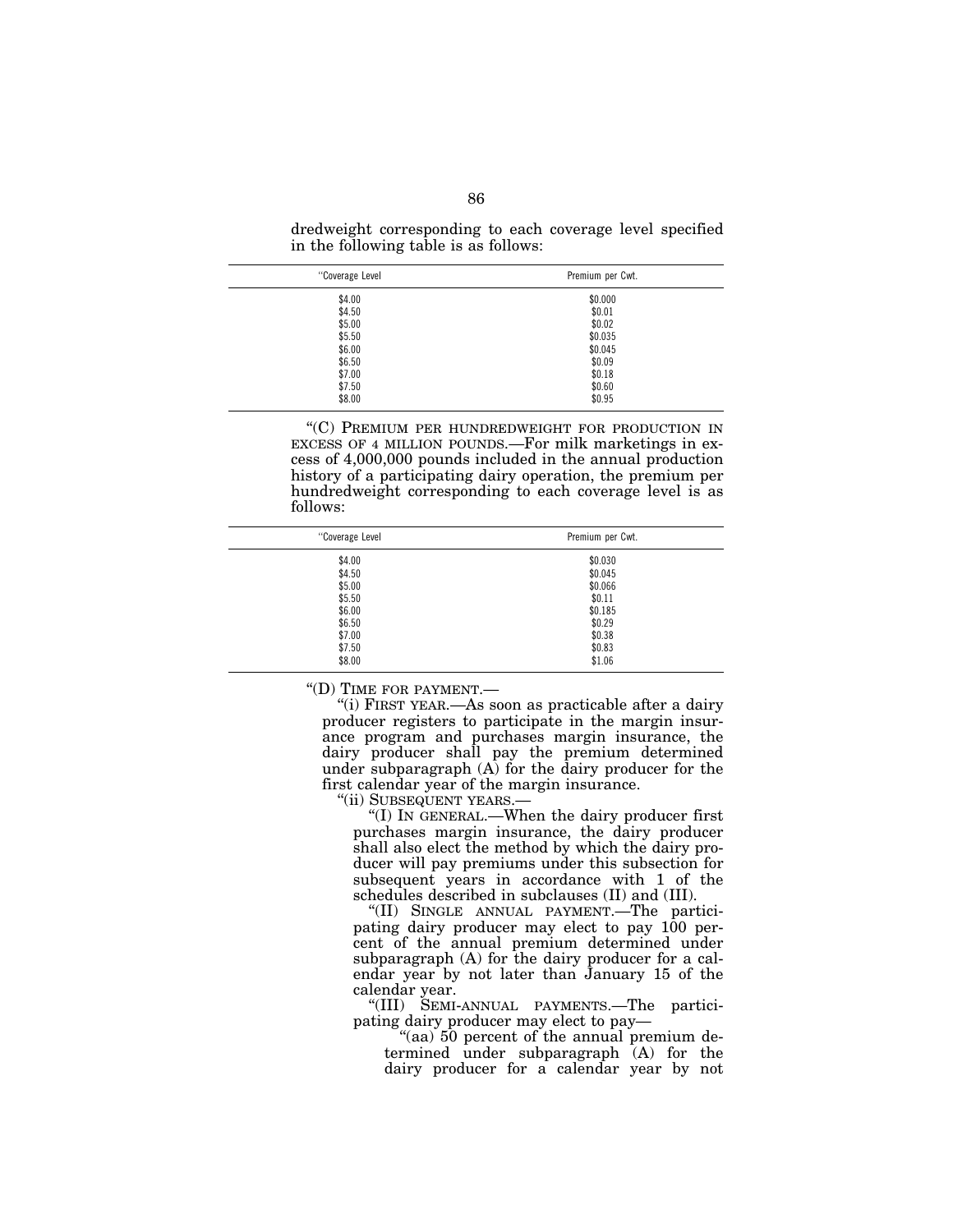dredweight corresponding to each coverage level specified in the following table is as follows:

| "Coverage Level | Premium per Cwt. |
|---|---|
| $4.00 | $0.000 |
| $4.50 | $0.01 |
| $5.00 | $0.02 |
| $5.50 | $0.035 |
| $6.00 | $0.045 |
| $6.50 | $0.09 |
| $7.00 | $0.18 |
| $7.50 | $0.60 |
| $8.00 | $0.95 |

"(C) PREMIUM PER HUNDREDWEIGHT FOR PRODUCTION IN EXCESS OF 4 MILLION POUNDS.—For milk marketings in excess of 4,000,000 pounds included in the annual production history of a participating dairy operation, the premium per hundredweight corresponding to each coverage level is as follows:

| "Coverage Level | Premium per Cwt. |
|---|---|
| $4.00 | $0.030 |
| $4.50 | $0.045 |
| $5.00 | $0.066 |
| $5.50 | $0.11 |
| $6.00 | $0.185 |
| $6.50 | $0.29 |
| $7.00 | $0.38 |
| $7.50 | $0.83 |
| $8.00 | $1.06 |

"(D) TIME FOR PAYMENT.—

"(i) FIRST YEAR.—As soon as practicable after a dairy producer registers to participate in the margin insurance program and purchases margin insurance, the dairy producer shall pay the premium determined under subparagraph (A) for the dairy producer for the first calendar year of the margin insurance.

"(ii) SUBSEQUENT YEARS.—

"(I) IN GENERAL.—When the dairy producer first purchases margin insurance, the dairy producer shall also elect the method by which the dairy producer will pay premiums under this subsection for subsequent years in accordance with 1 of the schedules described in subclauses (II) and (III).

"(II) SINGLE ANNUAL PAYMENT.—The participating dairy producer may elect to pay 100 percent of the annual premium determined under subparagraph (A) for the dairy producer for a calendar year by not later than January 15 of the calendar year.

"(III) SEMI-ANNUAL PAYMENTS.—The participating dairy producer may elect to pay—

"(aa) 50 percent of the annual premium determined under subparagraph (A) for the dairy producer for a calendar year by not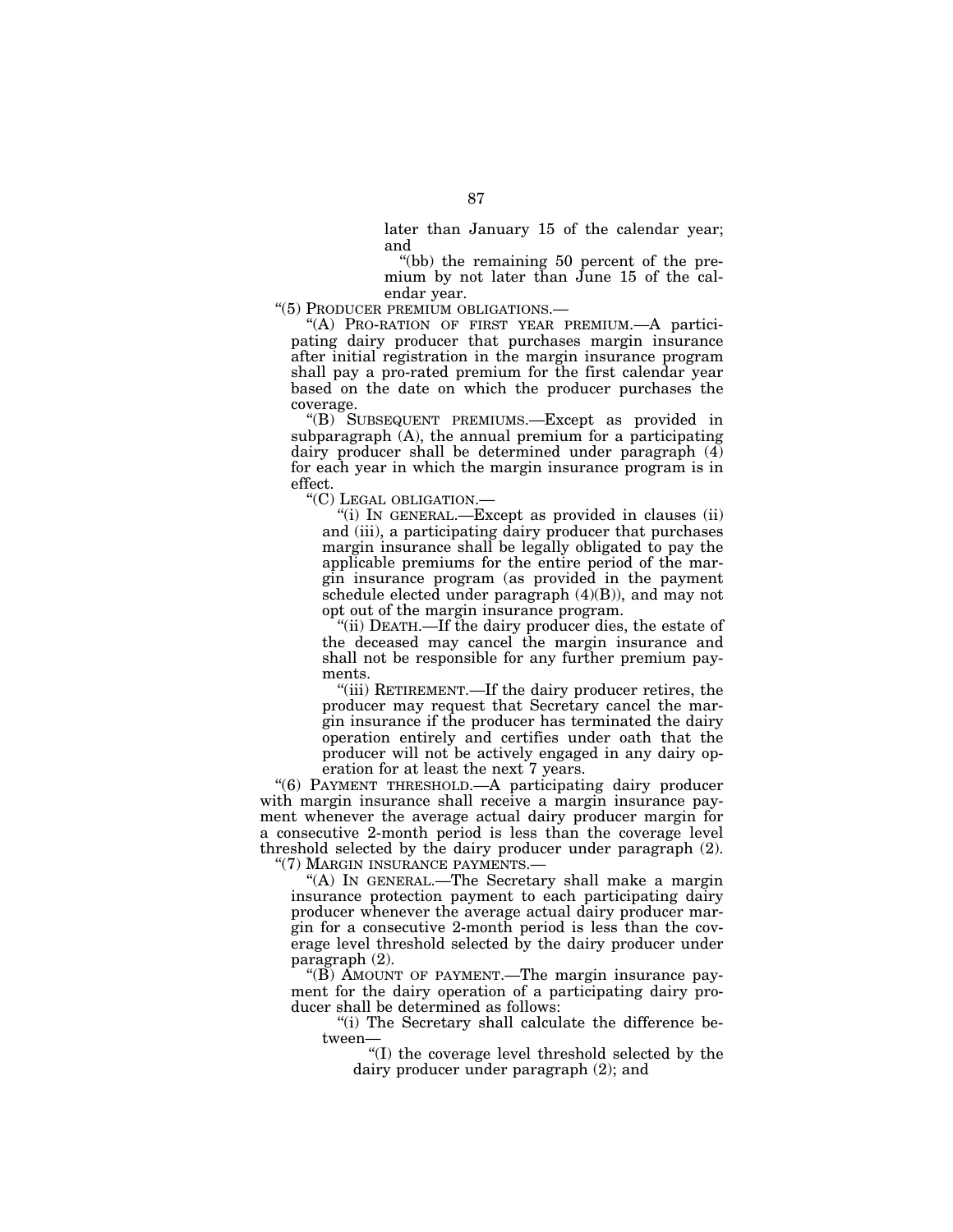later than January 15 of the calendar year; and

"(bb) the remaining 50 percent of the premium by not later than June 15 of the calendar year.

"(5) PRODUCER PREMIUM OBLIGATIONS.—

"(A) PRO-RATION OF FIRST YEAR PREMIUM.—A participating dairy producer that purchases margin insurance after initial registration in the margin insurance program shall pay a pro-rated premium for the first calendar year based on the date on which the producer purchases the coverage.

"(B) SUBSEQUENT PREMIUMS.—Except as provided in subparagraph (A), the annual premium for a participating dairy producer shall be determined under paragraph (4) for each year in which the margin insurance program is in effect.

"(C) LEGAL OBLIGATION.—

"(i) IN GENERAL.—Except as provided in clauses (ii) and (iii), a participating dairy producer that purchases margin insurance shall be legally obligated to pay the applicable premiums for the entire period of the margin insurance program (as provided in the payment schedule elected under paragraph (4)(B)), and may not opt out of the margin insurance program.

"(ii) DEATH.—If the dairy producer dies, the estate of the deceased may cancel the margin insurance and shall not be responsible for any further premium payments.

"(iii) RETIREMENT.—If the dairy producer retires, the producer may request that Secretary cancel the margin insurance if the producer has terminated the dairy operation entirely and certifies under oath that the producer will not be actively engaged in any dairy operation for at least the next 7 years.

"(6) PAYMENT THRESHOLD.—A participating dairy producer with margin insurance shall receive a margin insurance payment whenever the average actual dairy producer margin for a consecutive 2-month period is less than the coverage level threshold selected by the dairy producer under paragraph (2).

"(7) MARGIN INSURANCE PAYMENTS.—

"(A) IN GENERAL.—The Secretary shall make a margin insurance protection payment to each participating dairy producer whenever the average actual dairy producer margin for a consecutive 2-month period is less than the coverage level threshold selected by the dairy producer under paragraph (2).

"(B) AMOUNT OF PAYMENT.—The margin insurance payment for the dairy operation of a participating dairy producer shall be determined as follows:

"(i) The Secretary shall calculate the difference between—

"(I) the coverage level threshold selected by the dairy producer under paragraph (2); and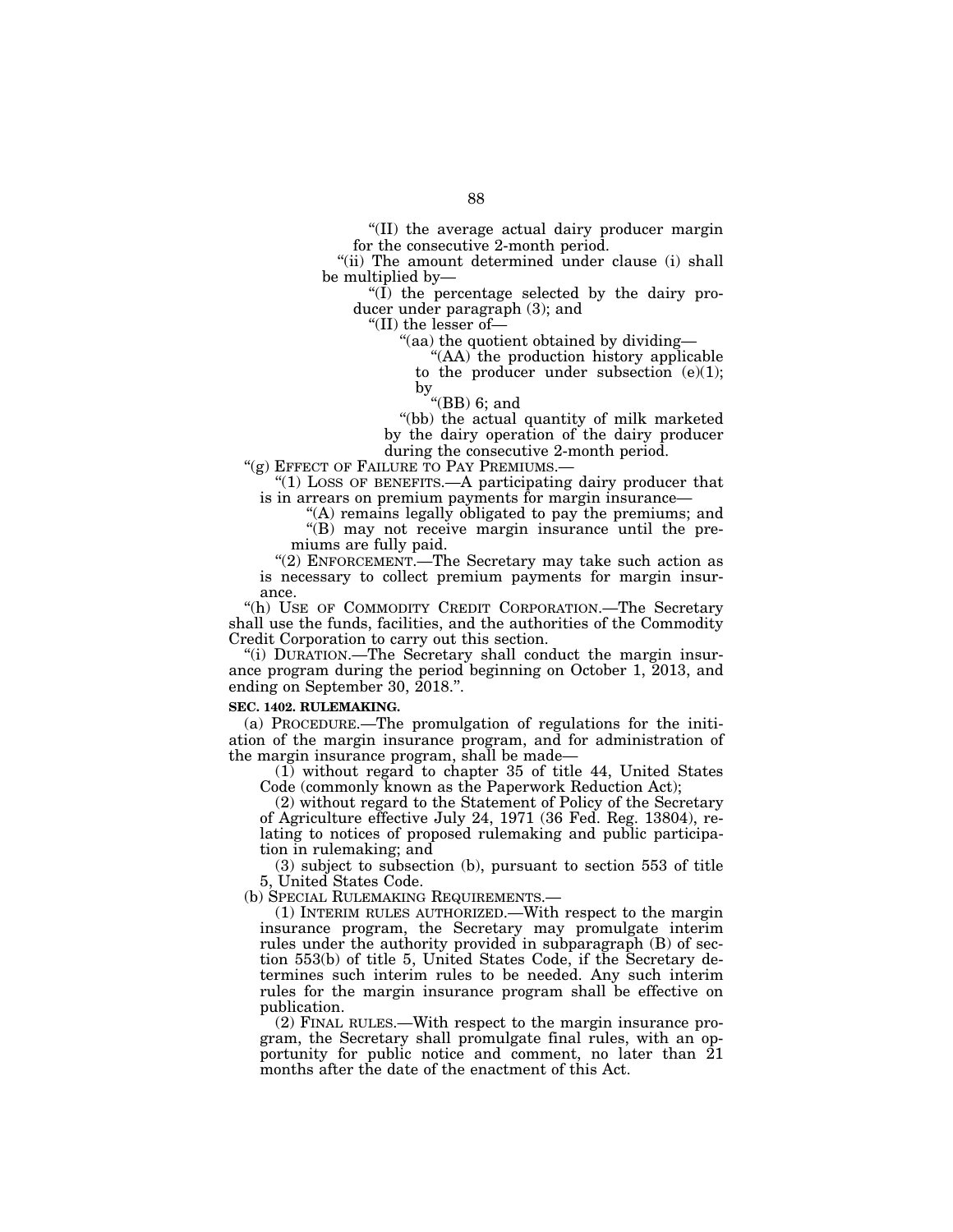"(II) the average actual dairy producer margin for the consecutive 2-month period.

"(ii) The amount determined under clause (i) shall be multiplied by—

"(I) the percentage selected by the dairy producer under paragraph (3); and

"(II) the lesser of—

"(aa) the quotient obtained by dividing—

"(AA) the production history applicable to the producer under subsection (e)(1); by

"(BB) 6; and

"(bb) the actual quantity of milk marketed by the dairy operation of the dairy producer during the consecutive 2-month period.

"(g) EFFECT OF FAILURE TO PAY PREMIUMS.—

"(1) LOSS OF BENEFITS.—A participating dairy producer that is in arrears on premium payments for margin insurance—

"(A) remains legally obligated to pay the premiums; and

"(B) may not receive margin insurance until the premiums are fully paid.

"(2) ENFORCEMENT.—The Secretary may take such action as is necessary to collect premium payments for margin insurance.

"(h) USE OF COMMODITY CREDIT CORPORATION.—The Secretary shall use the funds, facilities, and the authorities of the Commodity Credit Corporation to carry out this section.

"(i) DURATION.—The Secretary shall conduct the margin insurance program during the period beginning on October 1, 2013, and ending on September 30, 2018.".

**SEC. 1402. RULEMAKING.**

(a) PROCEDURE.—The promulgation of regulations for the initiation of the margin insurance program, and for administration of the margin insurance program, shall be made—

(1) without regard to chapter 35 of title 44, United States Code (commonly known as the Paperwork Reduction Act);

(2) without regard to the Statement of Policy of the Secretary of Agriculture effective July 24, 1971 (36 Fed. Reg. 13804), relating to notices of proposed rulemaking and public participation in rulemaking; and

(3) subject to subsection (b), pursuant to section 553 of title 5, United States Code.

(b) SPECIAL RULEMAKING REQUIREMENTS.—

(1) INTERIM RULES AUTHORIZED.—With respect to the margin insurance program, the Secretary may promulgate interim rules under the authority provided in subparagraph (B) of section 553(b) of title 5, United States Code, if the Secretary determines such interim rules to be needed. Any such interim rules for the margin insurance program shall be effective on publication.

(2) FINAL RULES.—With respect to the margin insurance program, the Secretary shall promulgate final rules, with an opportunity for public notice and comment, no later than 21 months after the date of the enactment of this Act.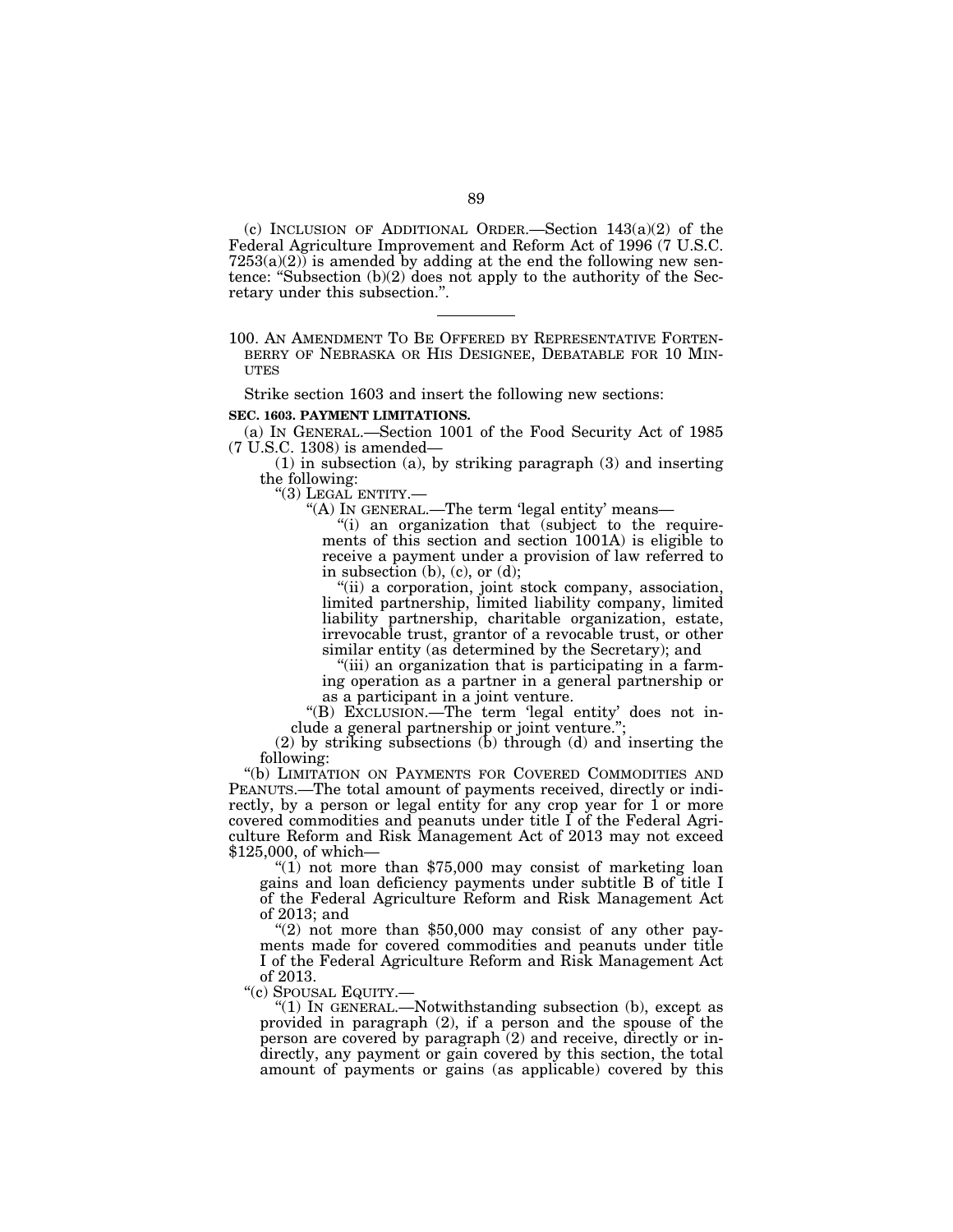(c) INCLUSION OF ADDITIONAL ORDER.—Section 143(a)(2) of the Federal Agriculture Improvement and Reform Act of 1996 (7 U.S.C. 7253(a)(2)) is amended by adding at the end the following new sentence: "Subsection (b)(2) does not apply to the authority of the Secretary under this subsection.".

---

100. AN AMENDMENT TO BE OFFERED BY REPRESENTATIVE FORTENBERRY OF NEBRASKA OR HIS DESIGNEE, DEBATABLE FOR 10 MINUTES

Strike section 1603 and insert the following new sections:

**SEC. 1603. PAYMENT LIMITATIONS.**

(a) IN GENERAL.—Section 1001 of the Food Security Act of 1985 (7 U.S.C. 1308) is amended—

(1) in subsection (a), by striking paragraph (3) and inserting the following:

"(3) LEGAL ENTITY.—

"(A) IN GENERAL.—The term 'legal entity' means—

"(i) an organization that (subject to the requirements of this section and section 1001A) is eligible to receive a payment under a provision of law referred to in subsection (b), (c), or (d);

"(ii) a corporation, joint stock company, association, limited partnership, limited liability company, limited liability partnership, charitable organization, estate, irrevocable trust, grantor of a revocable trust, or other similar entity (as determined by the Secretary); and

"(iii) an organization that is participating in a farming operation as a partner in a general partnership or as a participant in a joint venture.

"(B) EXCLUSION.—The term 'legal entity' does not include a general partnership or joint venture.";

(2) by striking subsections (b) through (d) and inserting the following:

"(b) LIMITATION ON PAYMENTS FOR COVERED COMMODITIES AND PEANUTS.—The total amount of payments received, directly or indirectly, by a person or legal entity for any crop year for 1 or more covered commodities and peanuts under title I of the Federal Agriculture Reform and Risk Management Act of 2013 may not exceed $125,000, of which—

"(1) not more than $75,000 may consist of marketing loan gains and loan deficiency payments under subtitle B of title I of the Federal Agriculture Reform and Risk Management Act of 2013; and

"(2) not more than $50,000 may consist of any other payments made for covered commodities and peanuts under title I of the Federal Agriculture Reform and Risk Management Act of 2013.

"(c) SPOUSAL EQUITY.—

"(1) IN GENERAL.—Notwithstanding subsection (b), except as provided in paragraph (2), if a person and the spouse of the person are covered by paragraph (2) and receive, directly or indirectly, any payment or gain covered by this section, the total amount of payments or gains (as applicable) covered by this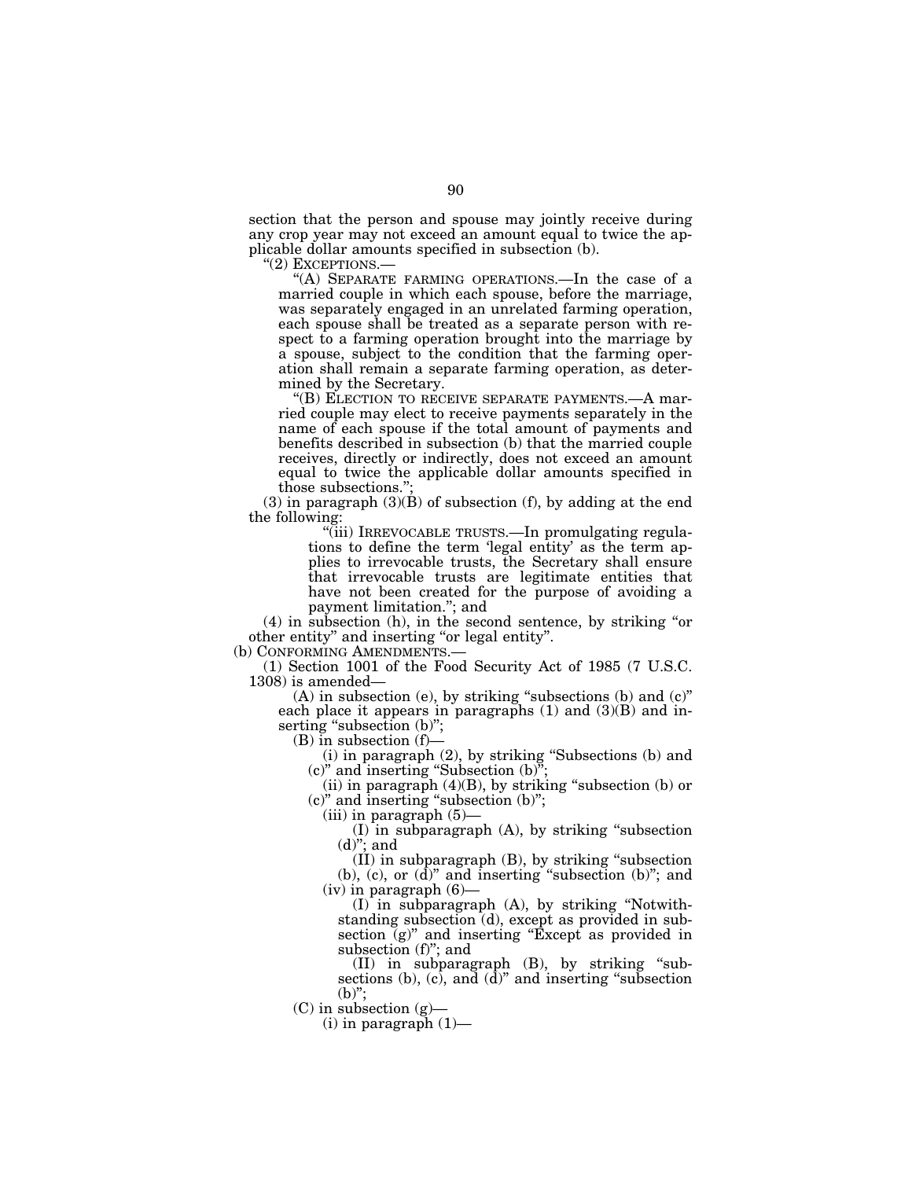section that the person and spouse may jointly receive during any crop year may not exceed an amount equal to twice the applicable dollar amounts specified in subsection (b).

"(2) EXCEPTIONS.—

"(A) SEPARATE FARMING OPERATIONS.—In the case of a married couple in which each spouse, before the marriage, was separately engaged in an unrelated farming operation, each spouse shall be treated as a separate person with respect to a farming operation brought into the marriage by a spouse, subject to the condition that the farming operation shall remain a separate farming operation, as determined by the Secretary.

"(B) ELECTION TO RECEIVE SEPARATE PAYMENTS.—A married couple may elect to receive payments separately in the name of each spouse if the total amount of payments and benefits described in subsection (b) that the married couple receives, directly or indirectly, does not exceed an amount equal to twice the applicable dollar amounts specified in those subsections.";

(3) in paragraph (3)(B) of subsection (f), by adding at the end the following:

"(iii) IRREVOCABLE TRUSTS.—In promulgating regulations to define the term 'legal entity' as the term applies to irrevocable trusts, the Secretary shall ensure that irrevocable trusts are legitimate entities that have not been created for the purpose of avoiding a payment limitation."; and

(4) in subsection (h), in the second sentence, by striking "or other entity" and inserting "or legal entity".

(b) CONFORMING AMENDMENTS.—

(1) Section 1001 of the Food Security Act of 1985 (7 U.S.C. 1308) is amended—

(A) in subsection (e), by striking "subsections (b) and (c)" each place it appears in paragraphs (1) and (3)(B) and inserting "subsection (b)";

(B) in subsection (f)—

(i) in paragraph (2), by striking "Subsections (b) and (c)" and inserting "Subsection (b)";

(ii) in paragraph (4)(B), by striking "subsection (b) or (c)" and inserting "subsection (b)";

(iii) in paragraph (5)—

(I) in subparagraph (A), by striking "subsection (d)"; and

(II) in subparagraph (B), by striking "subsection (b), (c), or (d)" and inserting "subsection (b)"; and

(iv) in paragraph (6)—

(I) in subparagraph (A), by striking "Notwithstanding subsection (d), except as provided in subsection (g)" and inserting "Except as provided in subsection (f)"; and

(II) in subparagraph (B), by striking "subsections (b), (c), and (d)" and inserting "subsection (b)";

(C) in subsection (g)—

(i) in paragraph (1)—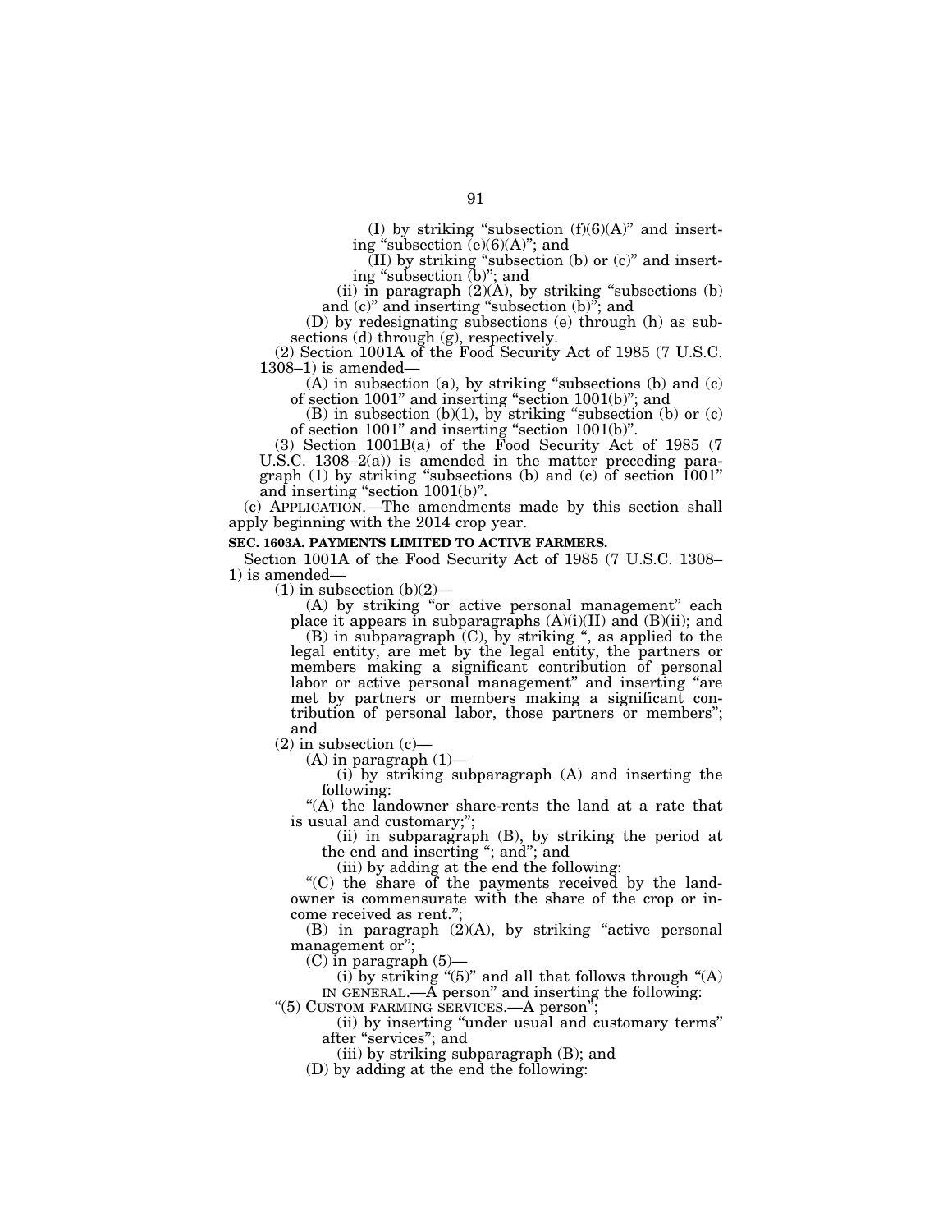(I) by striking "subsection (f)(6)(A)" and inserting "subsection (e)(6)(A)"; and

(II) by striking "subsection (b) or (c)" and inserting "subsection (b)"; and

(ii) in paragraph (2)(A), by striking "subsections (b) and (c)" and inserting "subsection (b)"; and

(D) by redesignating subsections (e) through (h) as subsections (d) through (g), respectively.

(2) Section 1001A of the Food Security Act of 1985 (7 U.S.C. 1308–1) is amended—

(A) in subsection (a), by striking "subsections (b) and (c) of section 1001" and inserting "section 1001(b)"; and

(B) in subsection (b)(1), by striking "subsection (b) or (c) of section 1001" and inserting "section 1001(b)".

(3) Section 1001B(a) of the Food Security Act of 1985 (7 U.S.C. 1308–2(a)) is amended in the matter preceding paragraph (1) by striking "subsections (b) and (c) of section 1001" and inserting "section 1001(b)".

(c) APPLICATION.—The amendments made by this section shall apply beginning with the 2014 crop year.

**SEC. 1603A. PAYMENTS LIMITED TO ACTIVE FARMERS.**

Section 1001A of the Food Security Act of 1985 (7 U.S.C. 1308–1) is amended—

(1) in subsection (b)(2)—

(A) by striking "or active personal management" each place it appears in subparagraphs (A)(i)(II) and (B)(ii); and

(B) in subparagraph (C), by striking ", as applied to the legal entity, are met by the legal entity, the partners or members making a significant contribution of personal labor or active personal management" and inserting "are met by partners or members making a significant contribution of personal labor, those partners or members"; and

(2) in subsection (c)—

(A) in paragraph (1)—

(i) by striking subparagraph (A) and inserting the following:

"(A) the landowner share-rents the land at a rate that is usual and customary;";

(ii) in subparagraph (B), by striking the period at the end and inserting "; and"; and

(iii) by adding at the end the following:

"(C) the share of the payments received by the landowner is commensurate with the share of the crop or income received as rent.";

(B) in paragraph (2)(A), by striking "active personal management or";

(C) in paragraph (5)—

(i) by striking "(5)" and all that follows through "(A) IN GENERAL.—A person" and inserting the following:

"(5) CUSTOM FARMING SERVICES.—A person";

(ii) by inserting "under usual and customary terms" after "services"; and

(iii) by striking subparagraph (B); and

(D) by adding at the end the following: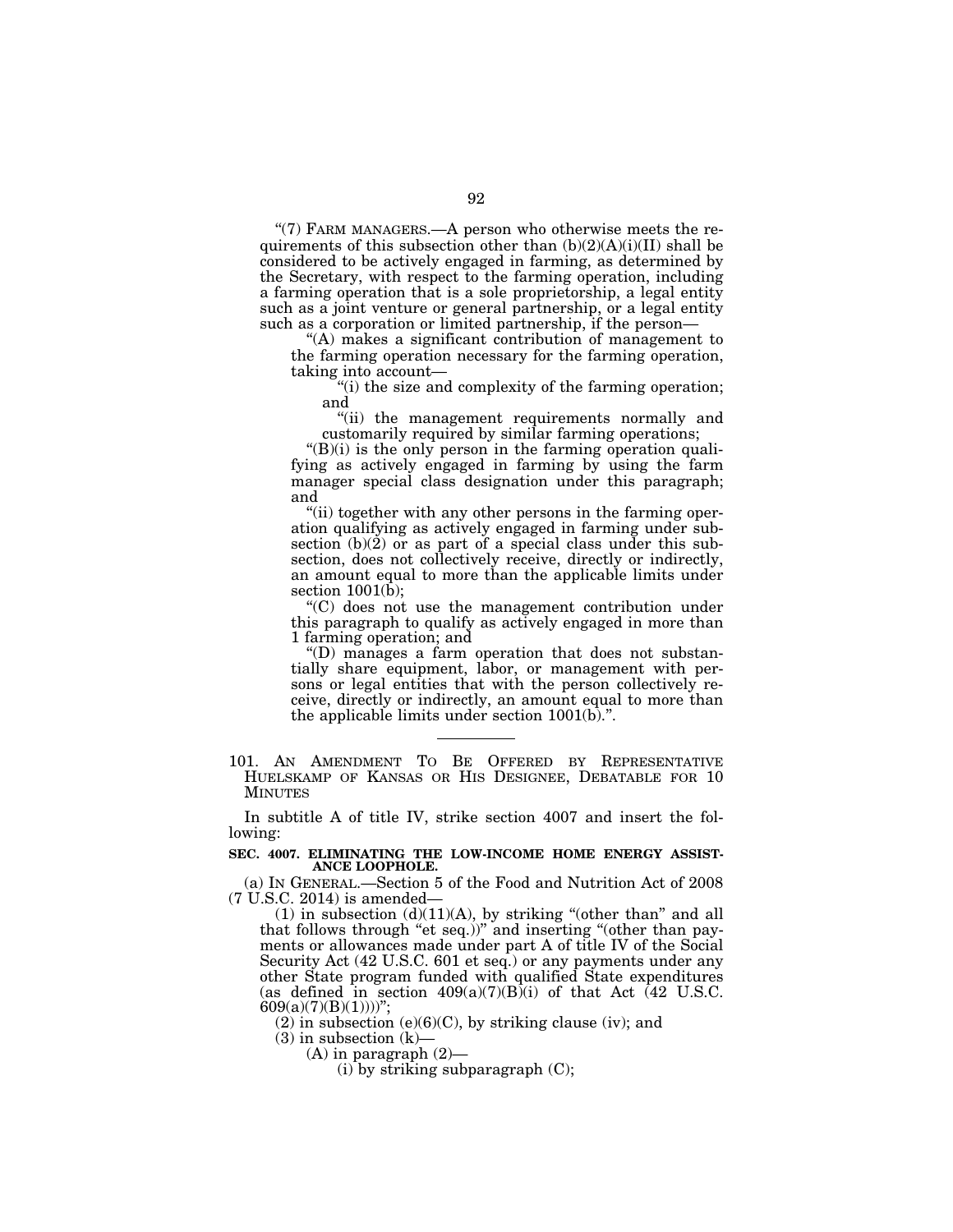"(7) FARM MANAGERS.—A person who otherwise meets the requirements of this subsection other than (b)(2)(A)(i)(II) shall be considered to be actively engaged in farming, as determined by the Secretary, with respect to the farming operation, including a farming operation that is a sole proprietorship, a legal entity such as a joint venture or general partnership, or a legal entity such as a corporation or limited partnership, if the person—

"(A) makes a significant contribution of management to the farming operation necessary for the farming operation, taking into account—

"(i) the size and complexity of the farming operation; and

"(ii) the management requirements normally and customarily required by similar farming operations;

"(B)(i) is the only person in the farming operation qualifying as actively engaged in farming by using the farm manager special class designation under this paragraph; and

"(ii) together with any other persons in the farming operation qualifying as actively engaged in farming under subsection (b)(2) or as part of a special class under this subsection, does not collectively receive, directly or indirectly, an amount equal to more than the applicable limits under section 1001(b);

"(C) does not use the management contribution under this paragraph to qualify as actively engaged in more than 1 farming operation; and

"(D) manages a farm operation that does not substantially share equipment, labor, or management with persons or legal entities that with the person collectively receive, directly or indirectly, an amount equal to more than the applicable limits under section 1001(b).".

---

101. AN AMENDMENT TO BE OFFERED BY REPRESENTATIVE HUELSKAMP OF KANSAS OR HIS DESIGNEE, DEBATABLE FOR 10 MINUTES

In subtitle A of title IV, strike section 4007 and insert the following:

**SEC. 4007. ELIMINATING THE LOW-INCOME HOME ENERGY ASSISTANCE LOOPHOLE.**

(a) IN GENERAL.—Section 5 of the Food and Nutrition Act of 2008 (7 U.S.C. 2014) is amended—

(1) in subsection (d)(11)(A), by striking "(other than" and all that follows through "et seq.))" and inserting "(other than payments or allowances made under part A of title IV of the Social Security Act (42 U.S.C. 601 et seq.) or any payments under any other State program funded with qualified State expenditures (as defined in section 409(a)(7)(B)(i) of that Act (42 U.S.C. 609(a)(7)(B)(1))))";

(2) in subsection (e)(6)(C), by striking clause (iv); and

(3) in subsection (k)—

(A) in paragraph (2)—

(i) by striking subparagraph (C);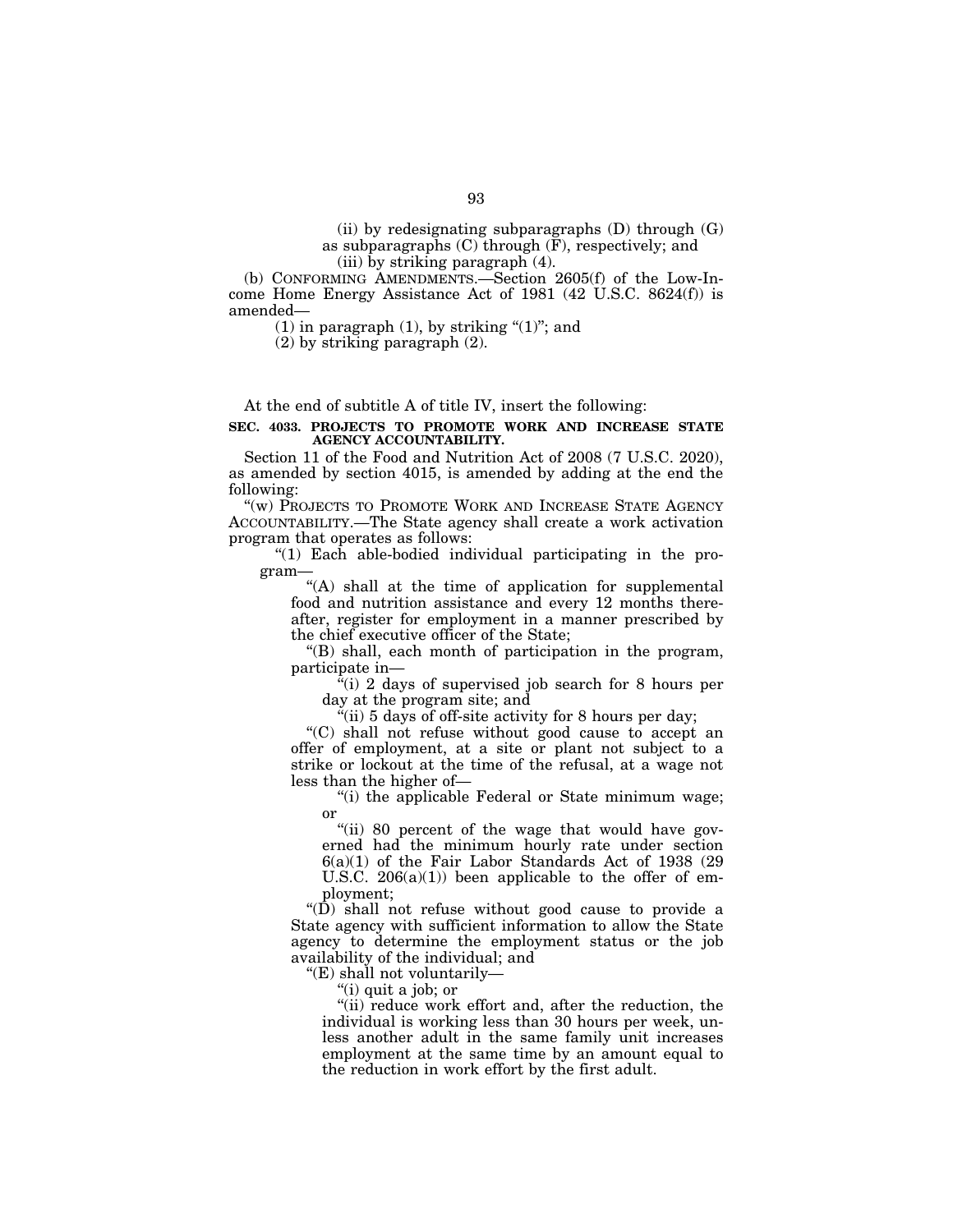(ii) by redesignating subparagraphs (D) through (G) as subparagraphs (C) through (F), respectively; and

(iii) by striking paragraph (4).

(b) CONFORMING AMENDMENTS.—Section 2605(f) of the Low-Income Home Energy Assistance Act of 1981 (42 U.S.C. 8624(f)) is amended—

(1) in paragraph (1), by striking "(1)"; and

(2) by striking paragraph (2).

At the end of subtitle A of title IV, insert the following:

**SEC. 4033. PROJECTS TO PROMOTE WORK AND INCREASE STATE AGENCY ACCOUNTABILITY.**

Section 11 of the Food and Nutrition Act of 2008 (7 U.S.C. 2020), as amended by section 4015, is amended by adding at the end the following:

"(w) PROJECTS TO PROMOTE WORK AND INCREASE STATE AGENCY ACCOUNTABILITY.—The State agency shall create a work activation program that operates as follows:

"(1) Each able-bodied individual participating in the program—

"(A) shall at the time of application for supplemental food and nutrition assistance and every 12 months thereafter, register for employment in a manner prescribed by the chief executive officer of the State;

"(B) shall, each month of participation in the program, participate in—

"(i) 2 days of supervised job search for 8 hours per day at the program site; and

"(ii) 5 days of off-site activity for 8 hours per day;

"(C) shall not refuse without good cause to accept an offer of employment, at a site or plant not subject to a strike or lockout at the time of the refusal, at a wage not less than the higher of—

"(i) the applicable Federal or State minimum wage; or

"(ii) 80 percent of the wage that would have governed had the minimum hourly rate under section 6(a)(1) of the Fair Labor Standards Act of 1938 (29 U.S.C. 206(a)(1)) been applicable to the offer of employment;

"(D) shall not refuse without good cause to provide a State agency with sufficient information to allow the State agency to determine the employment status or the job availability of the individual; and

"(E) shall not voluntarily—

"(i) quit a job; or

"(ii) reduce work effort and, after the reduction, the individual is working less than 30 hours per week, unless another adult in the same family unit increases employment at the same time by an amount equal to the reduction in work effort by the first adult.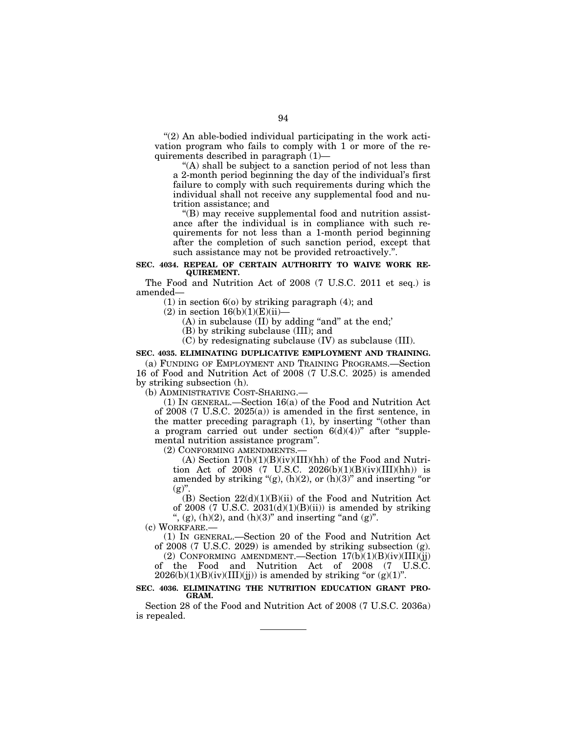"(2) An able-bodied individual participating in the work activation program who fails to comply with 1 or more of the requirements described in paragraph (1)—

"(A) shall be subject to a sanction period of not less than a 2-month period beginning the day of the individual's first failure to comply with such requirements during which the individual shall not receive any supplemental food and nutrition assistance; and

"(B) may receive supplemental food and nutrition assistance after the individual is in compliance with such requirements for not less than a 1-month period beginning after the completion of such sanction period, except that such assistance may not be provided retroactively.".

**SEC. 4034. REPEAL OF CERTAIN AUTHORITY TO WAIVE WORK REQUIREMENT.**

The Food and Nutrition Act of 2008 (7 U.S.C. 2011 et seq.) is amended—

(1) in section 6(o) by striking paragraph (4); and

(2) in section 16(b)(1)(E)(ii)—

(A) in subclause (II) by adding "and" at the end;'

(B) by striking subclause (III); and

(C) by redesignating subclause (IV) as subclause (III).

**SEC. 4035. ELIMINATING DUPLICATIVE EMPLOYMENT AND TRAINING.**

(a) FUNDING OF EMPLOYMENT AND TRAINING PROGRAMS.—Section 16 of Food and Nutrition Act of 2008 (7 U.S.C. 2025) is amended by striking subsection (h).

(b) ADMINISTRATIVE COST-SHARING.—

(1) IN GENERAL.—Section 16(a) of the Food and Nutrition Act of 2008 (7 U.S.C. 2025(a)) is amended in the first sentence, in the matter preceding paragraph (1), by inserting "(other than a program carried out under section 6(d)(4))" after "supplemental nutrition assistance program".

(2) CONFORMING AMENDMENTS.—

(A) Section 17(b)(1)(B)(iv)(III)(hh) of the Food and Nutrition Act of 2008 (7 U.S.C. 2026(b)(1)(B)(iv)(III)(hh)) is amended by striking "(g), (h)(2), or (h)(3)" and inserting "or (g)".

(B) Section 22(d)(1)(B)(ii) of the Food and Nutrition Act of 2008 (7 U.S.C. 2031(d)(1)(B)(ii)) is amended by striking ", (g), (h)(2), and (h)(3)" and inserting "and (g)".

(c) WORKFARE.—

(1) IN GENERAL.—Section 20 of the Food and Nutrition Act of 2008 (7 U.S.C. 2029) is amended by striking subsection (g).

(2) CONFORMING AMENDMENT.—Section 17(b)(1)(B)(iv)(III)(jj) of the Food and Nutrition Act of 2008 (7 U.S.C. 2026(b)(1)(B)(iv)(III)(jj)) is amended by striking "or (g)(1)".

**SEC. 4036. ELIMINATING THE NUTRITION EDUCATION GRANT PROGRAM.**

Section 28 of the Food and Nutrition Act of 2008 (7 U.S.C. 2036a) is repealed.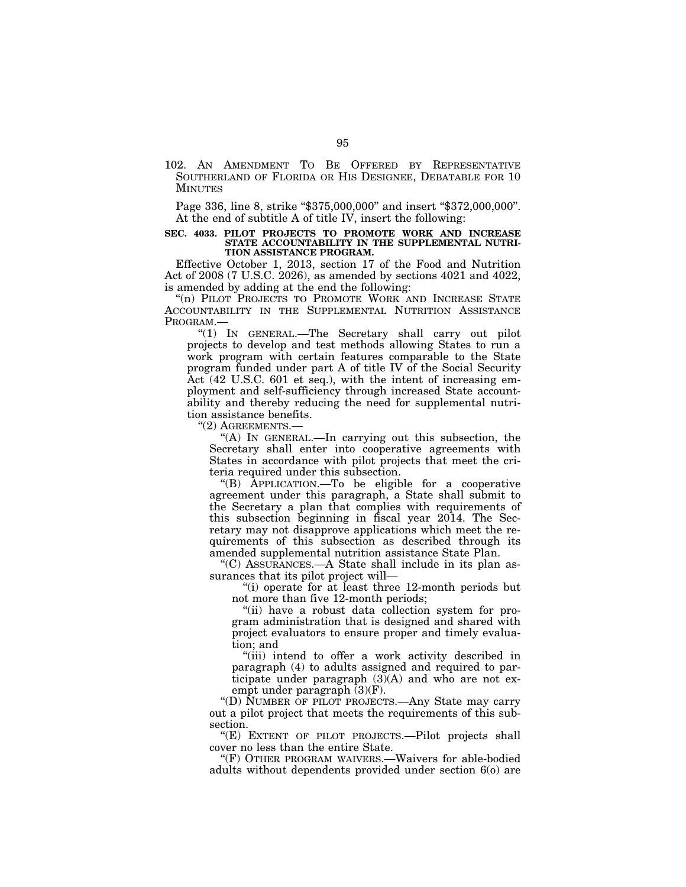102. AN AMENDMENT TO BE OFFERED BY REPRESENTATIVE SOUTHERLAND OF FLORIDA OR HIS DESIGNEE, DEBATABLE FOR 10 MINUTES

Page 336, line 8, strike "$375,000,000" and insert "$372,000,000".
At the end of subtitle A of title IV, insert the following:

**SEC. 4033. PILOT PROJECTS TO PROMOTE WORK AND INCREASE STATE ACCOUNTABILITY IN THE SUPPLEMENTAL NUTRITION ASSISTANCE PROGRAM.**

Effective October 1, 2013, section 17 of the Food and Nutrition Act of 2008 (7 U.S.C. 2026), as amended by sections 4021 and 4022, is amended by adding at the end the following:

"(n) PILOT PROJECTS TO PROMOTE WORK AND INCREASE STATE ACCOUNTABILITY IN THE SUPPLEMENTAL NUTRITION ASSISTANCE PROGRAM.—

"(1) IN GENERAL.—The Secretary shall carry out pilot projects to develop and test methods allowing States to run a work program with certain features comparable to the State program funded under part A of title IV of the Social Security Act (42 U.S.C. 601 et seq.), with the intent of increasing employment and self-sufficiency through increased State accountability and thereby reducing the need for supplemental nutrition assistance benefits.

"(2) AGREEMENTS.—

"(A) IN GENERAL.—In carrying out this subsection, the Secretary shall enter into cooperative agreements with States in accordance with pilot projects that meet the criteria required under this subsection.

"(B) APPLICATION.—To be eligible for a cooperative agreement under this paragraph, a State shall submit to the Secretary a plan that complies with requirements of this subsection beginning in fiscal year 2014. The Secretary may not disapprove applications which meet the requirements of this subsection as described through its amended supplemental nutrition assistance State Plan.

"(C) ASSURANCES.—A State shall include in its plan assurances that its pilot project will—

"(i) operate for at least three 12-month periods but not more than five 12-month periods;

"(ii) have a robust data collection system for program administration that is designed and shared with project evaluators to ensure proper and timely evaluation; and

"(iii) intend to offer a work activity described in paragraph (4) to adults assigned and required to participate under paragraph (3)(A) and who are not exempt under paragraph (3)(F).

"(D) NUMBER OF PILOT PROJECTS.—Any State may carry out a pilot project that meets the requirements of this subsection.

"(E) EXTENT OF PILOT PROJECTS.—Pilot projects shall cover no less than the entire State.

"(F) OTHER PROGRAM WAIVERS.—Waivers for able-bodied adults without dependents provided under section 6(o) are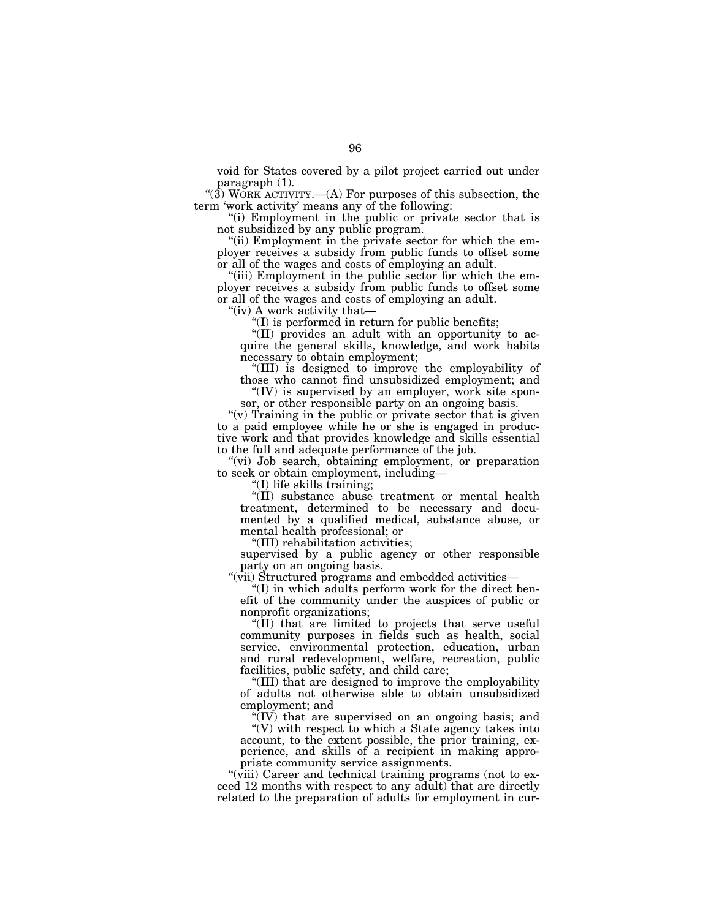void for States covered by a pilot project carried out under paragraph (1).

"(3) WORK ACTIVITY.—(A) For purposes of this subsection, the term 'work activity' means any of the following:

"(i) Employment in the public or private sector that is not subsidized by any public program.

"(ii) Employment in the private sector for which the employer receives a subsidy from public funds to offset some or all of the wages and costs of employing an adult.

"(iii) Employment in the public sector for which the employer receives a subsidy from public funds to offset some or all of the wages and costs of employing an adult.

"(iv) A work activity that—

"(I) is performed in return for public benefits;

"(II) provides an adult with an opportunity to acquire the general skills, knowledge, and work habits necessary to obtain employment;

"(III) is designed to improve the employability of those who cannot find unsubsidized employment; and

"(IV) is supervised by an employer, work site sponsor, or other responsible party on an ongoing basis.

"(v) Training in the public or private sector that is given to a paid employee while he or she is engaged in productive work and that provides knowledge and skills essential to the full and adequate performance of the job.

"(vi) Job search, obtaining employment, or preparation to seek or obtain employment, including—

"(I) life skills training;

"(II) substance abuse treatment or mental health treatment, determined to be necessary and documented by a qualified medical, substance abuse, or mental health professional; or

"(III) rehabilitation activities;

supervised by a public agency or other responsible party on an ongoing basis.

"(vii) Structured programs and embedded activities—

"(I) in which adults perform work for the direct benefit of the community under the auspices of public or nonprofit organizations;

"(II) that are limited to projects that serve useful community purposes in fields such as health, social service, environmental protection, education, urban and rural redevelopment, welfare, recreation, public facilities, public safety, and child care;

"(III) that are designed to improve the employability of adults not otherwise able to obtain unsubsidized employment; and

"(IV) that are supervised on an ongoing basis; and

"(V) with respect to which a State agency takes into account, to the extent possible, the prior training, experience, and skills of a recipient in making appropriate community service assignments.

"(viii) Career and technical training programs (not to exceed 12 months with respect to any adult) that are directly related to the preparation of adults for employment in cur-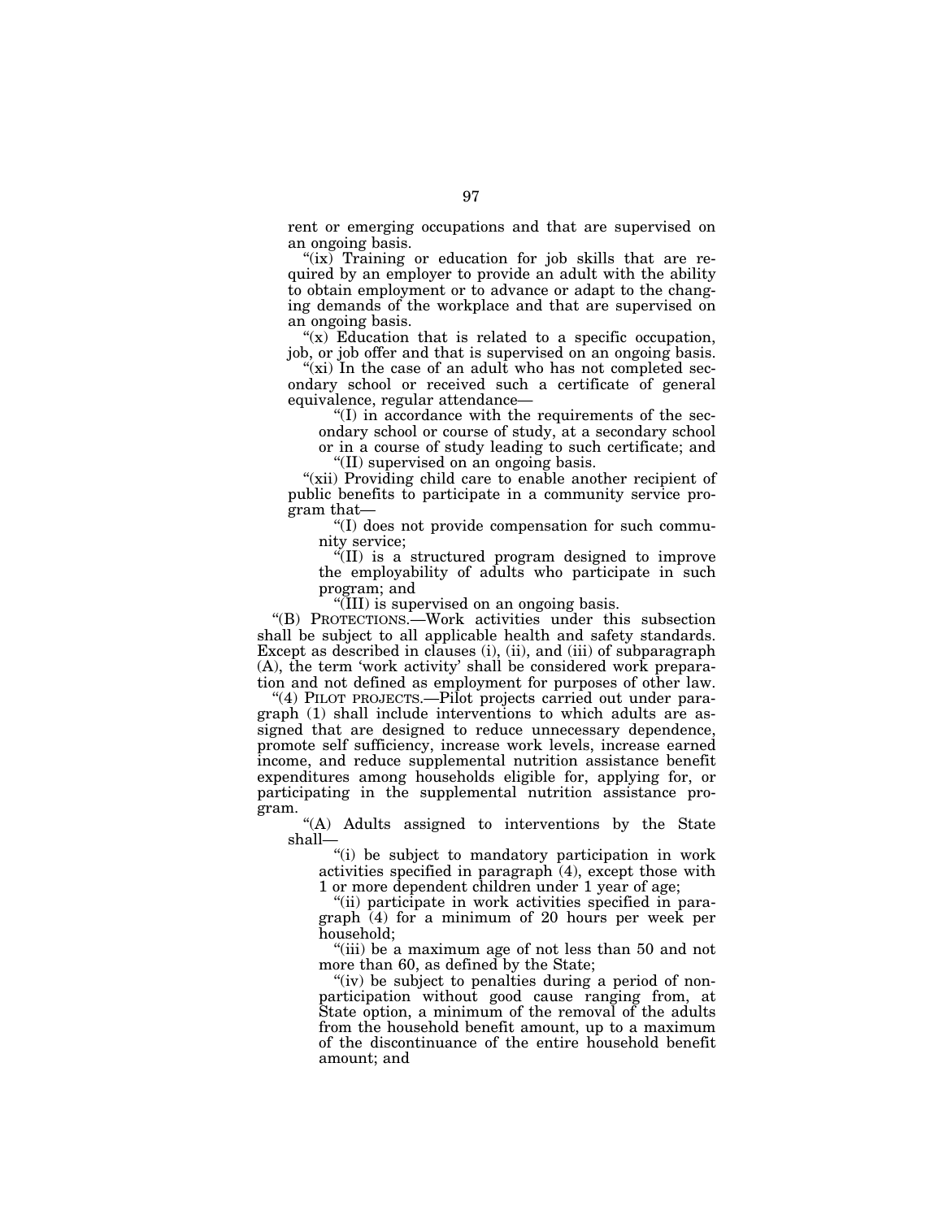rent or emerging occupations and that are supervised on an ongoing basis.

"(ix) Training or education for job skills that are required by an employer to provide an adult with the ability to obtain employment or to advance or adapt to the changing demands of the workplace and that are supervised on an ongoing basis.

"(x) Education that is related to a specific occupation, job, or job offer and that is supervised on an ongoing basis.

"(xi) In the case of an adult who has not completed secondary school or received such a certificate of general equivalence, regular attendance—

"(I) in accordance with the requirements of the secondary school or course of study, at a secondary school or in a course of study leading to such certificate; and

"(II) supervised on an ongoing basis.

"(xii) Providing child care to enable another recipient of public benefits to participate in a community service program that—

"(I) does not provide compensation for such community service;

"(II) is a structured program designed to improve the employability of adults who participate in such program; and

"(III) is supervised on an ongoing basis.

"(B) PROTECTIONS.—Work activities under this subsection shall be subject to all applicable health and safety standards. Except as described in clauses (i), (ii), and (iii) of subparagraph (A), the term 'work activity' shall be considered work preparation and not defined as employment for purposes of other law.

"(4) PILOT PROJECTS.—Pilot projects carried out under paragraph (1) shall include interventions to which adults are assigned that are designed to reduce unnecessary dependence, promote self sufficiency, increase work levels, increase earned income, and reduce supplemental nutrition assistance benefit expenditures among households eligible for, applying for, or participating in the supplemental nutrition assistance program.

"(A) Adults assigned to interventions by the State shall—

"(i) be subject to mandatory participation in work activities specified in paragraph (4), except those with 1 or more dependent children under 1 year of age;

"(ii) participate in work activities specified in paragraph (4) for a minimum of 20 hours per week per household;

"(iii) be a maximum age of not less than 50 and not more than 60, as defined by the State;

"(iv) be subject to penalties during a period of nonparticipation without good cause ranging from, at State option, a minimum of the removal of the adults from the household benefit amount, up to a maximum of the discontinuance of the entire household benefit amount; and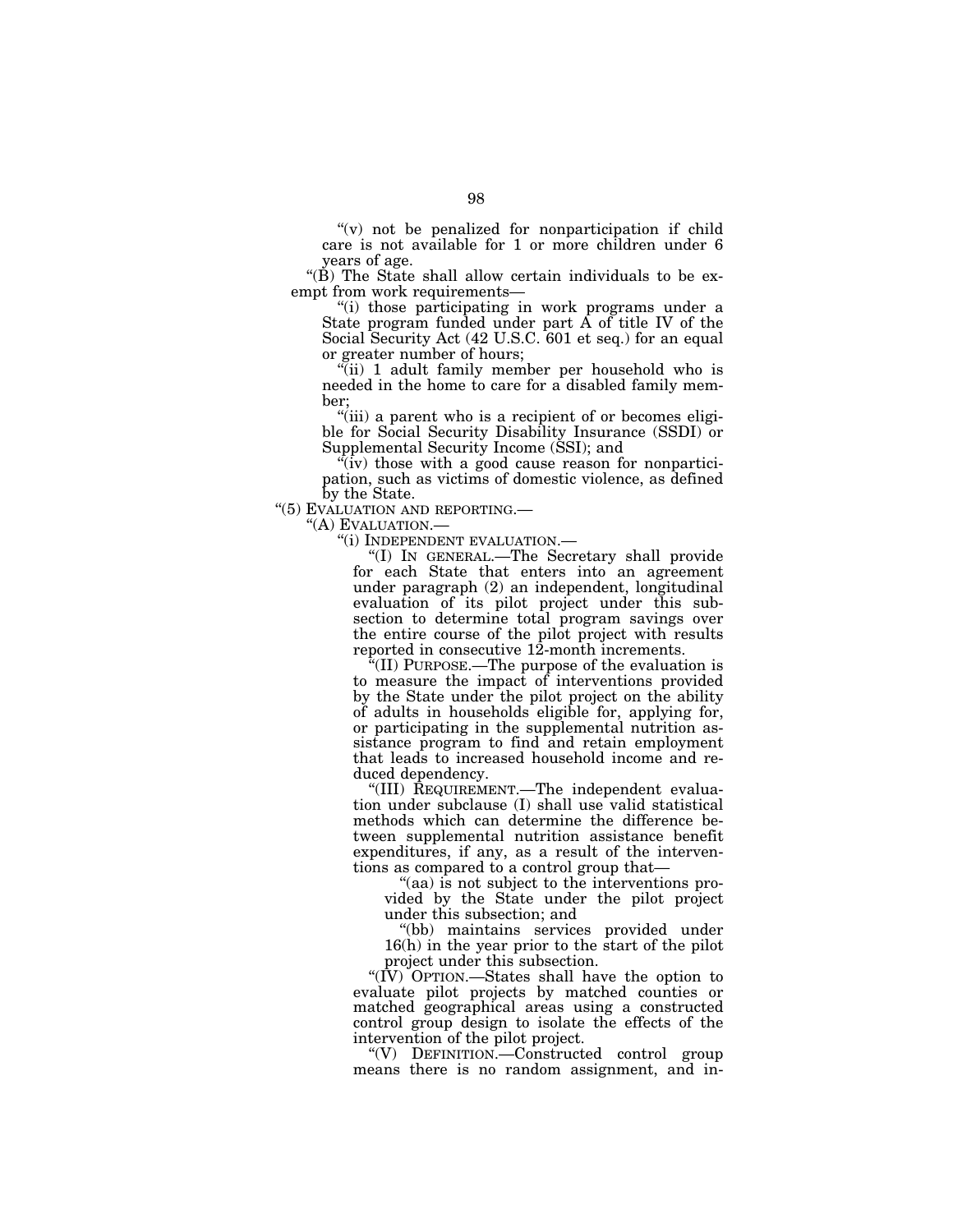"(v) not be penalized for nonparticipation if child care is not available for 1 or more children under 6 years of age.

"(B) The State shall allow certain individuals to be exempt from work requirements—

"(i) those participating in work programs under a State program funded under part A of title IV of the Social Security Act (42 U.S.C. 601 et seq.) for an equal or greater number of hours;

"(ii) 1 adult family member per household who is needed in the home to care for a disabled family member;

"(iii) a parent who is a recipient of or becomes eligible for Social Security Disability Insurance (SSDI) or Supplemental Security Income (SSI); and

"(iv) those with a good cause reason for nonparticipation, such as victims of domestic violence, as defined by the State.

"(5) EVALUATION AND REPORTING.—

"(A) EVALUATION.—

"(i) INDEPENDENT EVALUATION.—

"(I) IN GENERAL.—The Secretary shall provide for each State that enters into an agreement under paragraph (2) an independent, longitudinal evaluation of its pilot project under this subsection to determine total program savings over the entire course of the pilot project with results reported in consecutive 12-month increments.

"(II) PURPOSE.—The purpose of the evaluation is to measure the impact of interventions provided by the State under the pilot project on the ability of adults in households eligible for, applying for, or participating in the supplemental nutrition assistance program to find and retain employment that leads to increased household income and reduced dependency.

"(III) REQUIREMENT.—The independent evaluation under subclause (I) shall use valid statistical methods which can determine the difference between supplemental nutrition assistance benefit expenditures, if any, as a result of the interventions as compared to a control group that—

"(aa) is not subject to the interventions provided by the State under the pilot project under this subsection; and

"(bb) maintains services provided under 16(h) in the year prior to the start of the pilot project under this subsection.

"(IV) OPTION.—States shall have the option to evaluate pilot projects by matched counties or matched geographical areas using a constructed control group design to isolate the effects of the intervention of the pilot project.

"(V) DEFINITION.—Constructed control group means there is no random assignment, and in-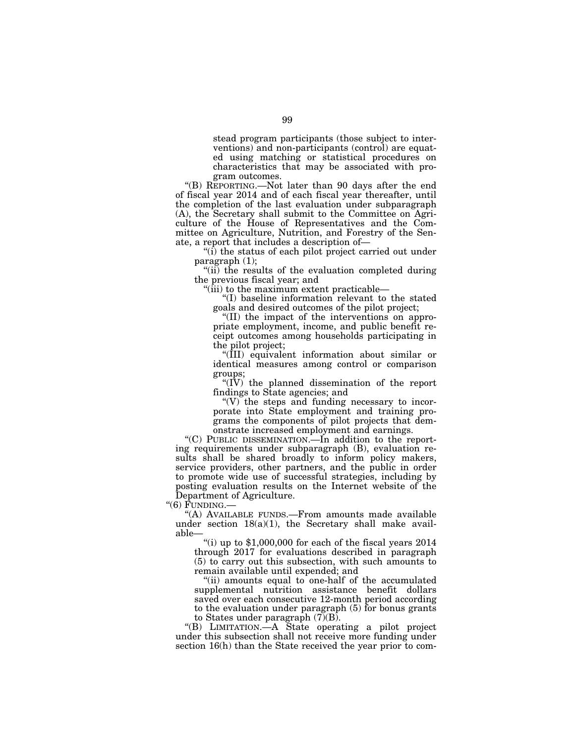stead program participants (those subject to interventions) and non-participants (control) are equated using matching or statistical procedures on characteristics that may be associated with program outcomes.

"(B) REPORTING.—Not later than 90 days after the end of fiscal year 2014 and of each fiscal year thereafter, until the completion of the last evaluation under subparagraph (A), the Secretary shall submit to the Committee on Agriculture of the House of Representatives and the Committee on Agriculture, Nutrition, and Forestry of the Senate, a report that includes a description of—

"(i) the status of each pilot project carried out under paragraph (1);

"(ii) the results of the evaluation completed during the previous fiscal year; and

"(iii) to the maximum extent practicable—

"(I) baseline information relevant to the stated goals and desired outcomes of the pilot project;

"(II) the impact of the interventions on appropriate employment, income, and public benefit receipt outcomes among households participating in the pilot project;

"(III) equivalent information about similar or identical measures among control or comparison groups;

"(IV) the planned dissemination of the report findings to State agencies; and

"(V) the steps and funding necessary to incorporate into State employment and training programs the components of pilot projects that demonstrate increased employment and earnings.

"(C) PUBLIC DISSEMINATION.—In addition to the reporting requirements under subparagraph (B), evaluation results shall be shared broadly to inform policy makers, service providers, other partners, and the public in order to promote wide use of successful strategies, including by posting evaluation results on the Internet website of the Department of Agriculture.

"(6) FUNDING.—

"(A) AVAILABLE FUNDS.—From amounts made available under section 18(a)(1), the Secretary shall make available—

"(i) up to $1,000,000 for each of the fiscal years 2014 through 2017 for evaluations described in paragraph (5) to carry out this subsection, with such amounts to remain available until expended; and

"(ii) amounts equal to one-half of the accumulated supplemental nutrition assistance benefit dollars saved over each consecutive 12-month period according to the evaluation under paragraph (5) for bonus grants to States under paragraph (7)(B).

"(B) LIMITATION.—A State operating a pilot project under this subsection shall not receive more funding under section 16(h) than the State received the year prior to com-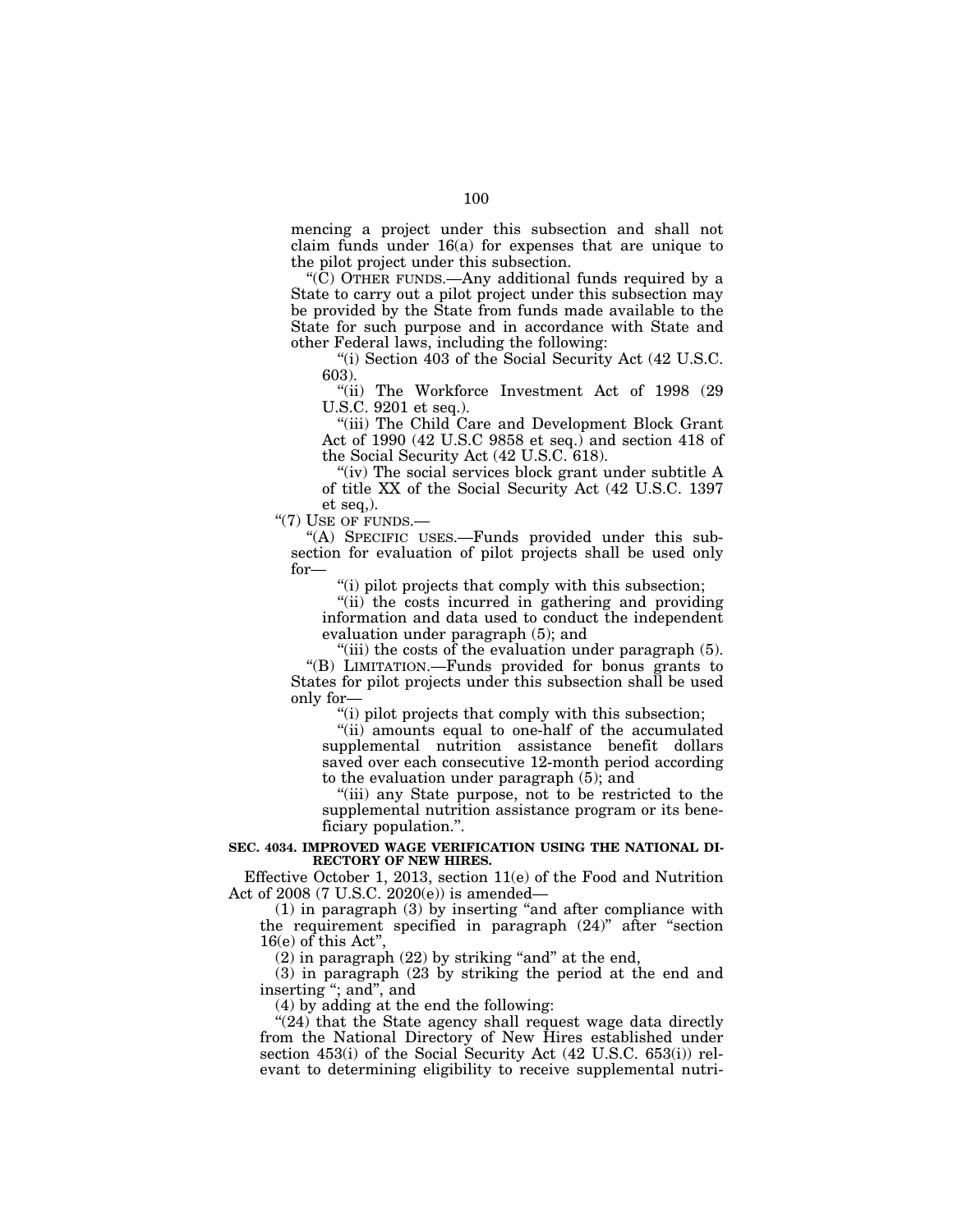mencing a project under this subsection and shall not claim funds under 16(a) for expenses that are unique to the pilot project under this subsection.

"(C) OTHER FUNDS.—Any additional funds required by a State to carry out a pilot project under this subsection may be provided by the State from funds made available to the State for such purpose and in accordance with State and other Federal laws, including the following:

"(i) Section 403 of the Social Security Act (42 U.S.C. 603).

"(ii) The Workforce Investment Act of 1998 (29 U.S.C. 9201 et seq.).

"(iii) The Child Care and Development Block Grant Act of 1990 (42 U.S.C 9858 et seq.) and section 418 of the Social Security Act (42 U.S.C. 618).

"(iv) The social services block grant under subtitle A of title XX of the Social Security Act (42 U.S.C. 1397 et seq,).

"(7) USE OF FUNDS.—

"(A) SPECIFIC USES.—Funds provided under this subsection for evaluation of pilot projects shall be used only for—

"(i) pilot projects that comply with this subsection;

"(ii) the costs incurred in gathering and providing information and data used to conduct the independent evaluation under paragraph (5); and

"(iii) the costs of the evaluation under paragraph (5).

"(B) LIMITATION.—Funds provided for bonus grants to States for pilot projects under this subsection shall be used only for—

"(i) pilot projects that comply with this subsection;

"(ii) amounts equal to one-half of the accumulated supplemental nutrition assistance benefit dollars saved over each consecutive 12-month period according to the evaluation under paragraph (5); and

"(iii) any State purpose, not to be restricted to the supplemental nutrition assistance program or its beneficiary population.".

**SEC. 4034. IMPROVED WAGE VERIFICATION USING THE NATIONAL DIRECTORY OF NEW HIRES.**

Effective October 1, 2013, section 11(e) of the Food and Nutrition Act of 2008 (7 U.S.C. 2020(e)) is amended—

(1) in paragraph (3) by inserting "and after compliance with the requirement specified in paragraph (24)" after "section 16(e) of this Act",

(2) in paragraph (22) by striking "and" at the end,

(3) in paragraph (23 by striking the period at the end and inserting "; and", and

(4) by adding at the end the following:

"(24) that the State agency shall request wage data directly from the National Directory of New Hires established under section 453(i) of the Social Security Act (42 U.S.C. 653(i)) relevant to determining eligibility to receive supplemental nutri-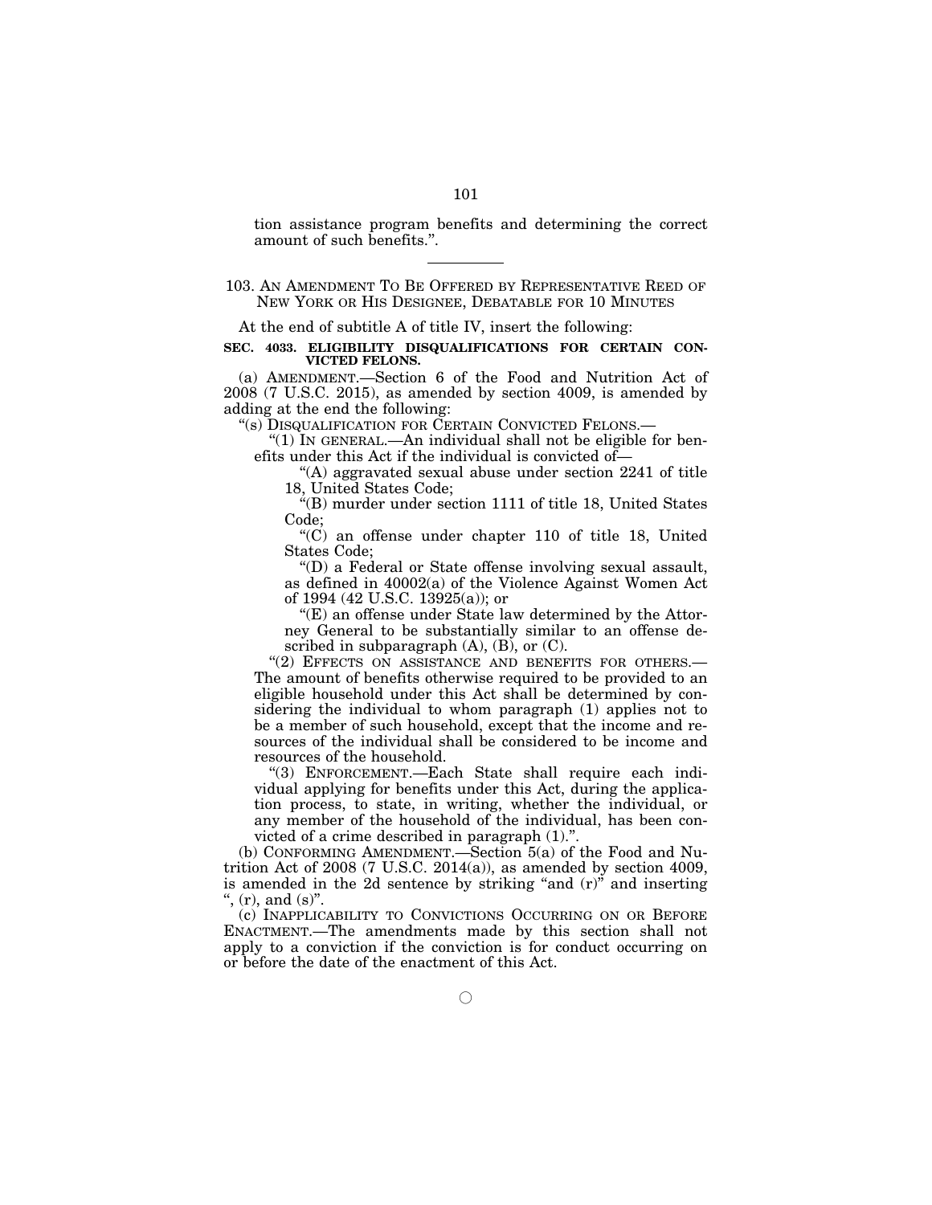tion assistance program benefits and determining the correct amount of such benefits.''.

---

103. AN AMENDMENT TO BE OFFERED BY REPRESENTATIVE REED OF NEW YORK OR HIS DESIGNEE, DEBATABLE FOR 10 MINUTES

At the end of subtitle A of title IV, insert the following:

**SEC. 4033. ELIGIBILITY DISQUALIFICATIONS FOR CERTAIN CONVICTED FELONS.**

(a) AMENDMENT.—Section 6 of the Food and Nutrition Act of 2008 (7 U.S.C. 2015), as amended by section 4009, is amended by adding at the end the following:

''(s) DISQUALIFICATION FOR CERTAIN CONVICTED FELONS.—

''(1) IN GENERAL.—An individual shall not be eligible for benefits under this Act if the individual is convicted of—

''(A) aggravated sexual abuse under section 2241 of title 18, United States Code;

''(B) murder under section 1111 of title 18, United States Code;

''(C) an offense under chapter 110 of title 18, United States Code;

''(D) a Federal or State offense involving sexual assault, as defined in 40002(a) of the Violence Against Women Act of 1994 (42 U.S.C. 13925(a)); or

''(E) an offense under State law determined by the Attorney General to be substantially similar to an offense described in subparagraph (A), (B), or (C).

''(2) EFFECTS ON ASSISTANCE AND BENEFITS FOR OTHERS.—The amount of benefits otherwise required to be provided to an eligible household under this Act shall be determined by considering the individual to whom paragraph (1) applies not to be a member of such household, except that the income and resources of the individual shall be considered to be income and resources of the household.

''(3) ENFORCEMENT.—Each State shall require each individual applying for benefits under this Act, during the application process, to state, in writing, whether the individual, or any member of the household of the individual, has been convicted of a crime described in paragraph (1).''.

(b) CONFORMING AMENDMENT.—Section 5(a) of the Food and Nutrition Act of 2008 (7 U.S.C. 2014(a)), as amended by section 4009, is amended in the 2d sentence by striking ''and (r)'' and inserting '', (r), and (s)''.

(c) INAPPLICABILITY TO CONVICTIONS OCCURRING ON OR BEFORE ENACTMENT.—The amendments made by this section shall not apply to a conviction if the conviction is for conduct occurring on or before the date of the enactment of this Act.

○